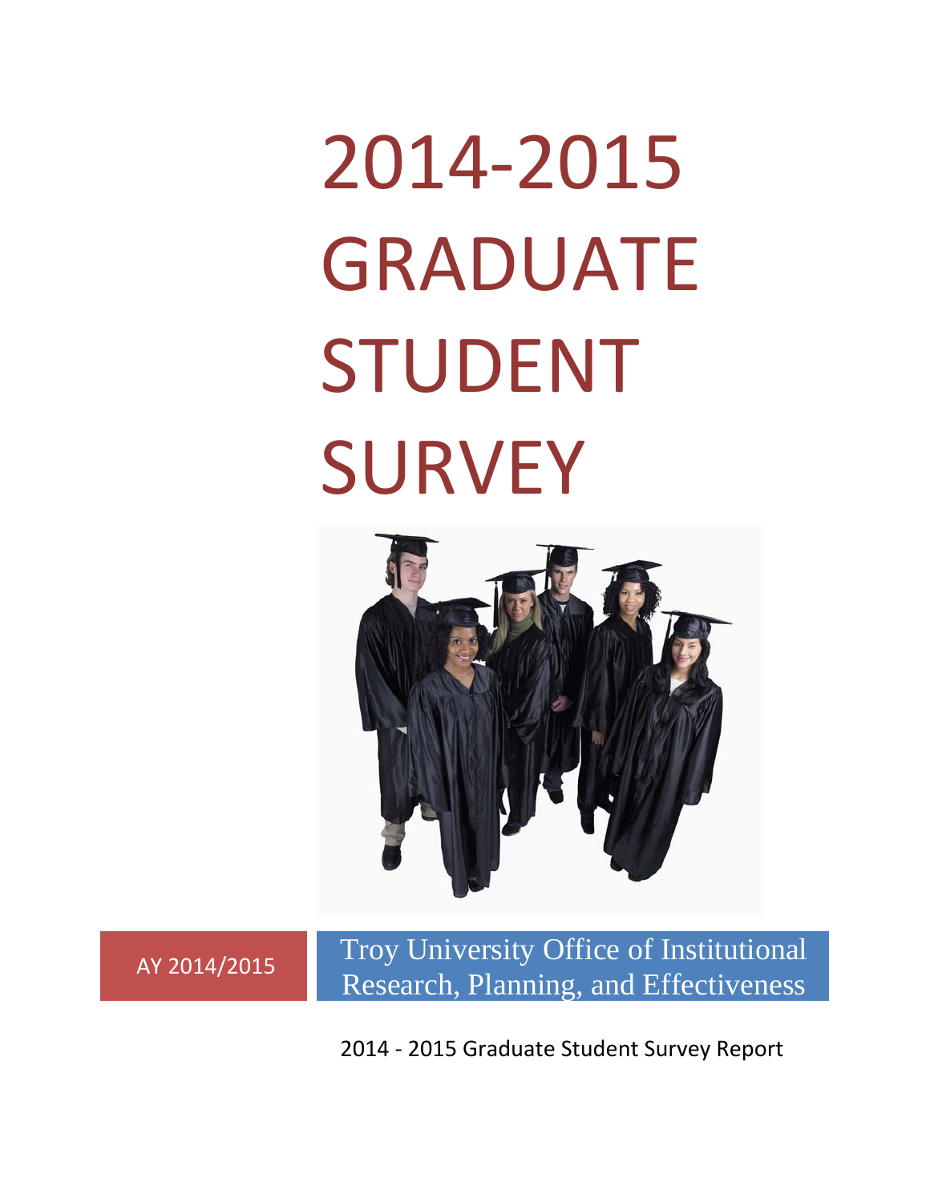# 2014-2015 GRADUATE STUDENT SURVEY

AY 2014/2015

Troy University Office of Institutional Research, Planning, and Effectiveness

2014 - 2015 Graduate Student Survey Report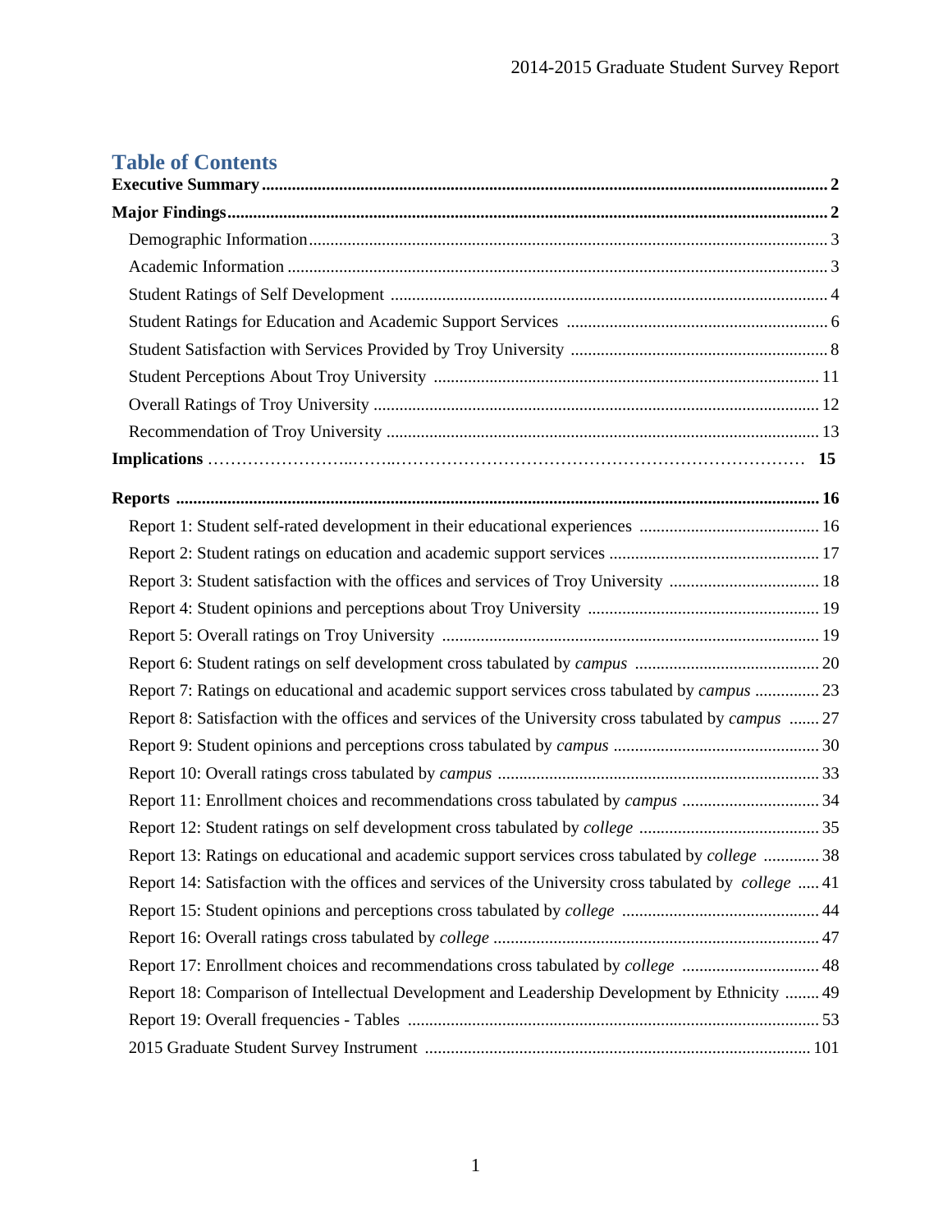## Table of Contents

**Executive Summary** .......... **2**

**Major Findings** .......... **2**

- Demographic Information .......... 3
- Academic Information .......... 3
- Student Ratings of Self Development .......... 4
- Student Ratings for Education and Academic Support Services .......... 6
- Student Satisfaction with Services Provided by Troy University .......... 8
- Student Perceptions About Troy University .......... 11
- Overall Ratings of Troy University .......... 12
- Recommendation of Troy University .......... 13

**Implications** .......... **15**

**Reports** .......... **16**

- Report 1: Student self-rated development in their educational experiences .......... 16
- Report 2: Student ratings on education and academic support services .......... 17
- Report 3: Student satisfaction with the offices and services of Troy University .......... 18
- Report 4: Student opinions and perceptions about Troy University .......... 19
- Report 5: Overall ratings on Troy University .......... 19
- Report 6: Student ratings on self development cross tabulated by *campus* .......... 20
- Report 7: Ratings on educational and academic support services cross tabulated by *campus* .......... 23
- Report 8: Satisfaction with the offices and services of the University cross tabulated by *campus* .......... 27
- Report 9: Student opinions and perceptions cross tabulated by *campus* .......... 30
- Report 10: Overall ratings cross tabulated by *campus* .......... 33
- Report 11: Enrollment choices and recommendations cross tabulated by *campus* .......... 34
- Report 12: Student ratings on self development cross tabulated by *college* .......... 35
- Report 13: Ratings on educational and academic support services cross tabulated by *college* .......... 38
- Report 14: Satisfaction with the offices and services of the University cross tabulated by *college* .......... 41
- Report 15: Student opinions and perceptions cross tabulated by *college* .......... 44
- Report 16: Overall ratings cross tabulated by *college* .......... 47
- Report 17: Enrollment choices and recommendations cross tabulated by *college* .......... 48
- Report 18: Comparison of Intellectual Development and Leadership Development by Ethnicity .......... 49
- Report 19: Overall frequencies - Tables .......... 53
- 2015 Graduate Student Survey Instrument .......... 101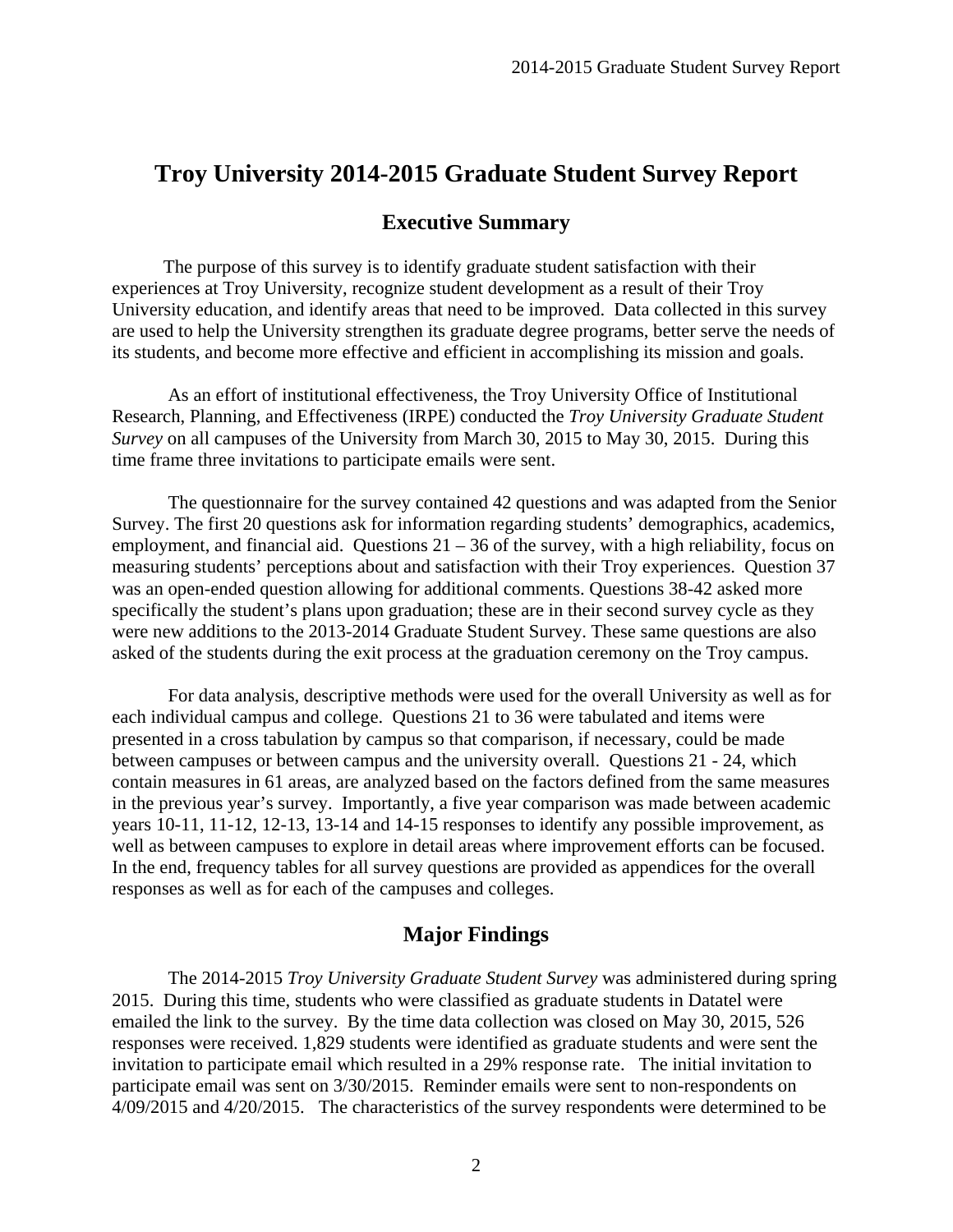# Troy University 2014-2015 Graduate Student Survey Report

## Executive Summary

The purpose of this survey is to identify graduate student satisfaction with their experiences at Troy University, recognize student development as a result of their Troy University education, and identify areas that need to be improved. Data collected in this survey are used to help the University strengthen its graduate degree programs, better serve the needs of its students, and become more effective and efficient in accomplishing its mission and goals.

As an effort of institutional effectiveness, the Troy University Office of Institutional Research, Planning, and Effectiveness (IRPE) conducted the *Troy University Graduate Student Survey* on all campuses of the University from March 30, 2015 to May 30, 2015. During this time frame three invitations to participate emails were sent.

The questionnaire for the survey contained 42 questions and was adapted from the Senior Survey. The first 20 questions ask for information regarding students' demographics, academics, employment, and financial aid. Questions 21 – 36 of the survey, with a high reliability, focus on measuring students' perceptions about and satisfaction with their Troy experiences. Question 37 was an open-ended question allowing for additional comments. Questions 38-42 asked more specifically the student's plans upon graduation; these are in their second survey cycle as they were new additions to the 2013-2014 Graduate Student Survey. These same questions are also asked of the students during the exit process at the graduation ceremony on the Troy campus.

For data analysis, descriptive methods were used for the overall University as well as for each individual campus and college. Questions 21 to 36 were tabulated and items were presented in a cross tabulation by campus so that comparison, if necessary, could be made between campuses or between campus and the university overall. Questions 21 - 24, which contain measures in 61 areas, are analyzed based on the factors defined from the same measures in the previous year's survey. Importantly, a five year comparison was made between academic years 10-11, 11-12, 12-13, 13-14 and 14-15 responses to identify any possible improvement, as well as between campuses to explore in detail areas where improvement efforts can be focused. In the end, frequency tables for all survey questions are provided as appendices for the overall responses as well as for each of the campuses and colleges.

## Major Findings

The 2014-2015 *Troy University Graduate Student Survey* was administered during spring 2015. During this time, students who were classified as graduate students in Datatel were emailed the link to the survey. By the time data collection was closed on May 30, 2015, 526 responses were received. 1,829 students were identified as graduate students and were sent the invitation to participate email which resulted in a 29% response rate. The initial invitation to participate email was sent on 3/30/2015. Reminder emails were sent to non-respondents on 4/09/2015 and 4/20/2015. The characteristics of the survey respondents were determined to be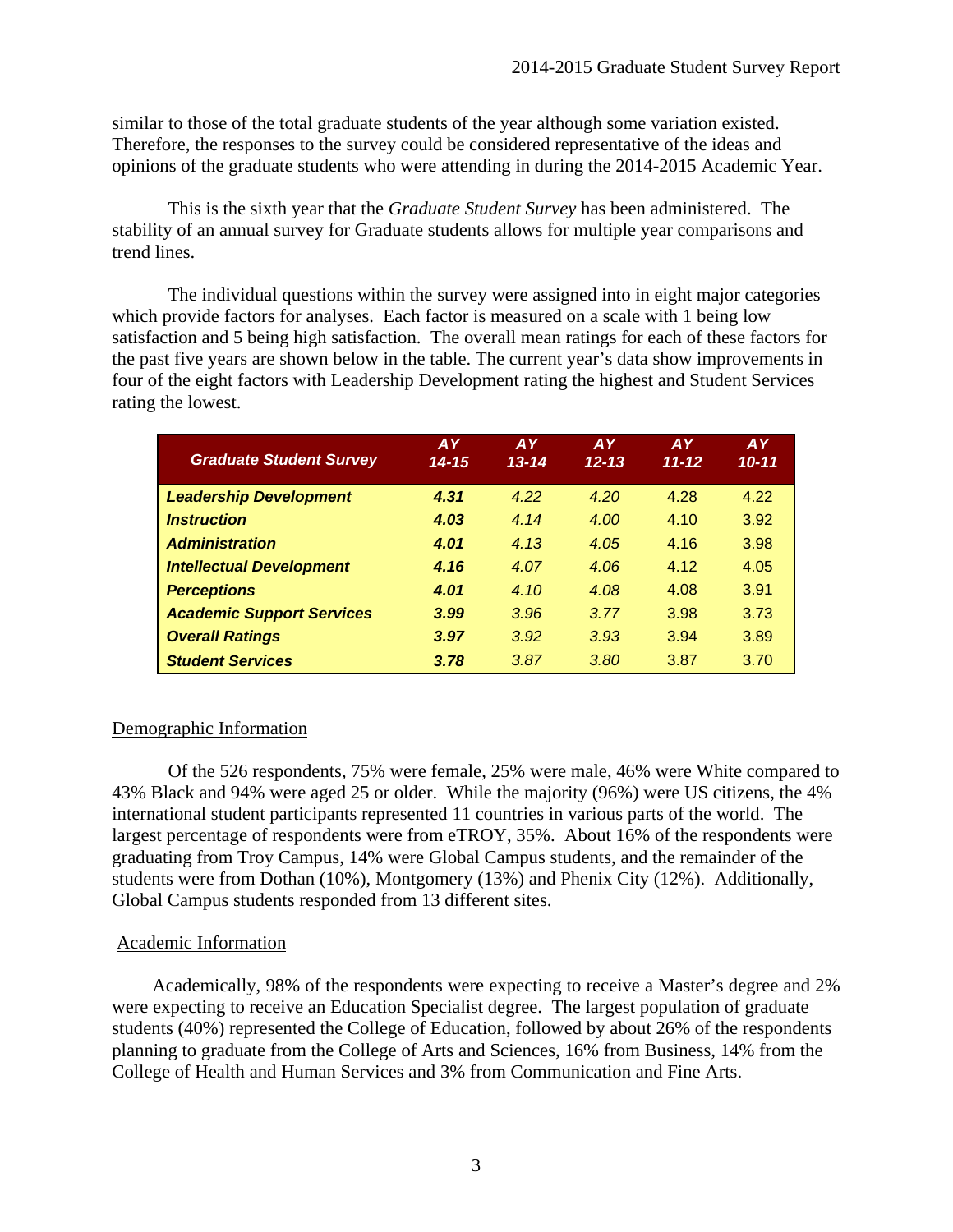similar to those of the total graduate students of the year although some variation existed. Therefore, the responses to the survey could be considered representative of the ideas and opinions of the graduate students who were attending in during the 2014-2015 Academic Year.

This is the sixth year that the *Graduate Student Survey* has been administered. The stability of an annual survey for Graduate students allows for multiple year comparisons and trend lines.

The individual questions within the survey were assigned into in eight major categories which provide factors for analyses. Each factor is measured on a scale with 1 being low satisfaction and 5 being high satisfaction. The overall mean ratings for each of these factors for the past five years are shown below in the table. The current year's data show improvements in four of the eight factors with Leadership Development rating the highest and Student Services rating the lowest.

| Graduate Student Survey | AY 14-15 | AY 13-14 | AY 12-13 | AY 11-12 | AY 10-11 |
|---|---|---|---|---|---|
| **Leadership Development** | **4.31** | 4.22 | 4.20 | 4.28 | 4.22 |
| **Instruction** | **4.03** | 4.14 | 4.00 | 4.10 | 3.92 |
| **Administration** | **4.01** | 4.13 | 4.05 | 4.16 | 3.98 |
| **Intellectual Development** | **4.16** | 4.07 | 4.06 | 4.12 | 4.05 |
| **Perceptions** | **4.01** | 4.10 | 4.08 | 4.08 | 3.91 |
| **Academic Support Services** | **3.99** | 3.96 | 3.77 | 3.98 | 3.73 |
| **Overall Ratings** | **3.97** | 3.92 | 3.93 | 3.94 | 3.89 |
| **Student Services** | **3.78** | 3.87 | 3.80 | 3.87 | 3.70 |

## Demographic Information

Of the 526 respondents, 75% were female, 25% were male, 46% were White compared to 43% Black and 94% were aged 25 or older. While the majority (96%) were US citizens, the 4% international student participants represented 11 countries in various parts of the world. The largest percentage of respondents were from eTROY, 35%. About 16% of the respondents were graduating from Troy Campus, 14% were Global Campus students, and the remainder of the students were from Dothan (10%), Montgomery (13%) and Phenix City (12%). Additionally, Global Campus students responded from 13 different sites.

## Academic Information

Academically, 98% of the respondents were expecting to receive a Master's degree and 2% were expecting to receive an Education Specialist degree. The largest population of graduate students (40%) represented the College of Education, followed by about 26% of the respondents planning to graduate from the College of Arts and Sciences, 16% from Business, 14% from the College of Health and Human Services and 3% from Communication and Fine Arts.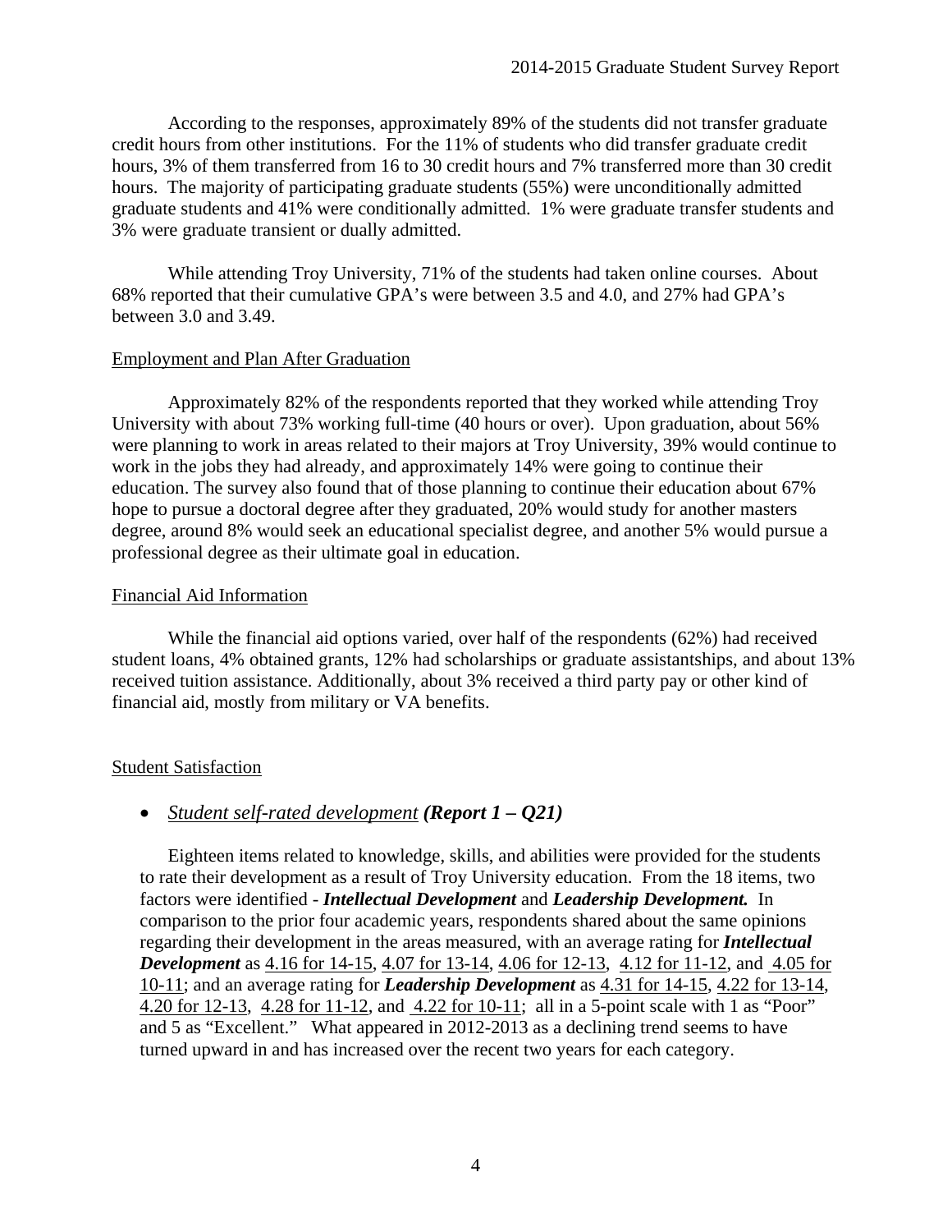According to the responses, approximately 89% of the students did not transfer graduate credit hours from other institutions. For the 11% of students who did transfer graduate credit hours, 3% of them transferred from 16 to 30 credit hours and 7% transferred more than 30 credit hours. The majority of participating graduate students (55%) were unconditionally admitted graduate students and 41% were conditionally admitted. 1% were graduate transfer students and 3% were graduate transient or dually admitted.

While attending Troy University, 71% of the students had taken online courses. About 68% reported that their cumulative GPA's were between 3.5 and 4.0, and 27% had GPA's between 3.0 and 3.49.

<u>Employment and Plan After Graduation</u>

Approximately 82% of the respondents reported that they worked while attending Troy University with about 73% working full-time (40 hours or over). Upon graduation, about 56% were planning to work in areas related to their majors at Troy University, 39% would continue to work in the jobs they had already, and approximately 14% were going to continue their education. The survey also found that of those planning to continue their education about 67% hope to pursue a doctoral degree after they graduated, 20% would study for another masters degree, around 8% would seek an educational specialist degree, and another 5% would pursue a professional degree as their ultimate goal in education.

<u>Financial Aid Information</u>

While the financial aid options varied, over half of the respondents (62%) had received student loans, 4% obtained grants, 12% had scholarships or graduate assistantships, and about 13% received tuition assistance. Additionally, about 3% received a third party pay or other kind of financial aid, mostly from military or VA benefits.

<u>Student Satisfaction</u>

- *<u>Student self-rated development</u>* ***(Report 1 – Q21)***

Eighteen items related to knowledge, skills, and abilities were provided for the students to rate their development as a result of Troy University education. From the 18 items, two factors were identified - ***Intellectual Development*** and ***Leadership Development.*** In comparison to the prior four academic years, respondents shared about the same opinions regarding their development in the areas measured, with an average rating for ***Intellectual Development*** as <u>4.16 for 14-15</u>, <u>4.07 for 13-14</u>, <u>4.06 for 12-13</u>, <u>4.12 for 11-12</u>, and <u>4.05 for 10-11</u>; and an average rating for ***Leadership Development*** as <u>4.31 for 14-15</u>, <u>4.22 for 13-14</u>, <u>4.20 for 12-13</u>, <u>4.28 for 11-12</u>, and <u>4.22 for 10-11</u>; all in a 5-point scale with 1 as "Poor" and 5 as "Excellent." What appeared in 2012-2013 as a declining trend seems to have turned upward in and has increased over the recent two years for each category.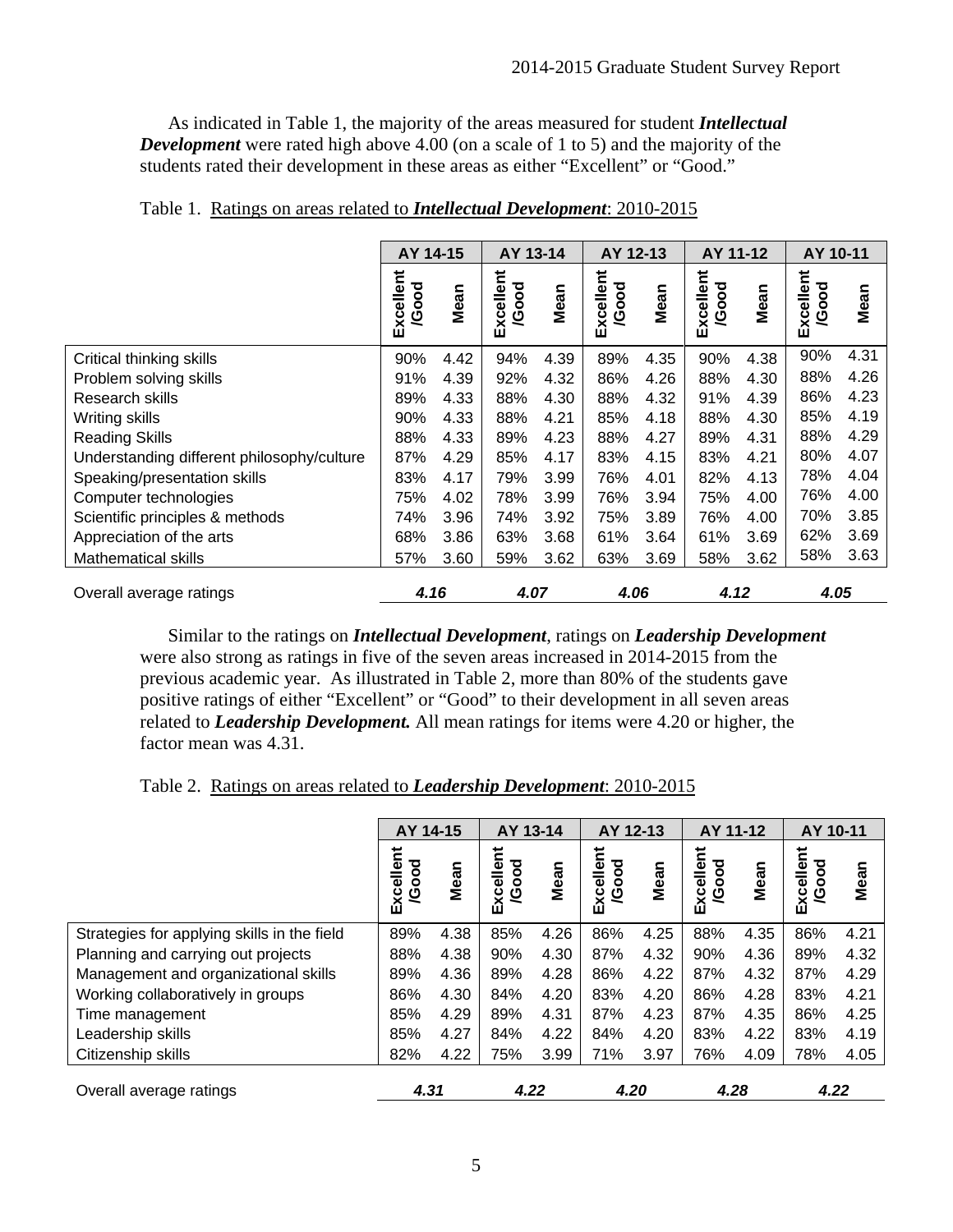As indicated in Table 1, the majority of the areas measured for student ***Intellectual Development*** were rated high above 4.00 (on a scale of 1 to 5) and the majority of the students rated their development in these areas as either "Excellent" or "Good."

Table 1. Ratings on areas related to ***Intellectual Development***: 2010-2015

| | AY 14-15 | | AY 13-14 | | AY 12-13 | | AY 11-12 | | AY 10-11 | |
|---|---|---|---|---|---|---|---|---|---|---|
| | Excellent /Good | Mean | Excellent /Good | Mean | Excellent /Good | Mean | Excellent /Good | Mean | Excellent /Good | Mean |
| Critical thinking skills | 90% | 4.42 | 94% | 4.39 | 89% | 4.35 | 90% | 4.38 | 90% | 4.31 |
| Problem solving skills | 91% | 4.39 | 92% | 4.32 | 86% | 4.26 | 88% | 4.30 | 88% | 4.26 |
| Research skills | 89% | 4.33 | 88% | 4.30 | 88% | 4.32 | 91% | 4.39 | 86% | 4.23 |
| Writing skills | 90% | 4.33 | 88% | 4.21 | 85% | 4.18 | 88% | 4.30 | 85% | 4.19 |
| Reading Skills | 88% | 4.33 | 89% | 4.23 | 88% | 4.27 | 89% | 4.31 | 88% | 4.29 |
| Understanding different philosophy/culture | 87% | 4.29 | 85% | 4.17 | 83% | 4.15 | 83% | 4.21 | 80% | 4.07 |
| Speaking/presentation skills | 83% | 4.17 | 79% | 3.99 | 76% | 4.01 | 82% | 4.13 | 78% | 4.04 |
| Computer technologies | 75% | 4.02 | 78% | 3.99 | 76% | 3.94 | 75% | 4.00 | 76% | 4.00 |
| Scientific principles & methods | 74% | 3.96 | 74% | 3.92 | 75% | 3.89 | 76% | 4.00 | 70% | 3.85 |
| Appreciation of the arts | 68% | 3.86 | 63% | 3.68 | 61% | 3.64 | 61% | 3.69 | 62% | 3.69 |
| Mathematical skills | 57% | 3.60 | 59% | 3.62 | 63% | 3.69 | 58% | 3.62 | 58% | 3.63 |
| Overall average ratings | ***4.16*** | | ***4.07*** | | ***4.06*** | | ***4.12*** | | ***4.05*** | |

Similar to the ratings on ***Intellectual Development***, ratings on ***Leadership Development*** were also strong as ratings in five of the seven areas increased in 2014-2015 from the previous academic year. As illustrated in Table 2, more than 80% of the students gave positive ratings of either "Excellent" or "Good" to their development in all seven areas related to ***Leadership Development.*** All mean ratings for items were 4.20 or higher, the factor mean was 4.31.

Table 2. Ratings on areas related to ***Leadership Development***: 2010-2015

| | AY 14-15 | | AY 13-14 | | AY 12-13 | | AY 11-12 | | AY 10-11 | |
|---|---|---|---|---|---|---|---|---|---|---|
| | Excellent /Good | Mean | Excellent /Good | Mean | Excellent /Good | Mean | Excellent /Good | Mean | Excellent /Good | Mean |
| Strategies for applying skills in the field | 89% | 4.38 | 85% | 4.26 | 86% | 4.25 | 88% | 4.35 | 86% | 4.21 |
| Planning and carrying out projects | 88% | 4.38 | 90% | 4.30 | 87% | 4.32 | 90% | 4.36 | 89% | 4.32 |
| Management and organizational skills | 89% | 4.36 | 89% | 4.28 | 86% | 4.22 | 87% | 4.32 | 87% | 4.29 |
| Working collaboratively in groups | 86% | 4.30 | 84% | 4.20 | 83% | 4.20 | 86% | 4.28 | 83% | 4.21 |
| Time management | 85% | 4.29 | 89% | 4.31 | 87% | 4.23 | 87% | 4.35 | 86% | 4.25 |
| Leadership skills | 85% | 4.27 | 84% | 4.22 | 84% | 4.20 | 83% | 4.22 | 83% | 4.19 |
| Citizenship skills | 82% | 4.22 | 75% | 3.99 | 71% | 3.97 | 76% | 4.09 | 78% | 4.05 |
| Overall average ratings | ***4.31*** | | ***4.22*** | | ***4.20*** | | ***4.28*** | | ***4.22*** | |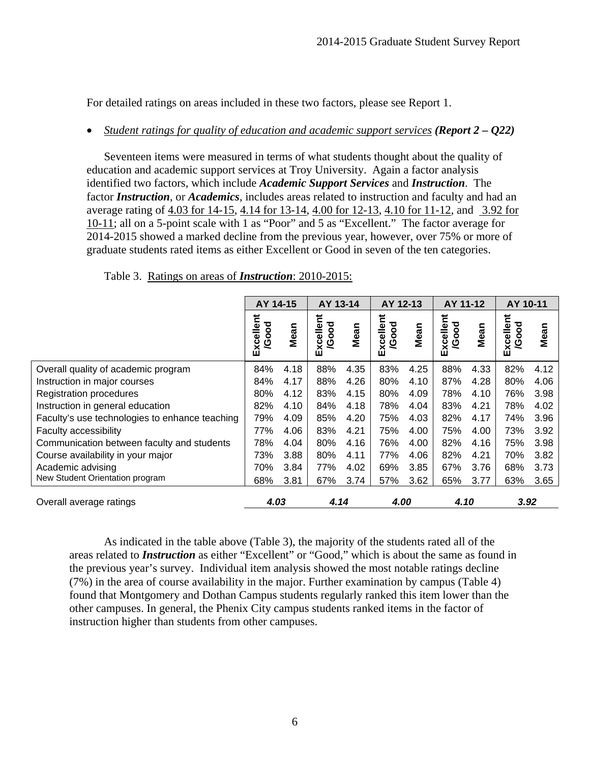For detailed ratings on areas included in these two factors, please see Report 1.

- *Student ratings for quality of education and academic support services* ***(Report 2 – Q22)***

Seventeen items were measured in terms of what students thought about the quality of education and academic support services at Troy University. Again a factor analysis identified two factors, which include ***Academic Support Services*** and ***Instruction***. The factor ***Instruction***, or ***Academics***, includes areas related to instruction and faculty and had an average rating of 4.03 for 14-15, 4.14 for 13-14, 4.00 for 12-13, 4.10 for 11-12, and 3.92 for 10-11; all on a 5-point scale with 1 as "Poor" and 5 as "Excellent." The factor average for 2014-2015 showed a marked decline from the previous year, however, over 75% or more of graduate students rated items as either Excellent or Good in seven of the ten categories.

Table 3. Ratings on areas of ***Instruction***: 2010-2015:

| | AY 14-15 | | AY 13-14 | | AY 12-13 | | AY 11-12 | | AY 10-11 | |
|---|---|---|---|---|---|---|---|---|---|---|
| | Excellent /Good | Mean | Excellent /Good | Mean | Excellent /Good | Mean | Excellent /Good | Mean | Excellent /Good | Mean |
| Overall quality of academic program | 84% | 4.18 | 88% | 4.35 | 83% | 4.25 | 88% | 4.33 | 82% | 4.12 |
| Instruction in major courses | 84% | 4.17 | 88% | 4.26 | 80% | 4.10 | 87% | 4.28 | 80% | 4.06 |
| Registration procedures | 80% | 4.12 | 83% | 4.15 | 80% | 4.09 | 78% | 4.10 | 76% | 3.98 |
| Instruction in general education | 82% | 4.10 | 84% | 4.18 | 78% | 4.04 | 83% | 4.21 | 78% | 4.02 |
| Faculty's use technologies to enhance teaching | 79% | 4.09 | 85% | 4.20 | 75% | 4.03 | 82% | 4.17 | 74% | 3.96 |
| Faculty accessibility | 77% | 4.06 | 83% | 4.21 | 75% | 4.00 | 75% | 4.00 | 73% | 3.92 |
| Communication between faculty and students | 78% | 4.04 | 80% | 4.16 | 76% | 4.00 | 82% | 4.16 | 75% | 3.98 |
| Course availability in your major | 73% | 3.88 | 80% | 4.11 | 77% | 4.06 | 82% | 4.21 | 70% | 3.82 |
| Academic advising | 70% | 3.84 | 77% | 4.02 | 69% | 3.85 | 67% | 3.76 | 68% | 3.73 |
| New Student Orientation program | 68% | 3.81 | 67% | 3.74 | 57% | 3.62 | 65% | 3.77 | 63% | 3.65 |
| Overall average ratings | *4.03* | | *4.14* | | *4.00* | | *4.10* | | *3.92* | |

As indicated in the table above (Table 3), the majority of the students rated all of the areas related to ***Instruction*** as either "Excellent" or "Good," which is about the same as found in the previous year's survey. Individual item analysis showed the most notable ratings decline (7%) in the area of course availability in the major. Further examination by campus (Table 4) found that Montgomery and Dothan Campus students regularly ranked this item lower than the other campuses. In general, the Phenix City campus students ranked items in the factor of instruction higher than students from other campuses.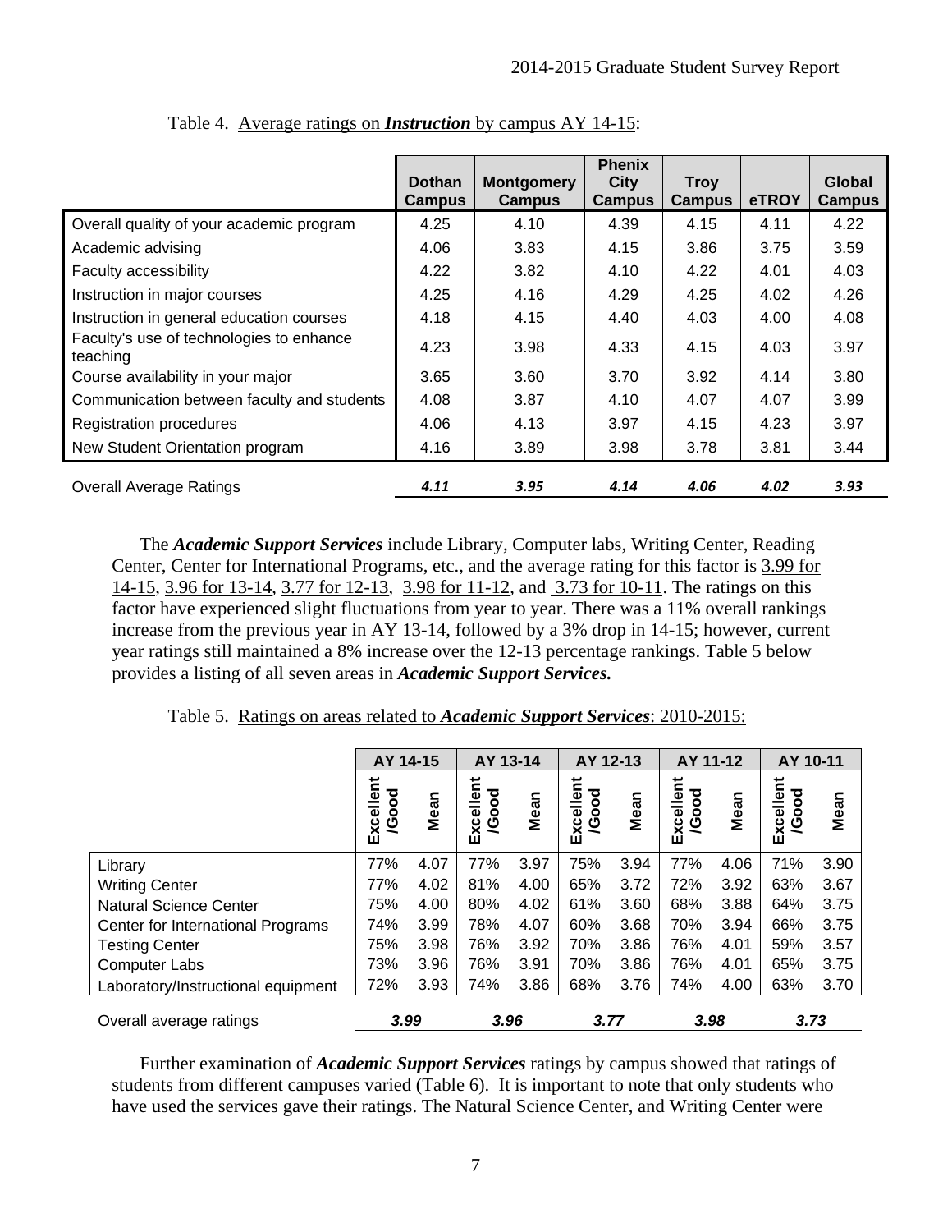Table 4. Average ratings on ***Instruction*** by campus AY 14-15:

| | Dothan Campus | Montgomery Campus | Phenix City Campus | Troy Campus | eTROY | Global Campus |
|---|---|---|---|---|---|---|
| Overall quality of your academic program | 4.25 | 4.10 | 4.39 | 4.15 | 4.11 | 4.22 |
| Academic advising | 4.06 | 3.83 | 4.15 | 3.86 | 3.75 | 3.59 |
| Faculty accessibility | 4.22 | 3.82 | 4.10 | 4.22 | 4.01 | 4.03 |
| Instruction in major courses | 4.25 | 4.16 | 4.29 | 4.25 | 4.02 | 4.26 |
| Instruction in general education courses | 4.18 | 4.15 | 4.40 | 4.03 | 4.00 | 4.08 |
| Faculty's use of technologies to enhance teaching | 4.23 | 3.98 | 4.33 | 4.15 | 4.03 | 3.97 |
| Course availability in your major | 3.65 | 3.60 | 3.70 | 3.92 | 4.14 | 3.80 |
| Communication between faculty and students | 4.08 | 3.87 | 4.10 | 4.07 | 4.07 | 3.99 |
| Registration procedures | 4.06 | 4.13 | 3.97 | 4.15 | 4.23 | 3.97 |
| New Student Orientation program | 4.16 | 3.89 | 3.98 | 3.78 | 3.81 | 3.44 |
| Overall Average Ratings | ***4.11*** | ***3.95*** | ***4.14*** | ***4.06*** | ***4.02*** | ***3.93*** |

The ***Academic Support Services*** include Library, Computer labs, Writing Center, Reading Center, Center for International Programs, etc., and the average rating for this factor is 3.99 for 14-15, 3.96 for 13-14, 3.77 for 12-13, 3.98 for 11-12, and 3.73 for 10-11. The ratings on this factor have experienced slight fluctuations from year to year. There was a 11% overall rankings increase from the previous year in AY 13-14, followed by a 3% drop in 14-15; however, current year ratings still maintained a 8% increase over the 12-13 percentage rankings. Table 5 below provides a listing of all seven areas in ***Academic Support Services.***

Table 5. Ratings on areas related to ***Academic Support Services***: 2010-2015:

| | AY 14-15 | | AY 13-14 | | AY 12-13 | | AY 11-12 | | AY 10-11 | |
|---|---|---|---|---|---|---|---|---|---|---|
| | Excellent /Good | Mean | Excellent /Good | Mean | Excellent /Good | Mean | Excellent /Good | Mean | Excellent /Good | Mean |
| Library | 77% | 4.07 | 77% | 3.97 | 75% | 3.94 | 77% | 4.06 | 71% | 3.90 |
| Writing Center | 77% | 4.02 | 81% | 4.00 | 65% | 3.72 | 72% | 3.92 | 63% | 3.67 |
| Natural Science Center | 75% | 4.00 | 80% | 4.02 | 61% | 3.60 | 68% | 3.88 | 64% | 3.75 |
| Center for International Programs | 74% | 3.99 | 78% | 4.07 | 60% | 3.68 | 70% | 3.94 | 66% | 3.75 |
| Testing Center | 75% | 3.98 | 76% | 3.92 | 70% | 3.86 | 76% | 4.01 | 59% | 3.57 |
| Computer Labs | 73% | 3.96 | 76% | 3.91 | 70% | 3.86 | 76% | 4.01 | 65% | 3.75 |
| Laboratory/Instructional equipment | 72% | 3.93 | 74% | 3.86 | 68% | 3.76 | 74% | 4.00 | 63% | 3.70 |
| Overall average ratings | ***3.99*** | | ***3.96*** | | ***3.77*** | | ***3.98*** | | ***3.73*** | |

Further examination of ***Academic Support Services*** ratings by campus showed that ratings of students from different campuses varied (Table 6). It is important to note that only students who have used the services gave their ratings. The Natural Science Center, and Writing Center were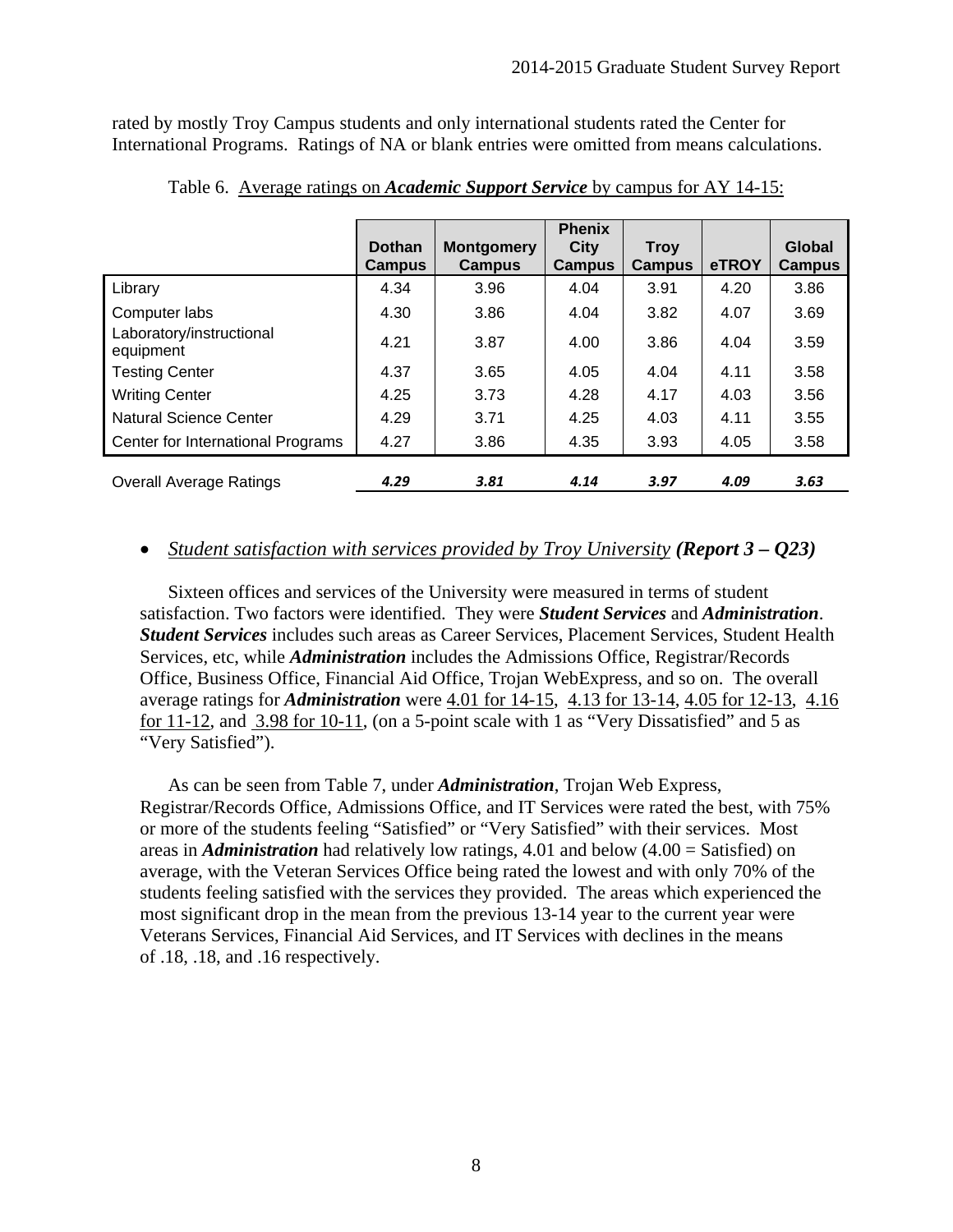rated by mostly Troy Campus students and only international students rated the Center for International Programs. Ratings of NA or blank entries were omitted from means calculations.

Table 6. Average ratings on ***Academic Support Service*** by campus for AY 14-15:

| | Dothan Campus | Montgomery Campus | Phenix City Campus | Troy Campus | eTROY | Global Campus |
|---|---|---|---|---|---|---|
| Library | 4.34 | 3.96 | 4.04 | 3.91 | 4.20 | 3.86 |
| Computer labs | 4.30 | 3.86 | 4.04 | 3.82 | 4.07 | 3.69 |
| Laboratory/instructional equipment | 4.21 | 3.87 | 4.00 | 3.86 | 4.04 | 3.59 |
| Testing Center | 4.37 | 3.65 | 4.05 | 4.04 | 4.11 | 3.58 |
| Writing Center | 4.25 | 3.73 | 4.28 | 4.17 | 4.03 | 3.56 |
| Natural Science Center | 4.29 | 3.71 | 4.25 | 4.03 | 4.11 | 3.55 |
| Center for International Programs | 4.27 | 3.86 | 4.35 | 3.93 | 4.05 | 3.58 |
| Overall Average Ratings | ***4.29*** | ***3.81*** | ***4.14*** | ***3.97*** | ***4.09*** | ***3.63*** |

- *Student satisfaction with services provided by Troy University* ***(Report 3 – Q23)***

Sixteen offices and services of the University were measured in terms of student satisfaction. Two factors were identified. They were ***Student Services*** and ***Administration***. ***Student Services*** includes such areas as Career Services, Placement Services, Student Health Services, etc, while ***Administration*** includes the Admissions Office, Registrar/Records Office, Business Office, Financial Aid Office, Trojan WebExpress, and so on. The overall average ratings for ***Administration*** were 4.01 for 14-15, 4.13 for 13-14, 4.05 for 12-13, 4.16 for 11-12, and 3.98 for 10-11, (on a 5-point scale with 1 as "Very Dissatisfied" and 5 as "Very Satisfied").

As can be seen from Table 7, under ***Administration***, Trojan Web Express, Registrar/Records Office, Admissions Office, and IT Services were rated the best, with 75% or more of the students feeling "Satisfied" or "Very Satisfied" with their services. Most areas in ***Administration*** had relatively low ratings, 4.01 and below (4.00 = Satisfied) on average, with the Veteran Services Office being rated the lowest and with only 70% of the students feeling satisfied with the services they provided. The areas which experienced the most significant drop in the mean from the previous 13-14 year to the current year were Veterans Services, Financial Aid Services, and IT Services with declines in the means of .18, .18, and .16 respectively.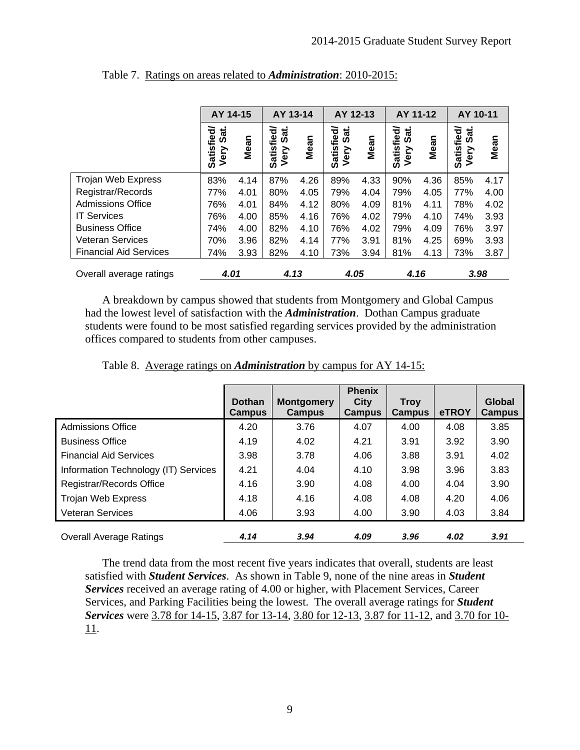Table 7. Ratings on areas related to ***Administration***: 2010-2015:

| | AY 14-15 | | AY 13-14 | | AY 12-13 | | AY 11-12 | | AY 10-11 | |
|---|---|---|---|---|---|---|---|---|---|---|
| | Satisfied/ Very Sat. | Mean | Satisfied/ Very Sat. | Mean | Satisfied/ Very Sat. | Mean | Satisfied/ Very Sat. | Mean | Satisfied/ Very Sat. | Mean |
| Trojan Web Express | 83% | 4.14 | 87% | 4.26 | 89% | 4.33 | 90% | 4.36 | 85% | 4.17 |
| Registrar/Records | 77% | 4.01 | 80% | 4.05 | 79% | 4.04 | 79% | 4.05 | 77% | 4.00 |
| Admissions Office | 76% | 4.01 | 84% | 4.12 | 80% | 4.09 | 81% | 4.11 | 78% | 4.02 |
| IT Services | 76% | 4.00 | 85% | 4.16 | 76% | 4.02 | 79% | 4.10 | 74% | 3.93 |
| Business Office | 74% | 4.00 | 82% | 4.10 | 76% | 4.02 | 79% | 4.09 | 76% | 3.97 |
| Veteran Services | 70% | 3.96 | 82% | 4.14 | 77% | 3.91 | 81% | 4.25 | 69% | 3.93 |
| Financial Aid Services | 74% | 3.93 | 82% | 4.10 | 73% | 3.94 | 81% | 4.13 | 73% | 3.87 |
| Overall average ratings | *4.01* | | *4.13* | | *4.05* | | *4.16* | | *3.98* | |

A breakdown by campus showed that students from Montgomery and Global Campus had the lowest level of satisfaction with the ***Administration***. Dothan Campus graduate students were found to be most satisfied regarding services provided by the administration offices compared to students from other campuses.

Table 8. Average ratings on ***Administration*** by campus for AY 14-15:

| | Dothan Campus | Montgomery Campus | Phenix City Campus | Troy Campus | eTROY | Global Campus |
|---|---|---|---|---|---|---|
| Admissions Office | 4.20 | 3.76 | 4.07 | 4.00 | 4.08 | 3.85 |
| Business Office | 4.19 | 4.02 | 4.21 | 3.91 | 3.92 | 3.90 |
| Financial Aid Services | 3.98 | 3.78 | 4.06 | 3.88 | 3.91 | 4.02 |
| Information Technology (IT) Services | 4.21 | 4.04 | 4.10 | 3.98 | 3.96 | 3.83 |
| Registrar/Records Office | 4.16 | 3.90 | 4.08 | 4.00 | 4.04 | 3.90 |
| Trojan Web Express | 4.18 | 4.16 | 4.08 | 4.08 | 4.20 | 4.06 |
| Veteran Services | 4.06 | 3.93 | 4.00 | 3.90 | 4.03 | 3.84 |
| Overall Average Ratings | *4.14* | *3.94* | *4.09* | *3.96* | *4.02* | *3.91* |

The trend data from the most recent five years indicates that overall, students are least satisfied with ***Student Services***. As shown in Table 9, none of the nine areas in ***Student Services*** received an average rating of 4.00 or higher, with Placement Services, Career Services, and Parking Facilities being the lowest. The overall average ratings for ***Student Services*** were 3.78 for 14-15, 3.87 for 13-14, 3.80 for 12-13, 3.87 for 11-12, and 3.70 for 10-11.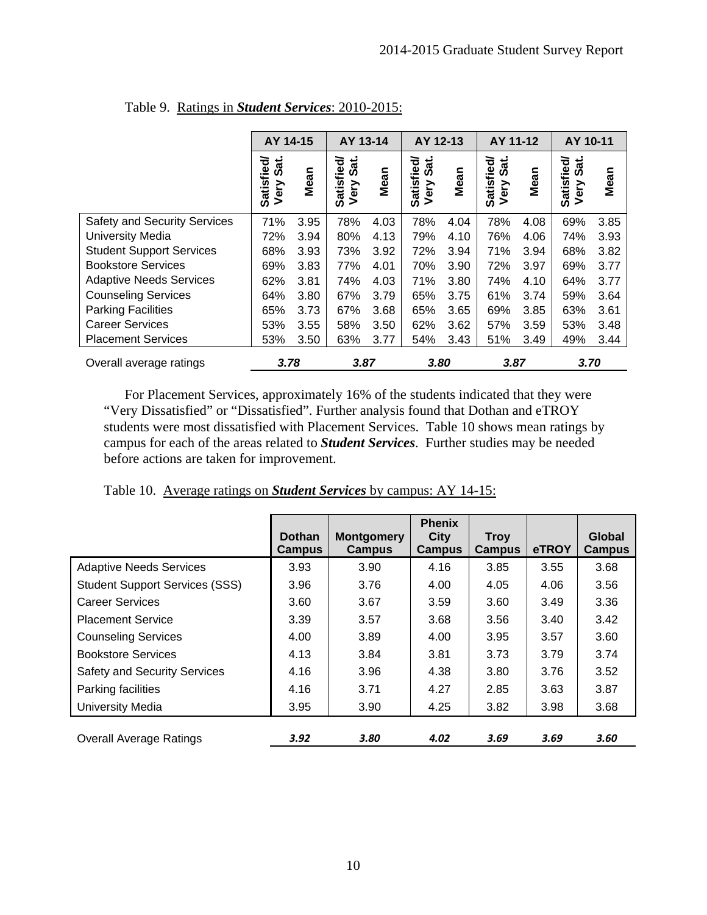Table 9. Ratings in ***Student Services***: 2010-2015:

| | AY 14-15 | | AY 13-14 | | AY 12-13 | | AY 11-12 | | AY 10-11 | |
|---|---|---|---|---|---|---|---|---|---|---|
| | Satisfied/ Very Sat. | Mean | Satisfied/ Very Sat. | Mean | Satisfied/ Very Sat. | Mean | Satisfied/ Very Sat. | Mean | Satisfied/ Very Sat. | Mean |
| Safety and Security Services | 71% | 3.95 | 78% | 4.03 | 78% | 4.04 | 78% | 4.08 | 69% | 3.85 |
| University Media | 72% | 3.94 | 80% | 4.13 | 79% | 4.10 | 76% | 4.06 | 74% | 3.93 |
| Student Support Services | 68% | 3.93 | 73% | 3.92 | 72% | 3.94 | 71% | 3.94 | 68% | 3.82 |
| Bookstore Services | 69% | 3.83 | 77% | 4.01 | 70% | 3.90 | 72% | 3.97 | 69% | 3.77 |
| Adaptive Needs Services | 62% | 3.81 | 74% | 4.03 | 71% | 3.80 | 74% | 4.10 | 64% | 3.77 |
| Counseling Services | 64% | 3.80 | 67% | 3.79 | 65% | 3.75 | 61% | 3.74 | 59% | 3.64 |
| Parking Facilities | 65% | 3.73 | 67% | 3.68 | 65% | 3.65 | 69% | 3.85 | 63% | 3.61 |
| Career Services | 53% | 3.55 | 58% | 3.50 | 62% | 3.62 | 57% | 3.59 | 53% | 3.48 |
| Placement Services | 53% | 3.50 | 63% | 3.77 | 54% | 3.43 | 51% | 3.49 | 49% | 3.44 |
| Overall average ratings | ***3.78*** | | ***3.87*** | | ***3.80*** | | ***3.87*** | | ***3.70*** | |

For Placement Services, approximately 16% of the students indicated that they were "Very Dissatisfied" or "Dissatisfied". Further analysis found that Dothan and eTROY students were most dissatisfied with Placement Services. Table 10 shows mean ratings by campus for each of the areas related to ***Student Services***. Further studies may be needed before actions are taken for improvement.

Table 10. Average ratings on ***Student Services*** by campus: AY 14-15:

| | Dothan Campus | Montgomery Campus | Phenix City Campus | Troy Campus | eTROY | Global Campus |
|---|---|---|---|---|---|---|
| Adaptive Needs Services | 3.93 | 3.90 | 4.16 | 3.85 | 3.55 | 3.68 |
| Student Support Services (SSS) | 3.96 | 3.76 | 4.00 | 4.05 | 4.06 | 3.56 |
| Career Services | 3.60 | 3.67 | 3.59 | 3.60 | 3.49 | 3.36 |
| Placement Service | 3.39 | 3.57 | 3.68 | 3.56 | 3.40 | 3.42 |
| Counseling Services | 4.00 | 3.89 | 4.00 | 3.95 | 3.57 | 3.60 |
| Bookstore Services | 4.13 | 3.84 | 3.81 | 3.73 | 3.79 | 3.74 |
| Safety and Security Services | 4.16 | 3.96 | 4.38 | 3.80 | 3.76 | 3.52 |
| Parking facilities | 4.16 | 3.71 | 4.27 | 2.85 | 3.63 | 3.87 |
| University Media | 3.95 | 3.90 | 4.25 | 3.82 | 3.98 | 3.68 |
| Overall Average Ratings | ***3.92*** | ***3.80*** | ***4.02*** | ***3.69*** | ***3.69*** | ***3.60*** |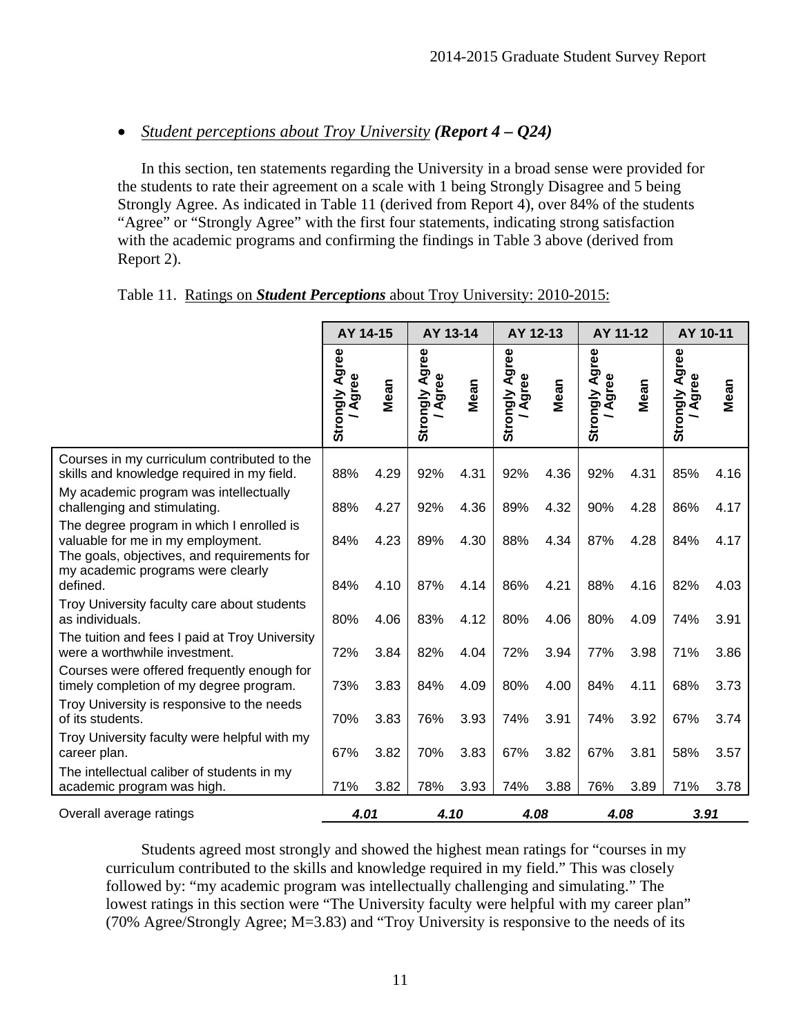- *Student perceptions about Troy University* ***(Report 4 – Q24)***

In this section, ten statements regarding the University in a broad sense were provided for the students to rate their agreement on a scale with 1 being Strongly Disagree and 5 being Strongly Agree. As indicated in Table 11 (derived from Report 4), over 84% of the students "Agree" or "Strongly Agree" with the first four statements, indicating strong satisfaction with the academic programs and confirming the findings in Table 3 above (derived from Report 2).

Table 11. Ratings on ***Student Perceptions*** about Troy University: 2010-2015:

| | AY 14-15 | | AY 13-14 | | AY 12-13 | | AY 11-12 | | AY 10-11 | |
|---|---|---|---|---|---|---|---|---|---|---|
| | Strongly Agree / Agree | Mean | Strongly Agree / Agree | Mean | Strongly Agree / Agree | Mean | Strongly Agree / Agree | Mean | Strongly Agree / Agree | Mean |
| Courses in my curriculum contributed to the skills and knowledge required in my field. | 88% | 4.29 | 92% | 4.31 | 92% | 4.36 | 92% | 4.31 | 85% | 4.16 |
| My academic program was intellectually challenging and stimulating. | 88% | 4.27 | 92% | 4.36 | 89% | 4.32 | 90% | 4.28 | 86% | 4.17 |
| The degree program in which I enrolled is valuable for me in my employment. | 84% | 4.23 | 89% | 4.30 | 88% | 4.34 | 87% | 4.28 | 84% | 4.17 |
| The goals, objectives, and requirements for my academic programs were clearly defined. | 84% | 4.10 | 87% | 4.14 | 86% | 4.21 | 88% | 4.16 | 82% | 4.03 |
| Troy University faculty care about students as individuals. | 80% | 4.06 | 83% | 4.12 | 80% | 4.06 | 80% | 4.09 | 74% | 3.91 |
| The tuition and fees I paid at Troy University were a worthwhile investment. | 72% | 3.84 | 82% | 4.04 | 72% | 3.94 | 77% | 3.98 | 71% | 3.86 |
| Courses were offered frequently enough for timely completion of my degree program. | 73% | 3.83 | 84% | 4.09 | 80% | 4.00 | 84% | 4.11 | 68% | 3.73 |
| Troy University is responsive to the needs of its students. | 70% | 3.83 | 76% | 3.93 | 74% | 3.91 | 74% | 3.92 | 67% | 3.74 |
| Troy University faculty were helpful with my career plan. | 67% | 3.82 | 70% | 3.83 | 67% | 3.82 | 67% | 3.81 | 58% | 3.57 |
| The intellectual caliber of students in my academic program was high. | 71% | 3.82 | 78% | 3.93 | 74% | 3.88 | 76% | 3.89 | 71% | 3.78 |
| Overall average ratings | *4.01* | | *4.10* | | *4.08* | | *4.08* | | *3.91* | |

Students agreed most strongly and showed the highest mean ratings for "courses in my curriculum contributed to the skills and knowledge required in my field." This was closely followed by: "my academic program was intellectually challenging and simulating." The lowest ratings in this section were "The University faculty were helpful with my career plan" (70% Agree/Strongly Agree; M=3.83) and "Troy University is responsive to the needs of its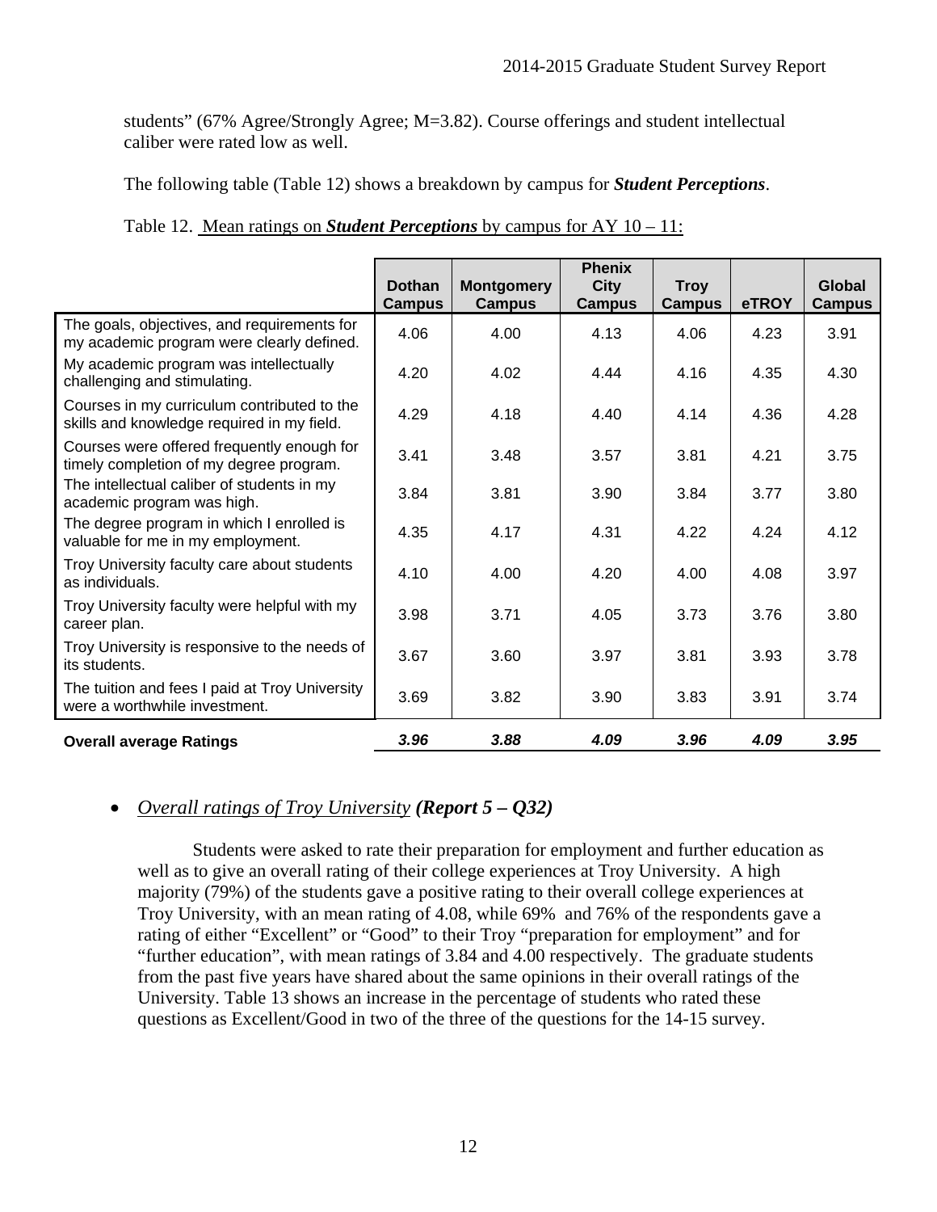students" (67% Agree/Strongly Agree; M=3.82). Course offerings and student intellectual caliber were rated low as well.

The following table (Table 12) shows a breakdown by campus for ***Student Perceptions***.

Table 12. Mean ratings on ***Student Perceptions*** by campus for AY 10 – 11:

| | Dothan Campus | Montgomery Campus | Phenix City Campus | Troy Campus | eTROY | Global Campus |
|---|---|---|---|---|---|---|
| The goals, objectives, and requirements for my academic program were clearly defined. | 4.06 | 4.00 | 4.13 | 4.06 | 4.23 | 3.91 |
| My academic program was intellectually challenging and stimulating. | 4.20 | 4.02 | 4.44 | 4.16 | 4.35 | 4.30 |
| Courses in my curriculum contributed to the skills and knowledge required in my field. | 4.29 | 4.18 | 4.40 | 4.14 | 4.36 | 4.28 |
| Courses were offered frequently enough for timely completion of my degree program. | 3.41 | 3.48 | 3.57 | 3.81 | 4.21 | 3.75 |
| The intellectual caliber of students in my academic program was high. | 3.84 | 3.81 | 3.90 | 3.84 | 3.77 | 3.80 |
| The degree program in which I enrolled is valuable for me in my employment. | 4.35 | 4.17 | 4.31 | 4.22 | 4.24 | 4.12 |
| Troy University faculty care about students as individuals. | 4.10 | 4.00 | 4.20 | 4.00 | 4.08 | 3.97 |
| Troy University faculty were helpful with my career plan. | 3.98 | 3.71 | 4.05 | 3.73 | 3.76 | 3.80 |
| Troy University is responsive to the needs of its students. | 3.67 | 3.60 | 3.97 | 3.81 | 3.93 | 3.78 |
| The tuition and fees I paid at Troy University were a worthwhile investment. | 3.69 | 3.82 | 3.90 | 3.83 | 3.91 | 3.74 |
| **Overall average Ratings** | ***3.96*** | ***3.88*** | ***4.09*** | ***3.96*** | ***4.09*** | ***3.95*** |

- *Overall ratings of Troy University* ***(Report 5 – Q32)***

Students were asked to rate their preparation for employment and further education as well as to give an overall rating of their college experiences at Troy University. A high majority (79%) of the students gave a positive rating to their overall college experiences at Troy University, with an mean rating of 4.08, while 69% and 76% of the respondents gave a rating of either "Excellent" or "Good" to their Troy "preparation for employment" and for "further education", with mean ratings of 3.84 and 4.00 respectively. The graduate students from the past five years have shared about the same opinions in their overall ratings of the University. Table 13 shows an increase in the percentage of students who rated these questions as Excellent/Good in two of the three of the questions for the 14-15 survey.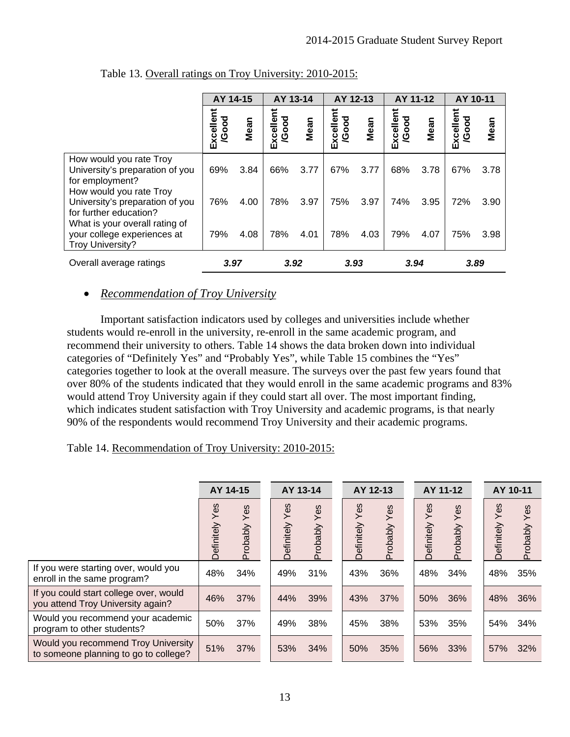Table 13. Overall ratings on Troy University: 2010-2015:

| | AY 14-15 | | AY 13-14 | | AY 12-13 | | AY 11-12 | | AY 10-11 | |
|---|---|---|---|---|---|---|---|---|---|---|
| | Excellent /Good | Mean | Excellent /Good | Mean | Excellent /Good | Mean | Excellent /Good | Mean | Excellent /Good | Mean |
| How would you rate Troy University's preparation of you for employment? | 69% | 3.84 | 66% | 3.77 | 67% | 3.77 | 68% | 3.78 | 67% | 3.78 |
| How would you rate Troy University's preparation of you for further education? | 76% | 4.00 | 78% | 3.97 | 75% | 3.97 | 74% | 3.95 | 72% | 3.90 |
| What is your overall rating of your college experiences at Troy University? | 79% | 4.08 | 78% | 4.01 | 78% | 4.03 | 79% | 4.07 | 75% | 3.98 |
| Overall average ratings | ***3.97*** | | ***3.92*** | | ***3.93*** | | ***3.94*** | | ***3.89*** | |

- *Recommendation of Troy University*

Important satisfaction indicators used by colleges and universities include whether students would re-enroll in the university, re-enroll in the same academic program, and recommend their university to others. Table 14 shows the data broken down into individual categories of "Definitely Yes" and "Probably Yes", while Table 15 combines the "Yes" categories together to look at the overall measure. The surveys over the past few years found that over 80% of the students indicated that they would enroll in the same academic programs and 83% would attend Troy University again if they could start all over. The most important finding, which indicates student satisfaction with Troy University and academic programs, is that nearly 90% of the respondents would recommend Troy University and their academic programs.

Table 14. Recommendation of Troy University: 2010-2015:

| | AY 14-15 | | AY 13-14 | | AY 12-13 | | AY 11-12 | | AY 10-11 | |
|---|---|---|---|---|---|---|---|---|---|---|
| | Definitely Yes | Probably Yes | Definitely Yes | Probably Yes | Definitely Yes | Probably Yes | Definitely Yes | Probably Yes | Definitely Yes | Probably Yes |
| If you were starting over, would you enroll in the same program? | 48% | 34% | 49% | 31% | 43% | 36% | 48% | 34% | 48% | 35% |
| If you could start college over, would you attend Troy University again? | 46% | 37% | 44% | 39% | 43% | 37% | 50% | 36% | 48% | 36% |
| Would you recommend your academic program to other students? | 50% | 37% | 49% | 38% | 45% | 38% | 53% | 35% | 54% | 34% |
| Would you recommend Troy University to someone planning to go to college? | 51% | 37% | 53% | 34% | 50% | 35% | 56% | 33% | 57% | 32% |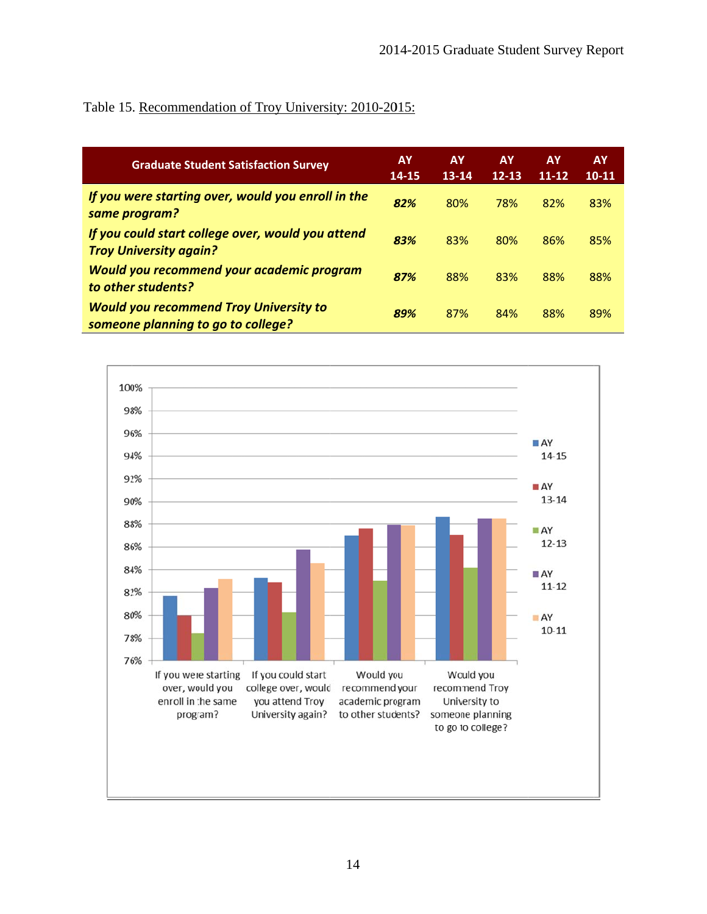Table 15. Recommendation of Troy University: 2010-2015:

| Graduate Student Satisfaction Survey | AY 14-15 | AY 13-14 | AY 12-13 | AY 11-12 | AY 10-11 |
|---|---|---|---|---|---|
| ***If you were starting over, would you enroll in the same program?*** | ***82%*** | 80% | 78% | 82% | 83% |
| ***If you could start college over, would you attend Troy University again?*** | ***83%*** | 83% | 80% | 86% | 85% |
| ***Would you recommend your academic program to other students?*** | ***87%*** | 88% | 83% | 88% | 88% |
| ***Would you recommend Troy University to someone planning to go to college?*** | ***89%*** | 87% | 84% | 88% | 89% |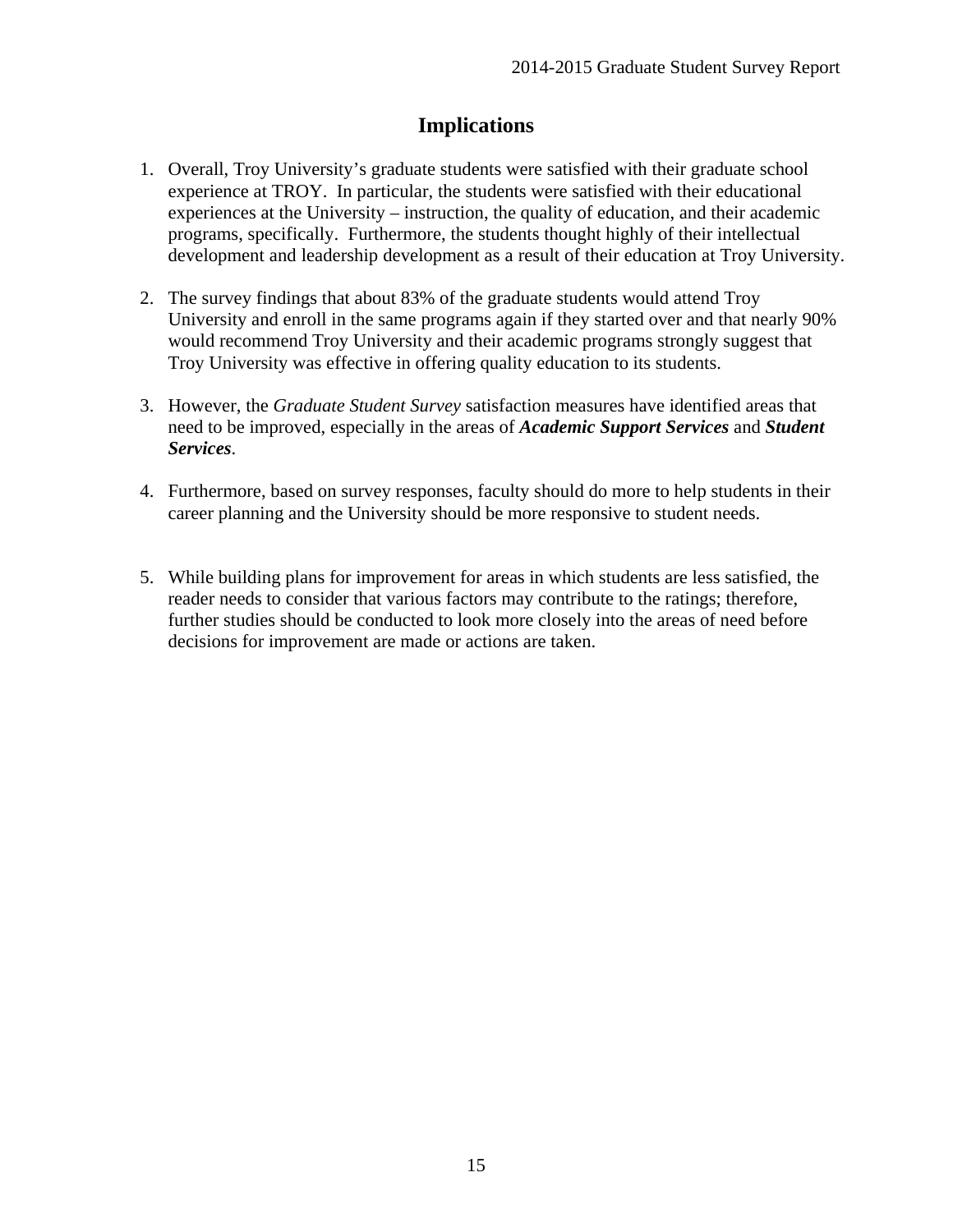## Implications

1. Overall, Troy University's graduate students were satisfied with their graduate school experience at TROY. In particular, the students were satisfied with their educational experiences at the University – instruction, the quality of education, and their academic programs, specifically. Furthermore, the students thought highly of their intellectual development and leadership development as a result of their education at Troy University.

2. The survey findings that about 83% of the graduate students would attend Troy University and enroll in the same programs again if they started over and that nearly 90% would recommend Troy University and their academic programs strongly suggest that Troy University was effective in offering quality education to its students.

3. However, the *Graduate Student Survey* satisfaction measures have identified areas that need to be improved, especially in the areas of ***Academic Support Services*** and ***Student Services***.

4. Furthermore, based on survey responses, faculty should do more to help students in their career planning and the University should be more responsive to student needs.

5. While building plans for improvement for areas in which students are less satisfied, the reader needs to consider that various factors may contribute to the ratings; therefore, further studies should be conducted to look more closely into the areas of need before decisions for improvement are made or actions are taken.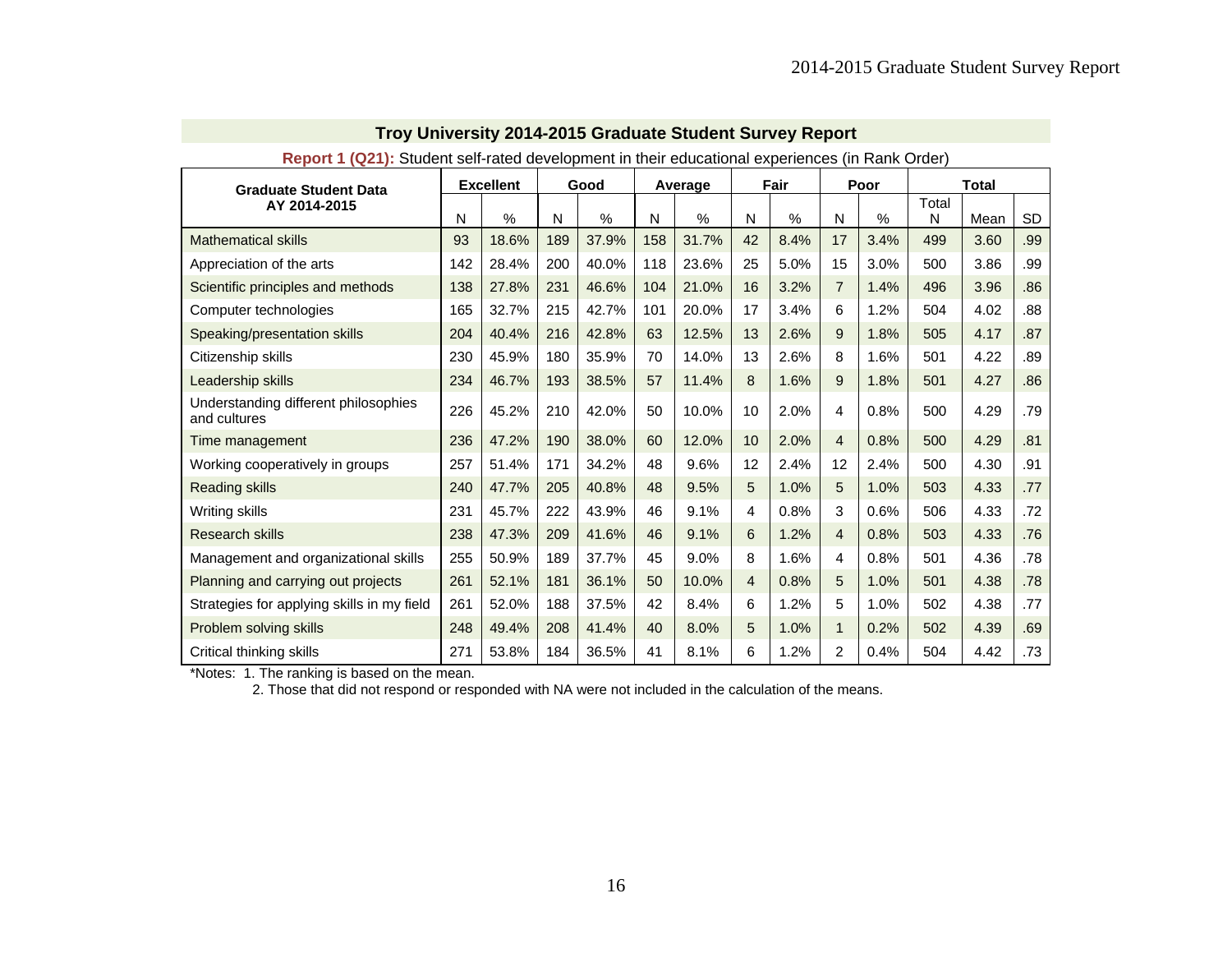## Troy University 2014-2015 Graduate Student Survey Report

**Report 1 (Q21):** Student self-rated development in their educational experiences (in Rank Order)

| Graduate Student Data AY 2014-2015 | Excellent | | Good | | Average | | Fair | | Poor | | Total | | |
|---|---|---|---|---|---|---|---|---|---|---|---|---|---|
| | N | % | N | % | N | % | N | % | N | % | Total N | Mean | SD |
| Mathematical skills | 93 | 18.6% | 189 | 37.9% | 158 | 31.7% | 42 | 8.4% | 17 | 3.4% | 499 | 3.60 | .99 |
| Appreciation of the arts | 142 | 28.4% | 200 | 40.0% | 118 | 23.6% | 25 | 5.0% | 15 | 3.0% | 500 | 3.86 | .99 |
| Scientific principles and methods | 138 | 27.8% | 231 | 46.6% | 104 | 21.0% | 16 | 3.2% | 7 | 1.4% | 496 | 3.96 | .86 |
| Computer technologies | 165 | 32.7% | 215 | 42.7% | 101 | 20.0% | 17 | 3.4% | 6 | 1.2% | 504 | 4.02 | .88 |
| Speaking/presentation skills | 204 | 40.4% | 216 | 42.8% | 63 | 12.5% | 13 | 2.6% | 9 | 1.8% | 505 | 4.17 | .87 |
| Citizenship skills | 230 | 45.9% | 180 | 35.9% | 70 | 14.0% | 13 | 2.6% | 8 | 1.6% | 501 | 4.22 | .89 |
| Leadership skills | 234 | 46.7% | 193 | 38.5% | 57 | 11.4% | 8 | 1.6% | 9 | 1.8% | 501 | 4.27 | .86 |
| Understanding different philosophies and cultures | 226 | 45.2% | 210 | 42.0% | 50 | 10.0% | 10 | 2.0% | 4 | 0.8% | 500 | 4.29 | .79 |
| Time management | 236 | 47.2% | 190 | 38.0% | 60 | 12.0% | 10 | 2.0% | 4 | 0.8% | 500 | 4.29 | .81 |
| Working cooperatively in groups | 257 | 51.4% | 171 | 34.2% | 48 | 9.6% | 12 | 2.4% | 12 | 2.4% | 500 | 4.30 | .91 |
| Reading skills | 240 | 47.7% | 205 | 40.8% | 48 | 9.5% | 5 | 1.0% | 5 | 1.0% | 503 | 4.33 | .77 |
| Writing skills | 231 | 45.7% | 222 | 43.9% | 46 | 9.1% | 4 | 0.8% | 3 | 0.6% | 506 | 4.33 | .72 |
| Research skills | 238 | 47.3% | 209 | 41.6% | 46 | 9.1% | 6 | 1.2% | 4 | 0.8% | 503 | 4.33 | .76 |
| Management and organizational skills | 255 | 50.9% | 189 | 37.7% | 45 | 9.0% | 8 | 1.6% | 4 | 0.8% | 501 | 4.36 | .78 |
| Planning and carrying out projects | 261 | 52.1% | 181 | 36.1% | 50 | 10.0% | 4 | 0.8% | 5 | 1.0% | 501 | 4.38 | .78 |
| Strategies for applying skills in my field | 261 | 52.0% | 188 | 37.5% | 42 | 8.4% | 6 | 1.2% | 5 | 1.0% | 502 | 4.38 | .77 |
| Problem solving skills | 248 | 49.4% | 208 | 41.4% | 40 | 8.0% | 5 | 1.0% | 1 | 0.2% | 502 | 4.39 | .69 |
| Critical thinking skills | 271 | 53.8% | 184 | 36.5% | 41 | 8.1% | 6 | 1.2% | 2 | 0.4% | 504 | 4.42 | .73 |

*Notes: 1. The ranking is based on the mean.
2. Those that did not respond or responded with NA were not included in the calculation of the means.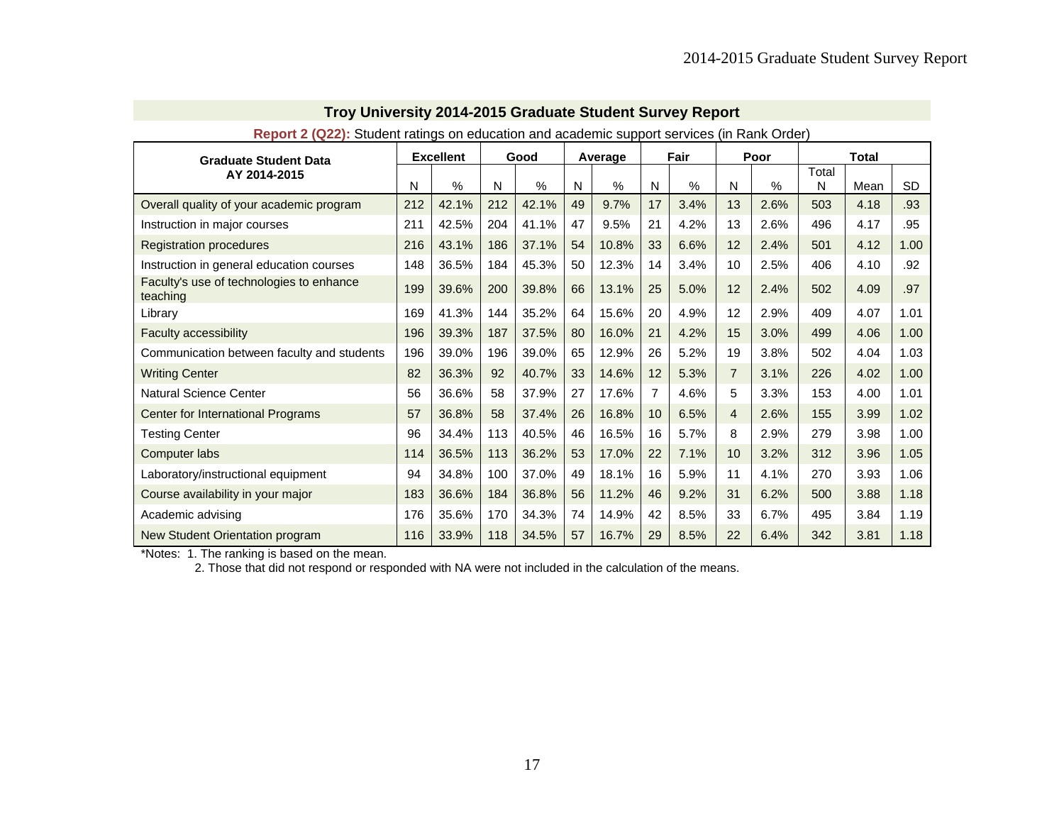## Troy University 2014-2015 Graduate Student Survey Report

**Report 2 (Q22):** Student ratings on education and academic support services (in Rank Order)

| Graduate Student Data AY 2014-2015 | Excellent | | Good | | Average | | Fair | | Poor | | Total | | |
|---|---|---|---|---|---|---|---|---|---|---|---|---|---|
| | N | % | N | % | N | % | N | % | N | % | Total N | Mean | SD |
| Overall quality of your academic program | 212 | 42.1% | 212 | 42.1% | 49 | 9.7% | 17 | 3.4% | 13 | 2.6% | 503 | 4.18 | .93 |
| Instruction in major courses | 211 | 42.5% | 204 | 41.1% | 47 | 9.5% | 21 | 4.2% | 13 | 2.6% | 496 | 4.17 | .95 |
| Registration procedures | 216 | 43.1% | 186 | 37.1% | 54 | 10.8% | 33 | 6.6% | 12 | 2.4% | 501 | 4.12 | 1.00 |
| Instruction in general education courses | 148 | 36.5% | 184 | 45.3% | 50 | 12.3% | 14 | 3.4% | 10 | 2.5% | 406 | 4.10 | .92 |
| Faculty's use of technologies to enhance teaching | 199 | 39.6% | 200 | 39.8% | 66 | 13.1% | 25 | 5.0% | 12 | 2.4% | 502 | 4.09 | .97 |
| Library | 169 | 41.3% | 144 | 35.2% | 64 | 15.6% | 20 | 4.9% | 12 | 2.9% | 409 | 4.07 | 1.01 |
| Faculty accessibility | 196 | 39.3% | 187 | 37.5% | 80 | 16.0% | 21 | 4.2% | 15 | 3.0% | 499 | 4.06 | 1.00 |
| Communication between faculty and students | 196 | 39.0% | 196 | 39.0% | 65 | 12.9% | 26 | 5.2% | 19 | 3.8% | 502 | 4.04 | 1.03 |
| Writing Center | 82 | 36.3% | 92 | 40.7% | 33 | 14.6% | 12 | 5.3% | 7 | 3.1% | 226 | 4.02 | 1.00 |
| Natural Science Center | 56 | 36.6% | 58 | 37.9% | 27 | 17.6% | 7 | 4.6% | 5 | 3.3% | 153 | 4.00 | 1.01 |
| Center for International Programs | 57 | 36.8% | 58 | 37.4% | 26 | 16.8% | 10 | 6.5% | 4 | 2.6% | 155 | 3.99 | 1.02 |
| Testing Center | 96 | 34.4% | 113 | 40.5% | 46 | 16.5% | 16 | 5.7% | 8 | 2.9% | 279 | 3.98 | 1.00 |
| Computer labs | 114 | 36.5% | 113 | 36.2% | 53 | 17.0% | 22 | 7.1% | 10 | 3.2% | 312 | 3.96 | 1.05 |
| Laboratory/instructional equipment | 94 | 34.8% | 100 | 37.0% | 49 | 18.1% | 16 | 5.9% | 11 | 4.1% | 270 | 3.93 | 1.06 |
| Course availability in your major | 183 | 36.6% | 184 | 36.8% | 56 | 11.2% | 46 | 9.2% | 31 | 6.2% | 500 | 3.88 | 1.18 |
| Academic advising | 176 | 35.6% | 170 | 34.3% | 74 | 14.9% | 42 | 8.5% | 33 | 6.7% | 495 | 3.84 | 1.19 |
| New Student Orientation program | 116 | 33.9% | 118 | 34.5% | 57 | 16.7% | 29 | 8.5% | 22 | 6.4% | 342 | 3.81 | 1.18 |

*Notes: 1. The ranking is based on the mean.
2. Those that did not respond or responded with NA were not included in the calculation of the means.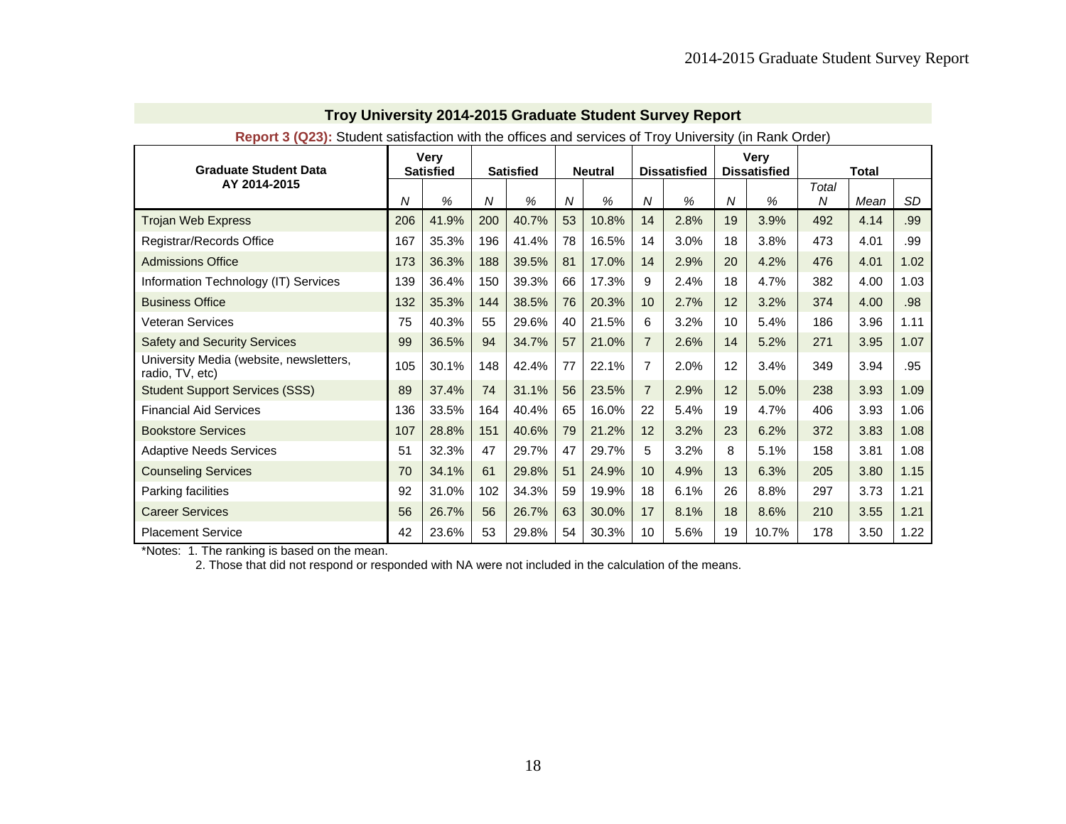## Troy University 2014-2015 Graduate Student Survey Report

**Report 3 (Q23):** Student satisfaction with the offices and services of Troy University (in Rank Order)

| Graduate Student Data AY 2014-2015 | Very Satisfied | | Satisfied | | Neutral | | Dissatisfied | | Very Dissatisfied | | Total | | |
|---|---|---|---|---|---|---|---|---|---|---|---|---|---|
| | *N* | *%* | *N* | *%* | *N* | *%* | *N* | *%* | *N* | *%* | *Total N* | *Mean* | *SD* |
| Trojan Web Express | 206 | 41.9% | 200 | 40.7% | 53 | 10.8% | 14 | 2.8% | 19 | 3.9% | 492 | 4.14 | .99 |
| Registrar/Records Office | 167 | 35.3% | 196 | 41.4% | 78 | 16.5% | 14 | 3.0% | 18 | 3.8% | 473 | 4.01 | .99 |
| Admissions Office | 173 | 36.3% | 188 | 39.5% | 81 | 17.0% | 14 | 2.9% | 20 | 4.2% | 476 | 4.01 | 1.02 |
| Information Technology (IT) Services | 139 | 36.4% | 150 | 39.3% | 66 | 17.3% | 9 | 2.4% | 18 | 4.7% | 382 | 4.00 | 1.03 |
| Business Office | 132 | 35.3% | 144 | 38.5% | 76 | 20.3% | 10 | 2.7% | 12 | 3.2% | 374 | 4.00 | .98 |
| Veteran Services | 75 | 40.3% | 55 | 29.6% | 40 | 21.5% | 6 | 3.2% | 10 | 5.4% | 186 | 3.96 | 1.11 |
| Safety and Security Services | 99 | 36.5% | 94 | 34.7% | 57 | 21.0% | 7 | 2.6% | 14 | 5.2% | 271 | 3.95 | 1.07 |
| University Media (website, newsletters, radio, TV, etc) | 105 | 30.1% | 148 | 42.4% | 77 | 22.1% | 7 | 2.0% | 12 | 3.4% | 349 | 3.94 | .95 |
| Student Support Services (SSS) | 89 | 37.4% | 74 | 31.1% | 56 | 23.5% | 7 | 2.9% | 12 | 5.0% | 238 | 3.93 | 1.09 |
| Financial Aid Services | 136 | 33.5% | 164 | 40.4% | 65 | 16.0% | 22 | 5.4% | 19 | 4.7% | 406 | 3.93 | 1.06 |
| Bookstore Services | 107 | 28.8% | 151 | 40.6% | 79 | 21.2% | 12 | 3.2% | 23 | 6.2% | 372 | 3.83 | 1.08 |
| Adaptive Needs Services | 51 | 32.3% | 47 | 29.7% | 47 | 29.7% | 5 | 3.2% | 8 | 5.1% | 158 | 3.81 | 1.08 |
| Counseling Services | 70 | 34.1% | 61 | 29.8% | 51 | 24.9% | 10 | 4.9% | 13 | 6.3% | 205 | 3.80 | 1.15 |
| Parking facilities | 92 | 31.0% | 102 | 34.3% | 59 | 19.9% | 18 | 6.1% | 26 | 8.8% | 297 | 3.73 | 1.21 |
| Career Services | 56 | 26.7% | 56 | 26.7% | 63 | 30.0% | 17 | 8.1% | 18 | 8.6% | 210 | 3.55 | 1.21 |
| Placement Service | 42 | 23.6% | 53 | 29.8% | 54 | 30.3% | 10 | 5.6% | 19 | 10.7% | 178 | 3.50 | 1.22 |

*Notes: 1. The ranking is based on the mean.
2. Those that did not respond or responded with NA were not included in the calculation of the means.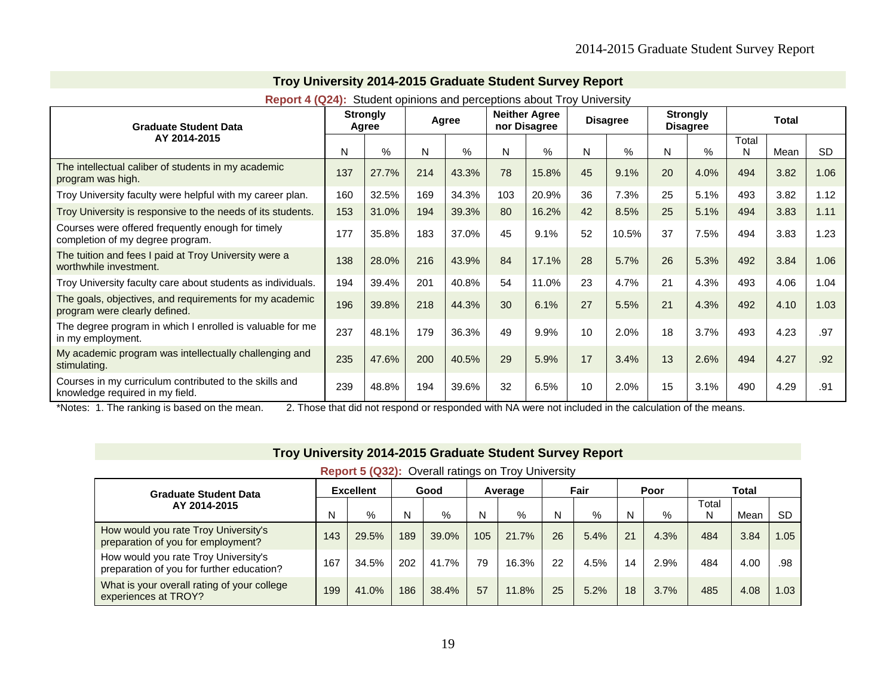## Troy University 2014-2015 Graduate Student Survey Report

**Report 4 (Q24):** Student opinions and perceptions about Troy University

| Graduate Student Data AY 2014-2015 | Strongly Agree | | Agree | | Neither Agree nor Disagree | | Disagree | | Strongly Disagree | | Total | | |
|---|---|---|---|---|---|---|---|---|---|---|---|---|---|
| | N | % | N | % | N | % | N | % | N | % | Total N | Mean | SD |
| The intellectual caliber of students in my academic program was high. | 137 | 27.7% | 214 | 43.3% | 78 | 15.8% | 45 | 9.1% | 20 | 4.0% | 494 | 3.82 | 1.06 |
| Troy University faculty were helpful with my career plan. | 160 | 32.5% | 169 | 34.3% | 103 | 20.9% | 36 | 7.3% | 25 | 5.1% | 493 | 3.82 | 1.12 |
| Troy University is responsive to the needs of its students. | 153 | 31.0% | 194 | 39.3% | 80 | 16.2% | 42 | 8.5% | 25 | 5.1% | 494 | 3.83 | 1.11 |
| Courses were offered frequently enough for timely completion of my degree program. | 177 | 35.8% | 183 | 37.0% | 45 | 9.1% | 52 | 10.5% | 37 | 7.5% | 494 | 3.83 | 1.23 |
| The tuition and fees I paid at Troy University were a worthwhile investment. | 138 | 28.0% | 216 | 43.9% | 84 | 17.1% | 28 | 5.7% | 26 | 5.3% | 492 | 3.84 | 1.06 |
| Troy University faculty care about students as individuals. | 194 | 39.4% | 201 | 40.8% | 54 | 11.0% | 23 | 4.7% | 21 | 4.3% | 493 | 4.06 | 1.04 |
| The goals, objectives, and requirements for my academic program were clearly defined. | 196 | 39.8% | 218 | 44.3% | 30 | 6.1% | 27 | 5.5% | 21 | 4.3% | 492 | 4.10 | 1.03 |
| The degree program in which I enrolled is valuable for me in my employment. | 237 | 48.1% | 179 | 36.3% | 49 | 9.9% | 10 | 2.0% | 18 | 3.7% | 493 | 4.23 | .97 |
| My academic program was intellectually challenging and stimulating. | 235 | 47.6% | 200 | 40.5% | 29 | 5.9% | 17 | 3.4% | 13 | 2.6% | 494 | 4.27 | .92 |
| Courses in my curriculum contributed to the skills and knowledge required in my field. | 239 | 48.8% | 194 | 39.6% | 32 | 6.5% | 10 | 2.0% | 15 | 3.1% | 490 | 4.29 | .91 |

*Notes: 1. The ranking is based on the mean. 2. Those that did not respond or responded with NA were not included in the calculation of the means.

## Troy University 2014-2015 Graduate Student Survey Report

**Report 5 (Q32):** Overall ratings on Troy University

| Graduate Student Data AY 2014-2015 | Excellent | | Good | | Average | | Fair | | Poor | | Total | | |
|---|---|---|---|---|---|---|---|---|---|---|---|---|---|
| | N | % | N | % | N | % | N | % | N | % | Total N | Mean | SD |
| How would you rate Troy University's preparation of you for employment? | 143 | 29.5% | 189 | 39.0% | 105 | 21.7% | 26 | 5.4% | 21 | 4.3% | 484 | 3.84 | 1.05 |
| How would you rate Troy University's preparation of you for further education? | 167 | 34.5% | 202 | 41.7% | 79 | 16.3% | 22 | 4.5% | 14 | 2.9% | 484 | 4.00 | .98 |
| What is your overall rating of your college experiences at TROY? | 199 | 41.0% | 186 | 38.4% | 57 | 11.8% | 25 | 5.2% | 18 | 3.7% | 485 | 4.08 | 1.03 |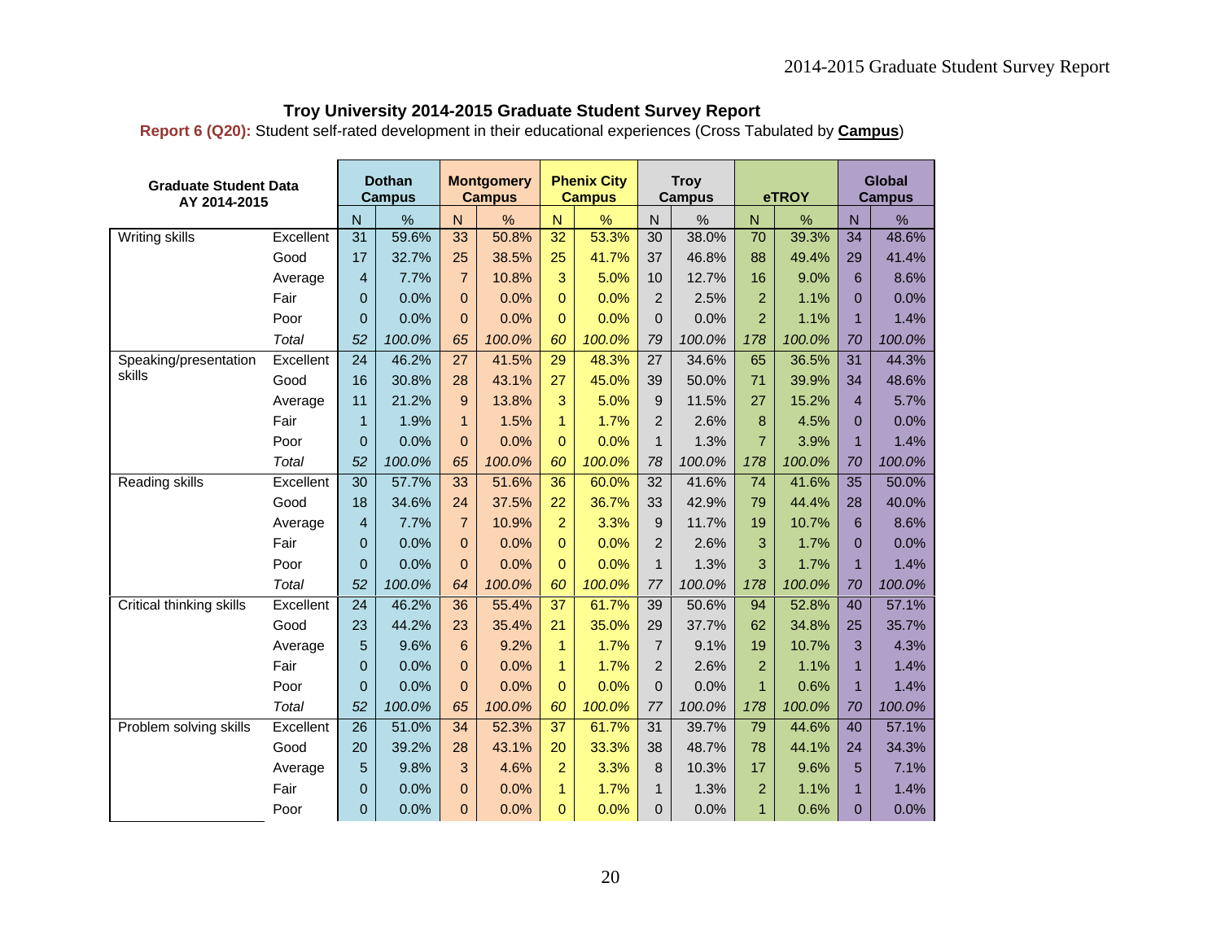# Troy University 2014-2015 Graduate Student Survey Report

**Report 6 (Q20):** Student self-rated development in their educational experiences (Cross Tabulated by **Campus**)

| Graduate Student Data AY 2014-2015 | | Dothan Campus | | Montgomery Campus | | Phenix City Campus | | Troy Campus | | eTROY | | Global Campus | |
|---|---|---|---|---|---|---|---|---|---|---|---|---|---|
| | | N | % | N | % | N | % | N | % | N | % | N | % |
| Writing skills | Excellent | 31 | 59.6% | 33 | 50.8% | 32 | 53.3% | 30 | 38.0% | 70 | 39.3% | 34 | 48.6% |
| | Good | 17 | 32.7% | 25 | 38.5% | 25 | 41.7% | 37 | 46.8% | 88 | 49.4% | 29 | 41.4% |
| | Average | 4 | 7.7% | 7 | 10.8% | 3 | 5.0% | 10 | 12.7% | 16 | 9.0% | 6 | 8.6% |
| | Fair | 0 | 0.0% | 0 | 0.0% | 0 | 0.0% | 2 | 2.5% | 2 | 1.1% | 0 | 0.0% |
| | Poor | 0 | 0.0% | 0 | 0.0% | 0 | 0.0% | 0 | 0.0% | 2 | 1.1% | 1 | 1.4% |
| | *Total* | *52* | *100.0%* | *65* | *100.0%* | *60* | *100.0%* | *79* | *100.0%* | *178* | *100.0%* | *70* | *100.0%* |
| Speaking/presentation skills | Excellent | 24 | 46.2% | 27 | 41.5% | 29 | 48.3% | 27 | 34.6% | 65 | 36.5% | 31 | 44.3% |
| | Good | 16 | 30.8% | 28 | 43.1% | 27 | 45.0% | 39 | 50.0% | 71 | 39.9% | 34 | 48.6% |
| | Average | 11 | 21.2% | 9 | 13.8% | 3 | 5.0% | 9 | 11.5% | 27 | 15.2% | 4 | 5.7% |
| | Fair | 1 | 1.9% | 1 | 1.5% | 1 | 1.7% | 2 | 2.6% | 8 | 4.5% | 0 | 0.0% |
| | Poor | 0 | 0.0% | 0 | 0.0% | 0 | 0.0% | 1 | 1.3% | 7 | 3.9% | 1 | 1.4% |
| | *Total* | *52* | *100.0%* | *65* | *100.0%* | *60* | *100.0%* | *78* | *100.0%* | *178* | *100.0%* | *70* | *100.0%* |
| Reading skills | Excellent | 30 | 57.7% | 33 | 51.6% | 36 | 60.0% | 32 | 41.6% | 74 | 41.6% | 35 | 50.0% |
| | Good | 18 | 34.6% | 24 | 37.5% | 22 | 36.7% | 33 | 42.9% | 79 | 44.4% | 28 | 40.0% |
| | Average | 4 | 7.7% | 7 | 10.9% | 2 | 3.3% | 9 | 11.7% | 19 | 10.7% | 6 | 8.6% |
| | Fair | 0 | 0.0% | 0 | 0.0% | 0 | 0.0% | 2 | 2.6% | 3 | 1.7% | 0 | 0.0% |
| | Poor | 0 | 0.0% | 0 | 0.0% | 0 | 0.0% | 1 | 1.3% | 3 | 1.7% | 1 | 1.4% |
| | *Total* | *52* | *100.0%* | *64* | *100.0%* | *60* | *100.0%* | *77* | *100.0%* | *178* | *100.0%* | *70* | *100.0%* |
| Critical thinking skills | Excellent | 24 | 46.2% | 36 | 55.4% | 37 | 61.7% | 39 | 50.6% | 94 | 52.8% | 40 | 57.1% |
| | Good | 23 | 44.2% | 23 | 35.4% | 21 | 35.0% | 29 | 37.7% | 62 | 34.8% | 25 | 35.7% |
| | Average | 5 | 9.6% | 6 | 9.2% | 1 | 1.7% | 7 | 9.1% | 19 | 10.7% | 3 | 4.3% |
| | Fair | 0 | 0.0% | 0 | 0.0% | 1 | 1.7% | 2 | 2.6% | 2 | 1.1% | 1 | 1.4% |
| | Poor | 0 | 0.0% | 0 | 0.0% | 0 | 0.0% | 0 | 0.0% | 1 | 0.6% | 1 | 1.4% |
| | *Total* | *52* | *100.0%* | *65* | *100.0%* | *60* | *100.0%* | *77* | *100.0%* | *178* | *100.0%* | *70* | *100.0%* |
| Problem solving skills | Excellent | 26 | 51.0% | 34 | 52.3% | 37 | 61.7% | 31 | 39.7% | 79 | 44.6% | 40 | 57.1% |
| | Good | 20 | 39.2% | 28 | 43.1% | 20 | 33.3% | 38 | 48.7% | 78 | 44.1% | 24 | 34.3% |
| | Average | 5 | 9.8% | 3 | 4.6% | 2 | 3.3% | 8 | 10.3% | 17 | 9.6% | 5 | 7.1% |
| | Fair | 0 | 0.0% | 0 | 0.0% | 1 | 1.7% | 1 | 1.3% | 2 | 1.1% | 1 | 1.4% |
| | Poor | 0 | 0.0% | 0 | 0.0% | 0 | 0.0% | 0 | 0.0% | 1 | 0.6% | 0 | 0.0% |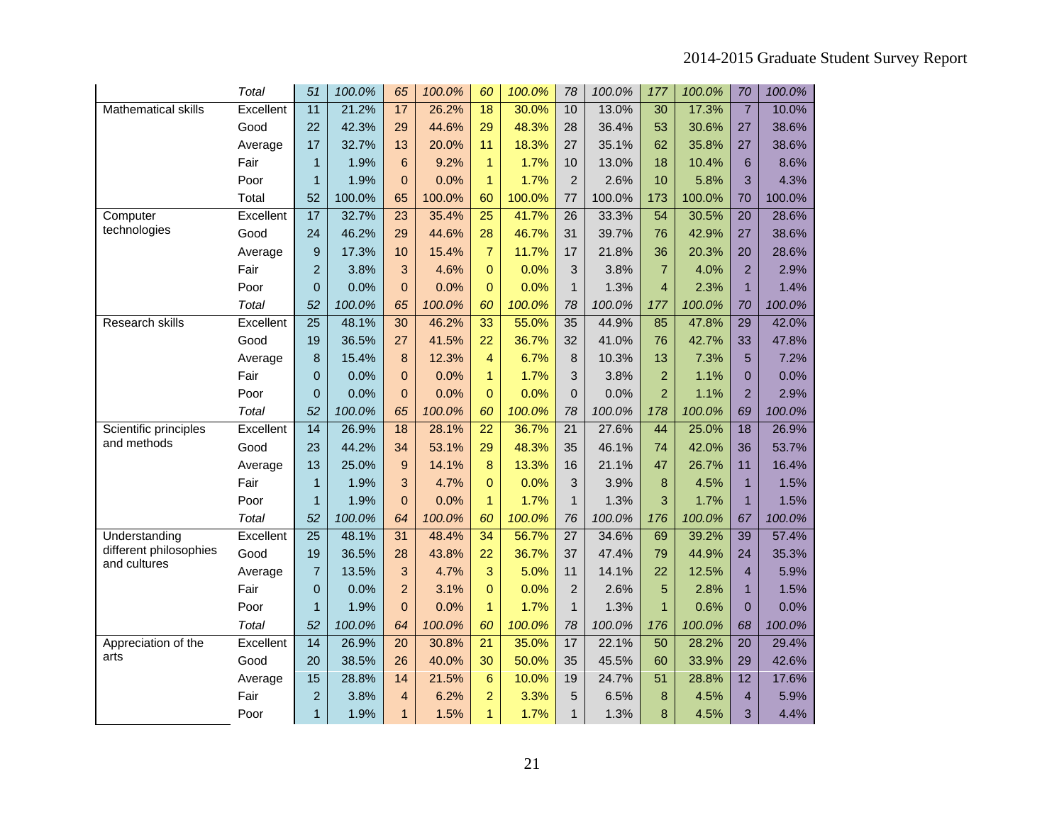| | | | | | | | | | | | | | |
|---|---|---|---|---|---|---|---|---|---|---|---|---|---|
| | *Total* | *51* | *100.0%* | *65* | *100.0%* | *60* | *100.0%* | *78* | *100.0%* | *177* | *100.0%* | *70* | *100.0%* |
| Mathematical skills | Excellent | 11 | 21.2% | 17 | 26.2% | 18 | 30.0% | 10 | 13.0% | 30 | 17.3% | 7 | 10.0% |
| | Good | 22 | 42.3% | 29 | 44.6% | 29 | 48.3% | 28 | 36.4% | 53 | 30.6% | 27 | 38.6% |
| | Average | 17 | 32.7% | 13 | 20.0% | 11 | 18.3% | 27 | 35.1% | 62 | 35.8% | 27 | 38.6% |
| | Fair | 1 | 1.9% | 6 | 9.2% | 1 | 1.7% | 10 | 13.0% | 18 | 10.4% | 6 | 8.6% |
| | Poor | 1 | 1.9% | 0 | 0.0% | 1 | 1.7% | 2 | 2.6% | 10 | 5.8% | 3 | 4.3% |
| | Total | 52 | 100.0% | 65 | 100.0% | 60 | 100.0% | 77 | 100.0% | 173 | 100.0% | 70 | 100.0% |
| Computer technologies | Excellent | 17 | 32.7% | 23 | 35.4% | 25 | 41.7% | 26 | 33.3% | 54 | 30.5% | 20 | 28.6% |
| | Good | 24 | 46.2% | 29 | 44.6% | 28 | 46.7% | 31 | 39.7% | 76 | 42.9% | 27 | 38.6% |
| | Average | 9 | 17.3% | 10 | 15.4% | 7 | 11.7% | 17 | 21.8% | 36 | 20.3% | 20 | 28.6% |
| | Fair | 2 | 3.8% | 3 | 4.6% | 0 | 0.0% | 3 | 3.8% | 7 | 4.0% | 2 | 2.9% |
| | Poor | 0 | 0.0% | 0 | 0.0% | 0 | 0.0% | 1 | 1.3% | 4 | 2.3% | 1 | 1.4% |
| | *Total* | *52* | *100.0%* | *65* | *100.0%* | *60* | *100.0%* | *78* | *100.0%* | *177* | *100.0%* | *70* | *100.0%* |
| Research skills | Excellent | 25 | 48.1% | 30 | 46.2% | 33 | 55.0% | 35 | 44.9% | 85 | 47.8% | 29 | 42.0% |
| | Good | 19 | 36.5% | 27 | 41.5% | 22 | 36.7% | 32 | 41.0% | 76 | 42.7% | 33 | 47.8% |
| | Average | 8 | 15.4% | 8 | 12.3% | 4 | 6.7% | 8 | 10.3% | 13 | 7.3% | 5 | 7.2% |
| | Fair | 0 | 0.0% | 0 | 0.0% | 1 | 1.7% | 3 | 3.8% | 2 | 1.1% | 0 | 0.0% |
| | Poor | 0 | 0.0% | 0 | 0.0% | 0 | 0.0% | 0 | 0.0% | 2 | 1.1% | 2 | 2.9% |
| | *Total* | *52* | *100.0%* | *65* | *100.0%* | *60* | *100.0%* | *78* | *100.0%* | *178* | *100.0%* | *69* | *100.0%* |
| Scientific principles and methods | Excellent | 14 | 26.9% | 18 | 28.1% | 22 | 36.7% | 21 | 27.6% | 44 | 25.0% | 18 | 26.9% |
| | Good | 23 | 44.2% | 34 | 53.1% | 29 | 48.3% | 35 | 46.1% | 74 | 42.0% | 36 | 53.7% |
| | Average | 13 | 25.0% | 9 | 14.1% | 8 | 13.3% | 16 | 21.1% | 47 | 26.7% | 11 | 16.4% |
| | Fair | 1 | 1.9% | 3 | 4.7% | 0 | 0.0% | 3 | 3.9% | 8 | 4.5% | 1 | 1.5% |
| | Poor | 1 | 1.9% | 0 | 0.0% | 1 | 1.7% | 1 | 1.3% | 3 | 1.7% | 1 | 1.5% |
| | *Total* | *52* | *100.0%* | *64* | *100.0%* | *60* | *100.0%* | *76* | *100.0%* | *176* | *100.0%* | *67* | *100.0%* |
| Understanding different philosophies and cultures | Excellent | 25 | 48.1% | 31 | 48.4% | 34 | 56.7% | 27 | 34.6% | 69 | 39.2% | 39 | 57.4% |
| | Good | 19 | 36.5% | 28 | 43.8% | 22 | 36.7% | 37 | 47.4% | 79 | 44.9% | 24 | 35.3% |
| | Average | 7 | 13.5% | 3 | 4.7% | 3 | 5.0% | 11 | 14.1% | 22 | 12.5% | 4 | 5.9% |
| | Fair | 0 | 0.0% | 2 | 3.1% | 0 | 0.0% | 2 | 2.6% | 5 | 2.8% | 1 | 1.5% |
| | Poor | 1 | 1.9% | 0 | 0.0% | 1 | 1.7% | 1 | 1.3% | 1 | 0.6% | 0 | 0.0% |
| | *Total* | *52* | *100.0%* | *64* | *100.0%* | *60* | *100.0%* | *78* | *100.0%* | *176* | *100.0%* | *68* | *100.0%* |
| Appreciation of the arts | Excellent | 14 | 26.9% | 20 | 30.8% | 21 | 35.0% | 17 | 22.1% | 50 | 28.2% | 20 | 29.4% |
| | Good | 20 | 38.5% | 26 | 40.0% | 30 | 50.0% | 35 | 45.5% | 60 | 33.9% | 29 | 42.6% |
| | Average | 15 | 28.8% | 14 | 21.5% | 6 | 10.0% | 19 | 24.7% | 51 | 28.8% | 12 | 17.6% |
| | Fair | 2 | 3.8% | 4 | 6.2% | 2 | 3.3% | 5 | 6.5% | 8 | 4.5% | 4 | 5.9% |
| | Poor | 1 | 1.9% | 1 | 1.5% | 1 | 1.7% | 1 | 1.3% | 8 | 4.5% | 3 | 4.4% |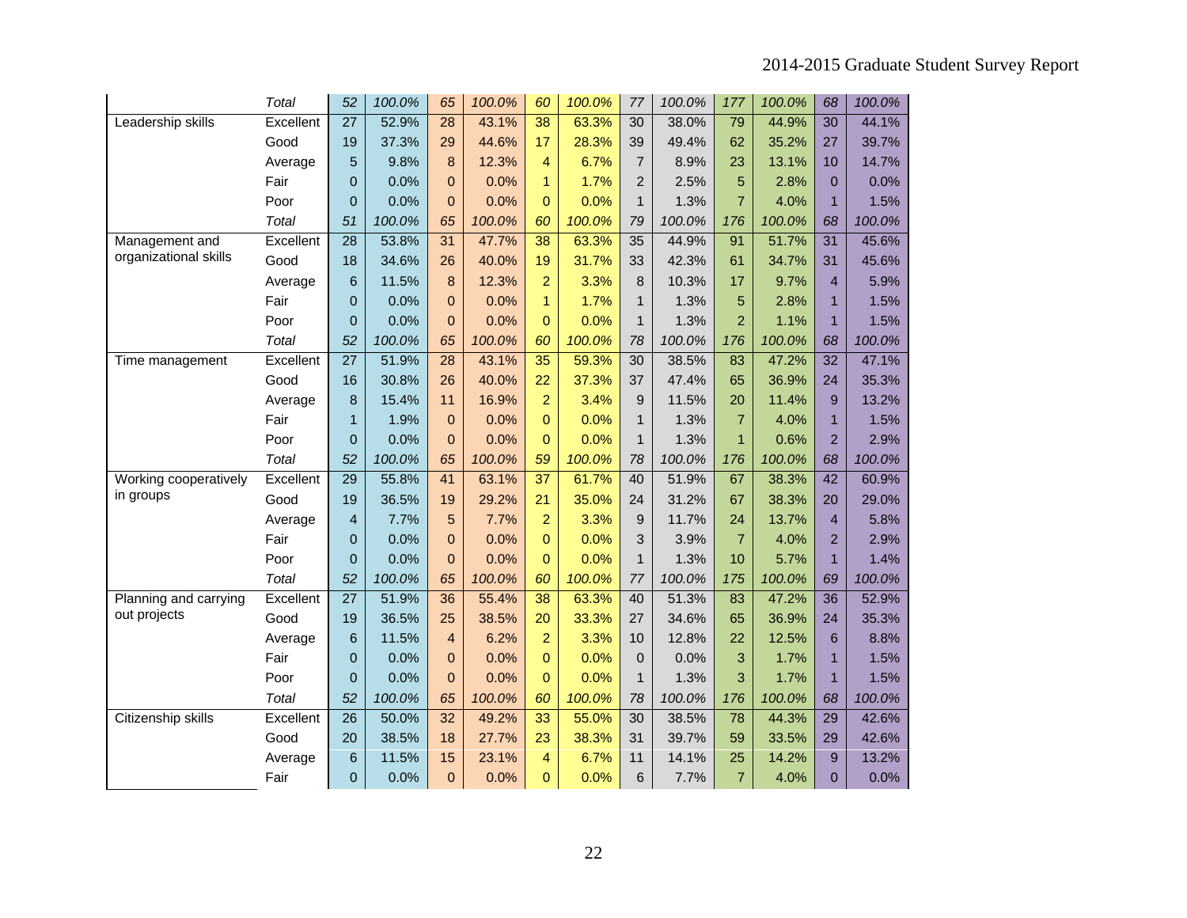| | | | | | | | | | | | | | |
|---|---|---|---|---|---|---|---|---|---|---|---|---|---|
| | *Total* | *52* | *100.0%* | *65* | *100.0%* | *60* | *100.0%* | *77* | *100.0%* | *177* | *100.0%* | *68* | *100.0%* |
| Leadership skills | Excellent | 27 | 52.9% | 28 | 43.1% | 38 | 63.3% | 30 | 38.0% | 79 | 44.9% | 30 | 44.1% |
| | Good | 19 | 37.3% | 29 | 44.6% | 17 | 28.3% | 39 | 49.4% | 62 | 35.2% | 27 | 39.7% |
| | Average | 5 | 9.8% | 8 | 12.3% | 4 | 6.7% | 7 | 8.9% | 23 | 13.1% | 10 | 14.7% |
| | Fair | 0 | 0.0% | 0 | 0.0% | 1 | 1.7% | 2 | 2.5% | 5 | 2.8% | 0 | 0.0% |
| | Poor | 0 | 0.0% | 0 | 0.0% | 0 | 0.0% | 1 | 1.3% | 7 | 4.0% | 1 | 1.5% |
| | *Total* | *51* | *100.0%* | *65* | *100.0%* | *60* | *100.0%* | *79* | *100.0%* | *176* | *100.0%* | *68* | *100.0%* |
| Management and organizational skills | Excellent | 28 | 53.8% | 31 | 47.7% | 38 | 63.3% | 35 | 44.9% | 91 | 51.7% | 31 | 45.6% |
| | Good | 18 | 34.6% | 26 | 40.0% | 19 | 31.7% | 33 | 42.3% | 61 | 34.7% | 31 | 45.6% |
| | Average | 6 | 11.5% | 8 | 12.3% | 2 | 3.3% | 8 | 10.3% | 17 | 9.7% | 4 | 5.9% |
| | Fair | 0 | 0.0% | 0 | 0.0% | 1 | 1.7% | 1 | 1.3% | 5 | 2.8% | 1 | 1.5% |
| | Poor | 0 | 0.0% | 0 | 0.0% | 0 | 0.0% | 1 | 1.3% | 2 | 1.1% | 1 | 1.5% |
| | *Total* | *52* | *100.0%* | *65* | *100.0%* | *60* | *100.0%* | *78* | *100.0%* | *176* | *100.0%* | *68* | *100.0%* |
| Time management | Excellent | 27 | 51.9% | 28 | 43.1% | 35 | 59.3% | 30 | 38.5% | 83 | 47.2% | 32 | 47.1% |
| | Good | 16 | 30.8% | 26 | 40.0% | 22 | 37.3% | 37 | 47.4% | 65 | 36.9% | 24 | 35.3% |
| | Average | 8 | 15.4% | 11 | 16.9% | 2 | 3.4% | 9 | 11.5% | 20 | 11.4% | 9 | 13.2% |
| | Fair | 1 | 1.9% | 0 | 0.0% | 0 | 0.0% | 1 | 1.3% | 7 | 4.0% | 1 | 1.5% |
| | Poor | 0 | 0.0% | 0 | 0.0% | 0 | 0.0% | 1 | 1.3% | 1 | 0.6% | 2 | 2.9% |
| | *Total* | *52* | *100.0%* | *65* | *100.0%* | *59* | *100.0%* | *78* | *100.0%* | *176* | *100.0%* | *68* | *100.0%* |
| Working cooperatively in groups | Excellent | 29 | 55.8% | 41 | 63.1% | 37 | 61.7% | 40 | 51.9% | 67 | 38.3% | 42 | 60.9% |
| | Good | 19 | 36.5% | 19 | 29.2% | 21 | 35.0% | 24 | 31.2% | 67 | 38.3% | 20 | 29.0% |
| | Average | 4 | 7.7% | 5 | 7.7% | 2 | 3.3% | 9 | 11.7% | 24 | 13.7% | 4 | 5.8% |
| | Fair | 0 | 0.0% | 0 | 0.0% | 0 | 0.0% | 3 | 3.9% | 7 | 4.0% | 2 | 2.9% |
| | Poor | 0 | 0.0% | 0 | 0.0% | 0 | 0.0% | 1 | 1.3% | 10 | 5.7% | 1 | 1.4% |
| | *Total* | *52* | *100.0%* | *65* | *100.0%* | *60* | *100.0%* | *77* | *100.0%* | *175* | *100.0%* | *69* | *100.0%* |
| Planning and carrying out projects | Excellent | 27 | 51.9% | 36 | 55.4% | 38 | 63.3% | 40 | 51.3% | 83 | 47.2% | 36 | 52.9% |
| | Good | 19 | 36.5% | 25 | 38.5% | 20 | 33.3% | 27 | 34.6% | 65 | 36.9% | 24 | 35.3% |
| | Average | 6 | 11.5% | 4 | 6.2% | 2 | 3.3% | 10 | 12.8% | 22 | 12.5% | 6 | 8.8% |
| | Fair | 0 | 0.0% | 0 | 0.0% | 0 | 0.0% | 0 | 0.0% | 3 | 1.7% | 1 | 1.5% |
| | Poor | 0 | 0.0% | 0 | 0.0% | 0 | 0.0% | 1 | 1.3% | 3 | 1.7% | 1 | 1.5% |
| | *Total* | *52* | *100.0%* | *65* | *100.0%* | *60* | *100.0%* | *78* | *100.0%* | *176* | *100.0%* | *68* | *100.0%* |
| Citizenship skills | Excellent | 26 | 50.0% | 32 | 49.2% | 33 | 55.0% | 30 | 38.5% | 78 | 44.3% | 29 | 42.6% |
| | Good | 20 | 38.5% | 18 | 27.7% | 23 | 38.3% | 31 | 39.7% | 59 | 33.5% | 29 | 42.6% |
| | Average | 6 | 11.5% | 15 | 23.1% | 4 | 6.7% | 11 | 14.1% | 25 | 14.2% | 9 | 13.2% |
| | Fair | 0 | 0.0% | 0 | 0.0% | 0 | 0.0% | 6 | 7.7% | 7 | 4.0% | 0 | 0.0% |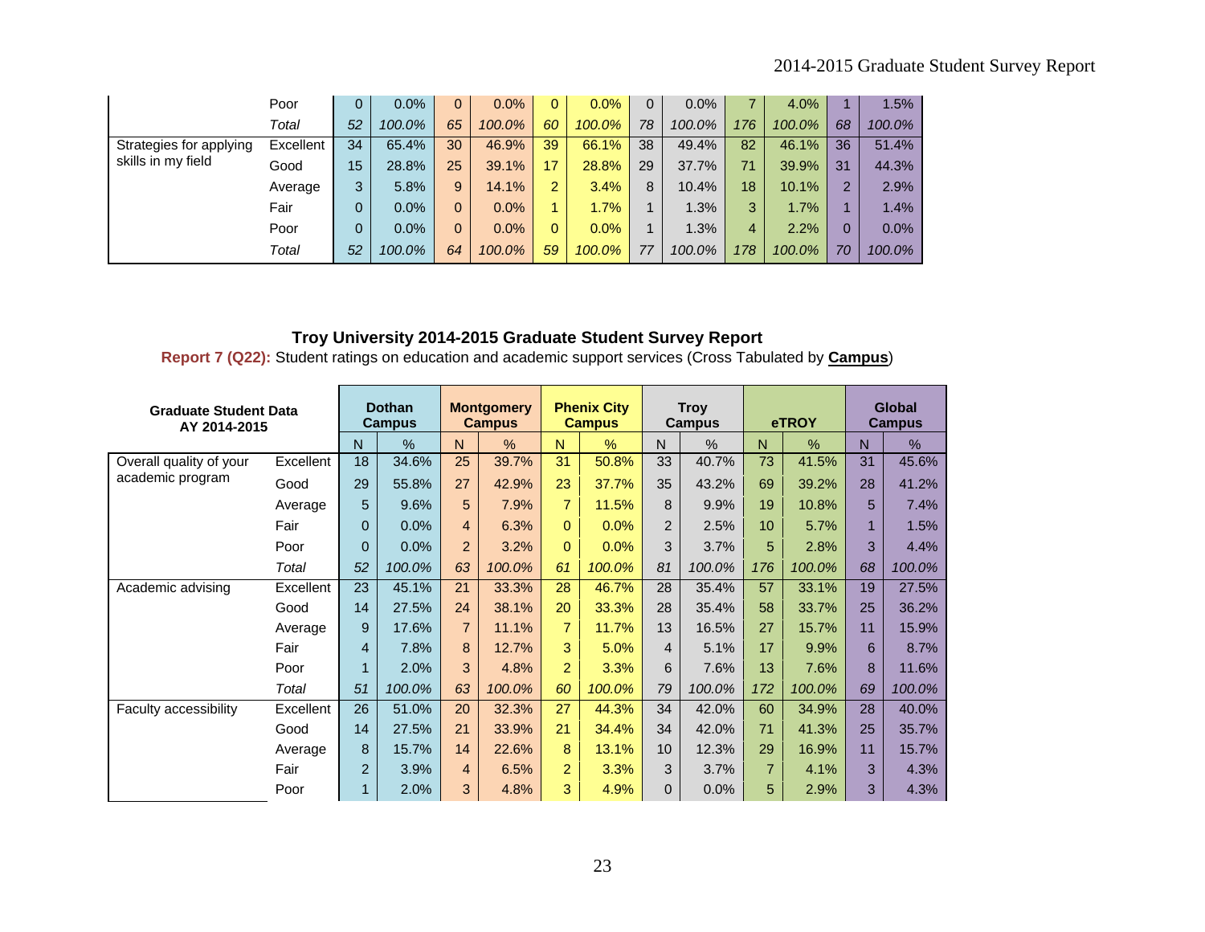| | | N | % | N | % | N | % | N | % | N | % | N | % |
|---|---|---|---|---|---|---|---|---|---|---|---|---|---|
| | Poor | 0 | 0.0% | 0 | 0.0% | 0 | 0.0% | 0 | 0.0% | 7 | 4.0% | 1 | 1.5% |
| | *Total* | *52* | *100.0%* | *65* | *100.0%* | *60* | *100.0%* | *78* | *100.0%* | *176* | *100.0%* | *68* | *100.0%* |
| Strategies for applying skills in my field | Excellent | 34 | 65.4% | 30 | 46.9% | 39 | 66.1% | 38 | 49.4% | 82 | 46.1% | 36 | 51.4% |
| | Good | 15 | 28.8% | 25 | 39.1% | 17 | 28.8% | 29 | 37.7% | 71 | 39.9% | 31 | 44.3% |
| | Average | 3 | 5.8% | 9 | 14.1% | 2 | 3.4% | 8 | 10.4% | 18 | 10.1% | 2 | 2.9% |
| | Fair | 0 | 0.0% | 0 | 0.0% | 1 | 1.7% | 1 | 1.3% | 3 | 1.7% | 1 | 1.4% |
| | Poor | 0 | 0.0% | 0 | 0.0% | 0 | 0.0% | 1 | 1.3% | 4 | 2.2% | 0 | 0.0% |
| | *Total* | *52* | *100.0%* | *64* | *100.0%* | *59* | *100.0%* | *77* | *100.0%* | *178* | *100.0%* | *70* | *100.0%* |

## Troy University 2014-2015 Graduate Student Survey Report

**Report 7 (Q22):** Student ratings on education and academic support services (Cross Tabulated by **Campus**)

| Graduate Student Data AY 2014-2015 | | Dothan Campus | | Montgomery Campus | | Phenix City Campus | | Troy Campus | | eTROY | | Global Campus | |
|---|---|---|---|---|---|---|---|---|---|---|---|---|---|
| | | N | % | N | % | N | % | N | % | N | % | N | % |
| Overall quality of your academic program | Excellent | 18 | 34.6% | 25 | 39.7% | 31 | 50.8% | 33 | 40.7% | 73 | 41.5% | 31 | 45.6% |
| | Good | 29 | 55.8% | 27 | 42.9% | 23 | 37.7% | 35 | 43.2% | 69 | 39.2% | 28 | 41.2% |
| | Average | 5 | 9.6% | 5 | 7.9% | 7 | 11.5% | 8 | 9.9% | 19 | 10.8% | 5 | 7.4% |
| | Fair | 0 | 0.0% | 4 | 6.3% | 0 | 0.0% | 2 | 2.5% | 10 | 5.7% | 1 | 1.5% |
| | Poor | 0 | 0.0% | 2 | 3.2% | 0 | 0.0% | 3 | 3.7% | 5 | 2.8% | 3 | 4.4% |
| | *Total* | *52* | *100.0%* | *63* | *100.0%* | *61* | *100.0%* | *81* | *100.0%* | *176* | *100.0%* | *68* | *100.0%* |
| Academic advising | Excellent | 23 | 45.1% | 21 | 33.3% | 28 | 46.7% | 28 | 35.4% | 57 | 33.1% | 19 | 27.5% |
| | Good | 14 | 27.5% | 24 | 38.1% | 20 | 33.3% | 28 | 35.4% | 58 | 33.7% | 25 | 36.2% |
| | Average | 9 | 17.6% | 7 | 11.1% | 7 | 11.7% | 13 | 16.5% | 27 | 15.7% | 11 | 15.9% |
| | Fair | 4 | 7.8% | 8 | 12.7% | 3 | 5.0% | 4 | 5.1% | 17 | 9.9% | 6 | 8.7% |
| | Poor | 1 | 2.0% | 3 | 4.8% | 2 | 3.3% | 6 | 7.6% | 13 | 7.6% | 8 | 11.6% |
| | *Total* | *51* | *100.0%* | *63* | *100.0%* | *60* | *100.0%* | *79* | *100.0%* | *172* | *100.0%* | *69* | *100.0%* |
| Faculty accessibility | Excellent | 26 | 51.0% | 20 | 32.3% | 27 | 44.3% | 34 | 42.0% | 60 | 34.9% | 28 | 40.0% |
| | Good | 14 | 27.5% | 21 | 33.9% | 21 | 34.4% | 34 | 42.0% | 71 | 41.3% | 25 | 35.7% |
| | Average | 8 | 15.7% | 14 | 22.6% | 8 | 13.1% | 10 | 12.3% | 29 | 16.9% | 11 | 15.7% |
| | Fair | 2 | 3.9% | 4 | 6.5% | 2 | 3.3% | 3 | 3.7% | 7 | 4.1% | 3 | 4.3% |
| | Poor | 1 | 2.0% | 3 | 4.8% | 3 | 4.9% | 0 | 0.0% | 5 | 2.9% | 3 | 4.3% |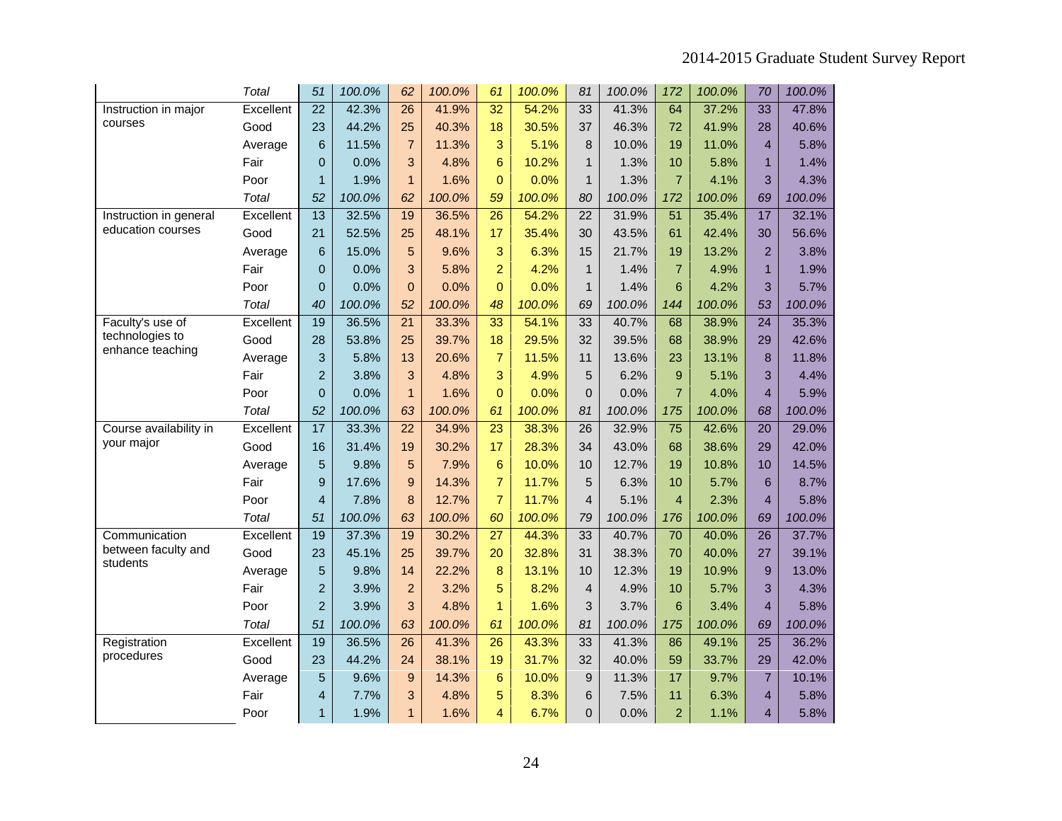| | | | | | | | | | | | | | |
|---|---|---|---|---|---|---|---|---|---|---|---|---|---|
| | *Total* | *51* | *100.0%* | *62* | *100.0%* | *61* | *100.0%* | *81* | *100.0%* | *172* | *100.0%* | *70* | *100.0%* |
| Instruction in major courses | Excellent | 22 | 42.3% | 26 | 41.9% | 32 | 54.2% | 33 | 41.3% | 64 | 37.2% | 33 | 47.8% |
| | Good | 23 | 44.2% | 25 | 40.3% | 18 | 30.5% | 37 | 46.3% | 72 | 41.9% | 28 | 40.6% |
| | Average | 6 | 11.5% | 7 | 11.3% | 3 | 5.1% | 8 | 10.0% | 19 | 11.0% | 4 | 5.8% |
| | Fair | 0 | 0.0% | 3 | 4.8% | 6 | 10.2% | 1 | 1.3% | 10 | 5.8% | 1 | 1.4% |
| | Poor | 1 | 1.9% | 1 | 1.6% | 0 | 0.0% | 1 | 1.3% | 7 | 4.1% | 3 | 4.3% |
| | *Total* | *52* | *100.0%* | *62* | *100.0%* | *59* | *100.0%* | *80* | *100.0%* | *172* | *100.0%* | *69* | *100.0%* |
| Instruction in general education courses | Excellent | 13 | 32.5% | 19 | 36.5% | 26 | 54.2% | 22 | 31.9% | 51 | 35.4% | 17 | 32.1% |
| | Good | 21 | 52.5% | 25 | 48.1% | 17 | 35.4% | 30 | 43.5% | 61 | 42.4% | 30 | 56.6% |
| | Average | 6 | 15.0% | 5 | 9.6% | 3 | 6.3% | 15 | 21.7% | 19 | 13.2% | 2 | 3.8% |
| | Fair | 0 | 0.0% | 3 | 5.8% | 2 | 4.2% | 1 | 1.4% | 7 | 4.9% | 1 | 1.9% |
| | Poor | 0 | 0.0% | 0 | 0.0% | 0 | 0.0% | 1 | 1.4% | 6 | 4.2% | 3 | 5.7% |
| | *Total* | *40* | *100.0%* | *52* | *100.0%* | *48* | *100.0%* | *69* | *100.0%* | *144* | *100.0%* | *53* | *100.0%* |
| Faculty's use of technologies to enhance teaching | Excellent | 19 | 36.5% | 21 | 33.3% | 33 | 54.1% | 33 | 40.7% | 68 | 38.9% | 24 | 35.3% |
| | Good | 28 | 53.8% | 25 | 39.7% | 18 | 29.5% | 32 | 39.5% | 68 | 38.9% | 29 | 42.6% |
| | Average | 3 | 5.8% | 13 | 20.6% | 7 | 11.5% | 11 | 13.6% | 23 | 13.1% | 8 | 11.8% |
| | Fair | 2 | 3.8% | 3 | 4.8% | 3 | 4.9% | 5 | 6.2% | 9 | 5.1% | 3 | 4.4% |
| | Poor | 0 | 0.0% | 1 | 1.6% | 0 | 0.0% | 0 | 0.0% | 7 | 4.0% | 4 | 5.9% |
| | *Total* | *52* | *100.0%* | *63* | *100.0%* | *61* | *100.0%* | *81* | *100.0%* | *175* | *100.0%* | *68* | *100.0%* |
| Course availability in your major | Excellent | 17 | 33.3% | 22 | 34.9% | 23 | 38.3% | 26 | 32.9% | 75 | 42.6% | 20 | 29.0% |
| | Good | 16 | 31.4% | 19 | 30.2% | 17 | 28.3% | 34 | 43.0% | 68 | 38.6% | 29 | 42.0% |
| | Average | 5 | 9.8% | 5 | 7.9% | 6 | 10.0% | 10 | 12.7% | 19 | 10.8% | 10 | 14.5% |
| | Fair | 9 | 17.6% | 9 | 14.3% | 7 | 11.7% | 5 | 6.3% | 10 | 5.7% | 6 | 8.7% |
| | Poor | 4 | 7.8% | 8 | 12.7% | 7 | 11.7% | 4 | 5.1% | 4 | 2.3% | 4 | 5.8% |
| | *Total* | *51* | *100.0%* | *63* | *100.0%* | *60* | *100.0%* | *79* | *100.0%* | *176* | *100.0%* | *69* | *100.0%* |
| Communication between faculty and students | Excellent | 19 | 37.3% | 19 | 30.2% | 27 | 44.3% | 33 | 40.7% | 70 | 40.0% | 26 | 37.7% |
| | Good | 23 | 45.1% | 25 | 39.7% | 20 | 32.8% | 31 | 38.3% | 70 | 40.0% | 27 | 39.1% |
| | Average | 5 | 9.8% | 14 | 22.2% | 8 | 13.1% | 10 | 12.3% | 19 | 10.9% | 9 | 13.0% |
| | Fair | 2 | 3.9% | 2 | 3.2% | 5 | 8.2% | 4 | 4.9% | 10 | 5.7% | 3 | 4.3% |
| | Poor | 2 | 3.9% | 3 | 4.8% | 1 | 1.6% | 3 | 3.7% | 6 | 3.4% | 4 | 5.8% |
| | *Total* | *51* | *100.0%* | *63* | *100.0%* | *61* | *100.0%* | *81* | *100.0%* | *175* | *100.0%* | *69* | *100.0%* |
| Registration procedures | Excellent | 19 | 36.5% | 26 | 41.3% | 26 | 43.3% | 33 | 41.3% | 86 | 49.1% | 25 | 36.2% |
| | Good | 23 | 44.2% | 24 | 38.1% | 19 | 31.7% | 32 | 40.0% | 59 | 33.7% | 29 | 42.0% |
| | Average | 5 | 9.6% | 9 | 14.3% | 6 | 10.0% | 9 | 11.3% | 17 | 9.7% | 7 | 10.1% |
| | Fair | 4 | 7.7% | 3 | 4.8% | 5 | 8.3% | 6 | 7.5% | 11 | 6.3% | 4 | 5.8% |
| | Poor | 1 | 1.9% | 1 | 1.6% | 4 | 6.7% | 0 | 0.0% | 2 | 1.1% | 4 | 5.8% |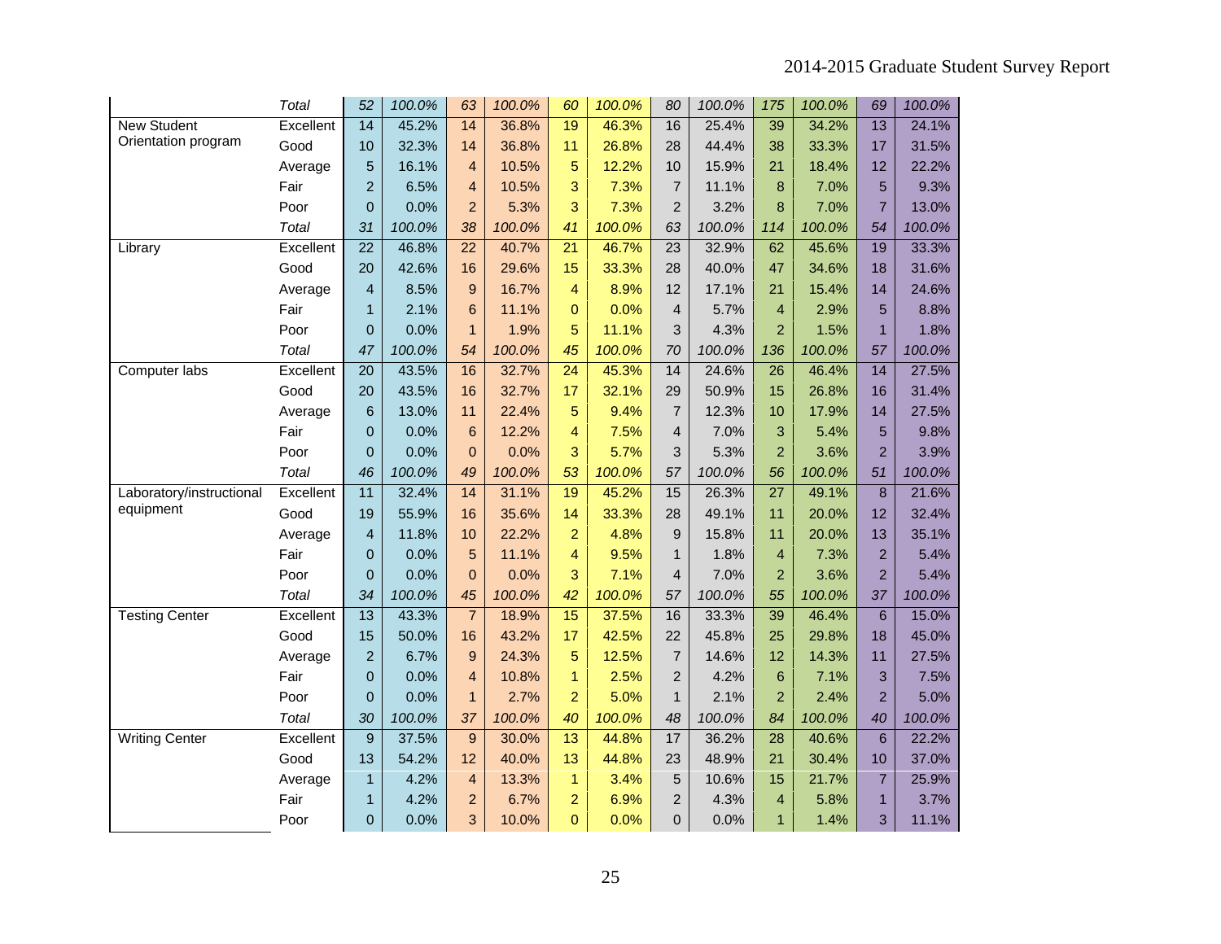| | | | | | | | | | | | | | |
|---|---|---|---|---|---|---|---|---|---|---|---|---|---|
| | *Total* | *52* | *100.0%* | *63* | *100.0%* | *60* | *100.0%* | *80* | *100.0%* | *175* | *100.0%* | *69* | *100.0%* |
| New Student Orientation program | Excellent | 14 | 45.2% | 14 | 36.8% | 19 | 46.3% | 16 | 25.4% | 39 | 34.2% | 13 | 24.1% |
| | Good | 10 | 32.3% | 14 | 36.8% | 11 | 26.8% | 28 | 44.4% | 38 | 33.3% | 17 | 31.5% |
| | Average | 5 | 16.1% | 4 | 10.5% | 5 | 12.2% | 10 | 15.9% | 21 | 18.4% | 12 | 22.2% |
| | Fair | 2 | 6.5% | 4 | 10.5% | 3 | 7.3% | 7 | 11.1% | 8 | 7.0% | 5 | 9.3% |
| | Poor | 0 | 0.0% | 2 | 5.3% | 3 | 7.3% | 2 | 3.2% | 8 | 7.0% | 7 | 13.0% |
| | *Total* | *31* | *100.0%* | *38* | *100.0%* | *41* | *100.0%* | *63* | *100.0%* | *114* | *100.0%* | *54* | *100.0%* |
| Library | Excellent | 22 | 46.8% | 22 | 40.7% | 21 | 46.7% | 23 | 32.9% | 62 | 45.6% | 19 | 33.3% |
| | Good | 20 | 42.6% | 16 | 29.6% | 15 | 33.3% | 28 | 40.0% | 47 | 34.6% | 18 | 31.6% |
| | Average | 4 | 8.5% | 9 | 16.7% | 4 | 8.9% | 12 | 17.1% | 21 | 15.4% | 14 | 24.6% |
| | Fair | 1 | 2.1% | 6 | 11.1% | 0 | 0.0% | 4 | 5.7% | 4 | 2.9% | 5 | 8.8% |
| | Poor | 0 | 0.0% | 1 | 1.9% | 5 | 11.1% | 3 | 4.3% | 2 | 1.5% | 1 | 1.8% |
| | *Total* | *47* | *100.0%* | *54* | *100.0%* | *45* | *100.0%* | *70* | *100.0%* | *136* | *100.0%* | *57* | *100.0%* |
| Computer labs | Excellent | 20 | 43.5% | 16 | 32.7% | 24 | 45.3% | 14 | 24.6% | 26 | 46.4% | 14 | 27.5% |
| | Good | 20 | 43.5% | 16 | 32.7% | 17 | 32.1% | 29 | 50.9% | 15 | 26.8% | 16 | 31.4% |
| | Average | 6 | 13.0% | 11 | 22.4% | 5 | 9.4% | 7 | 12.3% | 10 | 17.9% | 14 | 27.5% |
| | Fair | 0 | 0.0% | 6 | 12.2% | 4 | 7.5% | 4 | 7.0% | 3 | 5.4% | 5 | 9.8% |
| | Poor | 0 | 0.0% | 0 | 0.0% | 3 | 5.7% | 3 | 5.3% | 2 | 3.6% | 2 | 3.9% |
| | *Total* | *46* | *100.0%* | *49* | *100.0%* | *53* | *100.0%* | *57* | *100.0%* | *56* | *100.0%* | *51* | *100.0%* |
| Laboratory/instructional equipment | Excellent | 11 | 32.4% | 14 | 31.1% | 19 | 45.2% | 15 | 26.3% | 27 | 49.1% | 8 | 21.6% |
| | Good | 19 | 55.9% | 16 | 35.6% | 14 | 33.3% | 28 | 49.1% | 11 | 20.0% | 12 | 32.4% |
| | Average | 4 | 11.8% | 10 | 22.2% | 2 | 4.8% | 9 | 15.8% | 11 | 20.0% | 13 | 35.1% |
| | Fair | 0 | 0.0% | 5 | 11.1% | 4 | 9.5% | 1 | 1.8% | 4 | 7.3% | 2 | 5.4% |
| | Poor | 0 | 0.0% | 0 | 0.0% | 3 | 7.1% | 4 | 7.0% | 2 | 3.6% | 2 | 5.4% |
| | *Total* | *34* | *100.0%* | *45* | *100.0%* | *42* | *100.0%* | *57* | *100.0%* | *55* | *100.0%* | *37* | *100.0%* |
| Testing Center | Excellent | 13 | 43.3% | 7 | 18.9% | 15 | 37.5% | 16 | 33.3% | 39 | 46.4% | 6 | 15.0% |
| | Good | 15 | 50.0% | 16 | 43.2% | 17 | 42.5% | 22 | 45.8% | 25 | 29.8% | 18 | 45.0% |
| | Average | 2 | 6.7% | 9 | 24.3% | 5 | 12.5% | 7 | 14.6% | 12 | 14.3% | 11 | 27.5% |
| | Fair | 0 | 0.0% | 4 | 10.8% | 1 | 2.5% | 2 | 4.2% | 6 | 7.1% | 3 | 7.5% |
| | Poor | 0 | 0.0% | 1 | 2.7% | 2 | 5.0% | 1 | 2.1% | 2 | 2.4% | 2 | 5.0% |
| | *Total* | *30* | *100.0%* | *37* | *100.0%* | *40* | *100.0%* | *48* | *100.0%* | *84* | *100.0%* | *40* | *100.0%* |
| Writing Center | Excellent | 9 | 37.5% | 9 | 30.0% | 13 | 44.8% | 17 | 36.2% | 28 | 40.6% | 6 | 22.2% |
| | Good | 13 | 54.2% | 12 | 40.0% | 13 | 44.8% | 23 | 48.9% | 21 | 30.4% | 10 | 37.0% |
| | Average | 1 | 4.2% | 4 | 13.3% | 1 | 3.4% | 5 | 10.6% | 15 | 21.7% | 7 | 25.9% |
| | Fair | 1 | 4.2% | 2 | 6.7% | 2 | 6.9% | 2 | 4.3% | 4 | 5.8% | 1 | 3.7% |
| | Poor | 0 | 0.0% | 3 | 10.0% | 0 | 0.0% | 0 | 0.0% | 1 | 1.4% | 3 | 11.1% |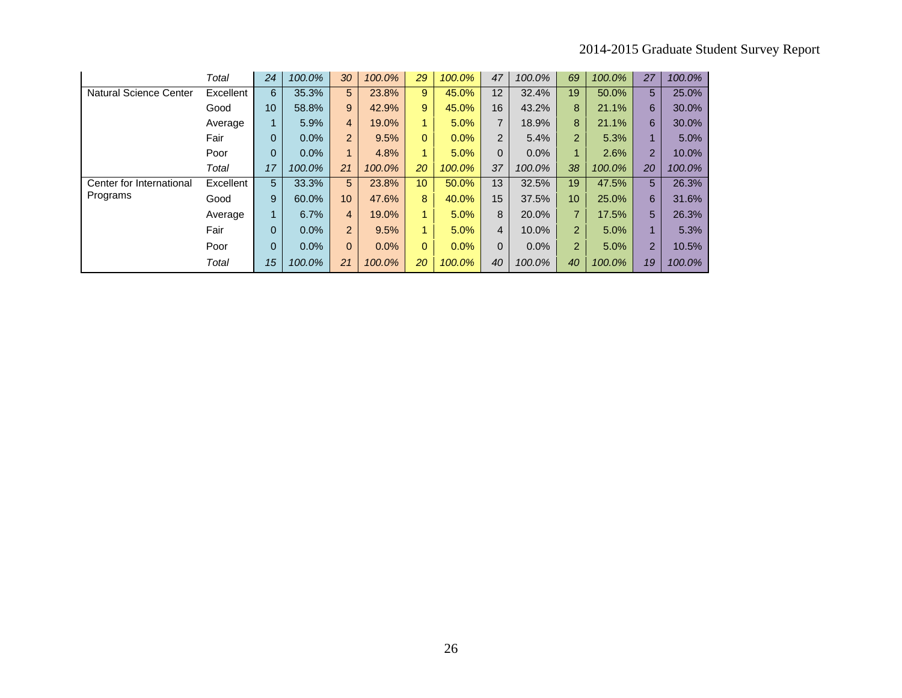| | | | | | | | | | | | | | |
|---|---|---|---|---|---|---|---|---|---|---|---|---|---|
| | *Total* | *24* | *100.0%* | *30* | *100.0%* | *29* | *100.0%* | *47* | *100.0%* | *69* | *100.0%* | *27* | *100.0%* |
| Natural Science Center | Excellent | 6 | 35.3% | 5 | 23.8% | 9 | 45.0% | 12 | 32.4% | 19 | 50.0% | 5 | 25.0% |
| | Good | 10 | 58.8% | 9 | 42.9% | 9 | 45.0% | 16 | 43.2% | 8 | 21.1% | 6 | 30.0% |
| | Average | 1 | 5.9% | 4 | 19.0% | 1 | 5.0% | 7 | 18.9% | 8 | 21.1% | 6 | 30.0% |
| | Fair | 0 | 0.0% | 2 | 9.5% | 0 | 0.0% | 2 | 5.4% | 2 | 5.3% | 1 | 5.0% |
| | Poor | 0 | 0.0% | 1 | 4.8% | 1 | 5.0% | 0 | 0.0% | 1 | 2.6% | 2 | 10.0% |
| | *Total* | *17* | *100.0%* | *21* | *100.0%* | *20* | *100.0%* | *37* | *100.0%* | *38* | *100.0%* | *20* | *100.0%* |
| Center for International Programs | Excellent | 5 | 33.3% | 5 | 23.8% | 10 | 50.0% | 13 | 32.5% | 19 | 47.5% | 5 | 26.3% |
| | Good | 9 | 60.0% | 10 | 47.6% | 8 | 40.0% | 15 | 37.5% | 10 | 25.0% | 6 | 31.6% |
| | Average | 1 | 6.7% | 4 | 19.0% | 1 | 5.0% | 8 | 20.0% | 7 | 17.5% | 5 | 26.3% |
| | Fair | 0 | 0.0% | 2 | 9.5% | 1 | 5.0% | 4 | 10.0% | 2 | 5.0% | 1 | 5.3% |
| | Poor | 0 | 0.0% | 0 | 0.0% | 0 | 0.0% | 0 | 0.0% | 2 | 5.0% | 2 | 10.5% |
| | *Total* | *15* | *100.0%* | *21* | *100.0%* | *20* | *100.0%* | *40* | *100.0%* | *40* | *100.0%* | *19* | *100.0%* |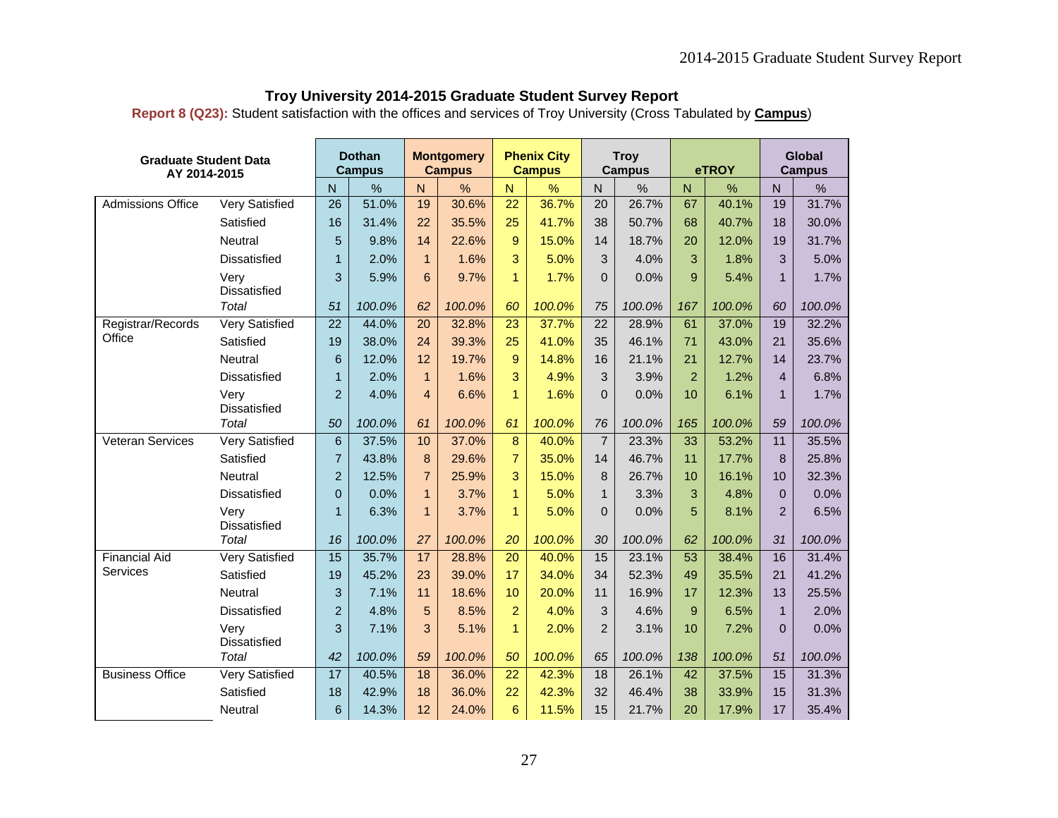**Troy University 2014-2015 Graduate Student Survey Report**

**Report 8 (Q23):** Student satisfaction with the offices and services of Troy University (Cross Tabulated by **Campus**)

| Graduate Student Data AY 2014-2015 | | Dothan Campus | | Montgomery Campus | | Phenix City Campus | | Troy Campus | | eTROY | | Global Campus | |
|---|---|---|---|---|---|---|---|---|---|---|---|---|---|
| | | N | % | N | % | N | % | N | % | N | % | N | % |
| Admissions Office | Very Satisfied | 26 | 51.0% | 19 | 30.6% | 22 | 36.7% | 20 | 26.7% | 67 | 40.1% | 19 | 31.7% |
| | Satisfied | 16 | 31.4% | 22 | 35.5% | 25 | 41.7% | 38 | 50.7% | 68 | 40.7% | 18 | 30.0% |
| | Neutral | 5 | 9.8% | 14 | 22.6% | 9 | 15.0% | 14 | 18.7% | 20 | 12.0% | 19 | 31.7% |
| | Dissatisfied | 1 | 2.0% | 1 | 1.6% | 3 | 5.0% | 3 | 4.0% | 3 | 1.8% | 3 | 5.0% |
| | Very Dissatisfied | 3 | 5.9% | 6 | 9.7% | 1 | 1.7% | 0 | 0.0% | 9 | 5.4% | 1 | 1.7% |
| | *Total* | *51* | *100.0%* | *62* | *100.0%* | *60* | *100.0%* | *75* | *100.0%* | *167* | *100.0%* | *60* | *100.0%* |
| Registrar/Records Office | Very Satisfied | 22 | 44.0% | 20 | 32.8% | 23 | 37.7% | 22 | 28.9% | 61 | 37.0% | 19 | 32.2% |
| | Satisfied | 19 | 38.0% | 24 | 39.3% | 25 | 41.0% | 35 | 46.1% | 71 | 43.0% | 21 | 35.6% |
| | Neutral | 6 | 12.0% | 12 | 19.7% | 9 | 14.8% | 16 | 21.1% | 21 | 12.7% | 14 | 23.7% |
| | Dissatisfied | 1 | 2.0% | 1 | 1.6% | 3 | 4.9% | 3 | 3.9% | 2 | 1.2% | 4 | 6.8% |
| | Very Dissatisfied | 2 | 4.0% | 4 | 6.6% | 1 | 1.6% | 0 | 0.0% | 10 | 6.1% | 1 | 1.7% |
| | *Total* | *50* | *100.0%* | *61* | *100.0%* | *61* | *100.0%* | *76* | *100.0%* | *165* | *100.0%* | *59* | *100.0%* |
| Veteran Services | Very Satisfied | 6 | 37.5% | 10 | 37.0% | 8 | 40.0% | 7 | 23.3% | 33 | 53.2% | 11 | 35.5% |
| | Satisfied | 7 | 43.8% | 8 | 29.6% | 7 | 35.0% | 14 | 46.7% | 11 | 17.7% | 8 | 25.8% |
| | Neutral | 2 | 12.5% | 7 | 25.9% | 3 | 15.0% | 8 | 26.7% | 10 | 16.1% | 10 | 32.3% |
| | Dissatisfied | 0 | 0.0% | 1 | 3.7% | 1 | 5.0% | 1 | 3.3% | 3 | 4.8% | 0 | 0.0% |
| | Very Dissatisfied | 1 | 6.3% | 1 | 3.7% | 1 | 5.0% | 0 | 0.0% | 5 | 8.1% | 2 | 6.5% |
| | *Total* | *16* | *100.0%* | *27* | *100.0%* | *20* | *100.0%* | *30* | *100.0%* | *62* | *100.0%* | *31* | *100.0%* |
| Financial Aid Services | Very Satisfied | 15 | 35.7% | 17 | 28.8% | 20 | 40.0% | 15 | 23.1% | 53 | 38.4% | 16 | 31.4% |
| | Satisfied | 19 | 45.2% | 23 | 39.0% | 17 | 34.0% | 34 | 52.3% | 49 | 35.5% | 21 | 41.2% |
| | Neutral | 3 | 7.1% | 11 | 18.6% | 10 | 20.0% | 11 | 16.9% | 17 | 12.3% | 13 | 25.5% |
| | Dissatisfied | 2 | 4.8% | 5 | 8.5% | 2 | 4.0% | 3 | 4.6% | 9 | 6.5% | 1 | 2.0% |
| | Very Dissatisfied | 3 | 7.1% | 3 | 5.1% | 1 | 2.0% | 2 | 3.1% | 10 | 7.2% | 0 | 0.0% |
| | *Total* | *42* | *100.0%* | *59* | *100.0%* | *50* | *100.0%* | *65* | *100.0%* | *138* | *100.0%* | *51* | *100.0%* |
| Business Office | Very Satisfied | 17 | 40.5% | 18 | 36.0% | 22 | 42.3% | 18 | 26.1% | 42 | 37.5% | 15 | 31.3% |
| | Satisfied | 18 | 42.9% | 18 | 36.0% | 22 | 42.3% | 32 | 46.4% | 38 | 33.9% | 15 | 31.3% |
| | Neutral | 6 | 14.3% | 12 | 24.0% | 6 | 11.5% | 15 | 21.7% | 20 | 17.9% | 17 | 35.4% |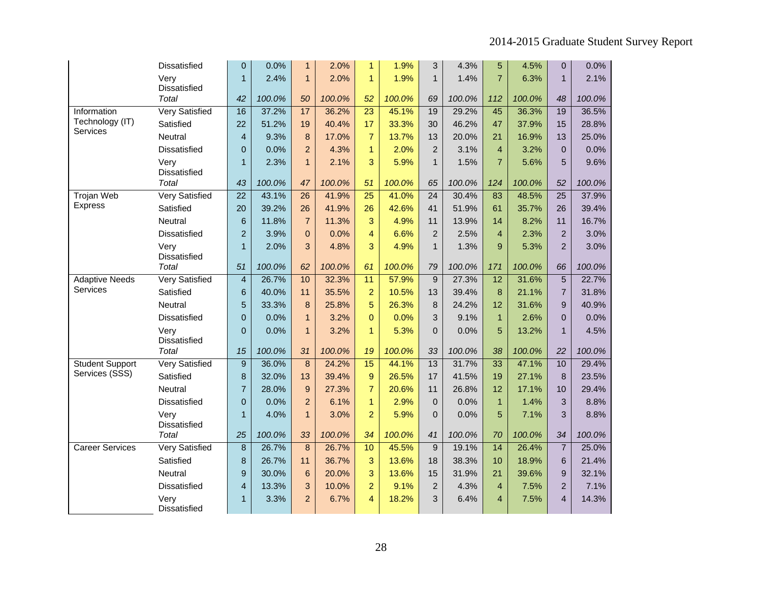|  |  |  |  |  |  |  |  |  |  |  |  |  |  |
|---|---|---|---|---|---|---|---|---|---|---|---|---|---|
|  | Dissatisfied | 0 | 0.0% | 1 | 2.0% | 1 | 1.9% | 3 | 4.3% | 5 | 4.5% | 0 | 0.0% |
|  | Very Dissatisfied | 1 | 2.4% | 1 | 2.0% | 1 | 1.9% | 1 | 1.4% | 7 | 6.3% | 1 | 2.1% |
|  | *Total* | *42* | *100.0%* | *50* | *100.0%* | *52* | *100.0%* | *69* | *100.0%* | *112* | *100.0%* | *48* | *100.0%* |
| Information Technology (IT) Services | Very Satisfied | 16 | 37.2% | 17 | 36.2% | 23 | 45.1% | 19 | 29.2% | 45 | 36.3% | 19 | 36.5% |
|  | Satisfied | 22 | 51.2% | 19 | 40.4% | 17 | 33.3% | 30 | 46.2% | 47 | 37.9% | 15 | 28.8% |
|  | Neutral | 4 | 9.3% | 8 | 17.0% | 7 | 13.7% | 13 | 20.0% | 21 | 16.9% | 13 | 25.0% |
|  | Dissatisfied | 0 | 0.0% | 2 | 4.3% | 1 | 2.0% | 2 | 3.1% | 4 | 3.2% | 0 | 0.0% |
|  | Very Dissatisfied | 1 | 2.3% | 1 | 2.1% | 3 | 5.9% | 1 | 1.5% | 7 | 5.6% | 5 | 9.6% |
|  | *Total* | *43* | *100.0%* | *47* | *100.0%* | *51* | *100.0%* | *65* | *100.0%* | *124* | *100.0%* | *52* | *100.0%* |
| Trojan Web Express | Very Satisfied | 22 | 43.1% | 26 | 41.9% | 25 | 41.0% | 24 | 30.4% | 83 | 48.5% | 25 | 37.9% |
|  | Satisfied | 20 | 39.2% | 26 | 41.9% | 26 | 42.6% | 41 | 51.9% | 61 | 35.7% | 26 | 39.4% |
|  | Neutral | 6 | 11.8% | 7 | 11.3% | 3 | 4.9% | 11 | 13.9% | 14 | 8.2% | 11 | 16.7% |
|  | Dissatisfied | 2 | 3.9% | 0 | 0.0% | 4 | 6.6% | 2 | 2.5% | 4 | 2.3% | 2 | 3.0% |
|  | Very Dissatisfied | 1 | 2.0% | 3 | 4.8% | 3 | 4.9% | 1 | 1.3% | 9 | 5.3% | 2 | 3.0% |
|  | *Total* | *51* | *100.0%* | *62* | *100.0%* | *61* | *100.0%* | *79* | *100.0%* | *171* | *100.0%* | *66* | *100.0%* |
| Adaptive Needs Services | Very Satisfied | 4 | 26.7% | 10 | 32.3% | 11 | 57.9% | 9 | 27.3% | 12 | 31.6% | 5 | 22.7% |
|  | Satisfied | 6 | 40.0% | 11 | 35.5% | 2 | 10.5% | 13 | 39.4% | 8 | 21.1% | 7 | 31.8% |
|  | Neutral | 5 | 33.3% | 8 | 25.8% | 5 | 26.3% | 8 | 24.2% | 12 | 31.6% | 9 | 40.9% |
|  | Dissatisfied | 0 | 0.0% | 1 | 3.2% | 0 | 0.0% | 3 | 9.1% | 1 | 2.6% | 0 | 0.0% |
|  | Very Dissatisfied | 0 | 0.0% | 1 | 3.2% | 1 | 5.3% | 0 | 0.0% | 5 | 13.2% | 1 | 4.5% |
|  | *Total* | *15* | *100.0%* | *31* | *100.0%* | *19* | *100.0%* | *33* | *100.0%* | *38* | *100.0%* | *22* | *100.0%* |
| Student Support Services (SSS) | Very Satisfied | 9 | 36.0% | 8 | 24.2% | 15 | 44.1% | 13 | 31.7% | 33 | 47.1% | 10 | 29.4% |
|  | Satisfied | 8 | 32.0% | 13 | 39.4% | 9 | 26.5% | 17 | 41.5% | 19 | 27.1% | 8 | 23.5% |
|  | Neutral | 7 | 28.0% | 9 | 27.3% | 7 | 20.6% | 11 | 26.8% | 12 | 17.1% | 10 | 29.4% |
|  | Dissatisfied | 0 | 0.0% | 2 | 6.1% | 1 | 2.9% | 0 | 0.0% | 1 | 1.4% | 3 | 8.8% |
|  | Very Dissatisfied | 1 | 4.0% | 1 | 3.0% | 2 | 5.9% | 0 | 0.0% | 5 | 7.1% | 3 | 8.8% |
|  | *Total* | *25* | *100.0%* | *33* | *100.0%* | *34* | *100.0%* | *41* | *100.0%* | *70* | *100.0%* | *34* | *100.0%* |
| Career Services | Very Satisfied | 8 | 26.7% | 8 | 26.7% | 10 | 45.5% | 9 | 19.1% | 14 | 26.4% | 7 | 25.0% |
|  | Satisfied | 8 | 26.7% | 11 | 36.7% | 3 | 13.6% | 18 | 38.3% | 10 | 18.9% | 6 | 21.4% |
|  | Neutral | 9 | 30.0% | 6 | 20.0% | 3 | 13.6% | 15 | 31.9% | 21 | 39.6% | 9 | 32.1% |
|  | Dissatisfied | 4 | 13.3% | 3 | 10.0% | 2 | 9.1% | 2 | 4.3% | 4 | 7.5% | 2 | 7.1% |
|  | Very Dissatisfied | 1 | 3.3% | 2 | 6.7% | 4 | 18.2% | 3 | 6.4% | 4 | 7.5% | 4 | 14.3% |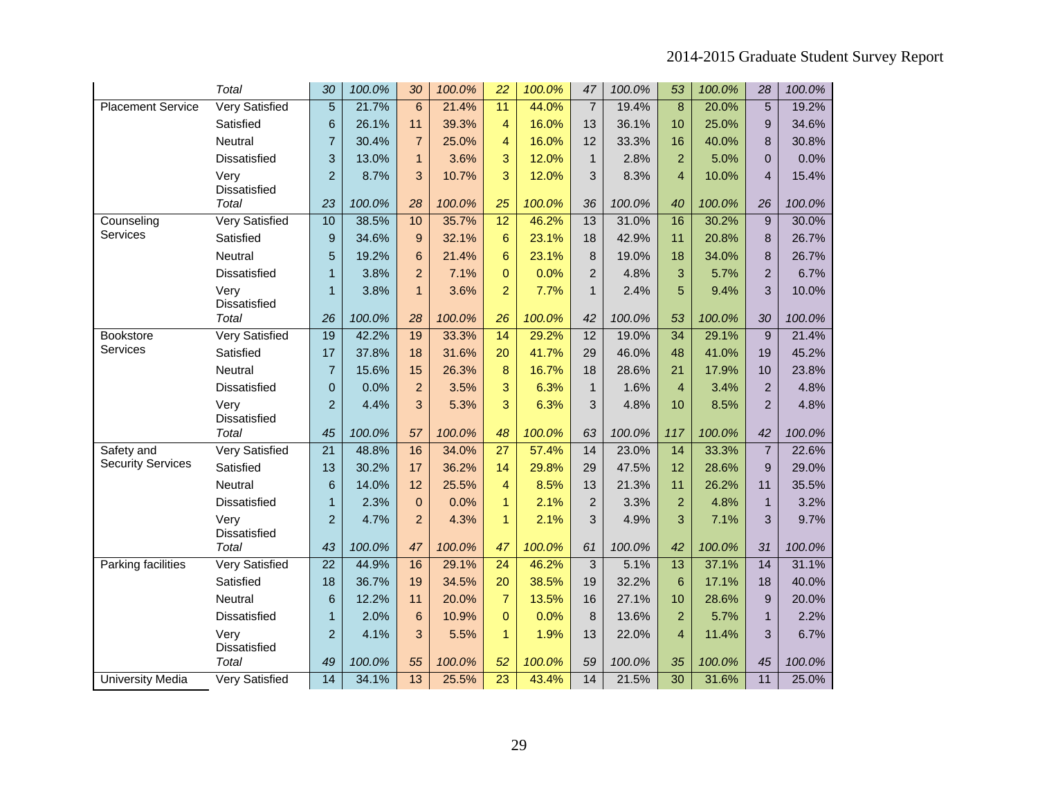| | | | | | | | | | | | | | |
|---|---|---|---|---|---|---|---|---|---|---|---|---|---|
| | *Total* | *30* | *100.0%* | *30* | *100.0%* | *22* | *100.0%* | *47* | *100.0%* | *53* | *100.0%* | *28* | *100.0%* |
| Placement Service | Very Satisfied | 5 | 21.7% | 6 | 21.4% | 11 | 44.0% | 7 | 19.4% | 8 | 20.0% | 5 | 19.2% |
| | Satisfied | 6 | 26.1% | 11 | 39.3% | 4 | 16.0% | 13 | 36.1% | 10 | 25.0% | 9 | 34.6% |
| | Neutral | 7 | 30.4% | 7 | 25.0% | 4 | 16.0% | 12 | 33.3% | 16 | 40.0% | 8 | 30.8% |
| | Dissatisfied | 3 | 13.0% | 1 | 3.6% | 3 | 12.0% | 1 | 2.8% | 2 | 5.0% | 0 | 0.0% |
| | Very Dissatisfied | 2 | 8.7% | 3 | 10.7% | 3 | 12.0% | 3 | 8.3% | 4 | 10.0% | 4 | 15.4% |
| | *Total* | *23* | *100.0%* | *28* | *100.0%* | *25* | *100.0%* | *36* | *100.0%* | *40* | *100.0%* | *26* | *100.0%* |
| Counseling Services | Very Satisfied | 10 | 38.5% | 10 | 35.7% | 12 | 46.2% | 13 | 31.0% | 16 | 30.2% | 9 | 30.0% |
| | Satisfied | 9 | 34.6% | 9 | 32.1% | 6 | 23.1% | 18 | 42.9% | 11 | 20.8% | 8 | 26.7% |
| | Neutral | 5 | 19.2% | 6 | 21.4% | 6 | 23.1% | 8 | 19.0% | 18 | 34.0% | 8 | 26.7% |
| | Dissatisfied | 1 | 3.8% | 2 | 7.1% | 0 | 0.0% | 2 | 4.8% | 3 | 5.7% | 2 | 6.7% |
| | Very Dissatisfied | 1 | 3.8% | 1 | 3.6% | 2 | 7.7% | 1 | 2.4% | 5 | 9.4% | 3 | 10.0% |
| | *Total* | *26* | *100.0%* | *28* | *100.0%* | *26* | *100.0%* | *42* | *100.0%* | *53* | *100.0%* | *30* | *100.0%* |
| Bookstore Services | Very Satisfied | 19 | 42.2% | 19 | 33.3% | 14 | 29.2% | 12 | 19.0% | 34 | 29.1% | 9 | 21.4% |
| | Satisfied | 17 | 37.8% | 18 | 31.6% | 20 | 41.7% | 29 | 46.0% | 48 | 41.0% | 19 | 45.2% |
| | Neutral | 7 | 15.6% | 15 | 26.3% | 8 | 16.7% | 18 | 28.6% | 21 | 17.9% | 10 | 23.8% |
| | Dissatisfied | 0 | 0.0% | 2 | 3.5% | 3 | 6.3% | 1 | 1.6% | 4 | 3.4% | 2 | 4.8% |
| | Very Dissatisfied | 2 | 4.4% | 3 | 5.3% | 3 | 6.3% | 3 | 4.8% | 10 | 8.5% | 2 | 4.8% |
| | *Total* | *45* | *100.0%* | *57* | *100.0%* | *48* | *100.0%* | *63* | *100.0%* | *117* | *100.0%* | *42* | *100.0%* |
| Safety and Security Services | Very Satisfied | 21 | 48.8% | 16 | 34.0% | 27 | 57.4% | 14 | 23.0% | 14 | 33.3% | 7 | 22.6% |
| | Satisfied | 13 | 30.2% | 17 | 36.2% | 14 | 29.8% | 29 | 47.5% | 12 | 28.6% | 9 | 29.0% |
| | Neutral | 6 | 14.0% | 12 | 25.5% | 4 | 8.5% | 13 | 21.3% | 11 | 26.2% | 11 | 35.5% |
| | Dissatisfied | 1 | 2.3% | 0 | 0.0% | 1 | 2.1% | 2 | 3.3% | 2 | 4.8% | 1 | 3.2% |
| | Very Dissatisfied | 2 | 4.7% | 2 | 4.3% | 1 | 2.1% | 3 | 4.9% | 3 | 7.1% | 3 | 9.7% |
| | *Total* | *43* | *100.0%* | *47* | *100.0%* | *47* | *100.0%* | *61* | *100.0%* | *42* | *100.0%* | *31* | *100.0%* |
| Parking facilities | Very Satisfied | 22 | 44.9% | 16 | 29.1% | 24 | 46.2% | 3 | 5.1% | 13 | 37.1% | 14 | 31.1% |
| | Satisfied | 18 | 36.7% | 19 | 34.5% | 20 | 38.5% | 19 | 32.2% | 6 | 17.1% | 18 | 40.0% |
| | Neutral | 6 | 12.2% | 11 | 20.0% | 7 | 13.5% | 16 | 27.1% | 10 | 28.6% | 9 | 20.0% |
| | Dissatisfied | 1 | 2.0% | 6 | 10.9% | 0 | 0.0% | 8 | 13.6% | 2 | 5.7% | 1 | 2.2% |
| | Very Dissatisfied | 2 | 4.1% | 3 | 5.5% | 1 | 1.9% | 13 | 22.0% | 4 | 11.4% | 3 | 6.7% |
| | *Total* | *49* | *100.0%* | *55* | *100.0%* | *52* | *100.0%* | *59* | *100.0%* | *35* | *100.0%* | *45* | *100.0%* |
| University Media | Very Satisfied | 14 | 34.1% | 13 | 25.5% | 23 | 43.4% | 14 | 21.5% | 30 | 31.6% | 11 | 25.0% |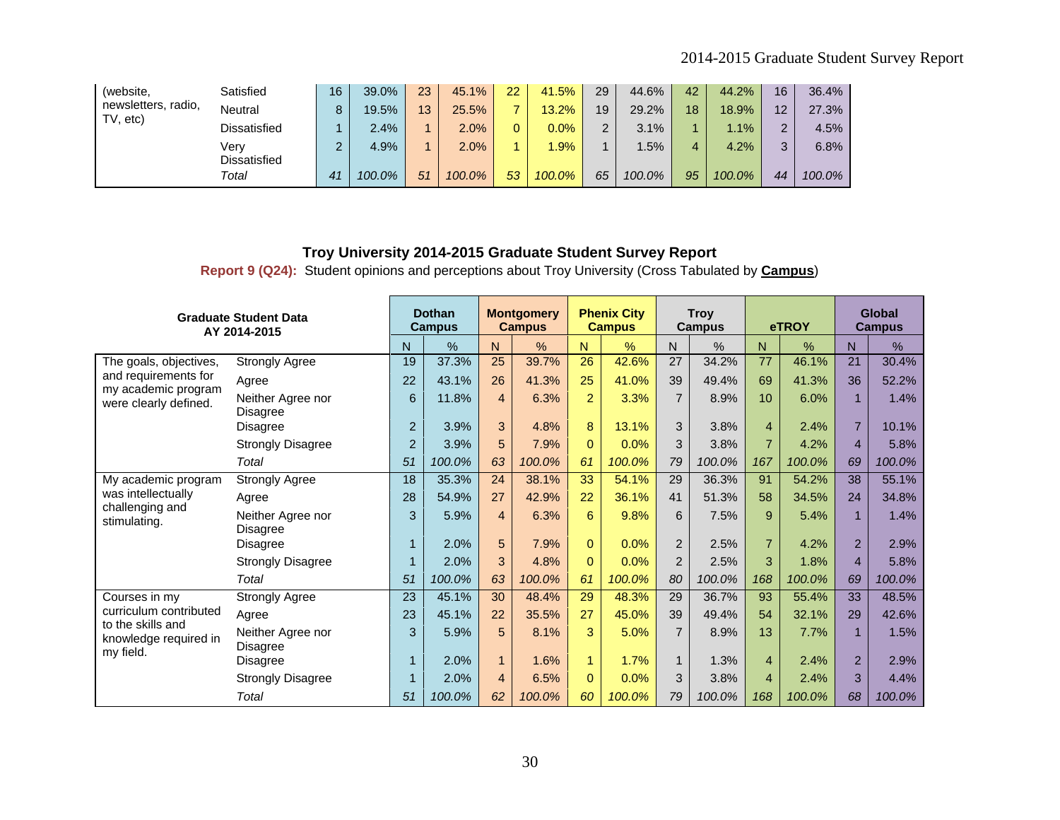| (website, newsletters, radio, TV, etc) | Satisfied | 16 | 39.0% | 23 | 45.1% | 22 | 41.5% | 29 | 44.6% | 42 | 44.2% | 16 | 36.4% |
|---|---|---|---|---|---|---|---|---|---|---|---|---|---|
| | Neutral | 8 | 19.5% | 13 | 25.5% | 7 | 13.2% | 19 | 29.2% | 18 | 18.9% | 12 | 27.3% |
| | Dissatisfied | 1 | 2.4% | 1 | 2.0% | 0 | 0.0% | 2 | 3.1% | 1 | 1.1% | 2 | 4.5% |
| | Very Dissatisfied | 2 | 4.9% | 1 | 2.0% | 1 | 1.9% | 1 | 1.5% | 4 | 4.2% | 3 | 6.8% |
| | *Total* | *41* | *100.0%* | *51* | *100.0%* | *53* | *100.0%* | *65* | *100.0%* | *95* | *100.0%* | *44* | *100.0%* |

## Troy University 2014-2015 Graduate Student Survey Report

**Report 9 (Q24):** Student opinions and perceptions about Troy University (Cross Tabulated by **Campus**)

| Graduate Student Data AY 2014-2015 | | Dothan Campus | | Montgomery Campus | | Phenix City Campus | | Troy Campus | | eTROY | | Global Campus | |
|---|---|---|---|---|---|---|---|---|---|---|---|---|---|
| | | N | % | N | % | N | % | N | % | N | % | N | % |
| The goals, objectives, and requirements for my academic program were clearly defined. | Strongly Agree | 19 | 37.3% | 25 | 39.7% | 26 | 42.6% | 27 | 34.2% | 77 | 46.1% | 21 | 30.4% |
| | Agree | 22 | 43.1% | 26 | 41.3% | 25 | 41.0% | 39 | 49.4% | 69 | 41.3% | 36 | 52.2% |
| | Neither Agree nor Disagree | 6 | 11.8% | 4 | 6.3% | 2 | 3.3% | 7 | 8.9% | 10 | 6.0% | 1 | 1.4% |
| | Disagree | 2 | 3.9% | 3 | 4.8% | 8 | 13.1% | 3 | 3.8% | 4 | 2.4% | 7 | 10.1% |
| | Strongly Disagree | 2 | 3.9% | 5 | 7.9% | 0 | 0.0% | 3 | 3.8% | 7 | 4.2% | 4 | 5.8% |
| | *Total* | *51* | *100.0%* | *63* | *100.0%* | *61* | *100.0%* | *79* | *100.0%* | *167* | *100.0%* | *69* | *100.0%* |
| My academic program was intellectually challenging and stimulating. | Strongly Agree | 18 | 35.3% | 24 | 38.1% | 33 | 54.1% | 29 | 36.3% | 91 | 54.2% | 38 | 55.1% |
| | Agree | 28 | 54.9% | 27 | 42.9% | 22 | 36.1% | 41 | 51.3% | 58 | 34.5% | 24 | 34.8% |
| | Neither Agree nor Disagree | 3 | 5.9% | 4 | 6.3% | 6 | 9.8% | 6 | 7.5% | 9 | 5.4% | 1 | 1.4% |
| | Disagree | 1 | 2.0% | 5 | 7.9% | 0 | 0.0% | 2 | 2.5% | 7 | 4.2% | 2 | 2.9% |
| | Strongly Disagree | 1 | 2.0% | 3 | 4.8% | 0 | 0.0% | 2 | 2.5% | 3 | 1.8% | 4 | 5.8% |
| | *Total* | *51* | *100.0%* | *63* | *100.0%* | *61* | *100.0%* | *80* | *100.0%* | *168* | *100.0%* | *69* | *100.0%* |
| Courses in my curriculum contributed to the skills and knowledge required in my field. | Strongly Agree | 23 | 45.1% | 30 | 48.4% | 29 | 48.3% | 29 | 36.7% | 93 | 55.4% | 33 | 48.5% |
| | Agree | 23 | 45.1% | 22 | 35.5% | 27 | 45.0% | 39 | 49.4% | 54 | 32.1% | 29 | 42.6% |
| | Neither Agree nor Disagree | 3 | 5.9% | 5 | 8.1% | 3 | 5.0% | 7 | 8.9% | 13 | 7.7% | 1 | 1.5% |
| | Disagree | 1 | 2.0% | 1 | 1.6% | 1 | 1.7% | 1 | 1.3% | 4 | 2.4% | 2 | 2.9% |
| | Strongly Disagree | 1 | 2.0% | 4 | 6.5% | 0 | 0.0% | 3 | 3.8% | 4 | 2.4% | 3 | 4.4% |
| | *Total* | *51* | *100.0%* | *62* | *100.0%* | *60* | *100.0%* | *79* | *100.0%* | *168* | *100.0%* | *68* | *100.0%* |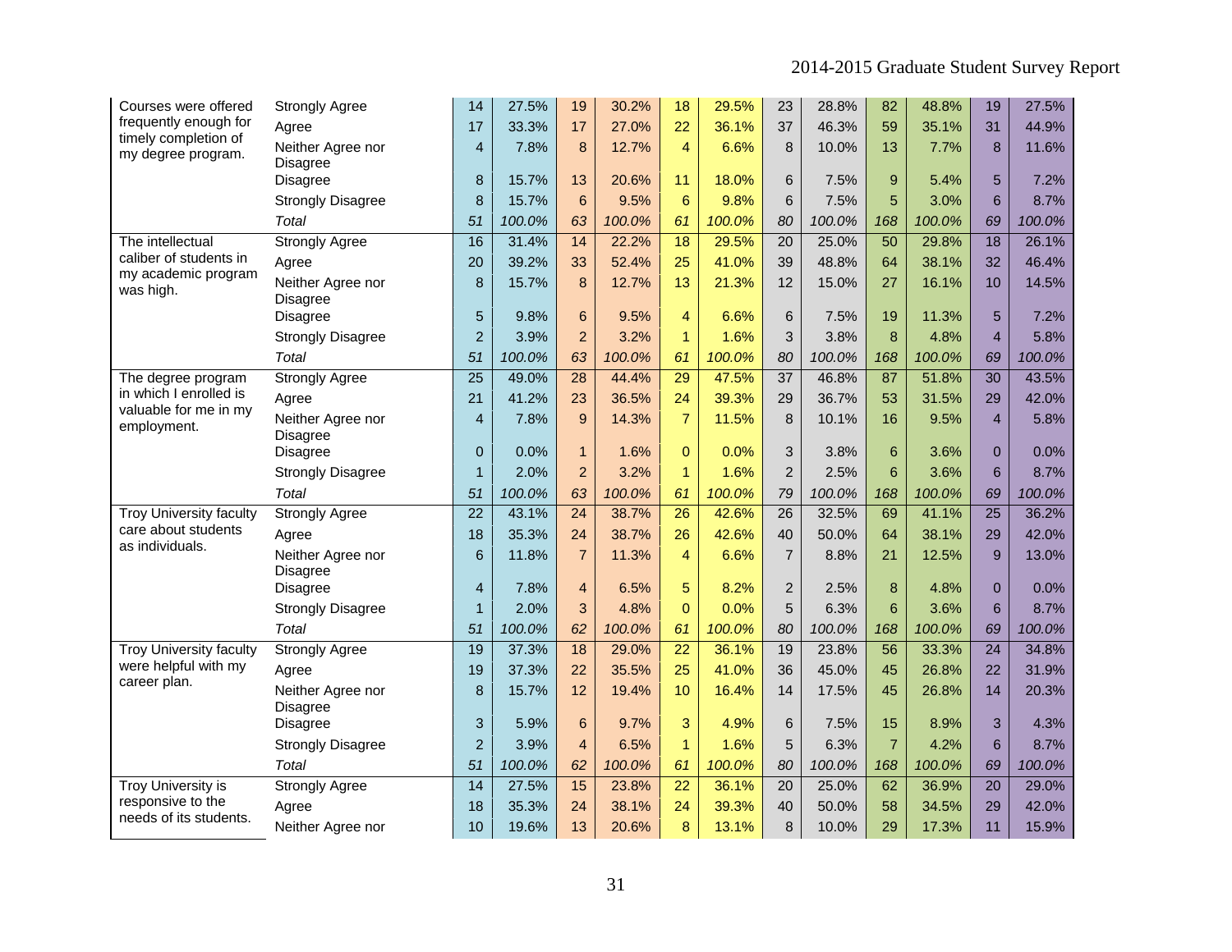| | | | | | | | | | | | | | |
|---|---|---|---|---|---|---|---|---|---|---|---|---|---|
| Courses were offered frequently enough for timely completion of my degree program. | Strongly Agree | 14 | 27.5% | 19 | 30.2% | 18 | 29.5% | 23 | 28.8% | 82 | 48.8% | 19 | 27.5% |
| | Agree | 17 | 33.3% | 17 | 27.0% | 22 | 36.1% | 37 | 46.3% | 59 | 35.1% | 31 | 44.9% |
| | Neither Agree nor Disagree | 4 | 7.8% | 8 | 12.7% | 4 | 6.6% | 8 | 10.0% | 13 | 7.7% | 8 | 11.6% |
| | Disagree | 8 | 15.7% | 13 | 20.6% | 11 | 18.0% | 6 | 7.5% | 9 | 5.4% | 5 | 7.2% |
| | Strongly Disagree | 8 | 15.7% | 6 | 9.5% | 6 | 9.8% | 6 | 7.5% | 5 | 3.0% | 6 | 8.7% |
| | *Total* | *51* | *100.0%* | *63* | *100.0%* | *61* | *100.0%* | *80* | *100.0%* | *168* | *100.0%* | *69* | *100.0%* |
| The intellectual caliber of students in my academic program was high. | Strongly Agree | 16 | 31.4% | 14 | 22.2% | 18 | 29.5% | 20 | 25.0% | 50 | 29.8% | 18 | 26.1% |
| | Agree | 20 | 39.2% | 33 | 52.4% | 25 | 41.0% | 39 | 48.8% | 64 | 38.1% | 32 | 46.4% |
| | Neither Agree nor Disagree | 8 | 15.7% | 8 | 12.7% | 13 | 21.3% | 12 | 15.0% | 27 | 16.1% | 10 | 14.5% |
| | Disagree | 5 | 9.8% | 6 | 9.5% | 4 | 6.6% | 6 | 7.5% | 19 | 11.3% | 5 | 7.2% |
| | Strongly Disagree | 2 | 3.9% | 2 | 3.2% | 1 | 1.6% | 3 | 3.8% | 8 | 4.8% | 4 | 5.8% |
| | *Total* | *51* | *100.0%* | *63* | *100.0%* | *61* | *100.0%* | *80* | *100.0%* | *168* | *100.0%* | *69* | *100.0%* |
| The degree program in which I enrolled is valuable for me in my employment. | Strongly Agree | 25 | 49.0% | 28 | 44.4% | 29 | 47.5% | 37 | 46.8% | 87 | 51.8% | 30 | 43.5% |
| | Agree | 21 | 41.2% | 23 | 36.5% | 24 | 39.3% | 29 | 36.7% | 53 | 31.5% | 29 | 42.0% |
| | Neither Agree nor Disagree | 4 | 7.8% | 9 | 14.3% | 7 | 11.5% | 8 | 10.1% | 16 | 9.5% | 4 | 5.8% |
| | Disagree | 0 | 0.0% | 1 | 1.6% | 0 | 0.0% | 3 | 3.8% | 6 | 3.6% | 0 | 0.0% |
| | Strongly Disagree | 1 | 2.0% | 2 | 3.2% | 1 | 1.6% | 2 | 2.5% | 6 | 3.6% | 6 | 8.7% |
| | *Total* | *51* | *100.0%* | *63* | *100.0%* | *61* | *100.0%* | *79* | *100.0%* | *168* | *100.0%* | *69* | *100.0%* |
| Troy University faculty care about students as individuals. | Strongly Agree | 22 | 43.1% | 24 | 38.7% | 26 | 42.6% | 26 | 32.5% | 69 | 41.1% | 25 | 36.2% |
| | Agree | 18 | 35.3% | 24 | 38.7% | 26 | 42.6% | 40 | 50.0% | 64 | 38.1% | 29 | 42.0% |
| | Neither Agree nor Disagree | 6 | 11.8% | 7 | 11.3% | 4 | 6.6% | 7 | 8.8% | 21 | 12.5% | 9 | 13.0% |
| | Disagree | 4 | 7.8% | 4 | 6.5% | 5 | 8.2% | 2 | 2.5% | 8 | 4.8% | 0 | 0.0% |
| | Strongly Disagree | 1 | 2.0% | 3 | 4.8% | 0 | 0.0% | 5 | 6.3% | 6 | 3.6% | 6 | 8.7% |
| | *Total* | *51* | *100.0%* | *62* | *100.0%* | *61* | *100.0%* | *80* | *100.0%* | *168* | *100.0%* | *69* | *100.0%* |
| Troy University faculty were helpful with my career plan. | Strongly Agree | 19 | 37.3% | 18 | 29.0% | 22 | 36.1% | 19 | 23.8% | 56 | 33.3% | 24 | 34.8% |
| | Agree | 19 | 37.3% | 22 | 35.5% | 25 | 41.0% | 36 | 45.0% | 45 | 26.8% | 22 | 31.9% |
| | Neither Agree nor Disagree | 8 | 15.7% | 12 | 19.4% | 10 | 16.4% | 14 | 17.5% | 45 | 26.8% | 14 | 20.3% |
| | Disagree | 3 | 5.9% | 6 | 9.7% | 3 | 4.9% | 6 | 7.5% | 15 | 8.9% | 3 | 4.3% |
| | Strongly Disagree | 2 | 3.9% | 4 | 6.5% | 1 | 1.6% | 5 | 6.3% | 7 | 4.2% | 6 | 8.7% |
| | *Total* | *51* | *100.0%* | *62* | *100.0%* | *61* | *100.0%* | *80* | *100.0%* | *168* | *100.0%* | *69* | *100.0%* |
| Troy University is responsive to the needs of its students. | Strongly Agree | 14 | 27.5% | 15 | 23.8% | 22 | 36.1% | 20 | 25.0% | 62 | 36.9% | 20 | 29.0% |
| | Agree | 18 | 35.3% | 24 | 38.1% | 24 | 39.3% | 40 | 50.0% | 58 | 34.5% | 29 | 42.0% |
| | Neither Agree nor | 10 | 19.6% | 13 | 20.6% | 8 | 13.1% | 8 | 10.0% | 29 | 17.3% | 11 | 15.9% |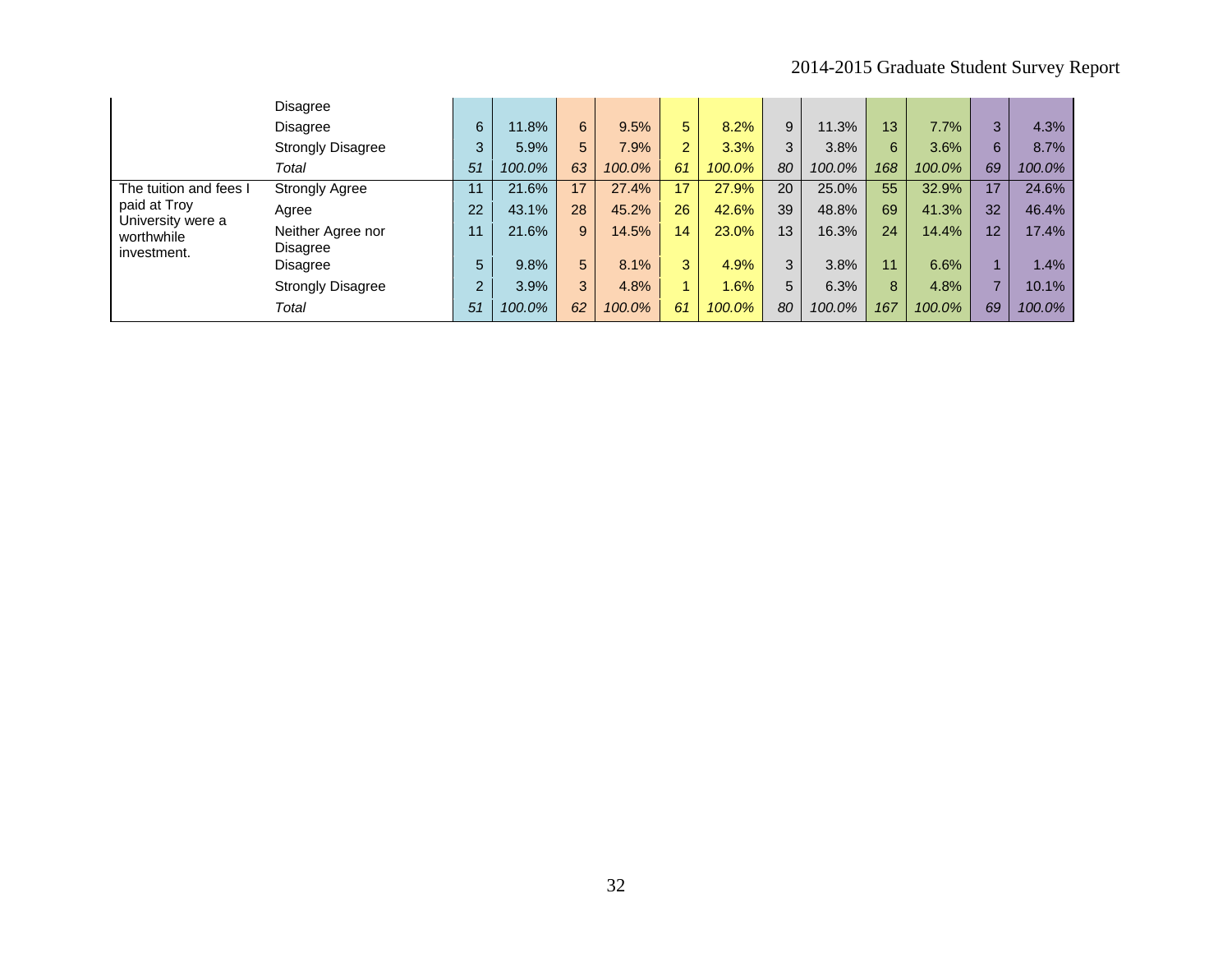| | | | | | | | | | | | | | |
|---|---|---|---|---|---|---|---|---|---|---|---|---|---|
| | Disagree | | | | | | | | | | | | |
| | Disagree | 6 | 11.8% | 6 | 9.5% | 5 | 8.2% | 9 | 11.3% | 13 | 7.7% | 3 | 4.3% |
| | Strongly Disagree | 3 | 5.9% | 5 | 7.9% | 2 | 3.3% | 3 | 3.8% | 6 | 3.6% | 6 | 8.7% |
| | *Total* | *51* | *100.0%* | *63* | *100.0%* | *61* | *100.0%* | *80* | *100.0%* | *168* | *100.0%* | *69* | *100.0%* |
| The tuition and fees I paid at Troy University were a worthwhile investment. | Strongly Agree | 11 | 21.6% | 17 | 27.4% | 17 | 27.9% | 20 | 25.0% | 55 | 32.9% | 17 | 24.6% |
| | Agree | 22 | 43.1% | 28 | 45.2% | 26 | 42.6% | 39 | 48.8% | 69 | 41.3% | 32 | 46.4% |
| | Neither Agree nor Disagree | 11 | 21.6% | 9 | 14.5% | 14 | 23.0% | 13 | 16.3% | 24 | 14.4% | 12 | 17.4% |
| | Disagree | 5 | 9.8% | 5 | 8.1% | 3 | 4.9% | 3 | 3.8% | 11 | 6.6% | 1 | 1.4% |
| | Strongly Disagree | 2 | 3.9% | 3 | 4.8% | 1 | 1.6% | 5 | 6.3% | 8 | 4.8% | 7 | 10.1% |
| | *Total* | *51* | *100.0%* | *62* | *100.0%* | *61* | *100.0%* | *80* | *100.0%* | *167* | *100.0%* | *69* | *100.0%* |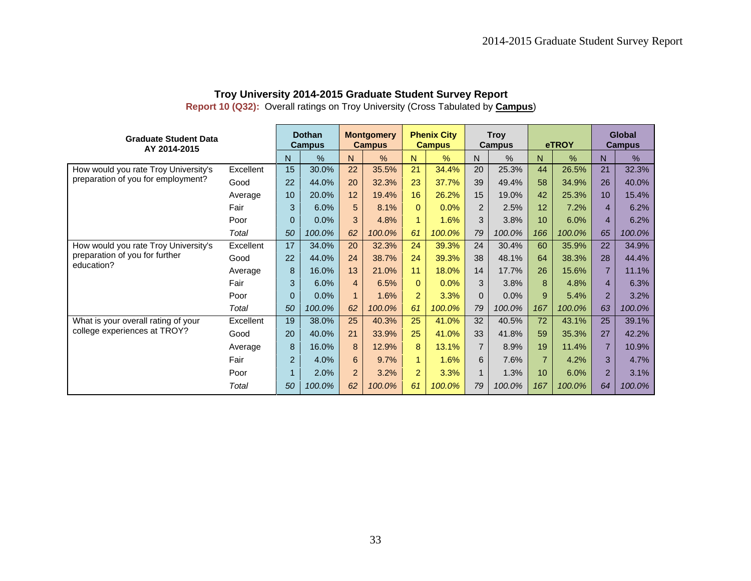## Troy University 2014-2015 Graduate Student Survey Report

**Report 10 (Q32):** Overall ratings on Troy University (Cross Tabulated by **Campus**)

| Graduate Student Data AY 2014-2015 | | Dothan Campus | | Montgomery Campus | | Phenix City Campus | | Troy Campus | | eTROY | | Global Campus | |
|---|---|---|---|---|---|---|---|---|---|---|---|---|---|
| | | N | % | N | % | N | % | N | % | N | % | N | % |
| How would you rate Troy University's preparation of you for employment? | Excellent | 15 | 30.0% | 22 | 35.5% | 21 | 34.4% | 20 | 25.3% | 44 | 26.5% | 21 | 32.3% |
| | Good | 22 | 44.0% | 20 | 32.3% | 23 | 37.7% | 39 | 49.4% | 58 | 34.9% | 26 | 40.0% |
| | Average | 10 | 20.0% | 12 | 19.4% | 16 | 26.2% | 15 | 19.0% | 42 | 25.3% | 10 | 15.4% |
| | Fair | 3 | 6.0% | 5 | 8.1% | 0 | 0.0% | 2 | 2.5% | 12 | 7.2% | 4 | 6.2% |
| | Poor | 0 | 0.0% | 3 | 4.8% | 1 | 1.6% | 3 | 3.8% | 10 | 6.0% | 4 | 6.2% |
| | *Total* | *50* | *100.0%* | *62* | *100.0%* | *61* | *100.0%* | *79* | *100.0%* | *166* | *100.0%* | *65* | *100.0%* |
| How would you rate Troy University's preparation of you for further education? | Excellent | 17 | 34.0% | 20 | 32.3% | 24 | 39.3% | 24 | 30.4% | 60 | 35.9% | 22 | 34.9% |
| | Good | 22 | 44.0% | 24 | 38.7% | 24 | 39.3% | 38 | 48.1% | 64 | 38.3% | 28 | 44.4% |
| | Average | 8 | 16.0% | 13 | 21.0% | 11 | 18.0% | 14 | 17.7% | 26 | 15.6% | 7 | 11.1% |
| | Fair | 3 | 6.0% | 4 | 6.5% | 0 | 0.0% | 3 | 3.8% | 8 | 4.8% | 4 | 6.3% |
| | Poor | 0 | 0.0% | 1 | 1.6% | 2 | 3.3% | 0 | 0.0% | 9 | 5.4% | 2 | 3.2% |
| | *Total* | *50* | *100.0%* | *62* | *100.0%* | *61* | *100.0%* | *79* | *100.0%* | *167* | *100.0%* | *63* | *100.0%* |
| What is your overall rating of your college experiences at TROY? | Excellent | 19 | 38.0% | 25 | 40.3% | 25 | 41.0% | 32 | 40.5% | 72 | 43.1% | 25 | 39.1% |
| | Good | 20 | 40.0% | 21 | 33.9% | 25 | 41.0% | 33 | 41.8% | 59 | 35.3% | 27 | 42.2% |
| | Average | 8 | 16.0% | 8 | 12.9% | 8 | 13.1% | 7 | 8.9% | 19 | 11.4% | 7 | 10.9% |
| | Fair | 2 | 4.0% | 6 | 9.7% | 1 | 1.6% | 6 | 7.6% | 7 | 4.2% | 3 | 4.7% |
| | Poor | 1 | 2.0% | 2 | 3.2% | 2 | 3.3% | 1 | 1.3% | 10 | 6.0% | 2 | 3.1% |
| | *Total* | *50* | *100.0%* | *62* | *100.0%* | *61* | *100.0%* | *79* | *100.0%* | *167* | *100.0%* | *64* | *100.0%* |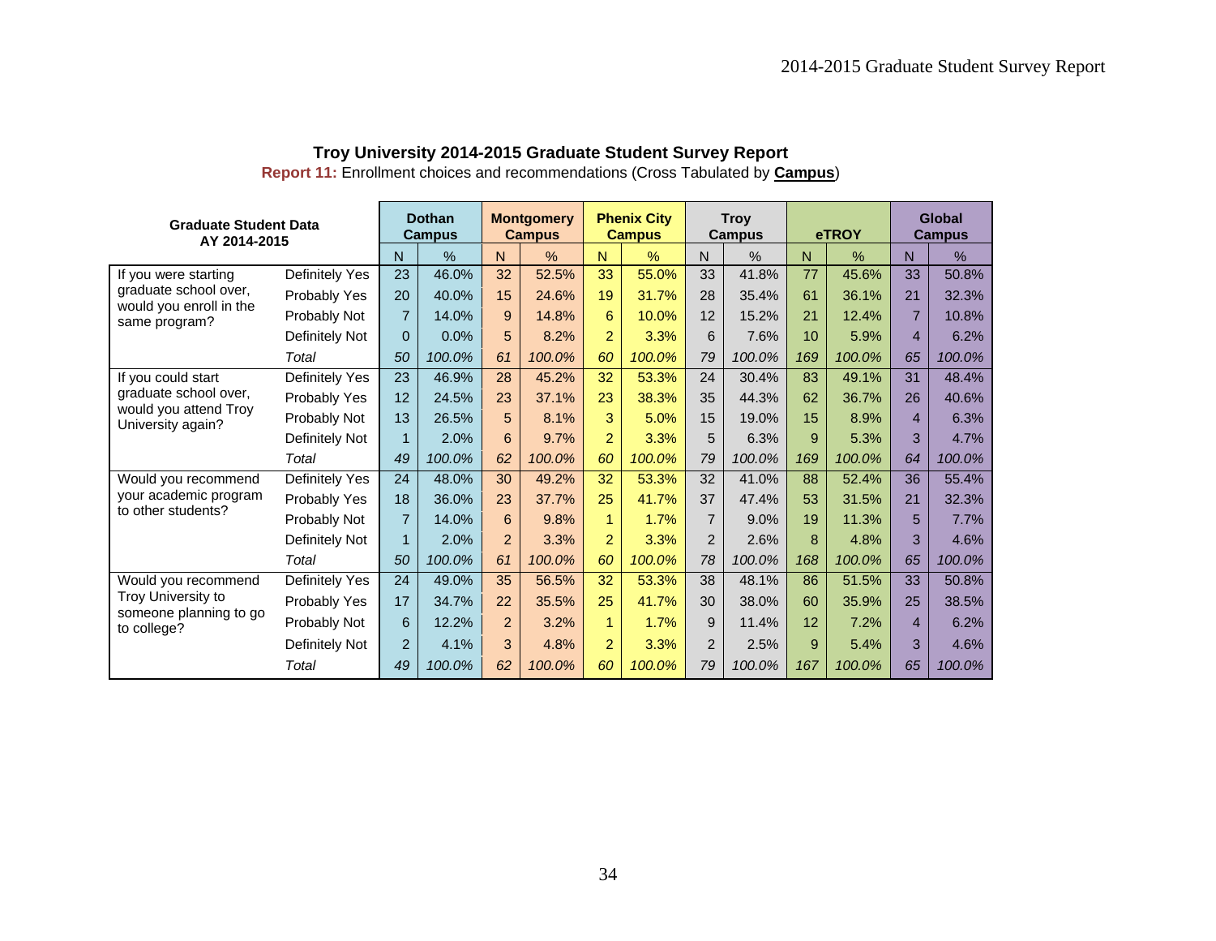**Troy University 2014-2015 Graduate Student Survey Report**

**Report 11:** Enrollment choices and recommendations (Cross Tabulated by **Campus**)

| Graduate Student Data AY 2014-2015 | | Dothan Campus | | Montgomery Campus | | Phenix City Campus | | Troy Campus | | eTROY | | Global Campus | |
|---|---|---|---|---|---|---|---|---|---|---|---|---|---|
| | | N | % | N | % | N | % | N | % | N | % | N | % |
| If you were starting graduate school over, would you enroll in the same program? | Definitely Yes | 23 | 46.0% | 32 | 52.5% | 33 | 55.0% | 33 | 41.8% | 77 | 45.6% | 33 | 50.8% |
| | Probably Yes | 20 | 40.0% | 15 | 24.6% | 19 | 31.7% | 28 | 35.4% | 61 | 36.1% | 21 | 32.3% |
| | Probably Not | 7 | 14.0% | 9 | 14.8% | 6 | 10.0% | 12 | 15.2% | 21 | 12.4% | 7 | 10.8% |
| | Definitely Not | 0 | 0.0% | 5 | 8.2% | 2 | 3.3% | 6 | 7.6% | 10 | 5.9% | 4 | 6.2% |
| | *Total* | *50* | *100.0%* | *61* | *100.0%* | *60* | *100.0%* | *79* | *100.0%* | *169* | *100.0%* | *65* | *100.0%* |
| If you could start graduate school over, would you attend Troy University again? | Definitely Yes | 23 | 46.9% | 28 | 45.2% | 32 | 53.3% | 24 | 30.4% | 83 | 49.1% | 31 | 48.4% |
| | Probably Yes | 12 | 24.5% | 23 | 37.1% | 23 | 38.3% | 35 | 44.3% | 62 | 36.7% | 26 | 40.6% |
| | Probably Not | 13 | 26.5% | 5 | 8.1% | 3 | 5.0% | 15 | 19.0% | 15 | 8.9% | 4 | 6.3% |
| | Definitely Not | 1 | 2.0% | 6 | 9.7% | 2 | 3.3% | 5 | 6.3% | 9 | 5.3% | 3 | 4.7% |
| | *Total* | *49* | *100.0%* | *62* | *100.0%* | *60* | *100.0%* | *79* | *100.0%* | *169* | *100.0%* | *64* | *100.0%* |
| Would you recommend your academic program to other students? | Definitely Yes | 24 | 48.0% | 30 | 49.2% | 32 | 53.3% | 32 | 41.0% | 88 | 52.4% | 36 | 55.4% |
| | Probably Yes | 18 | 36.0% | 23 | 37.7% | 25 | 41.7% | 37 | 47.4% | 53 | 31.5% | 21 | 32.3% |
| | Probably Not | 7 | 14.0% | 6 | 9.8% | 1 | 1.7% | 7 | 9.0% | 19 | 11.3% | 5 | 7.7% |
| | Definitely Not | 1 | 2.0% | 2 | 3.3% | 2 | 3.3% | 2 | 2.6% | 8 | 4.8% | 3 | 4.6% |
| | *Total* | *50* | *100.0%* | *61* | *100.0%* | *60* | *100.0%* | *78* | *100.0%* | *168* | *100.0%* | *65* | *100.0%* |
| Would you recommend Troy University to someone planning to go to college? | Definitely Yes | 24 | 49.0% | 35 | 56.5% | 32 | 53.3% | 38 | 48.1% | 86 | 51.5% | 33 | 50.8% |
| | Probably Yes | 17 | 34.7% | 22 | 35.5% | 25 | 41.7% | 30 | 38.0% | 60 | 35.9% | 25 | 38.5% |
| | Probably Not | 6 | 12.2% | 2 | 3.2% | 1 | 1.7% | 9 | 11.4% | 12 | 7.2% | 4 | 6.2% |
| | Definitely Not | 2 | 4.1% | 3 | 4.8% | 2 | 3.3% | 2 | 2.5% | 9 | 5.4% | 3 | 4.6% |
| | *Total* | *49* | *100.0%* | *62* | *100.0%* | *60* | *100.0%* | *79* | *100.0%* | *167* | *100.0%* | *65* | *100.0%* |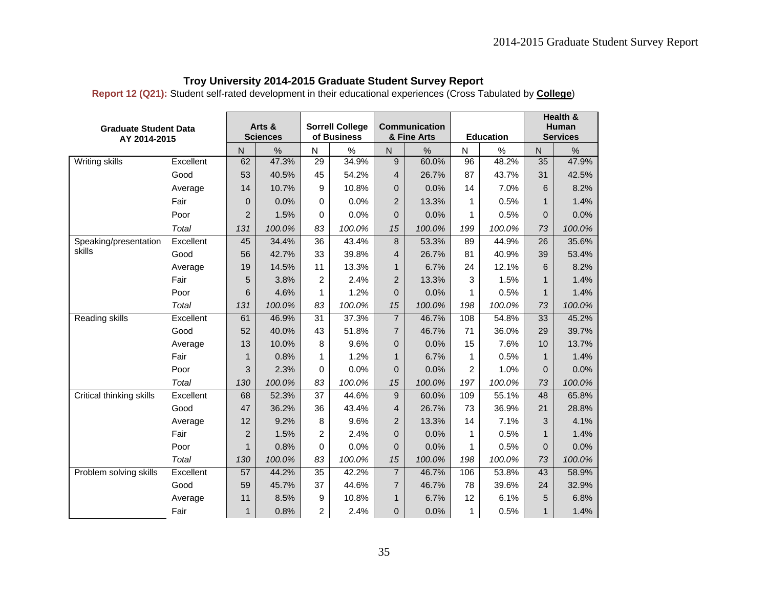## Troy University 2014-2015 Graduate Student Survey Report

**Report 12 (Q21):** Student self-rated development in their educational experiences (Cross Tabulated by **College**)

| Graduate Student Data AY 2014-2015 | | Arts & Sciences | | Sorrell College of Business | | Communication & Fine Arts | | Education | | Health & Human Services | |
|---|---|---|---|---|---|---|---|---|---|---|---|
| | | N | % | N | % | N | % | N | % | N | % |
| Writing skills | Excellent | 62 | 47.3% | 29 | 34.9% | 9 | 60.0% | 96 | 48.2% | 35 | 47.9% |
| | Good | 53 | 40.5% | 45 | 54.2% | 4 | 26.7% | 87 | 43.7% | 31 | 42.5% |
| | Average | 14 | 10.7% | 9 | 10.8% | 0 | 0.0% | 14 | 7.0% | 6 | 8.2% |
| | Fair | 0 | 0.0% | 0 | 0.0% | 2 | 13.3% | 1 | 0.5% | 1 | 1.4% |
| | Poor | 2 | 1.5% | 0 | 0.0% | 0 | 0.0% | 1 | 0.5% | 0 | 0.0% |
| | *Total* | *131* | *100.0%* | *83* | *100.0%* | *15* | *100.0%* | *199* | *100.0%* | *73* | *100.0%* |
| Speaking/presentation skills | Excellent | 45 | 34.4% | 36 | 43.4% | 8 | 53.3% | 89 | 44.9% | 26 | 35.6% |
| | Good | 56 | 42.7% | 33 | 39.8% | 4 | 26.7% | 81 | 40.9% | 39 | 53.4% |
| | Average | 19 | 14.5% | 11 | 13.3% | 1 | 6.7% | 24 | 12.1% | 6 | 8.2% |
| | Fair | 5 | 3.8% | 2 | 2.4% | 2 | 13.3% | 3 | 1.5% | 1 | 1.4% |
| | Poor | 6 | 4.6% | 1 | 1.2% | 0 | 0.0% | 1 | 0.5% | 1 | 1.4% |
| | *Total* | *131* | *100.0%* | *83* | *100.0%* | *15* | *100.0%* | *198* | *100.0%* | *73* | *100.0%* |
| Reading skills | Excellent | 61 | 46.9% | 31 | 37.3% | 7 | 46.7% | 108 | 54.8% | 33 | 45.2% |
| | Good | 52 | 40.0% | 43 | 51.8% | 7 | 46.7% | 71 | 36.0% | 29 | 39.7% |
| | Average | 13 | 10.0% | 8 | 9.6% | 0 | 0.0% | 15 | 7.6% | 10 | 13.7% |
| | Fair | 1 | 0.8% | 1 | 1.2% | 1 | 6.7% | 1 | 0.5% | 1 | 1.4% |
| | Poor | 3 | 2.3% | 0 | 0.0% | 0 | 0.0% | 2 | 1.0% | 0 | 0.0% |
| | *Total* | *130* | *100.0%* | *83* | *100.0%* | *15* | *100.0%* | *197* | *100.0%* | *73* | *100.0%* |
| Critical thinking skills | Excellent | 68 | 52.3% | 37 | 44.6% | 9 | 60.0% | 109 | 55.1% | 48 | 65.8% |
| | Good | 47 | 36.2% | 36 | 43.4% | 4 | 26.7% | 73 | 36.9% | 21 | 28.8% |
| | Average | 12 | 9.2% | 8 | 9.6% | 2 | 13.3% | 14 | 7.1% | 3 | 4.1% |
| | Fair | 2 | 1.5% | 2 | 2.4% | 0 | 0.0% | 1 | 0.5% | 1 | 1.4% |
| | Poor | 1 | 0.8% | 0 | 0.0% | 0 | 0.0% | 1 | 0.5% | 0 | 0.0% |
| | *Total* | *130* | *100.0%* | *83* | *100.0%* | *15* | *100.0%* | *198* | *100.0%* | *73* | *100.0%* |
| Problem solving skills | Excellent | 57 | 44.2% | 35 | 42.2% | 7 | 46.7% | 106 | 53.8% | 43 | 58.9% |
| | Good | 59 | 45.7% | 37 | 44.6% | 7 | 46.7% | 78 | 39.6% | 24 | 32.9% |
| | Average | 11 | 8.5% | 9 | 10.8% | 1 | 6.7% | 12 | 6.1% | 5 | 6.8% |
| | Fair | 1 | 0.8% | 2 | 2.4% | 0 | 0.0% | 1 | 0.5% | 1 | 1.4% |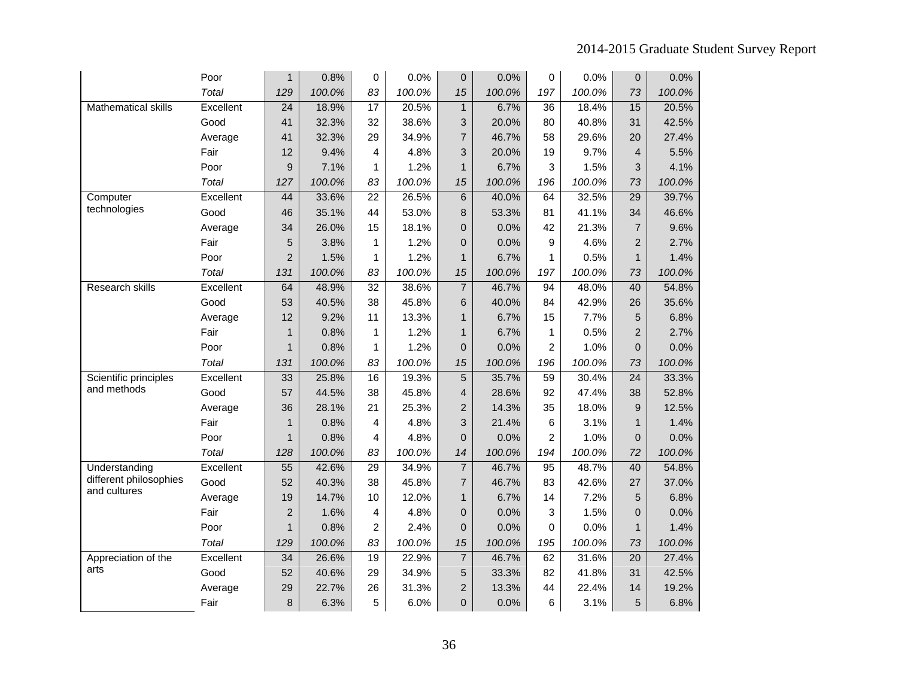| | | | | | | | | | | | |
|---|---|---|---|---|---|---|---|---|---|---|---|
| | Poor | 1 | 0.8% | 0 | 0.0% | 0 | 0.0% | 0 | 0.0% | 0 | 0.0% |
| | *Total* | *129* | *100.0%* | *83* | *100.0%* | *15* | *100.0%* | *197* | *100.0%* | *73* | *100.0%* |
| Mathematical skills | Excellent | 24 | 18.9% | 17 | 20.5% | 1 | 6.7% | 36 | 18.4% | 15 | 20.5% |
| | Good | 41 | 32.3% | 32 | 38.6% | 3 | 20.0% | 80 | 40.8% | 31 | 42.5% |
| | Average | 41 | 32.3% | 29 | 34.9% | 7 | 46.7% | 58 | 29.6% | 20 | 27.4% |
| | Fair | 12 | 9.4% | 4 | 4.8% | 3 | 20.0% | 19 | 9.7% | 4 | 5.5% |
| | Poor | 9 | 7.1% | 1 | 1.2% | 1 | 6.7% | 3 | 1.5% | 3 | 4.1% |
| | *Total* | *127* | *100.0%* | *83* | *100.0%* | *15* | *100.0%* | *196* | *100.0%* | *73* | *100.0%* |
| Computer technologies | Excellent | 44 | 33.6% | 22 | 26.5% | 6 | 40.0% | 64 | 32.5% | 29 | 39.7% |
| | Good | 46 | 35.1% | 44 | 53.0% | 8 | 53.3% | 81 | 41.1% | 34 | 46.6% |
| | Average | 34 | 26.0% | 15 | 18.1% | 0 | 0.0% | 42 | 21.3% | 7 | 9.6% |
| | Fair | 5 | 3.8% | 1 | 1.2% | 0 | 0.0% | 9 | 4.6% | 2 | 2.7% |
| | Poor | 2 | 1.5% | 1 | 1.2% | 1 | 6.7% | 1 | 0.5% | 1 | 1.4% |
| | *Total* | *131* | *100.0%* | *83* | *100.0%* | *15* | *100.0%* | *197* | *100.0%* | *73* | *100.0%* |
| Research skills | Excellent | 64 | 48.9% | 32 | 38.6% | 7 | 46.7% | 94 | 48.0% | 40 | 54.8% |
| | Good | 53 | 40.5% | 38 | 45.8% | 6 | 40.0% | 84 | 42.9% | 26 | 35.6% |
| | Average | 12 | 9.2% | 11 | 13.3% | 1 | 6.7% | 15 | 7.7% | 5 | 6.8% |
| | Fair | 1 | 0.8% | 1 | 1.2% | 1 | 6.7% | 1 | 0.5% | 2 | 2.7% |
| | Poor | 1 | 0.8% | 1 | 1.2% | 0 | 0.0% | 2 | 1.0% | 0 | 0.0% |
| | *Total* | *131* | *100.0%* | *83* | *100.0%* | *15* | *100.0%* | *196* | *100.0%* | *73* | *100.0%* |
| Scientific principles and methods | Excellent | 33 | 25.8% | 16 | 19.3% | 5 | 35.7% | 59 | 30.4% | 24 | 33.3% |
| | Good | 57 | 44.5% | 38 | 45.8% | 4 | 28.6% | 92 | 47.4% | 38 | 52.8% |
| | Average | 36 | 28.1% | 21 | 25.3% | 2 | 14.3% | 35 | 18.0% | 9 | 12.5% |
| | Fair | 1 | 0.8% | 4 | 4.8% | 3 | 21.4% | 6 | 3.1% | 1 | 1.4% |
| | Poor | 1 | 0.8% | 4 | 4.8% | 0 | 0.0% | 2 | 1.0% | 0 | 0.0% |
| | *Total* | *128* | *100.0%* | *83* | *100.0%* | *14* | *100.0%* | *194* | *100.0%* | *72* | *100.0%* |
| Understanding different philosophies and cultures | Excellent | 55 | 42.6% | 29 | 34.9% | 7 | 46.7% | 95 | 48.7% | 40 | 54.8% |
| | Good | 52 | 40.3% | 38 | 45.8% | 7 | 46.7% | 83 | 42.6% | 27 | 37.0% |
| | Average | 19 | 14.7% | 10 | 12.0% | 1 | 6.7% | 14 | 7.2% | 5 | 6.8% |
| | Fair | 2 | 1.6% | 4 | 4.8% | 0 | 0.0% | 3 | 1.5% | 0 | 0.0% |
| | Poor | 1 | 0.8% | 2 | 2.4% | 0 | 0.0% | 0 | 0.0% | 1 | 1.4% |
| | *Total* | *129* | *100.0%* | *83* | *100.0%* | *15* | *100.0%* | *195* | *100.0%* | *73* | *100.0%* |
| Appreciation of the arts | Excellent | 34 | 26.6% | 19 | 22.9% | 7 | 46.7% | 62 | 31.6% | 20 | 27.4% |
| | Good | 52 | 40.6% | 29 | 34.9% | 5 | 33.3% | 82 | 41.8% | 31 | 42.5% |
| | Average | 29 | 22.7% | 26 | 31.3% | 2 | 13.3% | 44 | 22.4% | 14 | 19.2% |
| | Fair | 8 | 6.3% | 5 | 6.0% | 0 | 0.0% | 6 | 3.1% | 5 | 6.8% |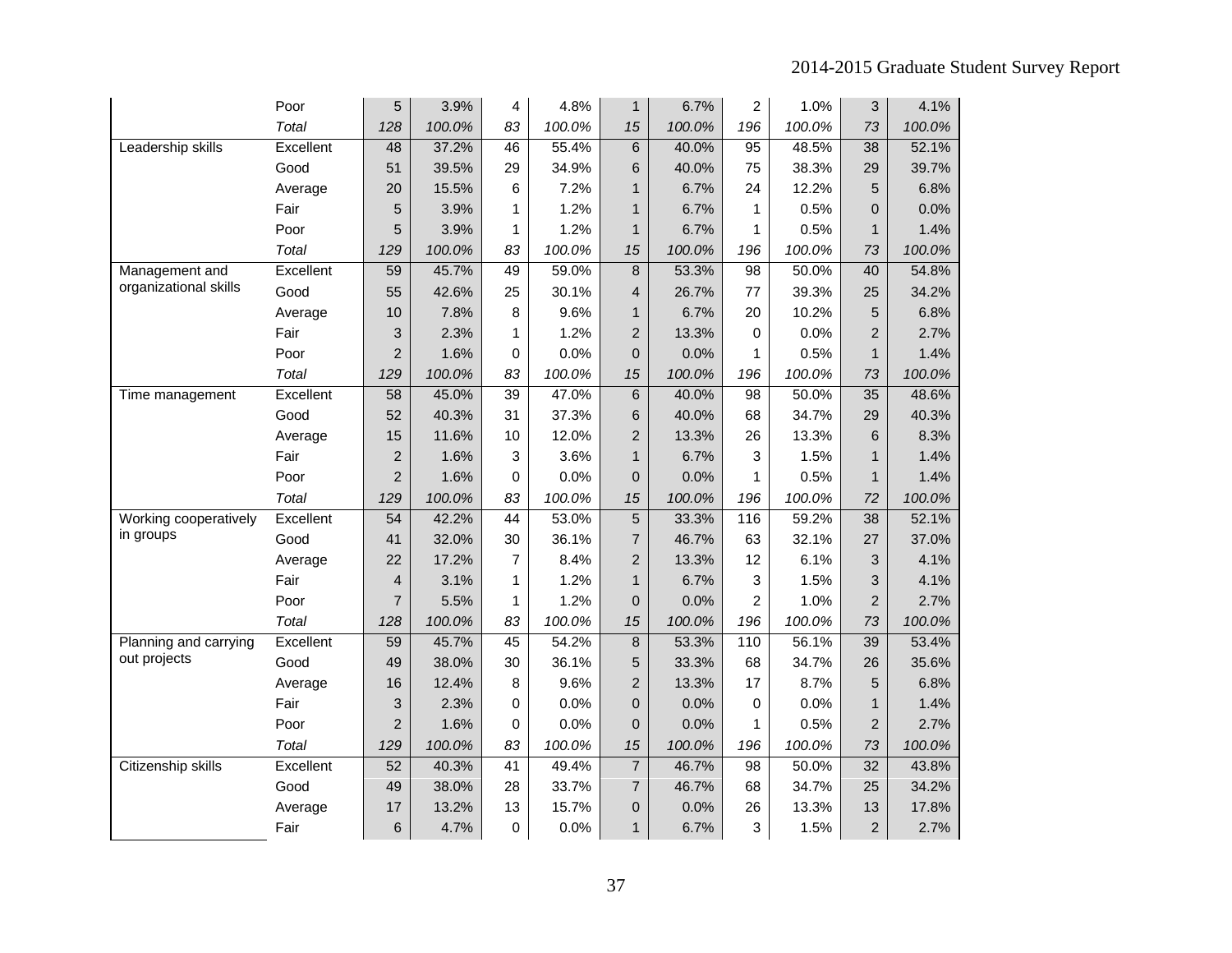| | | | | | | | | | | | |
|---|---|---|---|---|---|---|---|---|---|---|---|
| | Poor | 5 | 3.9% | 4 | 4.8% | 1 | 6.7% | 2 | 1.0% | 3 | 4.1% |
| | *Total* | *128* | *100.0%* | *83* | *100.0%* | *15* | *100.0%* | *196* | *100.0%* | *73* | *100.0%* |
| Leadership skills | Excellent | 48 | 37.2% | 46 | 55.4% | 6 | 40.0% | 95 | 48.5% | 38 | 52.1% |
| | Good | 51 | 39.5% | 29 | 34.9% | 6 | 40.0% | 75 | 38.3% | 29 | 39.7% |
| | Average | 20 | 15.5% | 6 | 7.2% | 1 | 6.7% | 24 | 12.2% | 5 | 6.8% |
| | Fair | 5 | 3.9% | 1 | 1.2% | 1 | 6.7% | 1 | 0.5% | 0 | 0.0% |
| | Poor | 5 | 3.9% | 1 | 1.2% | 1 | 6.7% | 1 | 0.5% | 1 | 1.4% |
| | *Total* | *129* | *100.0%* | *83* | *100.0%* | *15* | *100.0%* | *196* | *100.0%* | *73* | *100.0%* |
| Management and organizational skills | Excellent | 59 | 45.7% | 49 | 59.0% | 8 | 53.3% | 98 | 50.0% | 40 | 54.8% |
| | Good | 55 | 42.6% | 25 | 30.1% | 4 | 26.7% | 77 | 39.3% | 25 | 34.2% |
| | Average | 10 | 7.8% | 8 | 9.6% | 1 | 6.7% | 20 | 10.2% | 5 | 6.8% |
| | Fair | 3 | 2.3% | 1 | 1.2% | 2 | 13.3% | 0 | 0.0% | 2 | 2.7% |
| | Poor | 2 | 1.6% | 0 | 0.0% | 0 | 0.0% | 1 | 0.5% | 1 | 1.4% |
| | *Total* | *129* | *100.0%* | *83* | *100.0%* | *15* | *100.0%* | *196* | *100.0%* | *73* | *100.0%* |
| Time management | Excellent | 58 | 45.0% | 39 | 47.0% | 6 | 40.0% | 98 | 50.0% | 35 | 48.6% |
| | Good | 52 | 40.3% | 31 | 37.3% | 6 | 40.0% | 68 | 34.7% | 29 | 40.3% |
| | Average | 15 | 11.6% | 10 | 12.0% | 2 | 13.3% | 26 | 13.3% | 6 | 8.3% |
| | Fair | 2 | 1.6% | 3 | 3.6% | 1 | 6.7% | 3 | 1.5% | 1 | 1.4% |
| | Poor | 2 | 1.6% | 0 | 0.0% | 0 | 0.0% | 1 | 0.5% | 1 | 1.4% |
| | *Total* | *129* | *100.0%* | *83* | *100.0%* | *15* | *100.0%* | *196* | *100.0%* | *72* | *100.0%* |
| Working cooperatively in groups | Excellent | 54 | 42.2% | 44 | 53.0% | 5 | 33.3% | 116 | 59.2% | 38 | 52.1% |
| | Good | 41 | 32.0% | 30 | 36.1% | 7 | 46.7% | 63 | 32.1% | 27 | 37.0% |
| | Average | 22 | 17.2% | 7 | 8.4% | 2 | 13.3% | 12 | 6.1% | 3 | 4.1% |
| | Fair | 4 | 3.1% | 1 | 1.2% | 1 | 6.7% | 3 | 1.5% | 3 | 4.1% |
| | Poor | 7 | 5.5% | 1 | 1.2% | 0 | 0.0% | 2 | 1.0% | 2 | 2.7% |
| | *Total* | *128* | *100.0%* | *83* | *100.0%* | *15* | *100.0%* | *196* | *100.0%* | *73* | *100.0%* |
| Planning and carrying out projects | Excellent | 59 | 45.7% | 45 | 54.2% | 8 | 53.3% | 110 | 56.1% | 39 | 53.4% |
| | Good | 49 | 38.0% | 30 | 36.1% | 5 | 33.3% | 68 | 34.7% | 26 | 35.6% |
| | Average | 16 | 12.4% | 8 | 9.6% | 2 | 13.3% | 17 | 8.7% | 5 | 6.8% |
| | Fair | 3 | 2.3% | 0 | 0.0% | 0 | 0.0% | 0 | 0.0% | 1 | 1.4% |
| | Poor | 2 | 1.6% | 0 | 0.0% | 0 | 0.0% | 1 | 0.5% | 2 | 2.7% |
| | *Total* | *129* | *100.0%* | *83* | *100.0%* | *15* | *100.0%* | *196* | *100.0%* | *73* | *100.0%* |
| Citizenship skills | Excellent | 52 | 40.3% | 41 | 49.4% | 7 | 46.7% | 98 | 50.0% | 32 | 43.8% |
| | Good | 49 | 38.0% | 28 | 33.7% | 7 | 46.7% | 68 | 34.7% | 25 | 34.2% |
| | Average | 17 | 13.2% | 13 | 15.7% | 0 | 0.0% | 26 | 13.3% | 13 | 17.8% |
| | Fair | 6 | 4.7% | 0 | 0.0% | 1 | 6.7% | 3 | 1.5% | 2 | 2.7% |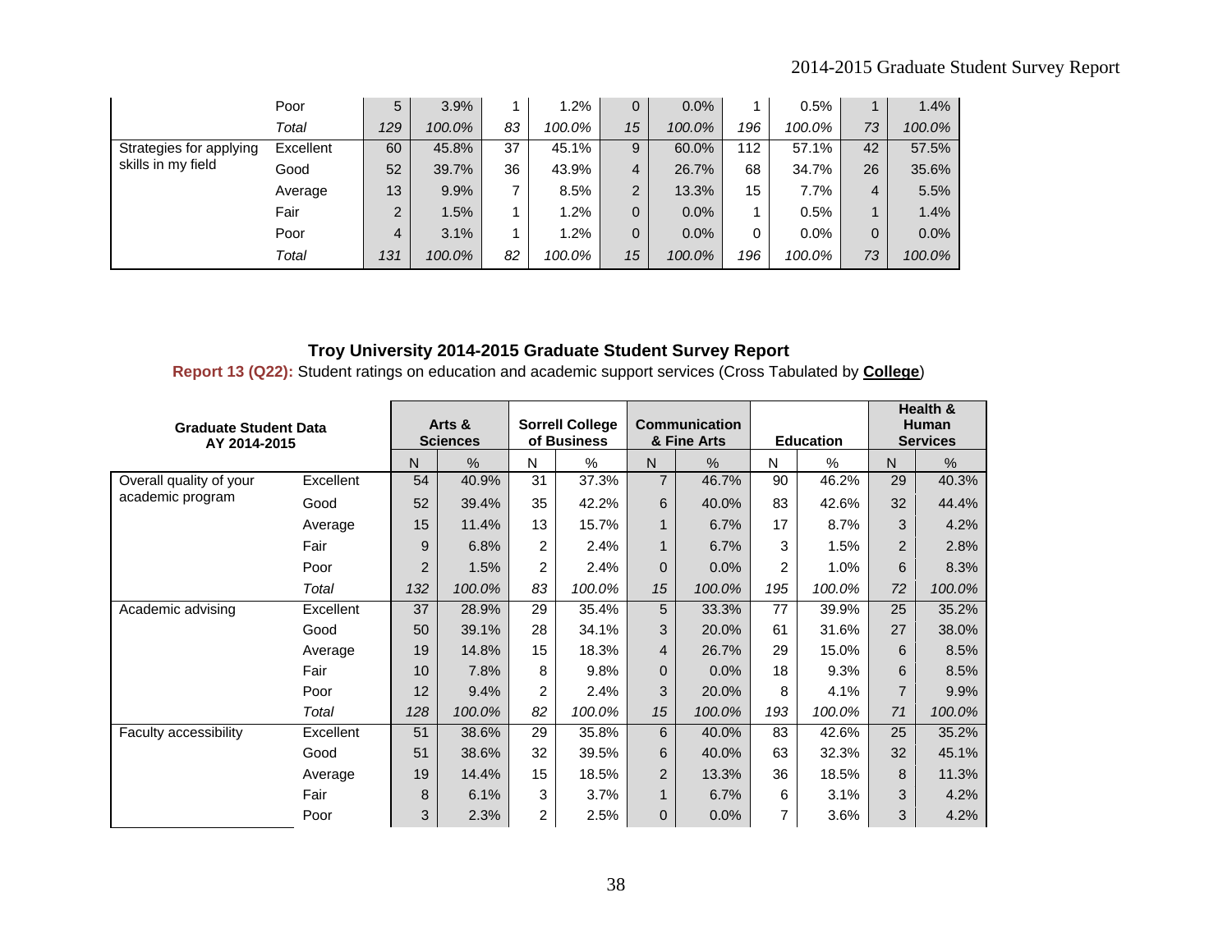| | | N | % | N | % | N | % | N | % | N | % |
|---|---|---|---|---|---|---|---|---|---|---|---|
| | Poor | 5 | 3.9% | 1 | 1.2% | 0 | 0.0% | 1 | 0.5% | 1 | 1.4% |
| | *Total* | *129* | *100.0%* | *83* | *100.0%* | *15* | *100.0%* | *196* | *100.0%* | *73* | *100.0%* |
| Strategies for applying skills in my field | Excellent | 60 | 45.8% | 37 | 45.1% | 9 | 60.0% | 112 | 57.1% | 42 | 57.5% |
| | Good | 52 | 39.7% | 36 | 43.9% | 4 | 26.7% | 68 | 34.7% | 26 | 35.6% |
| | Average | 13 | 9.9% | 7 | 8.5% | 2 | 13.3% | 15 | 7.7% | 4 | 5.5% |
| | Fair | 2 | 1.5% | 1 | 1.2% | 0 | 0.0% | 1 | 0.5% | 1 | 1.4% |
| | Poor | 4 | 3.1% | 1 | 1.2% | 0 | 0.0% | 0 | 0.0% | 0 | 0.0% |
| | *Total* | *131* | *100.0%* | *82* | *100.0%* | *15* | *100.0%* | *196* | *100.0%* | *73* | *100.0%* |

## Troy University 2014-2015 Graduate Student Survey Report

**Report 13 (Q22):** Student ratings on education and academic support services (Cross Tabulated by **College**)

| **Graduate Student Data AY 2014-2015** | | **Arts & Sciences** | | **Sorrell College of Business** | | **Communication & Fine Arts** | | **Education** | | **Health & Human Services** | |
|---|---|---|---|---|---|---|---|---|---|---|---|
| | | N | % | N | % | N | % | N | % | N | % |
| Overall quality of your academic program | Excellent | 54 | 40.9% | 31 | 37.3% | 7 | 46.7% | 90 | 46.2% | 29 | 40.3% |
| | Good | 52 | 39.4% | 35 | 42.2% | 6 | 40.0% | 83 | 42.6% | 32 | 44.4% |
| | Average | 15 | 11.4% | 13 | 15.7% | 1 | 6.7% | 17 | 8.7% | 3 | 4.2% |
| | Fair | 9 | 6.8% | 2 | 2.4% | 1 | 6.7% | 3 | 1.5% | 2 | 2.8% |
| | Poor | 2 | 1.5% | 2 | 2.4% | 0 | 0.0% | 2 | 1.0% | 6 | 8.3% |
| | *Total* | *132* | *100.0%* | *83* | *100.0%* | *15* | *100.0%* | *195* | *100.0%* | *72* | *100.0%* |
| Academic advising | Excellent | 37 | 28.9% | 29 | 35.4% | 5 | 33.3% | 77 | 39.9% | 25 | 35.2% |
| | Good | 50 | 39.1% | 28 | 34.1% | 3 | 20.0% | 61 | 31.6% | 27 | 38.0% |
| | Average | 19 | 14.8% | 15 | 18.3% | 4 | 26.7% | 29 | 15.0% | 6 | 8.5% |
| | Fair | 10 | 7.8% | 8 | 9.8% | 0 | 0.0% | 18 | 9.3% | 6 | 8.5% |
| | Poor | 12 | 9.4% | 2 | 2.4% | 3 | 20.0% | 8 | 4.1% | 7 | 9.9% |
| | *Total* | *128* | *100.0%* | *82* | *100.0%* | *15* | *100.0%* | *193* | *100.0%* | *71* | *100.0%* |
| Faculty accessibility | Excellent | 51 | 38.6% | 29 | 35.8% | 6 | 40.0% | 83 | 42.6% | 25 | 35.2% |
| | Good | 51 | 38.6% | 32 | 39.5% | 6 | 40.0% | 63 | 32.3% | 32 | 45.1% |
| | Average | 19 | 14.4% | 15 | 18.5% | 2 | 13.3% | 36 | 18.5% | 8 | 11.3% |
| | Fair | 8 | 6.1% | 3 | 3.7% | 1 | 6.7% | 6 | 3.1% | 3 | 4.2% |
| | Poor | 3 | 2.3% | 2 | 2.5% | 0 | 0.0% | 7 | 3.6% | 3 | 4.2% |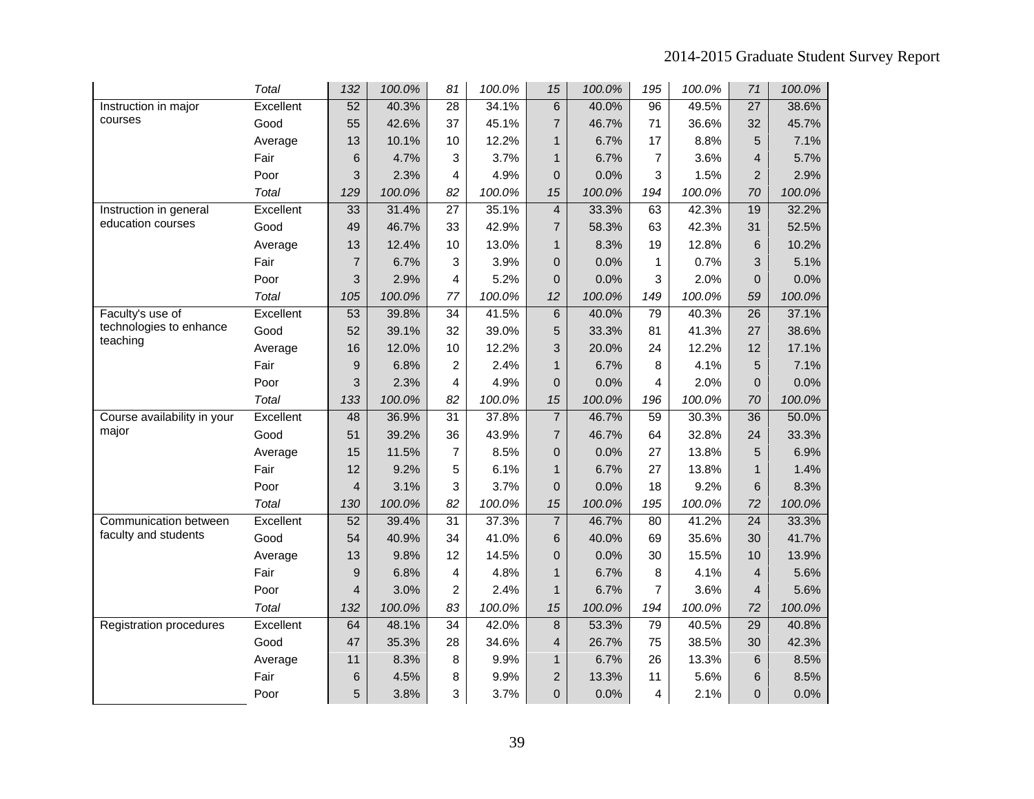| | | | | | | | | | | | |
|---|---|---|---|---|---|---|---|---|---|---|---|
| | *Total* | *132* | *100.0%* | *81* | *100.0%* | *15* | *100.0%* | *195* | *100.0%* | *71* | *100.0%* |
| Instruction in major courses | Excellent | 52 | 40.3% | 28 | 34.1% | 6 | 40.0% | 96 | 49.5% | 27 | 38.6% |
| | Good | 55 | 42.6% | 37 | 45.1% | 7 | 46.7% | 71 | 36.6% | 32 | 45.7% |
| | Average | 13 | 10.1% | 10 | 12.2% | 1 | 6.7% | 17 | 8.8% | 5 | 7.1% |
| | Fair | 6 | 4.7% | 3 | 3.7% | 1 | 6.7% | 7 | 3.6% | 4 | 5.7% |
| | Poor | 3 | 2.3% | 4 | 4.9% | 0 | 0.0% | 3 | 1.5% | 2 | 2.9% |
| | *Total* | *129* | *100.0%* | *82* | *100.0%* | *15* | *100.0%* | *194* | *100.0%* | *70* | *100.0%* |
| Instruction in general education courses | Excellent | 33 | 31.4% | 27 | 35.1% | 4 | 33.3% | 63 | 42.3% | 19 | 32.2% |
| | Good | 49 | 46.7% | 33 | 42.9% | 7 | 58.3% | 63 | 42.3% | 31 | 52.5% |
| | Average | 13 | 12.4% | 10 | 13.0% | 1 | 8.3% | 19 | 12.8% | 6 | 10.2% |
| | Fair | 7 | 6.7% | 3 | 3.9% | 0 | 0.0% | 1 | 0.7% | 3 | 5.1% |
| | Poor | 3 | 2.9% | 4 | 5.2% | 0 | 0.0% | 3 | 2.0% | 0 | 0.0% |
| | *Total* | *105* | *100.0%* | *77* | *100.0%* | *12* | *100.0%* | *149* | *100.0%* | *59* | *100.0%* |
| Faculty's use of technologies to enhance teaching | Excellent | 53 | 39.8% | 34 | 41.5% | 6 | 40.0% | 79 | 40.3% | 26 | 37.1% |
| | Good | 52 | 39.1% | 32 | 39.0% | 5 | 33.3% | 81 | 41.3% | 27 | 38.6% |
| | Average | 16 | 12.0% | 10 | 12.2% | 3 | 20.0% | 24 | 12.2% | 12 | 17.1% |
| | Fair | 9 | 6.8% | 2 | 2.4% | 1 | 6.7% | 8 | 4.1% | 5 | 7.1% |
| | Poor | 3 | 2.3% | 4 | 4.9% | 0 | 0.0% | 4 | 2.0% | 0 | 0.0% |
| | *Total* | *133* | *100.0%* | *82* | *100.0%* | *15* | *100.0%* | *196* | *100.0%* | *70* | *100.0%* |
| Course availability in your major | Excellent | 48 | 36.9% | 31 | 37.8% | 7 | 46.7% | 59 | 30.3% | 36 | 50.0% |
| | Good | 51 | 39.2% | 36 | 43.9% | 7 | 46.7% | 64 | 32.8% | 24 | 33.3% |
| | Average | 15 | 11.5% | 7 | 8.5% | 0 | 0.0% | 27 | 13.8% | 5 | 6.9% |
| | Fair | 12 | 9.2% | 5 | 6.1% | 1 | 6.7% | 27 | 13.8% | 1 | 1.4% |
| | Poor | 4 | 3.1% | 3 | 3.7% | 0 | 0.0% | 18 | 9.2% | 6 | 8.3% |
| | *Total* | *130* | *100.0%* | *82* | *100.0%* | *15* | *100.0%* | *195* | *100.0%* | *72* | *100.0%* |
| Communication between faculty and students | Excellent | 52 | 39.4% | 31 | 37.3% | 7 | 46.7% | 80 | 41.2% | 24 | 33.3% |
| | Good | 54 | 40.9% | 34 | 41.0% | 6 | 40.0% | 69 | 35.6% | 30 | 41.7% |
| | Average | 13 | 9.8% | 12 | 14.5% | 0 | 0.0% | 30 | 15.5% | 10 | 13.9% |
| | Fair | 9 | 6.8% | 4 | 4.8% | 1 | 6.7% | 8 | 4.1% | 4 | 5.6% |
| | Poor | 4 | 3.0% | 2 | 2.4% | 1 | 6.7% | 7 | 3.6% | 4 | 5.6% |
| | *Total* | *132* | *100.0%* | *83* | *100.0%* | *15* | *100.0%* | *194* | *100.0%* | *72* | *100.0%* |
| Registration procedures | Excellent | 64 | 48.1% | 34 | 42.0% | 8 | 53.3% | 79 | 40.5% | 29 | 40.8% |
| | Good | 47 | 35.3% | 28 | 34.6% | 4 | 26.7% | 75 | 38.5% | 30 | 42.3% |
| | Average | 11 | 8.3% | 8 | 9.9% | 1 | 6.7% | 26 | 13.3% | 6 | 8.5% |
| | Fair | 6 | 4.5% | 8 | 9.9% | 2 | 13.3% | 11 | 5.6% | 6 | 8.5% |
| | Poor | 5 | 3.8% | 3 | 3.7% | 0 | 0.0% | 4 | 2.1% | 0 | 0.0% |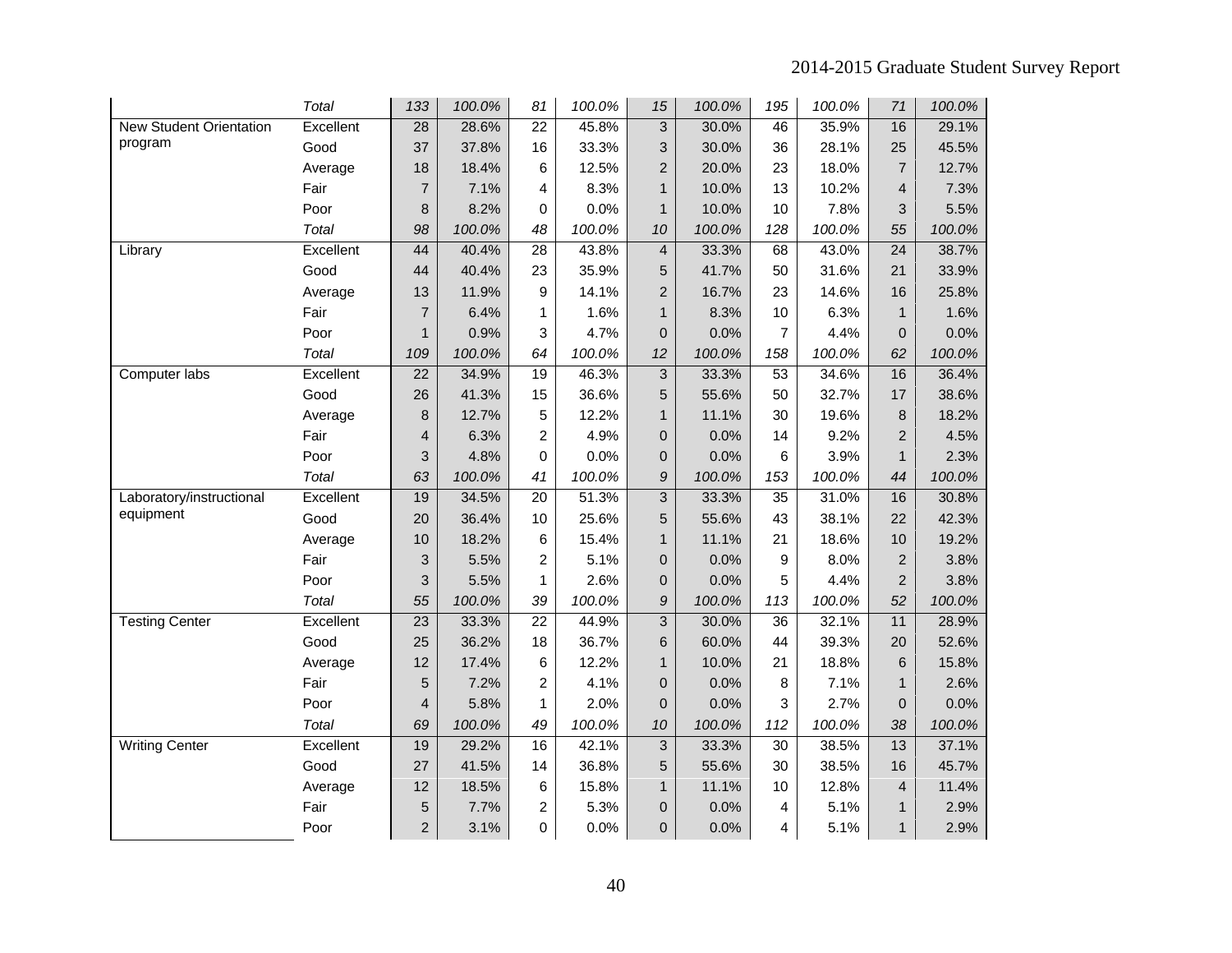| | | | | | | | | | | | |
|---|---|---|---|---|---|---|---|---|---|---|---|
| | *Total* | *133* | *100.0%* | *81* | *100.0%* | *15* | *100.0%* | *195* | *100.0%* | *71* | *100.0%* |
| New Student Orientation program | Excellent | 28 | 28.6% | 22 | 45.8% | 3 | 30.0% | 46 | 35.9% | 16 | 29.1% |
| | Good | 37 | 37.8% | 16 | 33.3% | 3 | 30.0% | 36 | 28.1% | 25 | 45.5% |
| | Average | 18 | 18.4% | 6 | 12.5% | 2 | 20.0% | 23 | 18.0% | 7 | 12.7% |
| | Fair | 7 | 7.1% | 4 | 8.3% | 1 | 10.0% | 13 | 10.2% | 4 | 7.3% |
| | Poor | 8 | 8.2% | 0 | 0.0% | 1 | 10.0% | 10 | 7.8% | 3 | 5.5% |
| | *Total* | *98* | *100.0%* | *48* | *100.0%* | *10* | *100.0%* | *128* | *100.0%* | *55* | *100.0%* |
| Library | Excellent | 44 | 40.4% | 28 | 43.8% | 4 | 33.3% | 68 | 43.0% | 24 | 38.7% |
| | Good | 44 | 40.4% | 23 | 35.9% | 5 | 41.7% | 50 | 31.6% | 21 | 33.9% |
| | Average | 13 | 11.9% | 9 | 14.1% | 2 | 16.7% | 23 | 14.6% | 16 | 25.8% |
| | Fair | 7 | 6.4% | 1 | 1.6% | 1 | 8.3% | 10 | 6.3% | 1 | 1.6% |
| | Poor | 1 | 0.9% | 3 | 4.7% | 0 | 0.0% | 7 | 4.4% | 0 | 0.0% |
| | *Total* | *109* | *100.0%* | *64* | *100.0%* | *12* | *100.0%* | *158* | *100.0%* | *62* | *100.0%* |
| Computer labs | Excellent | 22 | 34.9% | 19 | 46.3% | 3 | 33.3% | 53 | 34.6% | 16 | 36.4% |
| | Good | 26 | 41.3% | 15 | 36.6% | 5 | 55.6% | 50 | 32.7% | 17 | 38.6% |
| | Average | 8 | 12.7% | 5 | 12.2% | 1 | 11.1% | 30 | 19.6% | 8 | 18.2% |
| | Fair | 4 | 6.3% | 2 | 4.9% | 0 | 0.0% | 14 | 9.2% | 2 | 4.5% |
| | Poor | 3 | 4.8% | 0 | 0.0% | 0 | 0.0% | 6 | 3.9% | 1 | 2.3% |
| | *Total* | *63* | *100.0%* | *41* | *100.0%* | *9* | *100.0%* | *153* | *100.0%* | *44* | *100.0%* |
| Laboratory/instructional equipment | Excellent | 19 | 34.5% | 20 | 51.3% | 3 | 33.3% | 35 | 31.0% | 16 | 30.8% |
| | Good | 20 | 36.4% | 10 | 25.6% | 5 | 55.6% | 43 | 38.1% | 22 | 42.3% |
| | Average | 10 | 18.2% | 6 | 15.4% | 1 | 11.1% | 21 | 18.6% | 10 | 19.2% |
| | Fair | 3 | 5.5% | 2 | 5.1% | 0 | 0.0% | 9 | 8.0% | 2 | 3.8% |
| | Poor | 3 | 5.5% | 1 | 2.6% | 0 | 0.0% | 5 | 4.4% | 2 | 3.8% |
| | *Total* | *55* | *100.0%* | *39* | *100.0%* | *9* | *100.0%* | *113* | *100.0%* | *52* | *100.0%* |
| Testing Center | Excellent | 23 | 33.3% | 22 | 44.9% | 3 | 30.0% | 36 | 32.1% | 11 | 28.9% |
| | Good | 25 | 36.2% | 18 | 36.7% | 6 | 60.0% | 44 | 39.3% | 20 | 52.6% |
| | Average | 12 | 17.4% | 6 | 12.2% | 1 | 10.0% | 21 | 18.8% | 6 | 15.8% |
| | Fair | 5 | 7.2% | 2 | 4.1% | 0 | 0.0% | 8 | 7.1% | 1 | 2.6% |
| | Poor | 4 | 5.8% | 1 | 2.0% | 0 | 0.0% | 3 | 2.7% | 0 | 0.0% |
| | *Total* | *69* | *100.0%* | *49* | *100.0%* | *10* | *100.0%* | *112* | *100.0%* | *38* | *100.0%* |
| Writing Center | Excellent | 19 | 29.2% | 16 | 42.1% | 3 | 33.3% | 30 | 38.5% | 13 | 37.1% |
| | Good | 27 | 41.5% | 14 | 36.8% | 5 | 55.6% | 30 | 38.5% | 16 | 45.7% |
| | Average | 12 | 18.5% | 6 | 15.8% | 1 | 11.1% | 10 | 12.8% | 4 | 11.4% |
| | Fair | 5 | 7.7% | 2 | 5.3% | 0 | 0.0% | 4 | 5.1% | 1 | 2.9% |
| | Poor | 2 | 3.1% | 0 | 0.0% | 0 | 0.0% | 4 | 5.1% | 1 | 2.9% |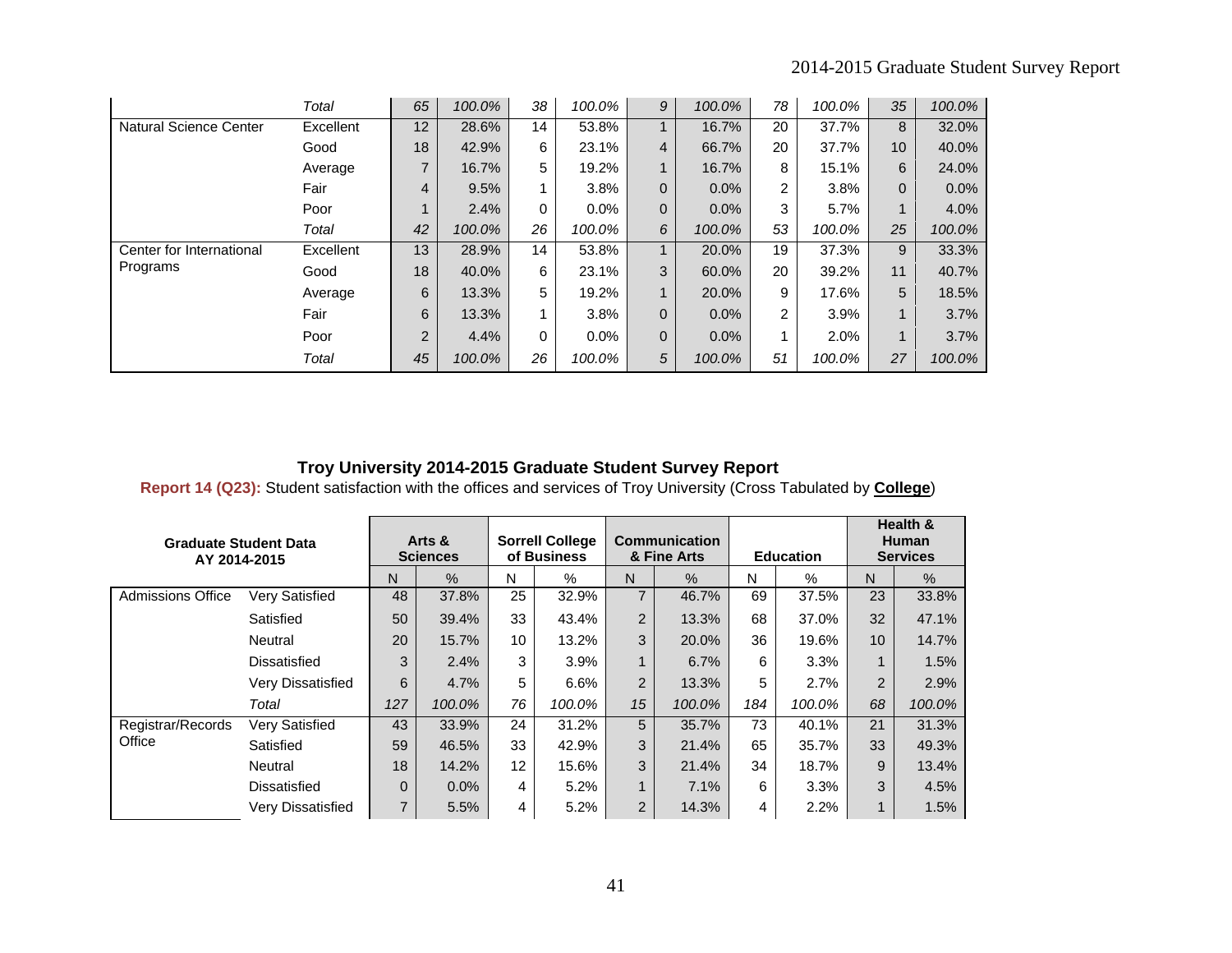| | | N | % | N | % | N | % | N | % | N | % |
|---|---|---|---|---|---|---|---|---|---|---|---|
| | *Total* | *65* | *100.0%* | *38* | *100.0%* | *9* | *100.0%* | *78* | *100.0%* | *35* | *100.0%* |
| Natural Science Center | Excellent | 12 | 28.6% | 14 | 53.8% | 1 | 16.7% | 20 | 37.7% | 8 | 32.0% |
| | Good | 18 | 42.9% | 6 | 23.1% | 4 | 66.7% | 20 | 37.7% | 10 | 40.0% |
| | Average | 7 | 16.7% | 5 | 19.2% | 1 | 16.7% | 8 | 15.1% | 6 | 24.0% |
| | Fair | 4 | 9.5% | 1 | 3.8% | 0 | 0.0% | 2 | 3.8% | 0 | 0.0% |
| | Poor | 1 | 2.4% | 0 | 0.0% | 0 | 0.0% | 3 | 5.7% | 1 | 4.0% |
| | *Total* | *42* | *100.0%* | *26* | *100.0%* | *6* | *100.0%* | *53* | *100.0%* | *25* | *100.0%* |
| Center for International Programs | Excellent | 13 | 28.9% | 14 | 53.8% | 1 | 20.0% | 19 | 37.3% | 9 | 33.3% |
| | Good | 18 | 40.0% | 6 | 23.1% | 3 | 60.0% | 20 | 39.2% | 11 | 40.7% |
| | Average | 6 | 13.3% | 5 | 19.2% | 1 | 20.0% | 9 | 17.6% | 5 | 18.5% |
| | Fair | 6 | 13.3% | 1 | 3.8% | 0 | 0.0% | 2 | 3.9% | 1 | 3.7% |
| | Poor | 2 | 4.4% | 0 | 0.0% | 0 | 0.0% | 1 | 2.0% | 1 | 3.7% |
| | *Total* | *45* | *100.0%* | *26* | *100.0%* | *5* | *100.0%* | *51* | *100.0%* | *27* | *100.0%* |

**Troy University 2014-2015 Graduate Student Survey Report**

**Report 14 (Q23):** Student satisfaction with the offices and services of Troy University (Cross Tabulated by **College**)

| Graduate Student Data AY 2014-2015 | | Arts & Sciences | | Sorrell College of Business | | Communication & Fine Arts | | Education | | Health & Human Services | |
|---|---|---|---|---|---|---|---|---|---|---|---|
| | | N | % | N | % | N | % | N | % | N | % |
| Admissions Office | Very Satisfied | 48 | 37.8% | 25 | 32.9% | 7 | 46.7% | 69 | 37.5% | 23 | 33.8% |
| | Satisfied | 50 | 39.4% | 33 | 43.4% | 2 | 13.3% | 68 | 37.0% | 32 | 47.1% |
| | Neutral | 20 | 15.7% | 10 | 13.2% | 3 | 20.0% | 36 | 19.6% | 10 | 14.7% |
| | Dissatisfied | 3 | 2.4% | 3 | 3.9% | 1 | 6.7% | 6 | 3.3% | 1 | 1.5% |
| | Very Dissatisfied | 6 | 4.7% | 5 | 6.6% | 2 | 13.3% | 5 | 2.7% | 2 | 2.9% |
| | *Total* | *127* | *100.0%* | *76* | *100.0%* | *15* | *100.0%* | *184* | *100.0%* | *68* | *100.0%* |
| Registrar/Records Office | Very Satisfied | 43 | 33.9% | 24 | 31.2% | 5 | 35.7% | 73 | 40.1% | 21 | 31.3% |
| | Satisfied | 59 | 46.5% | 33 | 42.9% | 3 | 21.4% | 65 | 35.7% | 33 | 49.3% |
| | Neutral | 18 | 14.2% | 12 | 15.6% | 3 | 21.4% | 34 | 18.7% | 9 | 13.4% |
| | Dissatisfied | 0 | 0.0% | 4 | 5.2% | 1 | 7.1% | 6 | 3.3% | 3 | 4.5% |
| | Very Dissatisfied | 7 | 5.5% | 4 | 5.2% | 2 | 14.3% | 4 | 2.2% | 1 | 1.5% |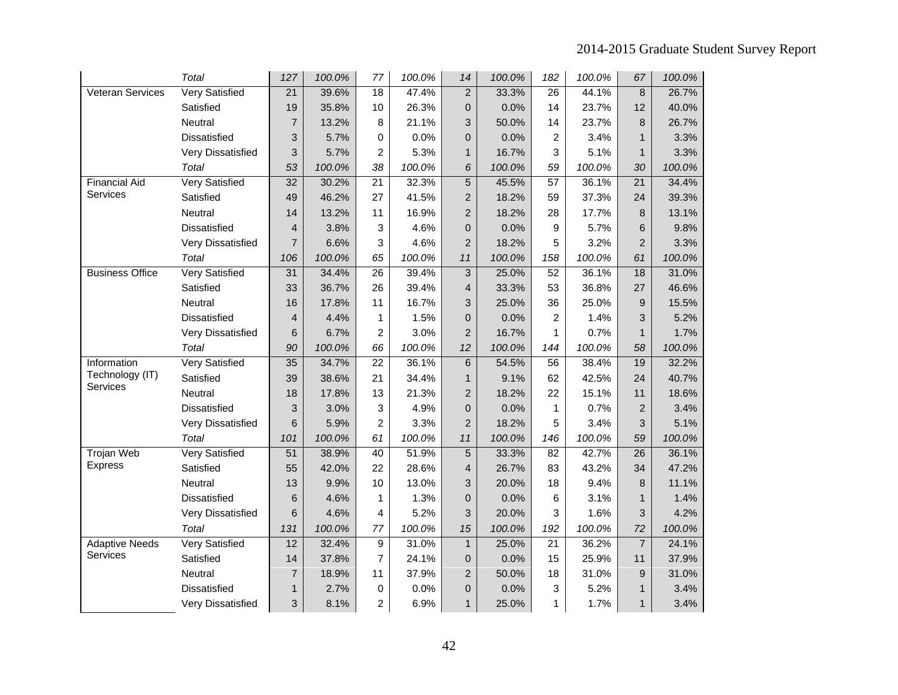| | | | | | | | | | | | |
|---|---|---|---|---|---|---|---|---|---|---|---|
| | *Total* | *127* | *100.0%* | *77* | *100.0%* | *14* | *100.0%* | *182* | *100.0%* | *67* | *100.0%* |
| Veteran Services | Very Satisfied | 21 | 39.6% | 18 | 47.4% | 2 | 33.3% | 26 | 44.1% | 8 | 26.7% |
| | Satisfied | 19 | 35.8% | 10 | 26.3% | 0 | 0.0% | 14 | 23.7% | 12 | 40.0% |
| | Neutral | 7 | 13.2% | 8 | 21.1% | 3 | 50.0% | 14 | 23.7% | 8 | 26.7% |
| | Dissatisfied | 3 | 5.7% | 0 | 0.0% | 0 | 0.0% | 2 | 3.4% | 1 | 3.3% |
| | Very Dissatisfied | 3 | 5.7% | 2 | 5.3% | 1 | 16.7% | 3 | 5.1% | 1 | 3.3% |
| | *Total* | *53* | *100.0%* | *38* | *100.0%* | *6* | *100.0%* | *59* | *100.0%* | *30* | *100.0%* |
| Financial Aid Services | Very Satisfied | 32 | 30.2% | 21 | 32.3% | 5 | 45.5% | 57 | 36.1% | 21 | 34.4% |
| | Satisfied | 49 | 46.2% | 27 | 41.5% | 2 | 18.2% | 59 | 37.3% | 24 | 39.3% |
| | Neutral | 14 | 13.2% | 11 | 16.9% | 2 | 18.2% | 28 | 17.7% | 8 | 13.1% |
| | Dissatisfied | 4 | 3.8% | 3 | 4.6% | 0 | 0.0% | 9 | 5.7% | 6 | 9.8% |
| | Very Dissatisfied | 7 | 6.6% | 3 | 4.6% | 2 | 18.2% | 5 | 3.2% | 2 | 3.3% |
| | *Total* | *106* | *100.0%* | *65* | *100.0%* | *11* | *100.0%* | *158* | *100.0%* | *61* | *100.0%* |
| Business Office | Very Satisfied | 31 | 34.4% | 26 | 39.4% | 3 | 25.0% | 52 | 36.1% | 18 | 31.0% |
| | Satisfied | 33 | 36.7% | 26 | 39.4% | 4 | 33.3% | 53 | 36.8% | 27 | 46.6% |
| | Neutral | 16 | 17.8% | 11 | 16.7% | 3 | 25.0% | 36 | 25.0% | 9 | 15.5% |
| | Dissatisfied | 4 | 4.4% | 1 | 1.5% | 0 | 0.0% | 2 | 1.4% | 3 | 5.2% |
| | Very Dissatisfied | 6 | 6.7% | 2 | 3.0% | 2 | 16.7% | 1 | 0.7% | 1 | 1.7% |
| | *Total* | *90* | *100.0%* | *66* | *100.0%* | *12* | *100.0%* | *144* | *100.0%* | *58* | *100.0%* |
| Information Technology (IT) Services | Very Satisfied | 35 | 34.7% | 22 | 36.1% | 6 | 54.5% | 56 | 38.4% | 19 | 32.2% |
| | Satisfied | 39 | 38.6% | 21 | 34.4% | 1 | 9.1% | 62 | 42.5% | 24 | 40.7% |
| | Neutral | 18 | 17.8% | 13 | 21.3% | 2 | 18.2% | 22 | 15.1% | 11 | 18.6% |
| | Dissatisfied | 3 | 3.0% | 3 | 4.9% | 0 | 0.0% | 1 | 0.7% | 2 | 3.4% |
| | Very Dissatisfied | 6 | 5.9% | 2 | 3.3% | 2 | 18.2% | 5 | 3.4% | 3 | 5.1% |
| | *Total* | *101* | *100.0%* | *61* | *100.0%* | *11* | *100.0%* | *146* | *100.0%* | *59* | *100.0%* |
| Trojan Web Express | Very Satisfied | 51 | 38.9% | 40 | 51.9% | 5 | 33.3% | 82 | 42.7% | 26 | 36.1% |
| | Satisfied | 55 | 42.0% | 22 | 28.6% | 4 | 26.7% | 83 | 43.2% | 34 | 47.2% |
| | Neutral | 13 | 9.9% | 10 | 13.0% | 3 | 20.0% | 18 | 9.4% | 8 | 11.1% |
| | Dissatisfied | 6 | 4.6% | 1 | 1.3% | 0 | 0.0% | 6 | 3.1% | 1 | 1.4% |
| | Very Dissatisfied | 6 | 4.6% | 4 | 5.2% | 3 | 20.0% | 3 | 1.6% | 3 | 4.2% |
| | *Total* | *131* | *100.0%* | *77* | *100.0%* | *15* | *100.0%* | *192* | *100.0%* | *72* | *100.0%* |
| Adaptive Needs Services | Very Satisfied | 12 | 32.4% | 9 | 31.0% | 1 | 25.0% | 21 | 36.2% | 7 | 24.1% |
| | Satisfied | 14 | 37.8% | 7 | 24.1% | 0 | 0.0% | 15 | 25.9% | 11 | 37.9% |
| | Neutral | 7 | 18.9% | 11 | 37.9% | 2 | 50.0% | 18 | 31.0% | 9 | 31.0% |
| | Dissatisfied | 1 | 2.7% | 0 | 0.0% | 0 | 0.0% | 3 | 5.2% | 1 | 3.4% |
| | Very Dissatisfied | 3 | 8.1% | 2 | 6.9% | 1 | 25.0% | 1 | 1.7% | 1 | 3.4% |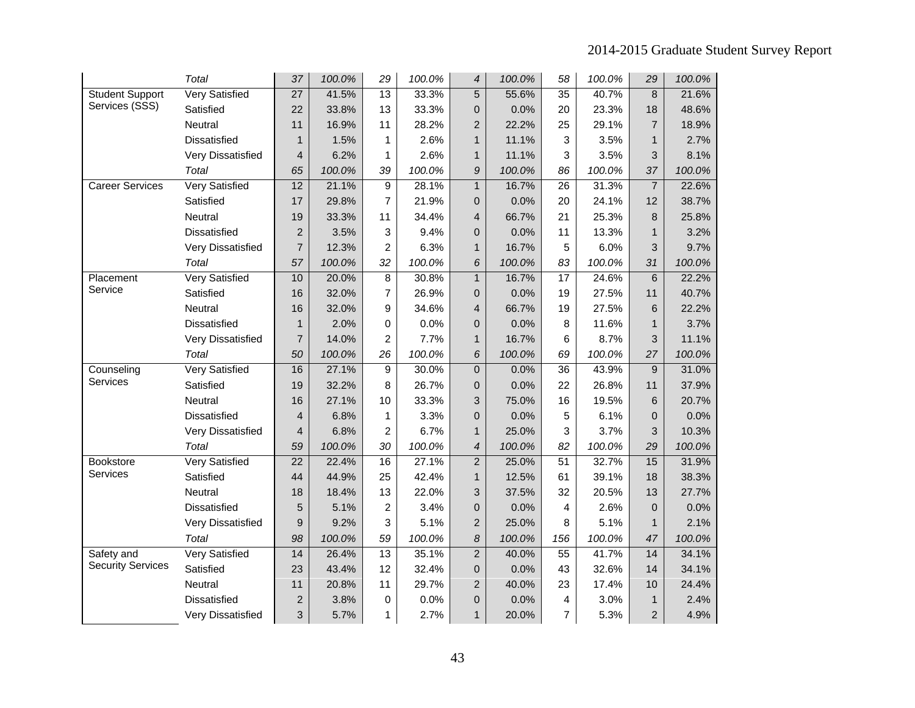| | | | | | | | | | | | |
|---|---|---|---|---|---|---|---|---|---|---|---|
| | *Total* | *37* | *100.0%* | *29* | *100.0%* | *4* | *100.0%* | *58* | *100.0%* | *29* | *100.0%* |
| Student Support Services (SSS) | Very Satisfied | 27 | 41.5% | 13 | 33.3% | 5 | 55.6% | 35 | 40.7% | 8 | 21.6% |
| | Satisfied | 22 | 33.8% | 13 | 33.3% | 0 | 0.0% | 20 | 23.3% | 18 | 48.6% |
| | Neutral | 11 | 16.9% | 11 | 28.2% | 2 | 22.2% | 25 | 29.1% | 7 | 18.9% |
| | Dissatisfied | 1 | 1.5% | 1 | 2.6% | 1 | 11.1% | 3 | 3.5% | 1 | 2.7% |
| | Very Dissatisfied | 4 | 6.2% | 1 | 2.6% | 1 | 11.1% | 3 | 3.5% | 3 | 8.1% |
| | *Total* | *65* | *100.0%* | *39* | *100.0%* | *9* | *100.0%* | *86* | *100.0%* | *37* | *100.0%* |
| Career Services | Very Satisfied | 12 | 21.1% | 9 | 28.1% | 1 | 16.7% | 26 | 31.3% | 7 | 22.6% |
| | Satisfied | 17 | 29.8% | 7 | 21.9% | 0 | 0.0% | 20 | 24.1% | 12 | 38.7% |
| | Neutral | 19 | 33.3% | 11 | 34.4% | 4 | 66.7% | 21 | 25.3% | 8 | 25.8% |
| | Dissatisfied | 2 | 3.5% | 3 | 9.4% | 0 | 0.0% | 11 | 13.3% | 1 | 3.2% |
| | Very Dissatisfied | 7 | 12.3% | 2 | 6.3% | 1 | 16.7% | 5 | 6.0% | 3 | 9.7% |
| | *Total* | *57* | *100.0%* | *32* | *100.0%* | *6* | *100.0%* | *83* | *100.0%* | *31* | *100.0%* |
| Placement Service | Very Satisfied | 10 | 20.0% | 8 | 30.8% | 1 | 16.7% | 17 | 24.6% | 6 | 22.2% |
| | Satisfied | 16 | 32.0% | 7 | 26.9% | 0 | 0.0% | 19 | 27.5% | 11 | 40.7% |
| | Neutral | 16 | 32.0% | 9 | 34.6% | 4 | 66.7% | 19 | 27.5% | 6 | 22.2% |
| | Dissatisfied | 1 | 2.0% | 0 | 0.0% | 0 | 0.0% | 8 | 11.6% | 1 | 3.7% |
| | Very Dissatisfied | 7 | 14.0% | 2 | 7.7% | 1 | 16.7% | 6 | 8.7% | 3 | 11.1% |
| | *Total* | *50* | *100.0%* | *26* | *100.0%* | *6* | *100.0%* | *69* | *100.0%* | *27* | *100.0%* |
| Counseling Services | Very Satisfied | 16 | 27.1% | 9 | 30.0% | 0 | 0.0% | 36 | 43.9% | 9 | 31.0% |
| | Satisfied | 19 | 32.2% | 8 | 26.7% | 0 | 0.0% | 22 | 26.8% | 11 | 37.9% |
| | Neutral | 16 | 27.1% | 10 | 33.3% | 3 | 75.0% | 16 | 19.5% | 6 | 20.7% |
| | Dissatisfied | 4 | 6.8% | 1 | 3.3% | 0 | 0.0% | 5 | 6.1% | 0 | 0.0% |
| | Very Dissatisfied | 4 | 6.8% | 2 | 6.7% | 1 | 25.0% | 3 | 3.7% | 3 | 10.3% |
| | *Total* | *59* | *100.0%* | *30* | *100.0%* | *4* | *100.0%* | *82* | *100.0%* | *29* | *100.0%* |
| Bookstore Services | Very Satisfied | 22 | 22.4% | 16 | 27.1% | 2 | 25.0% | 51 | 32.7% | 15 | 31.9% |
| | Satisfied | 44 | 44.9% | 25 | 42.4% | 1 | 12.5% | 61 | 39.1% | 18 | 38.3% |
| | Neutral | 18 | 18.4% | 13 | 22.0% | 3 | 37.5% | 32 | 20.5% | 13 | 27.7% |
| | Dissatisfied | 5 | 5.1% | 2 | 3.4% | 0 | 0.0% | 4 | 2.6% | 0 | 0.0% |
| | Very Dissatisfied | 9 | 9.2% | 3 | 5.1% | 2 | 25.0% | 8 | 5.1% | 1 | 2.1% |
| | *Total* | *98* | *100.0%* | *59* | *100.0%* | *8* | *100.0%* | *156* | *100.0%* | *47* | *100.0%* |
| Safety and Security Services | Very Satisfied | 14 | 26.4% | 13 | 35.1% | 2 | 40.0% | 55 | 41.7% | 14 | 34.1% |
| | Satisfied | 23 | 43.4% | 12 | 32.4% | 0 | 0.0% | 43 | 32.6% | 14 | 34.1% |
| | Neutral | 11 | 20.8% | 11 | 29.7% | 2 | 40.0% | 23 | 17.4% | 10 | 24.4% |
| | Dissatisfied | 2 | 3.8% | 0 | 0.0% | 0 | 0.0% | 4 | 3.0% | 1 | 2.4% |
| | Very Dissatisfied | 3 | 5.7% | 1 | 2.7% | 1 | 20.0% | 7 | 5.3% | 2 | 4.9% |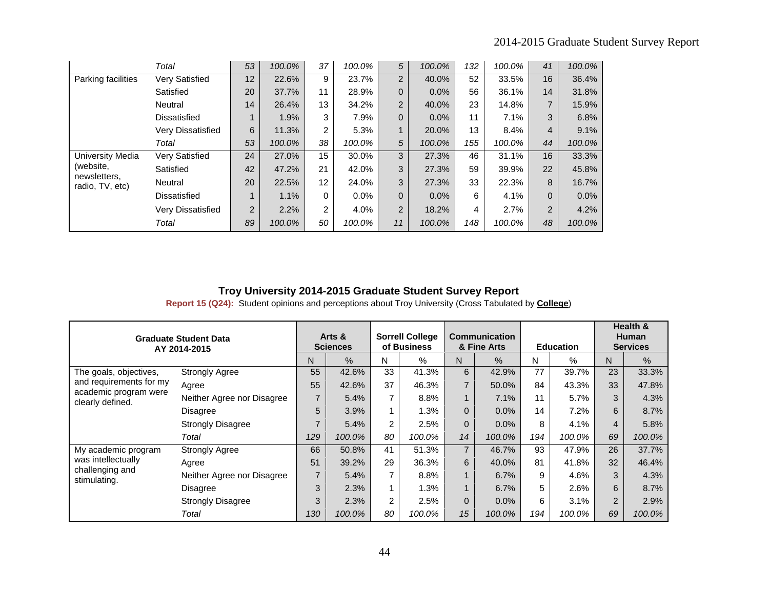| | Total | 53 | 100.0% | 37 | 100.0% | 5 | 100.0% | 132 | 100.0% | 41 | 100.0% |
|---|---|---|---|---|---|---|---|---|---|---|---|
| Parking facilities | Very Satisfied | 12 | 22.6% | 9 | 23.7% | 2 | 40.0% | 52 | 33.5% | 16 | 36.4% |
| | Satisfied | 20 | 37.7% | 11 | 28.9% | 0 | 0.0% | 56 | 36.1% | 14 | 31.8% |
| | Neutral | 14 | 26.4% | 13 | 34.2% | 2 | 40.0% | 23 | 14.8% | 7 | 15.9% |
| | Dissatisfied | 1 | 1.9% | 3 | 7.9% | 0 | 0.0% | 11 | 7.1% | 3 | 6.8% |
| | Very Dissatisfied | 6 | 11.3% | 2 | 5.3% | 1 | 20.0% | 13 | 8.4% | 4 | 9.1% |
| | *Total* | *53* | *100.0%* | *38* | *100.0%* | *5* | *100.0%* | *155* | *100.0%* | *44* | *100.0%* |
| University Media (website, newsletters, radio, TV, etc) | Very Satisfied | 24 | 27.0% | 15 | 30.0% | 3 | 27.3% | 46 | 31.1% | 16 | 33.3% |
| | Satisfied | 42 | 47.2% | 21 | 42.0% | 3 | 27.3% | 59 | 39.9% | 22 | 45.8% |
| | Neutral | 20 | 22.5% | 12 | 24.0% | 3 | 27.3% | 33 | 22.3% | 8 | 16.7% |
| | Dissatisfied | 1 | 1.1% | 0 | 0.0% | 0 | 0.0% | 6 | 4.1% | 0 | 0.0% |
| | Very Dissatisfied | 2 | 2.2% | 2 | 4.0% | 2 | 18.2% | 4 | 2.7% | 2 | 4.2% |
| | *Total* | *89* | *100.0%* | *50* | *100.0%* | *11* | *100.0%* | *148* | *100.0%* | *48* | *100.0%* |

## Troy University 2014-2015 Graduate Student Survey Report

**Report 15 (Q24):** Student opinions and perceptions about Troy University (Cross Tabulated by **College**)

| **Graduate Student Data AY 2014-2015** | | **Arts & Sciences** | | **Sorrell College of Business** | | **Communication & Fine Arts** | | **Education** | | **Health & Human Services** | |
|---|---|---|---|---|---|---|---|---|---|---|---|
| | | N | % | N | % | N | % | N | % | N | % |
| The goals, objectives, and requirements for my academic program were clearly defined. | Strongly Agree | 55 | 42.6% | 33 | 41.3% | 6 | 42.9% | 77 | 39.7% | 23 | 33.3% |
| | Agree | 55 | 42.6% | 37 | 46.3% | 7 | 50.0% | 84 | 43.3% | 33 | 47.8% |
| | Neither Agree nor Disagree | 7 | 5.4% | 7 | 8.8% | 1 | 7.1% | 11 | 5.7% | 3 | 4.3% |
| | Disagree | 5 | 3.9% | 1 | 1.3% | 0 | 0.0% | 14 | 7.2% | 6 | 8.7% |
| | Strongly Disagree | 7 | 5.4% | 2 | 2.5% | 0 | 0.0% | 8 | 4.1% | 4 | 5.8% |
| | *Total* | *129* | *100.0%* | *80* | *100.0%* | *14* | *100.0%* | *194* | *100.0%* | *69* | *100.0%* |
| My academic program was intellectually challenging and stimulating. | Strongly Agree | 66 | 50.8% | 41 | 51.3% | 7 | 46.7% | 93 | 47.9% | 26 | 37.7% |
| | Agree | 51 | 39.2% | 29 | 36.3% | 6 | 40.0% | 81 | 41.8% | 32 | 46.4% |
| | Neither Agree nor Disagree | 7 | 5.4% | 7 | 8.8% | 1 | 6.7% | 9 | 4.6% | 3 | 4.3% |
| | Disagree | 3 | 2.3% | 1 | 1.3% | 1 | 6.7% | 5 | 2.6% | 6 | 8.7% |
| | Strongly Disagree | 3 | 2.3% | 2 | 2.5% | 0 | 0.0% | 6 | 3.1% | 2 | 2.9% |
| | *Total* | *130* | *100.0%* | *80* | *100.0%* | *15* | *100.0%* | *194* | *100.0%* | *69* | *100.0%* |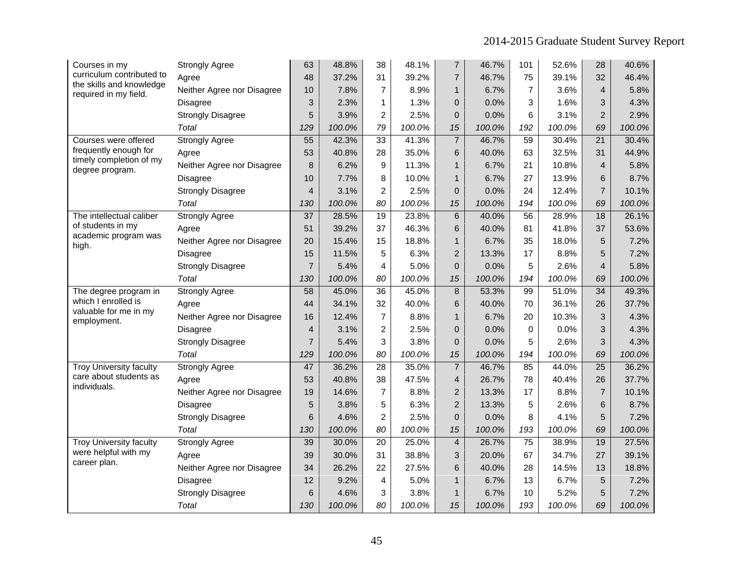| | | | | | | | | | | | |
|---|---|---|---|---|---|---|---|---|---|---|---|
| Courses in my curriculum contributed to the skills and knowledge required in my field. | Strongly Agree | 63 | 48.8% | 38 | 48.1% | 7 | 46.7% | 101 | 52.6% | 28 | 40.6% |
| | Agree | 48 | 37.2% | 31 | 39.2% | 7 | 46.7% | 75 | 39.1% | 32 | 46.4% |
| | Neither Agree nor Disagree | 10 | 7.8% | 7 | 8.9% | 1 | 6.7% | 7 | 3.6% | 4 | 5.8% |
| | Disagree | 3 | 2.3% | 1 | 1.3% | 0 | 0.0% | 3 | 1.6% | 3 | 4.3% |
| | Strongly Disagree | 5 | 3.9% | 2 | 2.5% | 0 | 0.0% | 6 | 3.1% | 2 | 2.9% |
| | *Total* | *129* | *100.0%* | *79* | *100.0%* | *15* | *100.0%* | *192* | *100.0%* | *69* | *100.0%* |
| Courses were offered frequently enough for timely completion of my degree program. | Strongly Agree | 55 | 42.3% | 33 | 41.3% | 7 | 46.7% | 59 | 30.4% | 21 | 30.4% |
| | Agree | 53 | 40.8% | 28 | 35.0% | 6 | 40.0% | 63 | 32.5% | 31 | 44.9% |
| | Neither Agree nor Disagree | 8 | 6.2% | 9 | 11.3% | 1 | 6.7% | 21 | 10.8% | 4 | 5.8% |
| | Disagree | 10 | 7.7% | 8 | 10.0% | 1 | 6.7% | 27 | 13.9% | 6 | 8.7% |
| | Strongly Disagree | 4 | 3.1% | 2 | 2.5% | 0 | 0.0% | 24 | 12.4% | 7 | 10.1% |
| | *Total* | *130* | *100.0%* | *80* | *100.0%* | *15* | *100.0%* | *194* | *100.0%* | *69* | *100.0%* |
| The intellectual caliber of students in my academic program was high. | Strongly Agree | 37 | 28.5% | 19 | 23.8% | 6 | 40.0% | 56 | 28.9% | 18 | 26.1% |
| | Agree | 51 | 39.2% | 37 | 46.3% | 6 | 40.0% | 81 | 41.8% | 37 | 53.6% |
| | Neither Agree nor Disagree | 20 | 15.4% | 15 | 18.8% | 1 | 6.7% | 35 | 18.0% | 5 | 7.2% |
| | Disagree | 15 | 11.5% | 5 | 6.3% | 2 | 13.3% | 17 | 8.8% | 5 | 7.2% |
| | Strongly Disagree | 7 | 5.4% | 4 | 5.0% | 0 | 0.0% | 5 | 2.6% | 4 | 5.8% |
| | *Total* | *130* | *100.0%* | *80* | *100.0%* | *15* | *100.0%* | *194* | *100.0%* | *69* | *100.0%* |
| The degree program in which I enrolled is valuable for me in my employment. | Strongly Agree | 58 | 45.0% | 36 | 45.0% | 8 | 53.3% | 99 | 51.0% | 34 | 49.3% |
| | Agree | 44 | 34.1% | 32 | 40.0% | 6 | 40.0% | 70 | 36.1% | 26 | 37.7% |
| | Neither Agree nor Disagree | 16 | 12.4% | 7 | 8.8% | 1 | 6.7% | 20 | 10.3% | 3 | 4.3% |
| | Disagree | 4 | 3.1% | 2 | 2.5% | 0 | 0.0% | 0 | 0.0% | 3 | 4.3% |
| | Strongly Disagree | 7 | 5.4% | 3 | 3.8% | 0 | 0.0% | 5 | 2.6% | 3 | 4.3% |
| | *Total* | *129* | *100.0%* | *80* | *100.0%* | *15* | *100.0%* | *194* | *100.0%* | *69* | *100.0%* |
| Troy University faculty care about students as individuals. | Strongly Agree | 47 | 36.2% | 28 | 35.0% | 7 | 46.7% | 85 | 44.0% | 25 | 36.2% |
| | Agree | 53 | 40.8% | 38 | 47.5% | 4 | 26.7% | 78 | 40.4% | 26 | 37.7% |
| | Neither Agree nor Disagree | 19 | 14.6% | 7 | 8.8% | 2 | 13.3% | 17 | 8.8% | 7 | 10.1% |
| | Disagree | 5 | 3.8% | 5 | 6.3% | 2 | 13.3% | 5 | 2.6% | 6 | 8.7% |
| | Strongly Disagree | 6 | 4.6% | 2 | 2.5% | 0 | 0.0% | 8 | 4.1% | 5 | 7.2% |
| | *Total* | *130* | *100.0%* | *80* | *100.0%* | *15* | *100.0%* | *193* | *100.0%* | *69* | *100.0%* |
| Troy University faculty were helpful with my career plan. | Strongly Agree | 39 | 30.0% | 20 | 25.0% | 4 | 26.7% | 75 | 38.9% | 19 | 27.5% |
| | Agree | 39 | 30.0% | 31 | 38.8% | 3 | 20.0% | 67 | 34.7% | 27 | 39.1% |
| | Neither Agree nor Disagree | 34 | 26.2% | 22 | 27.5% | 6 | 40.0% | 28 | 14.5% | 13 | 18.8% |
| | Disagree | 12 | 9.2% | 4 | 5.0% | 1 | 6.7% | 13 | 6.7% | 5 | 7.2% |
| | Strongly Disagree | 6 | 4.6% | 3 | 3.8% | 1 | 6.7% | 10 | 5.2% | 5 | 7.2% |
| | *Total* | *130* | *100.0%* | *80* | *100.0%* | *15* | *100.0%* | *193* | *100.0%* | *69* | *100.0%* |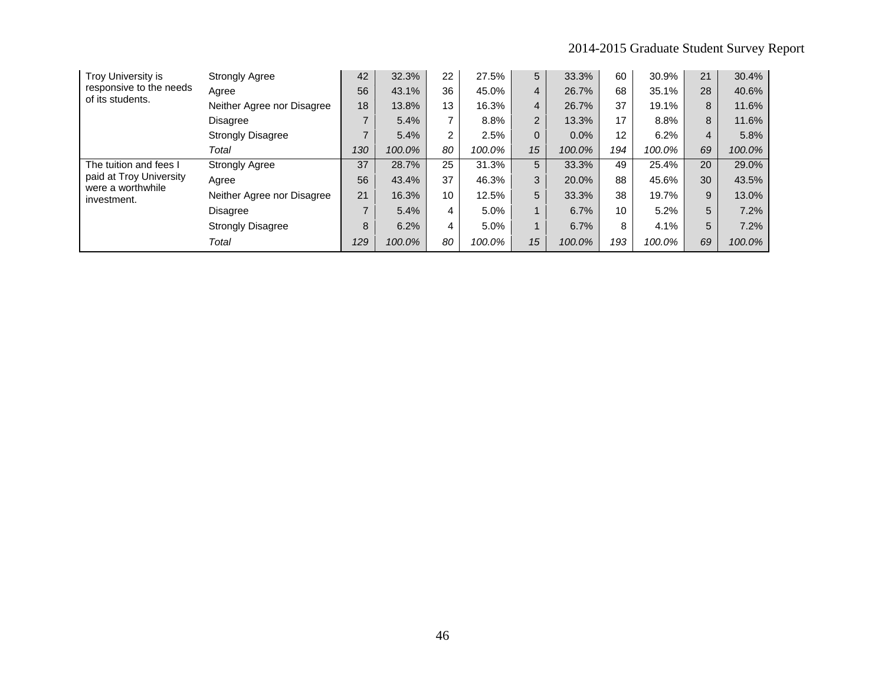| | | | | | | | | | | | |
|---|---|---|---|---|---|---|---|---|---|---|---|
| Troy University is responsive to the needs of its students. | Strongly Agree | 42 | 32.3% | 22 | 27.5% | 5 | 33.3% | 60 | 30.9% | 21 | 30.4% |
| | Agree | 56 | 43.1% | 36 | 45.0% | 4 | 26.7% | 68 | 35.1% | 28 | 40.6% |
| | Neither Agree nor Disagree | 18 | 13.8% | 13 | 16.3% | 4 | 26.7% | 37 | 19.1% | 8 | 11.6% |
| | Disagree | 7 | 5.4% | 7 | 8.8% | 2 | 13.3% | 17 | 8.8% | 8 | 11.6% |
| | Strongly Disagree | 7 | 5.4% | 2 | 2.5% | 0 | 0.0% | 12 | 6.2% | 4 | 5.8% |
| | *Total* | *130* | *100.0%* | *80* | *100.0%* | *15* | *100.0%* | *194* | *100.0%* | *69* | *100.0%* |
| The tuition and fees I paid at Troy University were a worthwhile investment. | Strongly Agree | 37 | 28.7% | 25 | 31.3% | 5 | 33.3% | 49 | 25.4% | 20 | 29.0% |
| | Agree | 56 | 43.4% | 37 | 46.3% | 3 | 20.0% | 88 | 45.6% | 30 | 43.5% |
| | Neither Agree nor Disagree | 21 | 16.3% | 10 | 12.5% | 5 | 33.3% | 38 | 19.7% | 9 | 13.0% |
| | Disagree | 7 | 5.4% | 4 | 5.0% | 1 | 6.7% | 10 | 5.2% | 5 | 7.2% |
| | Strongly Disagree | 8 | 6.2% | 4 | 5.0% | 1 | 6.7% | 8 | 4.1% | 5 | 7.2% |
| | *Total* | *129* | *100.0%* | *80* | *100.0%* | *15* | *100.0%* | *193* | *100.0%* | *69* | *100.0%* |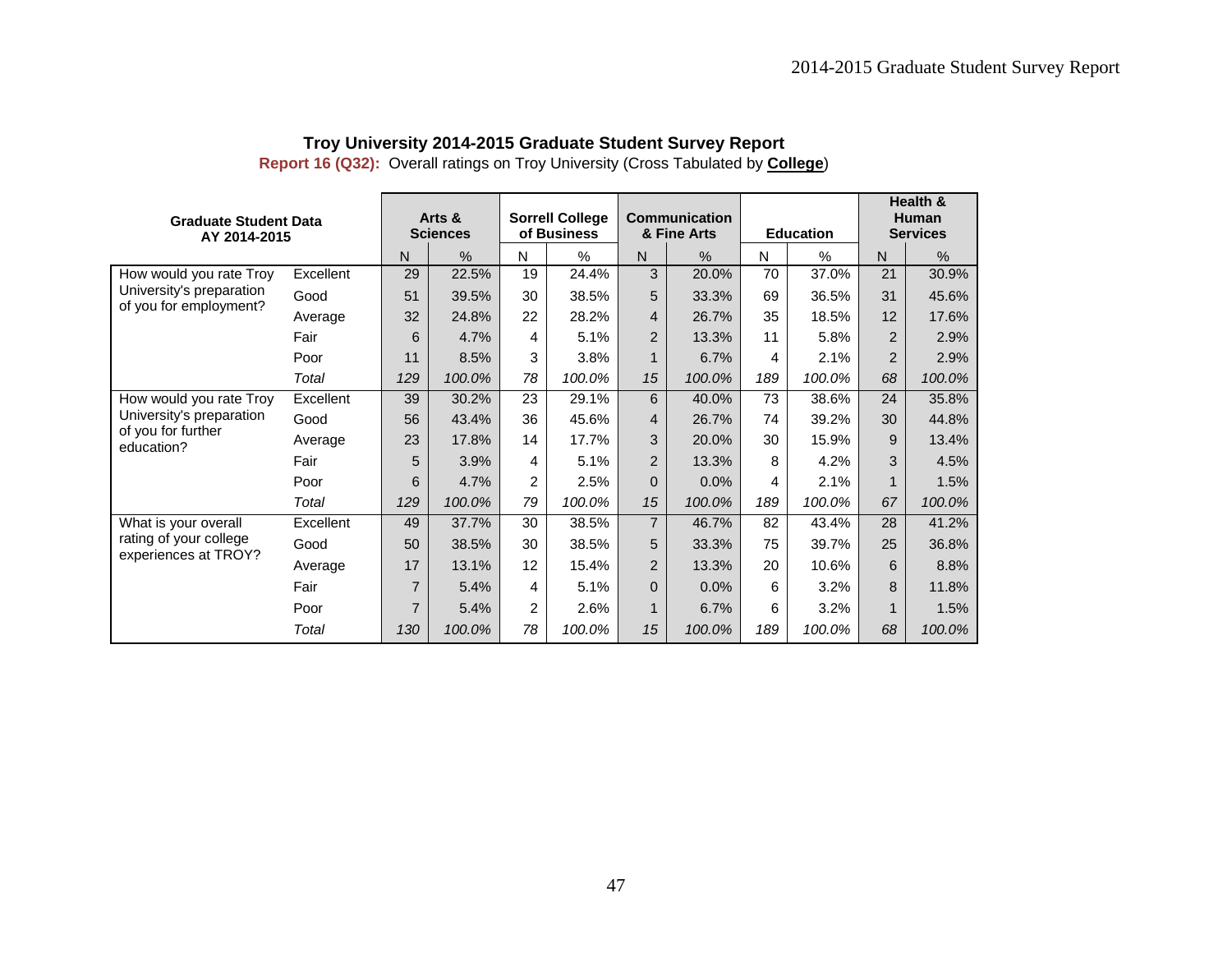## Troy University 2014-2015 Graduate Student Survey Report

**Report 16 (Q32):** Overall ratings on Troy University (Cross Tabulated by **College**)

| Graduate Student Data AY 2014-2015 | | Arts & Sciences | | Sorrell College of Business | | Communication & Fine Arts | | Education | | Health & Human Services | |
|---|---|---|---|---|---|---|---|---|---|---|---|
| | | N | % | N | % | N | % | N | % | N | % |
| How would you rate Troy University's preparation of you for employment? | Excellent | 29 | 22.5% | 19 | 24.4% | 3 | 20.0% | 70 | 37.0% | 21 | 30.9% |
| | Good | 51 | 39.5% | 30 | 38.5% | 5 | 33.3% | 69 | 36.5% | 31 | 45.6% |
| | Average | 32 | 24.8% | 22 | 28.2% | 4 | 26.7% | 35 | 18.5% | 12 | 17.6% |
| | Fair | 6 | 4.7% | 4 | 5.1% | 2 | 13.3% | 11 | 5.8% | 2 | 2.9% |
| | Poor | 11 | 8.5% | 3 | 3.8% | 1 | 6.7% | 4 | 2.1% | 2 | 2.9% |
| | *Total* | *129* | *100.0%* | *78* | *100.0%* | *15* | *100.0%* | *189* | *100.0%* | *68* | *100.0%* |
| How would you rate Troy University's preparation of you for further education? | Excellent | 39 | 30.2% | 23 | 29.1% | 6 | 40.0% | 73 | 38.6% | 24 | 35.8% |
| | Good | 56 | 43.4% | 36 | 45.6% | 4 | 26.7% | 74 | 39.2% | 30 | 44.8% |
| | Average | 23 | 17.8% | 14 | 17.7% | 3 | 20.0% | 30 | 15.9% | 9 | 13.4% |
| | Fair | 5 | 3.9% | 4 | 5.1% | 2 | 13.3% | 8 | 4.2% | 3 | 4.5% |
| | Poor | 6 | 4.7% | 2 | 2.5% | 0 | 0.0% | 4 | 2.1% | 1 | 1.5% |
| | *Total* | *129* | *100.0%* | *79* | *100.0%* | *15* | *100.0%* | *189* | *100.0%* | *67* | *100.0%* |
| What is your overall rating of your college experiences at TROY? | Excellent | 49 | 37.7% | 30 | 38.5% | 7 | 46.7% | 82 | 43.4% | 28 | 41.2% |
| | Good | 50 | 38.5% | 30 | 38.5% | 5 | 33.3% | 75 | 39.7% | 25 | 36.8% |
| | Average | 17 | 13.1% | 12 | 15.4% | 2 | 13.3% | 20 | 10.6% | 6 | 8.8% |
| | Fair | 7 | 5.4% | 4 | 5.1% | 0 | 0.0% | 6 | 3.2% | 8 | 11.8% |
| | Poor | 7 | 5.4% | 2 | 2.6% | 1 | 6.7% | 6 | 3.2% | 1 | 1.5% |
| | *Total* | *130* | *100.0%* | *78* | *100.0%* | *15* | *100.0%* | *189* | *100.0%* | *68* | *100.0%* |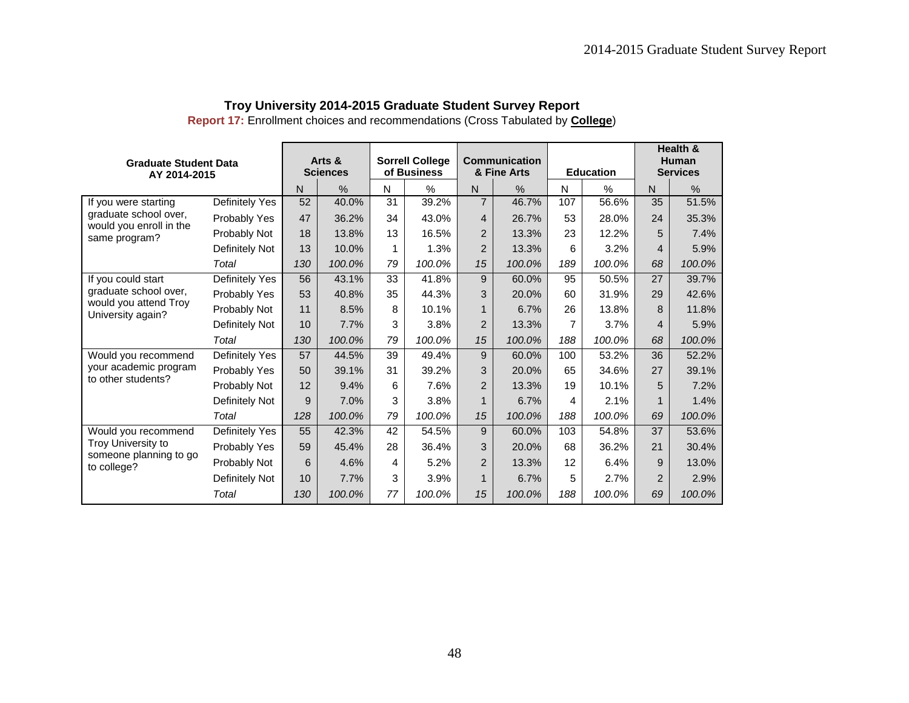**Troy University 2014-2015 Graduate Student Survey Report**

**Report 17:** Enrollment choices and recommendations (Cross Tabulated by **College**)

| Graduate Student Data AY 2014-2015 | | Arts & Sciences | | Sorrell College of Business | | Communication & Fine Arts | | Education | | Health & Human Services | |
|---|---|---|---|---|---|---|---|---|---|---|---|
| | | N | % | N | % | N | % | N | % | N | % |
| If you were starting graduate school over, would you enroll in the same program? | Definitely Yes | 52 | 40.0% | 31 | 39.2% | 7 | 46.7% | 107 | 56.6% | 35 | 51.5% |
| | Probably Yes | 47 | 36.2% | 34 | 43.0% | 4 | 26.7% | 53 | 28.0% | 24 | 35.3% |
| | Probably Not | 18 | 13.8% | 13 | 16.5% | 2 | 13.3% | 23 | 12.2% | 5 | 7.4% |
| | Definitely Not | 13 | 10.0% | 1 | 1.3% | 2 | 13.3% | 6 | 3.2% | 4 | 5.9% |
| | *Total* | *130* | *100.0%* | *79* | *100.0%* | *15* | *100.0%* | *189* | *100.0%* | *68* | *100.0%* |
| If you could start graduate school over, would you attend Troy University again? | Definitely Yes | 56 | 43.1% | 33 | 41.8% | 9 | 60.0% | 95 | 50.5% | 27 | 39.7% |
| | Probably Yes | 53 | 40.8% | 35 | 44.3% | 3 | 20.0% | 60 | 31.9% | 29 | 42.6% |
| | Probably Not | 11 | 8.5% | 8 | 10.1% | 1 | 6.7% | 26 | 13.8% | 8 | 11.8% |
| | Definitely Not | 10 | 7.7% | 3 | 3.8% | 2 | 13.3% | 7 | 3.7% | 4 | 5.9% |
| | *Total* | *130* | *100.0%* | *79* | *100.0%* | *15* | *100.0%* | *188* | *100.0%* | *68* | *100.0%* |
| Would you recommend your academic program to other students? | Definitely Yes | 57 | 44.5% | 39 | 49.4% | 9 | 60.0% | 100 | 53.2% | 36 | 52.2% |
| | Probably Yes | 50 | 39.1% | 31 | 39.2% | 3 | 20.0% | 65 | 34.6% | 27 | 39.1% |
| | Probably Not | 12 | 9.4% | 6 | 7.6% | 2 | 13.3% | 19 | 10.1% | 5 | 7.2% |
| | Definitely Not | 9 | 7.0% | 3 | 3.8% | 1 | 6.7% | 4 | 2.1% | 1 | 1.4% |
| | *Total* | *128* | *100.0%* | *79* | *100.0%* | *15* | *100.0%* | *188* | *100.0%* | *69* | *100.0%* |
| Would you recommend Troy University to someone planning to go to college? | Definitely Yes | 55 | 42.3% | 42 | 54.5% | 9 | 60.0% | 103 | 54.8% | 37 | 53.6% |
| | Probably Yes | 59 | 45.4% | 28 | 36.4% | 3 | 20.0% | 68 | 36.2% | 21 | 30.4% |
| | Probably Not | 6 | 4.6% | 4 | 5.2% | 2 | 13.3% | 12 | 6.4% | 9 | 13.0% |
| | Definitely Not | 10 | 7.7% | 3 | 3.9% | 1 | 6.7% | 5 | 2.7% | 2 | 2.9% |
| | *Total* | *130* | *100.0%* | *77* | *100.0%* | *15* | *100.0%* | *188* | *100.0%* | *69* | *100.0%* |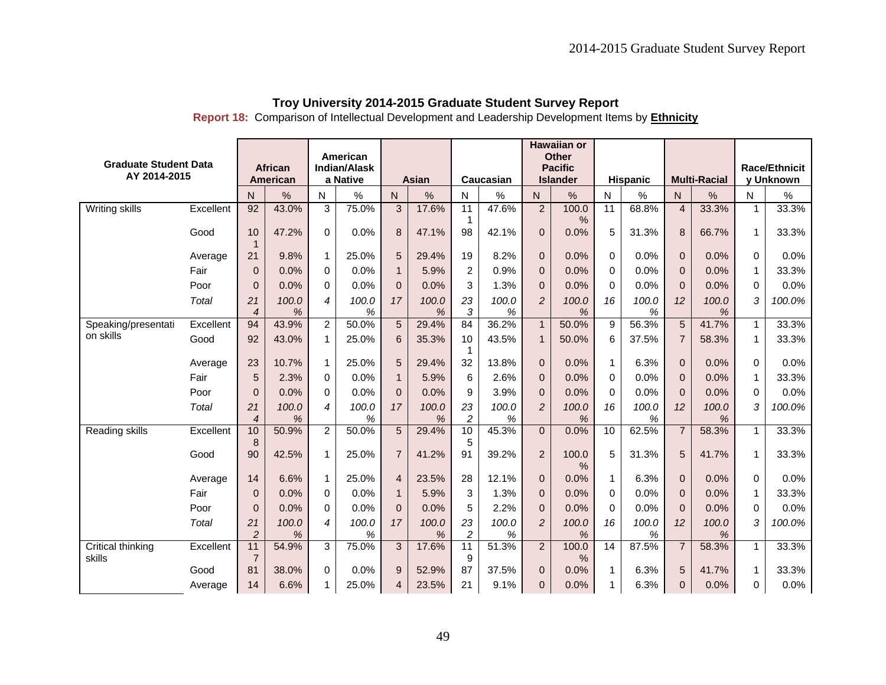## Troy University 2014-2015 Graduate Student Survey Report

**Report 18:** Comparison of Intellectual Development and Leadership Development Items by **Ethnicity**

| Graduate Student Data AY 2014-2015 | | African American | | American Indian/Alaska Native | | Asian | | Caucasian | | Hawaiian or Other Pacific Islander | | Hispanic | | Multi-Racial | | Race/Ethnicity Unknown | |
|---|---|---|---|---|---|---|---|---|---|---|---|---|---|---|---|---|---|
| | | N | % | N | % | N | % | N | % | N | % | N | % | N | % | N | % |
| Writing skills | Excellent | 92 | 43.0% | 3 | 75.0% | 3 | 17.6% | 111 | 47.6% | 2 | 100.0% | 11 | 68.8% | 4 | 33.3% | 1 | 33.3% |
| | Good | 101 | 47.2% | 0 | 0.0% | 8 | 47.1% | 98 | 42.1% | 0 | 0.0% | 5 | 31.3% | 8 | 66.7% | 1 | 33.3% |
| | Average | 21 | 9.8% | 1 | 25.0% | 5 | 29.4% | 19 | 8.2% | 0 | 0.0% | 0 | 0.0% | 0 | 0.0% | 0 | 0.0% |
| | Fair | 0 | 0.0% | 0 | 0.0% | 1 | 5.9% | 2 | 0.9% | 0 | 0.0% | 0 | 0.0% | 0 | 0.0% | 1 | 33.3% |
| | Poor | 0 | 0.0% | 0 | 0.0% | 0 | 0.0% | 3 | 1.3% | 0 | 0.0% | 0 | 0.0% | 0 | 0.0% | 0 | 0.0% |
| | *Total* | *214* | *100.0%* | *4* | *100.0%* | *17* | *100.0%* | *233* | *100.0%* | *2* | *100.0%* | *16* | *100.0%* | *12* | *100.0%* | *3* | *100.0%* |
| Speaking/presentation skills | Excellent | 94 | 43.9% | 2 | 50.0% | 5 | 29.4% | 84 | 36.2% | 1 | 50.0% | 9 | 56.3% | 5 | 41.7% | 1 | 33.3% |
| | Good | 92 | 43.0% | 1 | 25.0% | 6 | 35.3% | 101 | 43.5% | 1 | 50.0% | 6 | 37.5% | 7 | 58.3% | 1 | 33.3% |
| | Average | 23 | 10.7% | 1 | 25.0% | 5 | 29.4% | 32 | 13.8% | 0 | 0.0% | 1 | 6.3% | 0 | 0.0% | 0 | 0.0% |
| | Fair | 5 | 2.3% | 0 | 0.0% | 1 | 5.9% | 6 | 2.6% | 0 | 0.0% | 0 | 0.0% | 0 | 0.0% | 1 | 33.3% |
| | Poor | 0 | 0.0% | 0 | 0.0% | 0 | 0.0% | 9 | 3.9% | 0 | 0.0% | 0 | 0.0% | 0 | 0.0% | 0 | 0.0% |
| | *Total* | *214* | *100.0%* | *4* | *100.0%* | *17* | *100.0%* | *232* | *100.0%* | *2* | *100.0%* | *16* | *100.0%* | *12* | *100.0%* | *3* | *100.0%* |
| Reading skills | Excellent | 108 | 50.9% | 2 | 50.0% | 5 | 29.4% | 105 | 45.3% | 0 | 0.0% | 10 | 62.5% | 7 | 58.3% | 1 | 33.3% |
| | Good | 90 | 42.5% | 1 | 25.0% | 7 | 41.2% | 91 | 39.2% | 2 | 100.0% | 5 | 31.3% | 5 | 41.7% | 1 | 33.3% |
| | Average | 14 | 6.6% | 1 | 25.0% | 4 | 23.5% | 28 | 12.1% | 0 | 0.0% | 1 | 6.3% | 0 | 0.0% | 0 | 0.0% |
| | Fair | 0 | 0.0% | 0 | 0.0% | 1 | 5.9% | 3 | 1.3% | 0 | 0.0% | 0 | 0.0% | 0 | 0.0% | 1 | 33.3% |
| | Poor | 0 | 0.0% | 0 | 0.0% | 0 | 0.0% | 5 | 2.2% | 0 | 0.0% | 0 | 0.0% | 0 | 0.0% | 0 | 0.0% |
| | *Total* | *212* | *100.0%* | *4* | *100.0%* | *17* | *100.0%* | *232* | *100.0%* | *2* | *100.0%* | *16* | *100.0%* | *12* | *100.0%* | *3* | *100.0%* |
| Critical thinking skills | Excellent | 117 | 54.9% | 3 | 75.0% | 3 | 17.6% | 119 | 51.3% | 2 | 100.0% | 14 | 87.5% | 7 | 58.3% | 1 | 33.3% |
| | Good | 81 | 38.0% | 0 | 0.0% | 9 | 52.9% | 87 | 37.5% | 0 | 0.0% | 1 | 6.3% | 5 | 41.7% | 1 | 33.3% |
| | Average | 14 | 6.6% | 1 | 25.0% | 4 | 23.5% | 21 | 9.1% | 0 | 0.0% | 1 | 6.3% | 0 | 0.0% | 0 | 0.0% |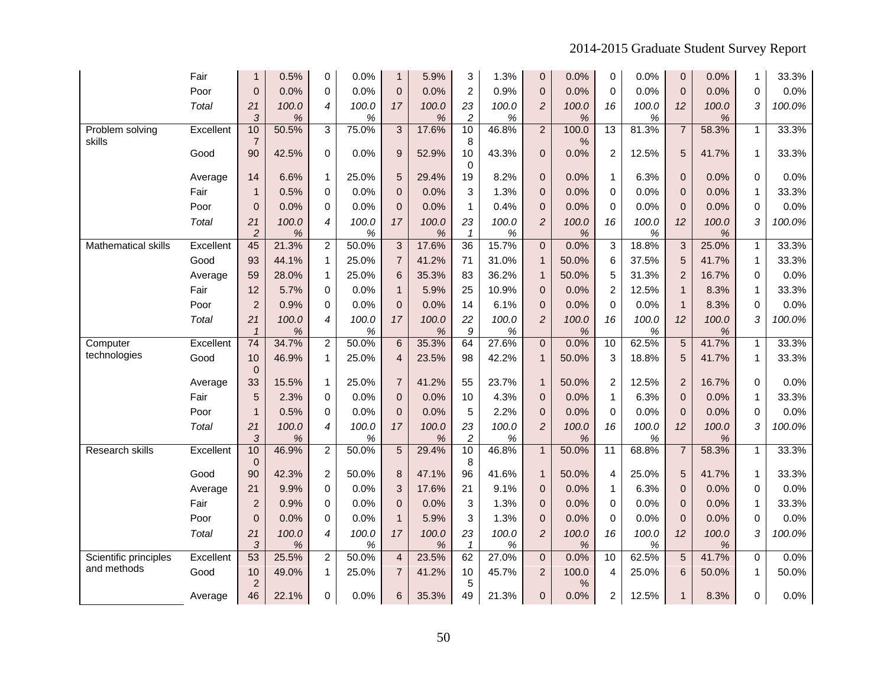| | | | | | | | | | | | | | | | | | |
|---|---|---|---|---|---|---|---|---|---|---|---|---|---|---|---|---|---|
| | Fair | 1 | 0.5% | 0 | 0.0% | 1 | 5.9% | 3 | 1.3% | 0 | 0.0% | 0 | 0.0% | 0 | 0.0% | 1 | 33.3% |
| | Poor | 0 | 0.0% | 0 | 0.0% | 0 | 0.0% | 2 | 0.9% | 0 | 0.0% | 0 | 0.0% | 0 | 0.0% | 0 | 0.0% |
| | *Total* | *213* | *100.0%* | *4* | *100.0%* | *17* | *100.0%* | *232* | *100.0%* | *2* | *100.0%* | *16* | *100.0%* | *12* | *100.0%* | *3* | *100.0%* |
| Problem solving skills | Excellent | 107 | 50.5% | 3 | 75.0% | 3 | 17.6% | 108 | 46.8% | 2 | 100.0% | 13 | 81.3% | 7 | 58.3% | 1 | 33.3% |
| | Good | 90 | 42.5% | 0 | 0.0% | 9 | 52.9% | 100 | 43.3% | 0 | 0.0% | 2 | 12.5% | 5 | 41.7% | 1 | 33.3% |
| | Average | 14 | 6.6% | 1 | 25.0% | 5 | 29.4% | 19 | 8.2% | 0 | 0.0% | 1 | 6.3% | 0 | 0.0% | 0 | 0.0% |
| | Fair | 1 | 0.5% | 0 | 0.0% | 0 | 0.0% | 3 | 1.3% | 0 | 0.0% | 0 | 0.0% | 0 | 0.0% | 1 | 33.3% |
| | Poor | 0 | 0.0% | 0 | 0.0% | 0 | 0.0% | 1 | 0.4% | 0 | 0.0% | 0 | 0.0% | 0 | 0.0% | 0 | 0.0% |
| | *Total* | *212* | *100.0%* | *4* | *100.0%* | *17* | *100.0%* | *231* | *100.0%* | *2* | *100.0%* | *16* | *100.0%* | *12* | *100.0%* | *3* | *100.0%* |
| Mathematical skills | Excellent | 45 | 21.3% | 2 | 50.0% | 3 | 17.6% | 36 | 15.7% | 0 | 0.0% | 3 | 18.8% | 3 | 25.0% | 1 | 33.3% |
| | Good | 93 | 44.1% | 1 | 25.0% | 7 | 41.2% | 71 | 31.0% | 1 | 50.0% | 6 | 37.5% | 5 | 41.7% | 1 | 33.3% |
| | Average | 59 | 28.0% | 1 | 25.0% | 6 | 35.3% | 83 | 36.2% | 1 | 50.0% | 5 | 31.3% | 2 | 16.7% | 0 | 0.0% |
| | Fair | 12 | 5.7% | 0 | 0.0% | 1 | 5.9% | 25 | 10.9% | 0 | 0.0% | 2 | 12.5% | 1 | 8.3% | 1 | 33.3% |
| | Poor | 2 | 0.9% | 0 | 0.0% | 0 | 0.0% | 14 | 6.1% | 0 | 0.0% | 0 | 0.0% | 1 | 8.3% | 0 | 0.0% |
| | *Total* | *211* | *100.0%* | *4* | *100.0%* | *17* | *100.0%* | *229* | *100.0%* | *2* | *100.0%* | *16* | *100.0%* | *12* | *100.0%* | *3* | *100.0%* |
| Computer technologies | Excellent | 74 | 34.7% | 2 | 50.0% | 6 | 35.3% | 64 | 27.6% | 0 | 0.0% | 10 | 62.5% | 5 | 41.7% | 1 | 33.3% |
| | Good | 100 | 46.9% | 1 | 25.0% | 4 | 23.5% | 98 | 42.2% | 1 | 50.0% | 3 | 18.8% | 5 | 41.7% | 1 | 33.3% |
| | Average | 33 | 15.5% | 1 | 25.0% | 7 | 41.2% | 55 | 23.7% | 1 | 50.0% | 2 | 12.5% | 2 | 16.7% | 0 | 0.0% |
| | Fair | 5 | 2.3% | 0 | 0.0% | 0 | 0.0% | 10 | 4.3% | 0 | 0.0% | 1 | 6.3% | 0 | 0.0% | 1 | 33.3% |
| | Poor | 1 | 0.5% | 0 | 0.0% | 0 | 0.0% | 5 | 2.2% | 0 | 0.0% | 0 | 0.0% | 0 | 0.0% | 0 | 0.0% |
| | *Total* | *213* | *100.0%* | *4* | *100.0%* | *17* | *100.0%* | *232* | *100.0%* | *2* | *100.0%* | *16* | *100.0%* | *12* | *100.0%* | *3* | *100.0%* |
| Research skills | Excellent | 100 | 46.9% | 2 | 50.0% | 5 | 29.4% | 108 | 46.8% | 1 | 50.0% | 11 | 68.8% | 7 | 58.3% | 1 | 33.3% |
| | Good | 90 | 42.3% | 2 | 50.0% | 8 | 47.1% | 96 | 41.6% | 1 | 50.0% | 4 | 25.0% | 5 | 41.7% | 1 | 33.3% |
| | Average | 21 | 9.9% | 0 | 0.0% | 3 | 17.6% | 21 | 9.1% | 0 | 0.0% | 1 | 6.3% | 0 | 0.0% | 0 | 0.0% |
| | Fair | 2 | 0.9% | 0 | 0.0% | 0 | 0.0% | 3 | 1.3% | 0 | 0.0% | 0 | 0.0% | 0 | 0.0% | 1 | 33.3% |
| | Poor | 0 | 0.0% | 0 | 0.0% | 1 | 5.9% | 3 | 1.3% | 0 | 0.0% | 0 | 0.0% | 0 | 0.0% | 0 | 0.0% |
| | *Total* | *213* | *100.0%* | *4* | *100.0%* | *17* | *100.0%* | *231* | *100.0%* | *2* | *100.0%* | *16* | *100.0%* | *12* | *100.0%* | *3* | *100.0%* |
| Scientific principles and methods | Excellent | 53 | 25.5% | 2 | 50.0% | 4 | 23.5% | 62 | 27.0% | 0 | 0.0% | 10 | 62.5% | 5 | 41.7% | 0 | 0.0% |
| | Good | 102 | 49.0% | 1 | 25.0% | 7 | 41.2% | 105 | 45.7% | 2 | 100.0% | 4 | 25.0% | 6 | 50.0% | 1 | 50.0% |
| | Average | 46 | 22.1% | 0 | 0.0% | 6 | 35.3% | 49 | 21.3% | 0 | 0.0% | 2 | 12.5% | 1 | 8.3% | 0 | 0.0% |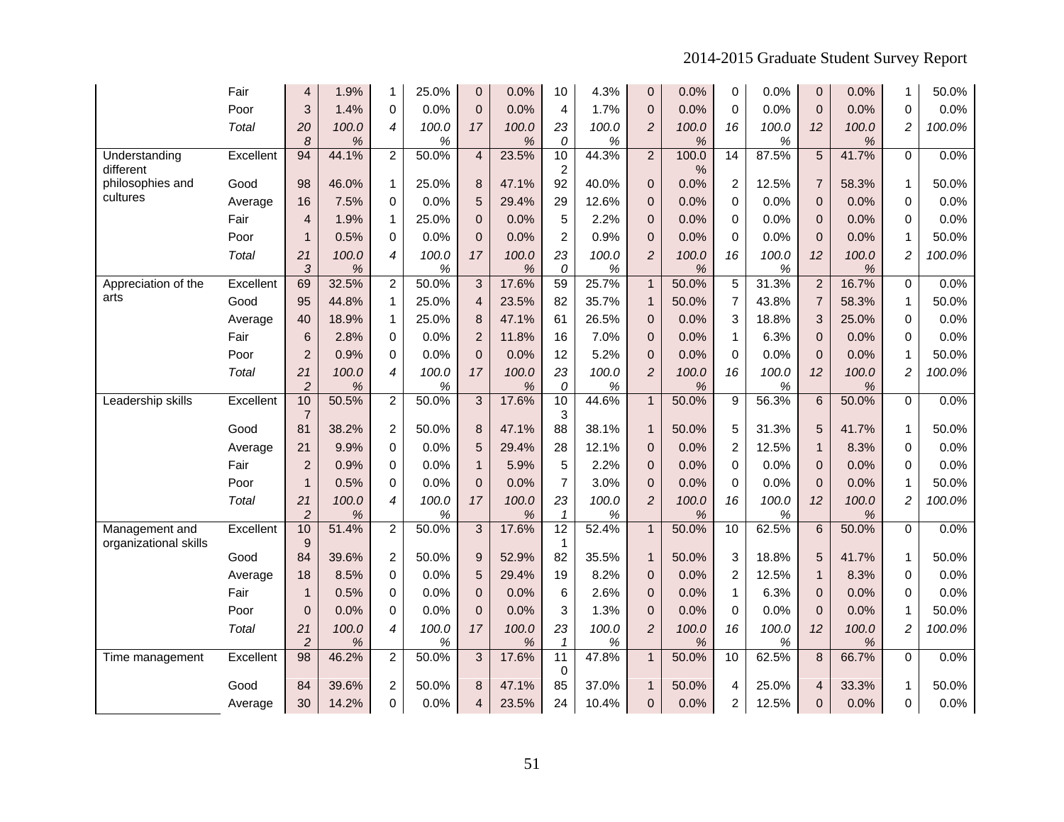| | | | | | | | | | | | | | | | | | |
|---|---|---|---|---|---|---|---|---|---|---|---|---|---|---|---|---|---|
| | Fair | 4 | 1.9% | 1 | 25.0% | 0 | 0.0% | 10 | 4.3% | 0 | 0.0% | 0 | 0.0% | 0 | 0.0% | 1 | 50.0% |
| | Poor | 3 | 1.4% | 0 | 0.0% | 0 | 0.0% | 4 | 1.7% | 0 | 0.0% | 0 | 0.0% | 0 | 0.0% | 0 | 0.0% |
| | *Total* | *208* | *100.0%* | *4* | *100.0%* | *17* | *100.0%* | *230* | *100.0%* | *2* | *100.0%* | *16* | *100.0%* | *12* | *100.0%* | *2* | *100.0%* |
| Understanding different philosophies and cultures | Excellent | 94 | 44.1% | 2 | 50.0% | 4 | 23.5% | 102 | 44.3% | 2 | 100.0% | 14 | 87.5% | 5 | 41.7% | 0 | 0.0% |
| | Good | 98 | 46.0% | 1 | 25.0% | 8 | 47.1% | 92 | 40.0% | 0 | 0.0% | 2 | 12.5% | 7 | 58.3% | 1 | 50.0% |
| | Average | 16 | 7.5% | 0 | 0.0% | 5 | 29.4% | 29 | 12.6% | 0 | 0.0% | 0 | 0.0% | 0 | 0.0% | 0 | 0.0% |
| | Fair | 4 | 1.9% | 1 | 25.0% | 0 | 0.0% | 5 | 2.2% | 0 | 0.0% | 0 | 0.0% | 0 | 0.0% | 0 | 0.0% |
| | Poor | 1 | 0.5% | 0 | 0.0% | 0 | 0.0% | 2 | 0.9% | 0 | 0.0% | 0 | 0.0% | 0 | 0.0% | 1 | 50.0% |
| | *Total* | *213* | *100.0%* | *4* | *100.0%* | *17* | *100.0%* | *230* | *100.0%* | *2* | *100.0%* | *16* | *100.0%* | *12* | *100.0%* | *2* | *100.0%* |
| Appreciation of the arts | Excellent | 69 | 32.5% | 2 | 50.0% | 3 | 17.6% | 59 | 25.7% | 1 | 50.0% | 5 | 31.3% | 2 | 16.7% | 0 | 0.0% |
| | Good | 95 | 44.8% | 1 | 25.0% | 4 | 23.5% | 82 | 35.7% | 1 | 50.0% | 7 | 43.8% | 7 | 58.3% | 1 | 50.0% |
| | Average | 40 | 18.9% | 1 | 25.0% | 8 | 47.1% | 61 | 26.5% | 0 | 0.0% | 3 | 18.8% | 3 | 25.0% | 0 | 0.0% |
| | Fair | 6 | 2.8% | 0 | 0.0% | 2 | 11.8% | 16 | 7.0% | 0 | 0.0% | 1 | 6.3% | 0 | 0.0% | 0 | 0.0% |
| | Poor | 2 | 0.9% | 0 | 0.0% | 0 | 0.0% | 12 | 5.2% | 0 | 0.0% | 0 | 0.0% | 0 | 0.0% | 1 | 50.0% |
| | *Total* | *212* | *100.0%* | *4* | *100.0%* | *17* | *100.0%* | *230* | *100.0%* | *2* | *100.0%* | *16* | *100.0%* | *12* | *100.0%* | *2* | *100.0%* |
| Leadership skills | Excellent | 107 | 50.5% | 2 | 50.0% | 3 | 17.6% | 103 | 44.6% | 1 | 50.0% | 9 | 56.3% | 6 | 50.0% | 0 | 0.0% |
| | Good | 81 | 38.2% | 2 | 50.0% | 8 | 47.1% | 88 | 38.1% | 1 | 50.0% | 5 | 31.3% | 5 | 41.7% | 1 | 50.0% |
| | Average | 21 | 9.9% | 0 | 0.0% | 5 | 29.4% | 28 | 12.1% | 0 | 0.0% | 2 | 12.5% | 1 | 8.3% | 0 | 0.0% |
| | Fair | 2 | 0.9% | 0 | 0.0% | 1 | 5.9% | 5 | 2.2% | 0 | 0.0% | 0 | 0.0% | 0 | 0.0% | 0 | 0.0% |
| | Poor | 1 | 0.5% | 0 | 0.0% | 0 | 0.0% | 7 | 3.0% | 0 | 0.0% | 0 | 0.0% | 0 | 0.0% | 1 | 50.0% |
| | *Total* | *212* | *100.0%* | *4* | *100.0%* | *17* | *100.0%* | *231* | *100.0%* | *2* | *100.0%* | *16* | *100.0%* | *12* | *100.0%* | *2* | *100.0%* |
| Management and organizational skills | Excellent | 109 | 51.4% | 2 | 50.0% | 3 | 17.6% | 121 | 52.4% | 1 | 50.0% | 10 | 62.5% | 6 | 50.0% | 0 | 0.0% |
| | Good | 84 | 39.6% | 2 | 50.0% | 9 | 52.9% | 82 | 35.5% | 1 | 50.0% | 3 | 18.8% | 5 | 41.7% | 1 | 50.0% |
| | Average | 18 | 8.5% | 0 | 0.0% | 5 | 29.4% | 19 | 8.2% | 0 | 0.0% | 2 | 12.5% | 1 | 8.3% | 0 | 0.0% |
| | Fair | 1 | 0.5% | 0 | 0.0% | 0 | 0.0% | 6 | 2.6% | 0 | 0.0% | 1 | 6.3% | 0 | 0.0% | 0 | 0.0% |
| | Poor | 0 | 0.0% | 0 | 0.0% | 0 | 0.0% | 3 | 1.3% | 0 | 0.0% | 0 | 0.0% | 0 | 0.0% | 1 | 50.0% |
| | *Total* | *212* | *100.0%* | *4* | *100.0%* | *17* | *100.0%* | *231* | *100.0%* | *2* | *100.0%* | *16* | *100.0%* | *12* | *100.0%* | *2* | *100.0%* |
| Time management | Excellent | 98 | 46.2% | 2 | 50.0% | 3 | 17.6% | 110 | 47.8% | 1 | 50.0% | 10 | 62.5% | 8 | 66.7% | 0 | 0.0% |
| | Good | 84 | 39.6% | 2 | 50.0% | 8 | 47.1% | 85 | 37.0% | 1 | 50.0% | 4 | 25.0% | 4 | 33.3% | 1 | 50.0% |
| | Average | 30 | 14.2% | 0 | 0.0% | 4 | 23.5% | 24 | 10.4% | 0 | 0.0% | 2 | 12.5% | 0 | 0.0% | 0 | 0.0% |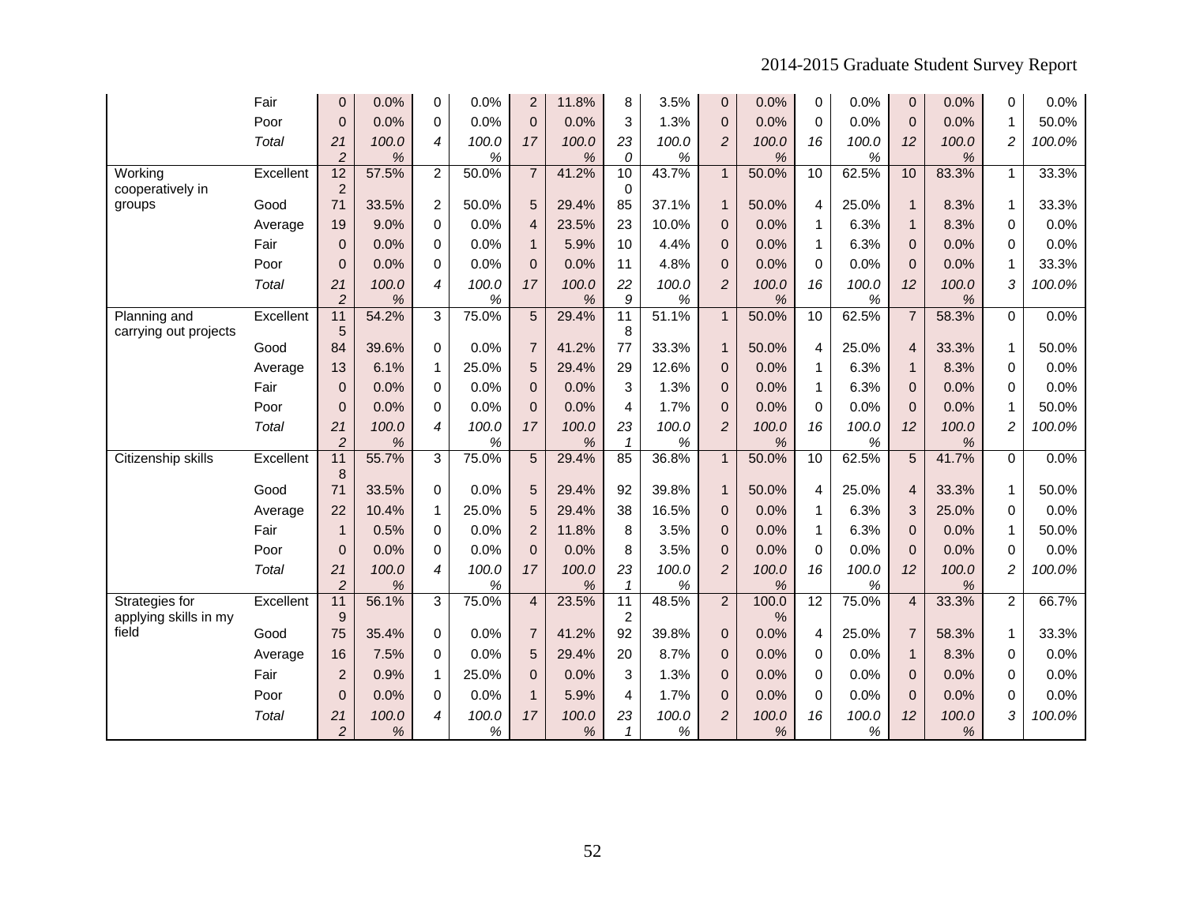| | | | | | | | | | | | | | | | | | |
|---|---|---|---|---|---|---|---|---|---|---|---|---|---|---|---|---|---|
| | Fair | 0 | 0.0% | 0 | 0.0% | 2 | 11.8% | 8 | 3.5% | 0 | 0.0% | 0 | 0.0% | 0 | 0.0% | 0 | 0.0% |
| | Poor | 0 | 0.0% | 0 | 0.0% | 0 | 0.0% | 3 | 1.3% | 0 | 0.0% | 0 | 0.0% | 0 | 0.0% | 1 | 50.0% |
| | *Total* | *212* | *100.0%* | *4* | *100.0%* | *17* | *100.0%* | *230* | *100.0%* | *2* | *100.0%* | *16* | *100.0%* | *12* | *100.0%* | *2* | *100.0%* |
| Working cooperatively in groups | Excellent | 122 | 57.5% | 2 | 50.0% | 7 | 41.2% | 100 | 43.7% | 1 | 50.0% | 10 | 62.5% | 10 | 83.3% | 1 | 33.3% |
| | Good | 71 | 33.5% | 2 | 50.0% | 5 | 29.4% | 85 | 37.1% | 1 | 50.0% | 4 | 25.0% | 1 | 8.3% | 1 | 33.3% |
| | Average | 19 | 9.0% | 0 | 0.0% | 4 | 23.5% | 23 | 10.0% | 0 | 0.0% | 1 | 6.3% | 1 | 8.3% | 0 | 0.0% |
| | Fair | 0 | 0.0% | 0 | 0.0% | 1 | 5.9% | 10 | 4.4% | 0 | 0.0% | 1 | 6.3% | 0 | 0.0% | 0 | 0.0% |
| | Poor | 0 | 0.0% | 0 | 0.0% | 0 | 0.0% | 11 | 4.8% | 0 | 0.0% | 0 | 0.0% | 0 | 0.0% | 1 | 33.3% |
| | *Total* | *212* | *100.0%* | *4* | *100.0%* | *17* | *100.0%* | *229* | *100.0%* | *2* | *100.0%* | *16* | *100.0%* | *12* | *100.0%* | *3* | *100.0%* |
| Planning and carrying out projects | Excellent | 115 | 54.2% | 3 | 75.0% | 5 | 29.4% | 118 | 51.1% | 1 | 50.0% | 10 | 62.5% | 7 | 58.3% | 0 | 0.0% |
| | Good | 84 | 39.6% | 0 | 0.0% | 7 | 41.2% | 77 | 33.3% | 1 | 50.0% | 4 | 25.0% | 4 | 33.3% | 1 | 50.0% |
| | Average | 13 | 6.1% | 1 | 25.0% | 5 | 29.4% | 29 | 12.6% | 0 | 0.0% | 1 | 6.3% | 1 | 8.3% | 0 | 0.0% |
| | Fair | 0 | 0.0% | 0 | 0.0% | 0 | 0.0% | 3 | 1.3% | 0 | 0.0% | 1 | 6.3% | 0 | 0.0% | 0 | 0.0% |
| | Poor | 0 | 0.0% | 0 | 0.0% | 0 | 0.0% | 4 | 1.7% | 0 | 0.0% | 0 | 0.0% | 0 | 0.0% | 1 | 50.0% |
| | *Total* | *212* | *100.0%* | *4* | *100.0%* | *17* | *100.0%* | *231* | *100.0%* | *2* | *100.0%* | *16* | *100.0%* | *12* | *100.0%* | *2* | *100.0%* |
| Citizenship skills | Excellent | 118 | 55.7% | 3 | 75.0% | 5 | 29.4% | 85 | 36.8% | 1 | 50.0% | 10 | 62.5% | 5 | 41.7% | 0 | 0.0% |
| | Good | 71 | 33.5% | 0 | 0.0% | 5 | 29.4% | 92 | 39.8% | 1 | 50.0% | 4 | 25.0% | 4 | 33.3% | 1 | 50.0% |
| | Average | 22 | 10.4% | 1 | 25.0% | 5 | 29.4% | 38 | 16.5% | 0 | 0.0% | 1 | 6.3% | 3 | 25.0% | 0 | 0.0% |
| | Fair | 1 | 0.5% | 0 | 0.0% | 2 | 11.8% | 8 | 3.5% | 0 | 0.0% | 1 | 6.3% | 0 | 0.0% | 1 | 50.0% |
| | Poor | 0 | 0.0% | 0 | 0.0% | 0 | 0.0% | 8 | 3.5% | 0 | 0.0% | 0 | 0.0% | 0 | 0.0% | 0 | 0.0% |
| | *Total* | *212* | *100.0%* | *4* | *100.0%* | *17* | *100.0%* | *231* | *100.0%* | *2* | *100.0%* | *16* | *100.0%* | *12* | *100.0%* | *2* | *100.0%* |
| Strategies for applying skills in my field | Excellent | 119 | 56.1% | 3 | 75.0% | 4 | 23.5% | 112 | 48.5% | 2 | 100.0% | 12 | 75.0% | 4 | 33.3% | 2 | 66.7% |
| | Good | 75 | 35.4% | 0 | 0.0% | 7 | 41.2% | 92 | 39.8% | 0 | 0.0% | 4 | 25.0% | 7 | 58.3% | 1 | 33.3% |
| | Average | 16 | 7.5% | 0 | 0.0% | 5 | 29.4% | 20 | 8.7% | 0 | 0.0% | 0 | 0.0% | 1 | 8.3% | 0 | 0.0% |
| | Fair | 2 | 0.9% | 1 | 25.0% | 0 | 0.0% | 3 | 1.3% | 0 | 0.0% | 0 | 0.0% | 0 | 0.0% | 0 | 0.0% |
| | Poor | 0 | 0.0% | 0 | 0.0% | 1 | 5.9% | 4 | 1.7% | 0 | 0.0% | 0 | 0.0% | 0 | 0.0% | 0 | 0.0% |
| | *Total* | *212* | *100.0%* | *4* | *100.0%* | *17* | *100.0%* | *231* | *100.0%* | *2* | *100.0%* | *16* | *100.0%* | *12* | *100.0%* | *3* | *100.0%* |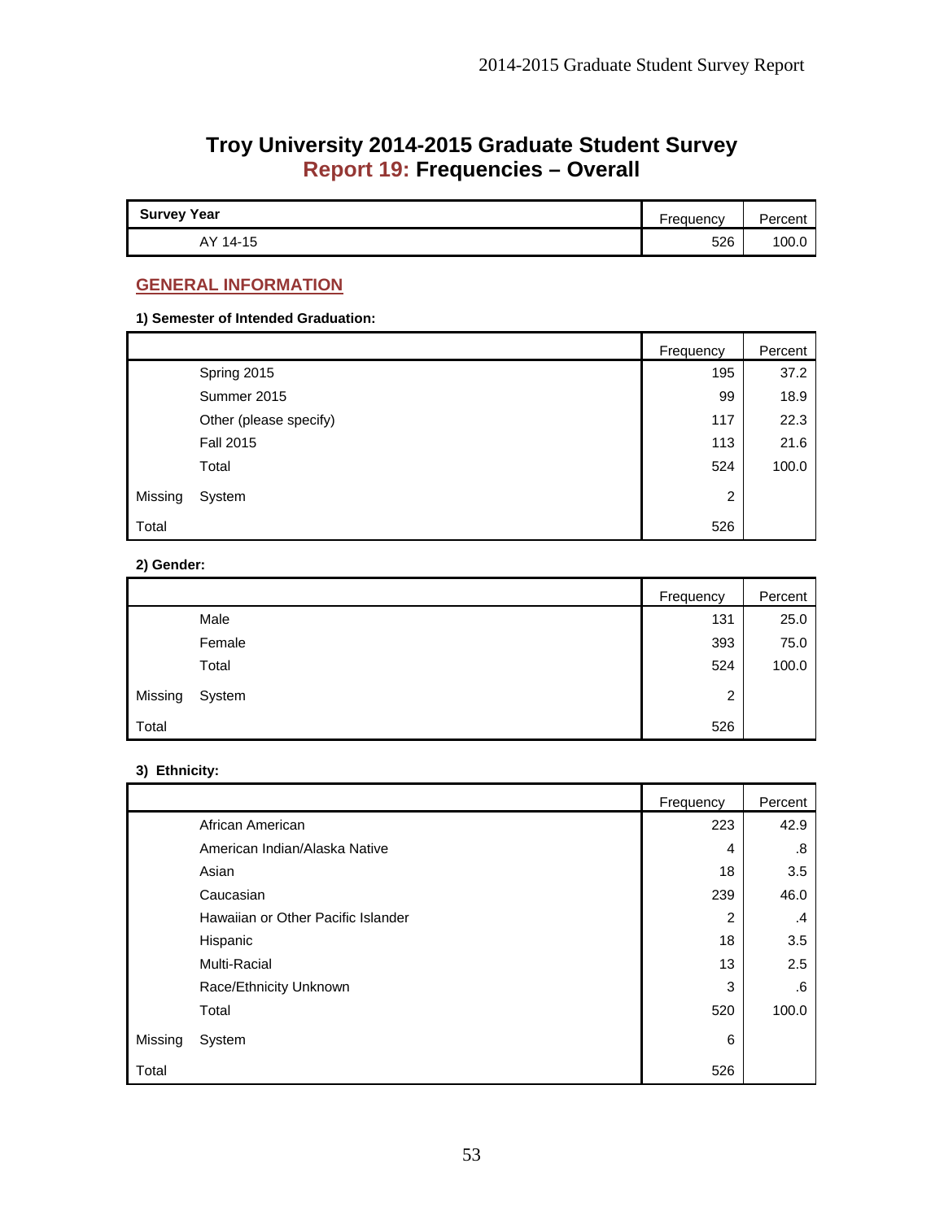# Troy University 2014-2015 Graduate Student Survey

## Report 19: Frequencies – Overall

| Survey Year | Frequency | Percent |
|---|---|---|
| AY 14-15 | 526 | 100.0 |

## GENERAL INFORMATION

**1) Semester of Intended Graduation:**

| | | Frequency | Percent |
|---|---|---|---|
| | Spring 2015 | 195 | 37.2 |
| | Summer 2015 | 99 | 18.9 |
| | Other (please specify) | 117 | 22.3 |
| | Fall 2015 | 113 | 21.6 |
| | Total | 524 | 100.0 |
| Missing | System | 2 | |
| Total | | 526 | |

**2) Gender:**

| | | Frequency | Percent |
|---|---|---|---|
| | Male | 131 | 25.0 |
| | Female | 393 | 75.0 |
| | Total | 524 | 100.0 |
| Missing | System | 2 | |
| Total | | 526 | |

**3) Ethnicity:**

| | | Frequency | Percent |
|---|---|---|---|
| | African American | 223 | 42.9 |
| | American Indian/Alaska Native | 4 | .8 |
| | Asian | 18 | 3.5 |
| | Caucasian | 239 | 46.0 |
| | Hawaiian or Other Pacific Islander | 2 | .4 |
| | Hispanic | 18 | 3.5 |
| | Multi-Racial | 13 | 2.5 |
| | Race/Ethnicity Unknown | 3 | .6 |
| | Total | 520 | 100.0 |
| Missing | System | 6 | |
| Total | | 526 | |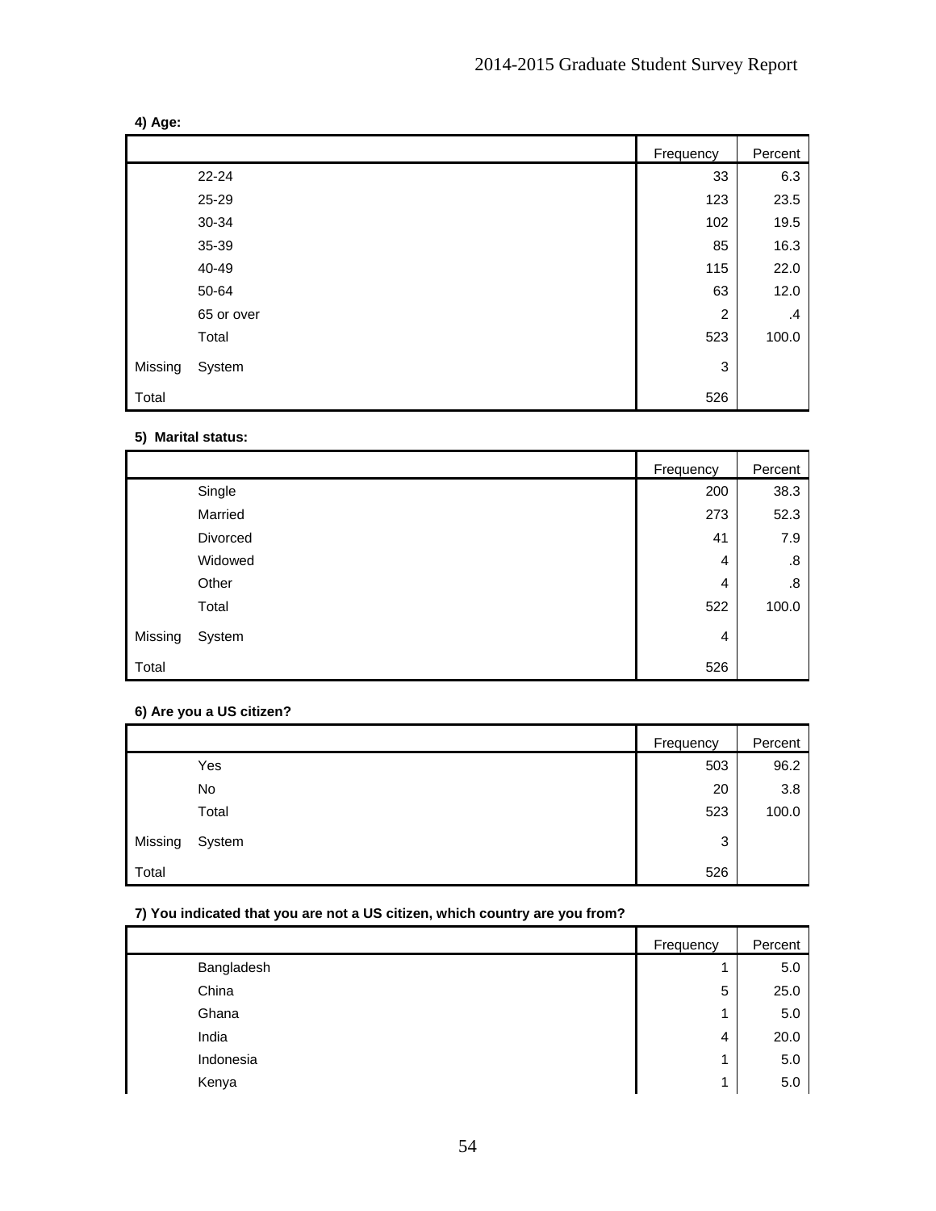**4) Age:**

| | | Frequency | Percent |
|---|---|---|---|
| | 22-24 | 33 | 6.3 |
| | 25-29 | 123 | 23.5 |
| | 30-34 | 102 | 19.5 |
| | 35-39 | 85 | 16.3 |
| | 40-49 | 115 | 22.0 |
| | 50-64 | 63 | 12.0 |
| | 65 or over | 2 | .4 |
| | Total | 523 | 100.0 |
| Missing | System | 3 | |
| Total | | 526 | |

**5) Marital status:**

| | | Frequency | Percent |
|---|---|---|---|
| | Single | 200 | 38.3 |
| | Married | 273 | 52.3 |
| | Divorced | 41 | 7.9 |
| | Widowed | 4 | .8 |
| | Other | 4 | .8 |
| | Total | 522 | 100.0 |
| Missing | System | 4 | |
| Total | | 526 | |

**6) Are you a US citizen?**

| | | Frequency | Percent |
|---|---|---|---|
| | Yes | 503 | 96.2 |
| | No | 20 | 3.8 |
| | Total | 523 | 100.0 |
| Missing | System | 3 | |
| Total | | 526 | |

**7) You indicated that you are not a US citizen, which country are you from?**

| | | Frequency | Percent |
|---|---|---|---|
| | Bangladesh | 1 | 5.0 |
| | China | 5 | 25.0 |
| | Ghana | 1 | 5.0 |
| | India | 4 | 20.0 |
| | Indonesia | 1 | 5.0 |
| | Kenya | 1 | 5.0 |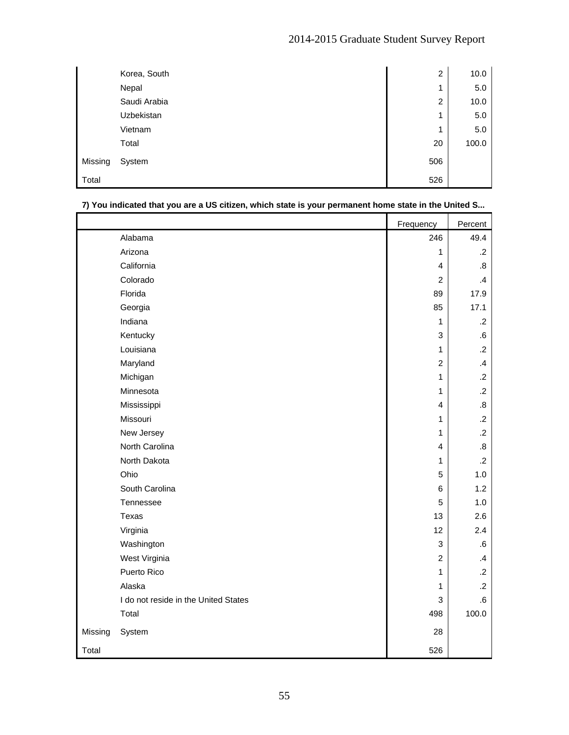| | | Frequency | Percent |
|---|---|---|---|
| | Korea, South | 2 | 10.0 |
| | Nepal | 1 | 5.0 |
| | Saudi Arabia | 2 | 10.0 |
| | Uzbekistan | 1 | 5.0 |
| | Vietnam | 1 | 5.0 |
| | Total | 20 | 100.0 |
| Missing | System | 506 | |
| Total | | 526 | |

**7) You indicated that you are a US citizen, which state is your permanent home state in the United S...**

| | | Frequency | Percent |
|---|---|---|---|
| | Alabama | 246 | 49.4 |
| | Arizona | 1 | .2 |
| | California | 4 | .8 |
| | Colorado | 2 | .4 |
| | Florida | 89 | 17.9 |
| | Georgia | 85 | 17.1 |
| | Indiana | 1 | .2 |
| | Kentucky | 3 | .6 |
| | Louisiana | 1 | .2 |
| | Maryland | 2 | .4 |
| | Michigan | 1 | .2 |
| | Minnesota | 1 | .2 |
| | Mississippi | 4 | .8 |
| | Missouri | 1 | .2 |
| | New Jersey | 1 | .2 |
| | North Carolina | 4 | .8 |
| | North Dakota | 1 | .2 |
| | Ohio | 5 | 1.0 |
| | South Carolina | 6 | 1.2 |
| | Tennessee | 5 | 1.0 |
| | Texas | 13 | 2.6 |
| | Virginia | 12 | 2.4 |
| | Washington | 3 | .6 |
| | West Virginia | 2 | .4 |
| | Puerto Rico | 1 | .2 |
| | Alaska | 1 | .2 |
| | I do not reside in the United States | 3 | .6 |
| | Total | 498 | 100.0 |
| Missing | System | 28 | |
| Total | | 526 | |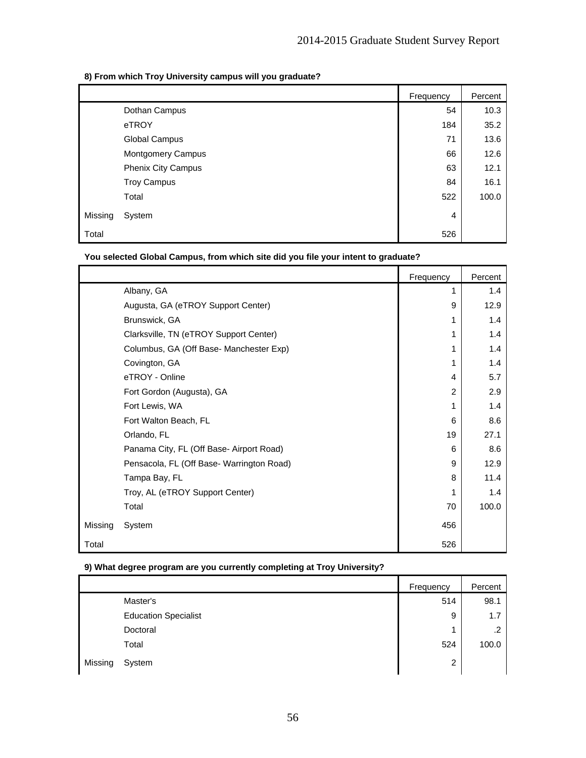**8) From which Troy University campus will you graduate?**

| | | Frequency | Percent |
|---|---|---|---|
| | Dothan Campus | 54 | 10.3 |
| | eTROY | 184 | 35.2 |
| | Global Campus | 71 | 13.6 |
| | Montgomery Campus | 66 | 12.6 |
| | Phenix City Campus | 63 | 12.1 |
| | Troy Campus | 84 | 16.1 |
| | Total | 522 | 100.0 |
| Missing | System | 4 | |
| Total | | 526 | |

**You selected Global Campus, from which site did you file your intent to graduate?**

| | | Frequency | Percent |
|---|---|---|---|
| | Albany, GA | 1 | 1.4 |
| | Augusta, GA (eTROY Support Center) | 9 | 12.9 |
| | Brunswick, GA | 1 | 1.4 |
| | Clarksville, TN (eTROY Support Center) | 1 | 1.4 |
| | Columbus, GA (Off Base- Manchester Exp) | 1 | 1.4 |
| | Covington, GA | 1 | 1.4 |
| | eTROY - Online | 4 | 5.7 |
| | Fort Gordon (Augusta), GA | 2 | 2.9 |
| | Fort Lewis, WA | 1 | 1.4 |
| | Fort Walton Beach, FL | 6 | 8.6 |
| | Orlando, FL | 19 | 27.1 |
| | Panama City, FL (Off Base- Airport Road) | 6 | 8.6 |
| | Pensacola, FL (Off Base- Warrington Road) | 9 | 12.9 |
| | Tampa Bay, FL | 8 | 11.4 |
| | Troy, AL (eTROY Support Center) | 1 | 1.4 |
| | Total | 70 | 100.0 |
| Missing | System | 456 | |
| Total | | 526 | |

**9) What degree program are you currently completing at Troy University?**

| | | Frequency | Percent |
|---|---|---|---|
| | Master's | 514 | 98.1 |
| | Education Specialist | 9 | 1.7 |
| | Doctoral | 1 | .2 |
| | Total | 524 | 100.0 |
| Missing | System | 2 | |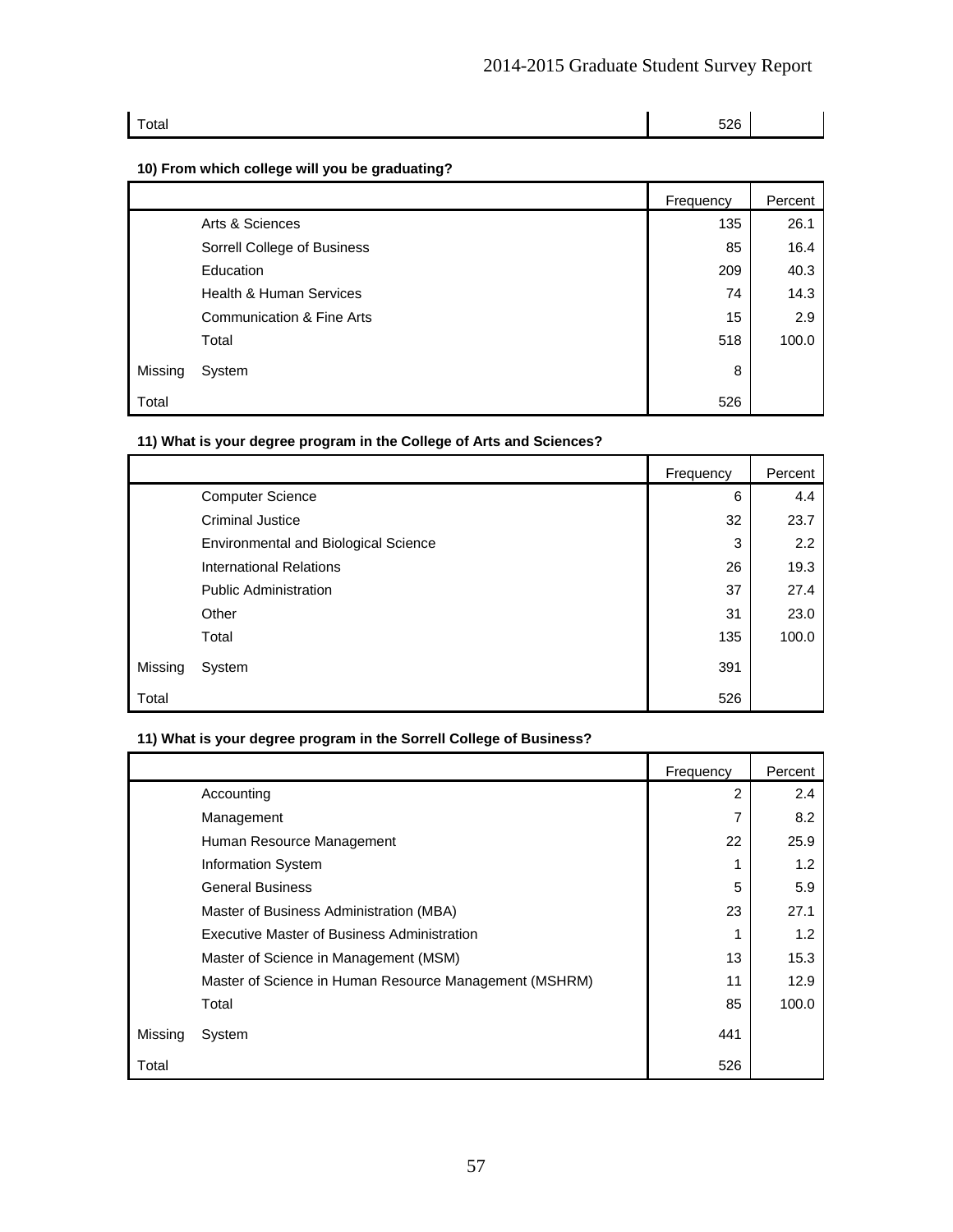| Total | | 526 | |
|---|---|---|---|

**10) From which college will you be graduating?**

| | | Frequency | Percent |
|---|---|---|---|
| | Arts & Sciences | 135 | 26.1 |
| | Sorrell College of Business | 85 | 16.4 |
| | Education | 209 | 40.3 |
| | Health & Human Services | 74 | 14.3 |
| | Communication & Fine Arts | 15 | 2.9 |
| | Total | 518 | 100.0 |
| Missing | System | 8 | |
| Total | | 526 | |

**11) What is your degree program in the College of Arts and Sciences?**

| | | Frequency | Percent |
|---|---|---|---|
| | Computer Science | 6 | 4.4 |
| | Criminal Justice | 32 | 23.7 |
| | Environmental and Biological Science | 3 | 2.2 |
| | International Relations | 26 | 19.3 |
| | Public Administration | 37 | 27.4 |
| | Other | 31 | 23.0 |
| | Total | 135 | 100.0 |
| Missing | System | 391 | |
| Total | | 526 | |

**11) What is your degree program in the Sorrell College of Business?**

| | | Frequency | Percent |
|---|---|---|---|
| | Accounting | 2 | 2.4 |
| | Management | 7 | 8.2 |
| | Human Resource Management | 22 | 25.9 |
| | Information System | 1 | 1.2 |
| | General Business | 5 | 5.9 |
| | Master of Business Administration (MBA) | 23 | 27.1 |
| | Executive Master of Business Administration | 1 | 1.2 |
| | Master of Science in Management (MSM) | 13 | 15.3 |
| | Master of Science in Human Resource Management (MSHRM) | 11 | 12.9 |
| | Total | 85 | 100.0 |
| Missing | System | 441 | |
| Total | | 526 | |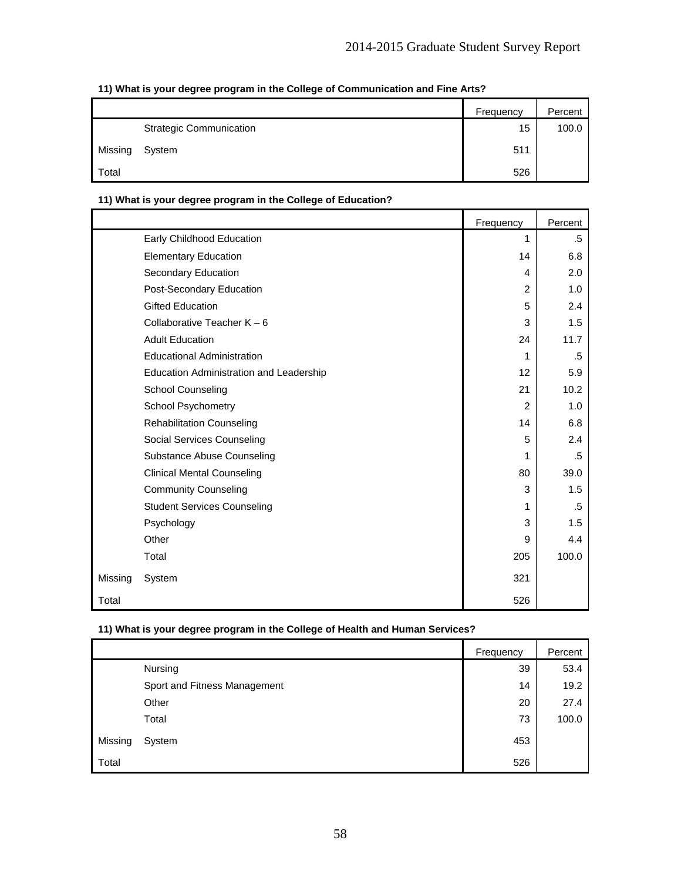**11) What is your degree program in the College of Communication and Fine Arts?**

| | | Frequency | Percent |
|---|---|---|---|
| | Strategic Communication | 15 | 100.0 |
| Missing | System | 511 | |
| Total | | 526 | |

**11) What is your degree program in the College of Education?**

| | | Frequency | Percent |
|---|---|---|---|
| | Early Childhood Education | 1 | .5 |
| | Elementary Education | 14 | 6.8 |
| | Secondary Education | 4 | 2.0 |
| | Post-Secondary Education | 2 | 1.0 |
| | Gifted Education | 5 | 2.4 |
| | Collaborative Teacher K – 6 | 3 | 1.5 |
| | Adult Education | 24 | 11.7 |
| | Educational Administration | 1 | .5 |
| | Education Administration and Leadership | 12 | 5.9 |
| | School Counseling | 21 | 10.2 |
| | School Psychometry | 2 | 1.0 |
| | Rehabilitation Counseling | 14 | 6.8 |
| | Social Services Counseling | 5 | 2.4 |
| | Substance Abuse Counseling | 1 | .5 |
| | Clinical Mental Counseling | 80 | 39.0 |
| | Community Counseling | 3 | 1.5 |
| | Student Services Counseling | 1 | .5 |
| | Psychology | 3 | 1.5 |
| | Other | 9 | 4.4 |
| | Total | 205 | 100.0 |
| Missing | System | 321 | |
| Total | | 526 | |

**11) What is your degree program in the College of Health and Human Services?**

| | | Frequency | Percent |
|---|---|---|---|
| | Nursing | 39 | 53.4 |
| | Sport and Fitness Management | 14 | 19.2 |
| | Other | 20 | 27.4 |
| | Total | 73 | 100.0 |
| Missing | System | 453 | |
| Total | | 526 | |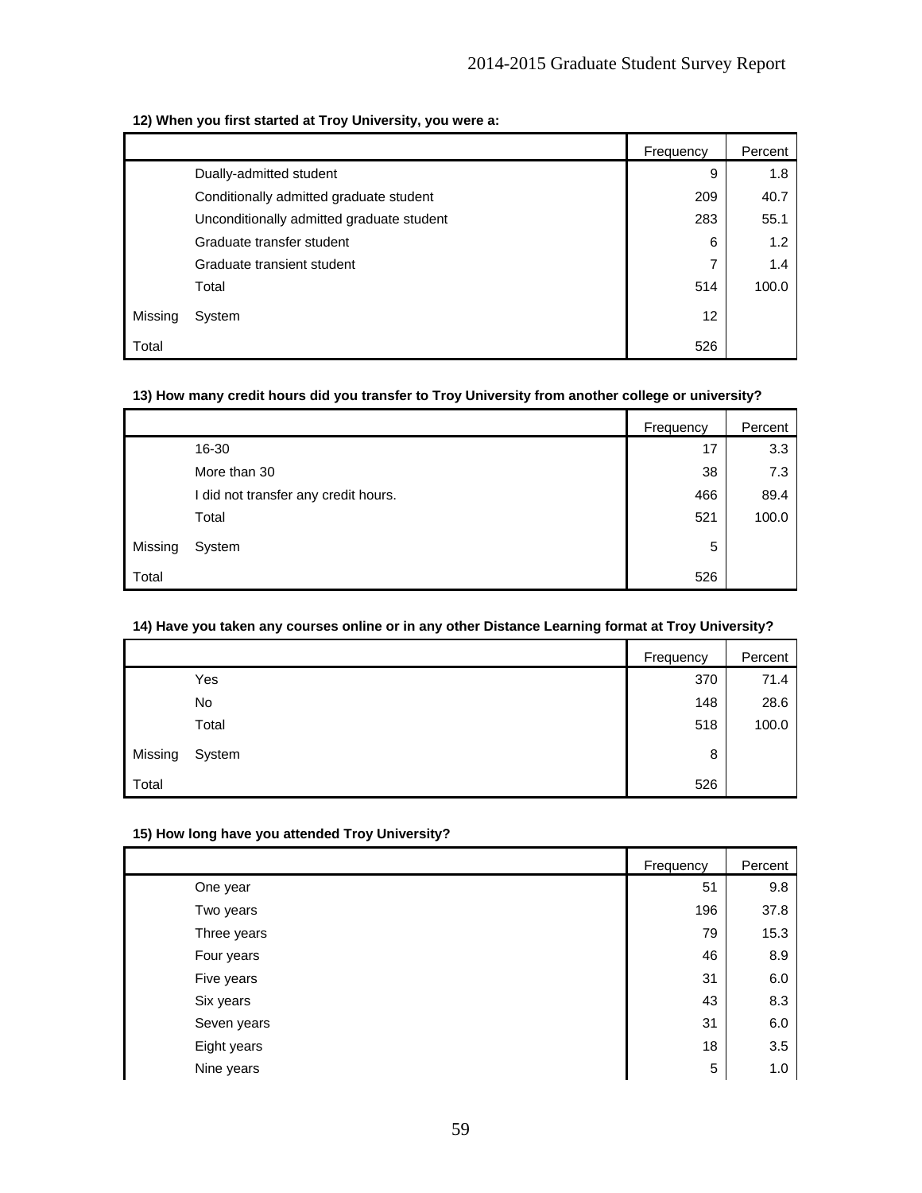**12) When you first started at Troy University, you were a:**

| | | Frequency | Percent |
|---|---|---|---|
| | Dually-admitted student | 9 | 1.8 |
| | Conditionally admitted graduate student | 209 | 40.7 |
| | Unconditionally admitted graduate student | 283 | 55.1 |
| | Graduate transfer student | 6 | 1.2 |
| | Graduate transient student | 7 | 1.4 |
| | Total | 514 | 100.0 |
| Missing | System | 12 | |
| Total | | 526 | |

**13) How many credit hours did you transfer to Troy University from another college or university?**

| | | Frequency | Percent |
|---|---|---|---|
| | 16-30 | 17 | 3.3 |
| | More than 30 | 38 | 7.3 |
| | I did not transfer any credit hours. | 466 | 89.4 |
| | Total | 521 | 100.0 |
| Missing | System | 5 | |
| Total | | 526 | |

**14) Have you taken any courses online or in any other Distance Learning format at Troy University?**

| | | Frequency | Percent |
|---|---|---|---|
| | Yes | 370 | 71.4 |
| | No | 148 | 28.6 |
| | Total | 518 | 100.0 |
| Missing | System | 8 | |
| Total | | 526 | |

**15) How long have you attended Troy University?**

| | | Frequency | Percent |
|---|---|---|---|
| | One year | 51 | 9.8 |
| | Two years | 196 | 37.8 |
| | Three years | 79 | 15.3 |
| | Four years | 46 | 8.9 |
| | Five years | 31 | 6.0 |
| | Six years | 43 | 8.3 |
| | Seven years | 31 | 6.0 |
| | Eight years | 18 | 3.5 |
| | Nine years | 5 | 1.0 |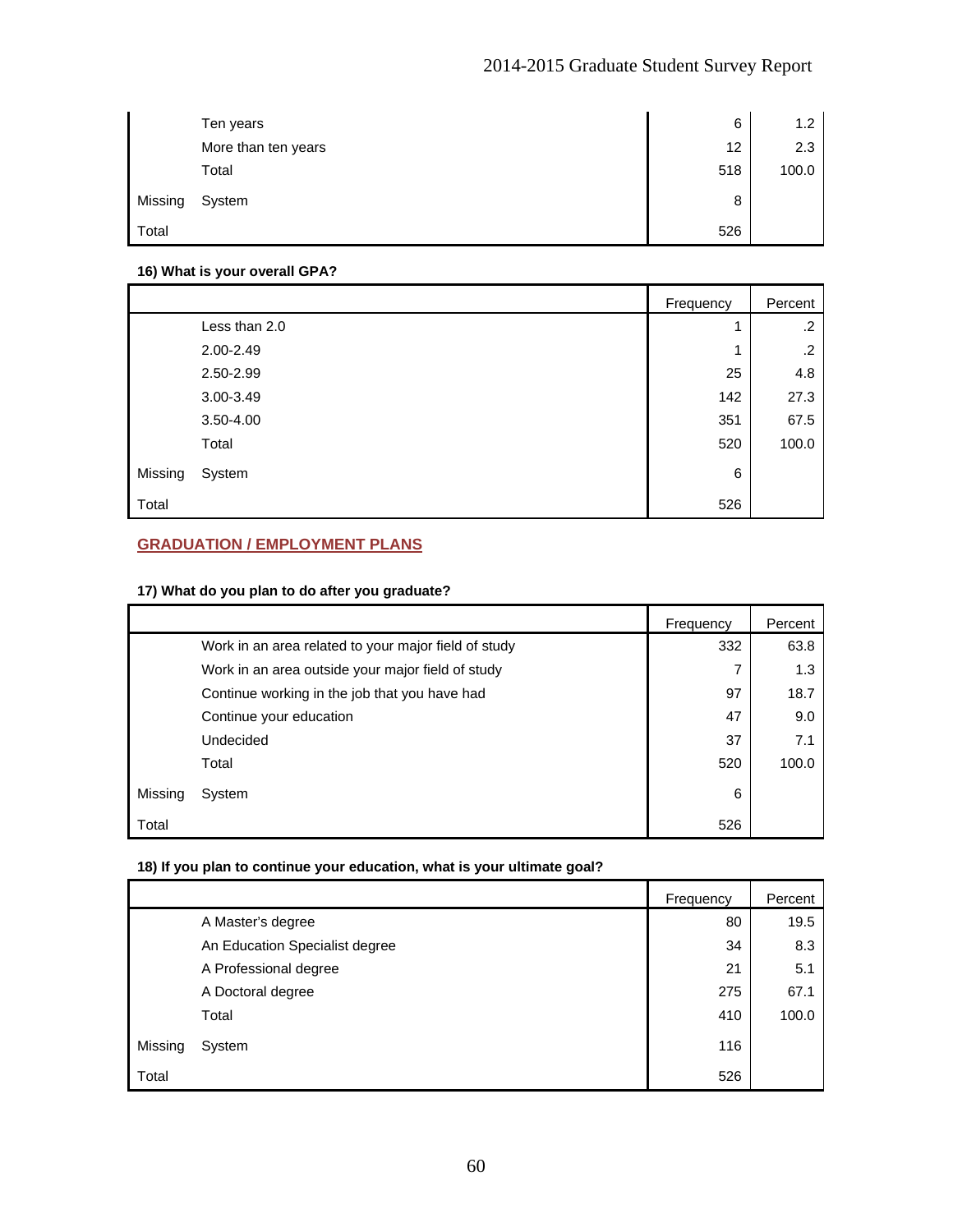| | | | |
|---|---|---|---|
| | Ten years | 6 | 1.2 |
| | More than ten years | 12 | 2.3 |
| | Total | 518 | 100.0 |
| Missing | System | 8 | |
| Total | | 526 | |

**16) What is your overall GPA?**

| | | Frequency | Percent |
|---|---|---|---|
| | Less than 2.0 | 1 | .2 |
| | 2.00-2.49 | 1 | .2 |
| | 2.50-2.99 | 25 | 4.8 |
| | 3.00-3.49 | 142 | 27.3 |
| | 3.50-4.00 | 351 | 67.5 |
| | Total | 520 | 100.0 |
| Missing | System | 6 | |
| Total | | 526 | |

## GRADUATION / EMPLOYMENT PLANS

**17) What do you plan to do after you graduate?**

| | | Frequency | Percent |
|---|---|---|---|
| | Work in an area related to your major field of study | 332 | 63.8 |
| | Work in an area outside your major field of study | 7 | 1.3 |
| | Continue working in the job that you have had | 97 | 18.7 |
| | Continue your education | 47 | 9.0 |
| | Undecided | 37 | 7.1 |
| | Total | 520 | 100.0 |
| Missing | System | 6 | |
| Total | | 526 | |

**18) If you plan to continue your education, what is your ultimate goal?**

| | | Frequency | Percent |
|---|---|---|---|
| | A Master's degree | 80 | 19.5 |
| | An Education Specialist degree | 34 | 8.3 |
| | A Professional degree | 21 | 5.1 |
| | A Doctoral degree | 275 | 67.1 |
| | Total | 410 | 100.0 |
| Missing | System | 116 | |
| Total | | 526 | |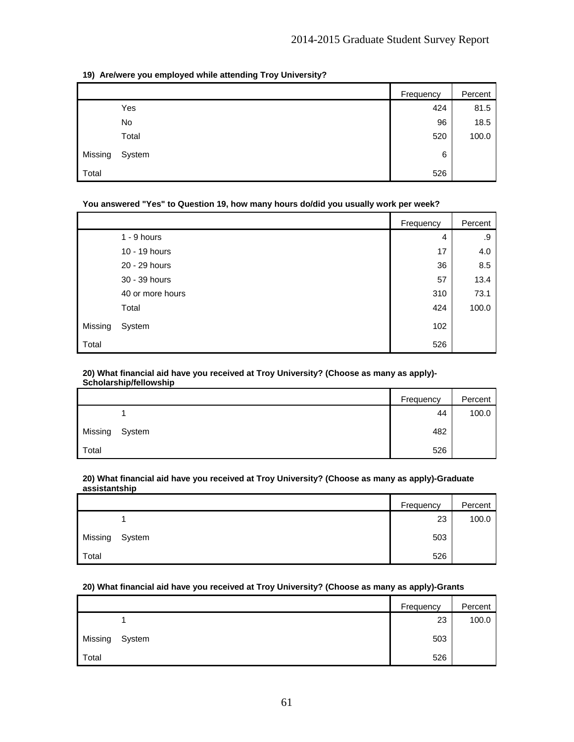**19) Are/were you employed while attending Troy University?**

| | | Frequency | Percent |
|---|---|---|---|
| | Yes | 424 | 81.5 |
| | No | 96 | 18.5 |
| | Total | 520 | 100.0 |
| Missing | System | 6 | |
| Total | | 526 | |

**You answered "Yes" to Question 19, how many hours do/did you usually work per week?**

| | | Frequency | Percent |
|---|---|---|---|
| | 1 - 9 hours | 4 | .9 |
| | 10 - 19 hours | 17 | 4.0 |
| | 20 - 29 hours | 36 | 8.5 |
| | 30 - 39 hours | 57 | 13.4 |
| | 40 or more hours | 310 | 73.1 |
| | Total | 424 | 100.0 |
| Missing | System | 102 | |
| Total | | 526 | |

**20) What financial aid have you received at Troy University? (Choose as many as apply)-Scholarship/fellowship**

| | | Frequency | Percent |
|---|---|---|---|
| | 1 | 44 | 100.0 |
| Missing | System | 482 | |
| Total | | 526 | |

**20) What financial aid have you received at Troy University? (Choose as many as apply)-Graduate assistantship**

| | | Frequency | Percent |
|---|---|---|---|
| | 1 | 23 | 100.0 |
| Missing | System | 503 | |
| Total | | 526 | |

**20) What financial aid have you received at Troy University? (Choose as many as apply)-Grants**

| | | Frequency | Percent |
|---|---|---|---|
| | 1 | 23 | 100.0 |
| Missing | System | 503 | |
| Total | | 526 | |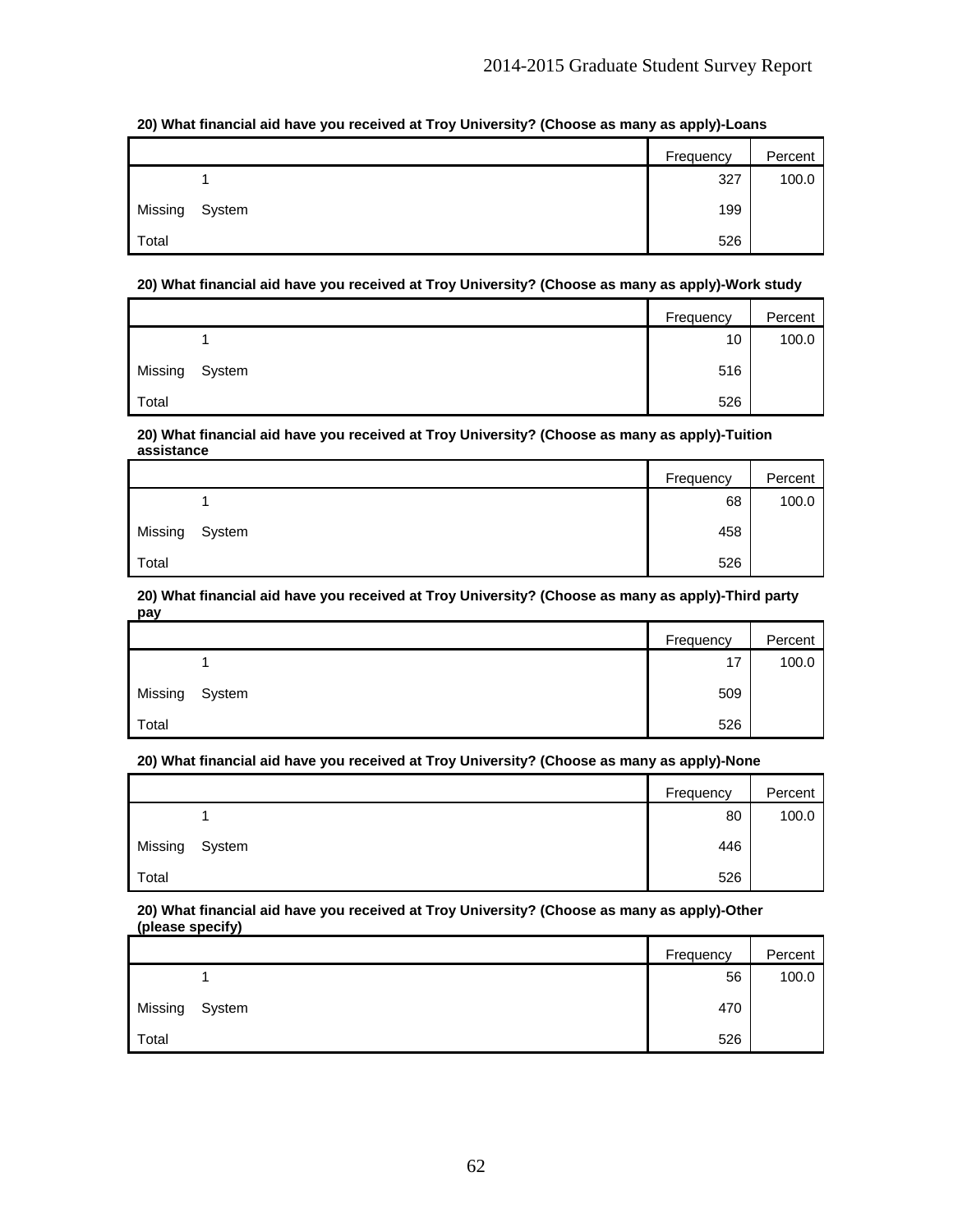**20) What financial aid have you received at Troy University? (Choose as many as apply)-Loans**

| | | Frequency | Percent |
|---|---|---|---|
| | 1 | 327 | 100.0 |
| Missing | System | 199 | |
| Total | | 526 | |

**20) What financial aid have you received at Troy University? (Choose as many as apply)-Work study**

| | | Frequency | Percent |
|---|---|---|---|
| | 1 | 10 | 100.0 |
| Missing | System | 516 | |
| Total | | 526 | |

**20) What financial aid have you received at Troy University? (Choose as many as apply)-Tuition assistance**

| | | Frequency | Percent |
|---|---|---|---|
| | 1 | 68 | 100.0 |
| Missing | System | 458 | |
| Total | | 526 | |

**20) What financial aid have you received at Troy University? (Choose as many as apply)-Third party pay**

| | | Frequency | Percent |
|---|---|---|---|
| | 1 | 17 | 100.0 |
| Missing | System | 509 | |
| Total | | 526 | |

**20) What financial aid have you received at Troy University? (Choose as many as apply)-None**

| | | Frequency | Percent |
|---|---|---|---|
| | 1 | 80 | 100.0 |
| Missing | System | 446 | |
| Total | | 526 | |

**20) What financial aid have you received at Troy University? (Choose as many as apply)-Other (please specify)**

| | | Frequency | Percent |
|---|---|---|---|
| | 1 | 56 | 100.0 |
| Missing | System | 470 | |
| Total | | 526 | |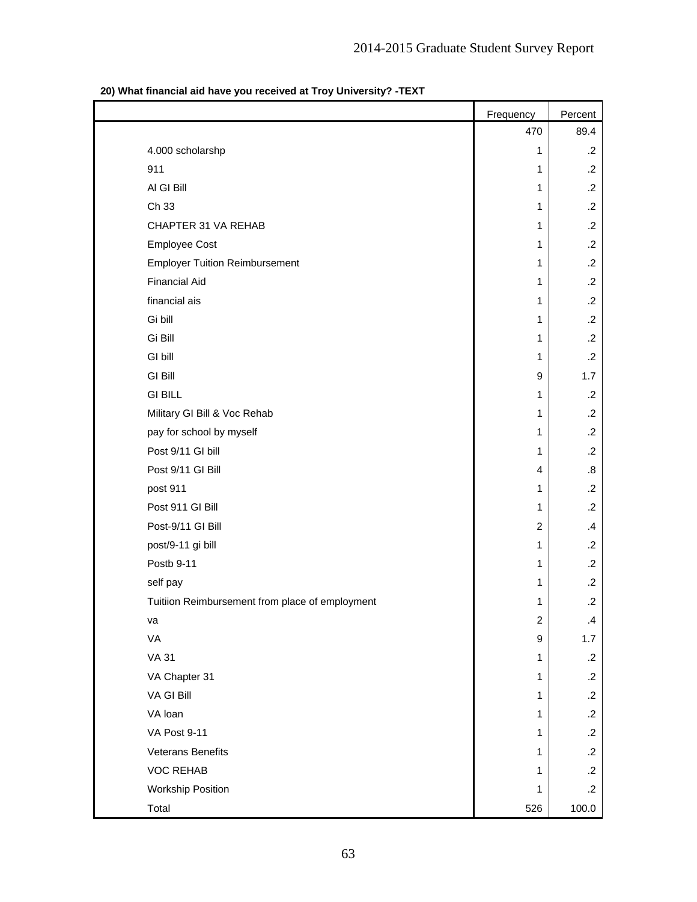**20) What financial aid have you received at Troy University? -TEXT**

| | Frequency | Percent |
|---|---|---|
| | 470 | 89.4 |
| 4.000 scholarshp | 1 | .2 |
| 911 | 1 | .2 |
| Al GI Bill | 1 | .2 |
| Ch 33 | 1 | .2 |
| CHAPTER 31 VA REHAB | 1 | .2 |
| Employee Cost | 1 | .2 |
| Employer Tuition Reimbursement | 1 | .2 |
| Financial Aid | 1 | .2 |
| financial ais | 1 | .2 |
| Gi bill | 1 | .2 |
| Gi Bill | 1 | .2 |
| GI bill | 1 | .2 |
| GI Bill | 9 | 1.7 |
| GI BILL | 1 | .2 |
| Military GI Bill & Voc Rehab | 1 | .2 |
| pay for school by myself | 1 | .2 |
| Post 9/11 GI bill | 1 | .2 |
| Post 9/11 GI Bill | 4 | .8 |
| post 911 | 1 | .2 |
| Post 911 GI Bill | 1 | .2 |
| Post-9/11 GI Bill | 2 | .4 |
| post/9-11 gi bill | 1 | .2 |
| Postb 9-11 | 1 | .2 |
| self pay | 1 | .2 |
| Tuitiion Reimbursement from place of employment | 1 | .2 |
| va | 2 | .4 |
| VA | 9 | 1.7 |
| VA 31 | 1 | .2 |
| VA Chapter 31 | 1 | .2 |
| VA GI Bill | 1 | .2 |
| VA loan | 1 | .2 |
| VA Post 9-11 | 1 | .2 |
| Veterans Benefits | 1 | .2 |
| VOC REHAB | 1 | .2 |
| Workship Position | 1 | .2 |
| Total | 526 | 100.0 |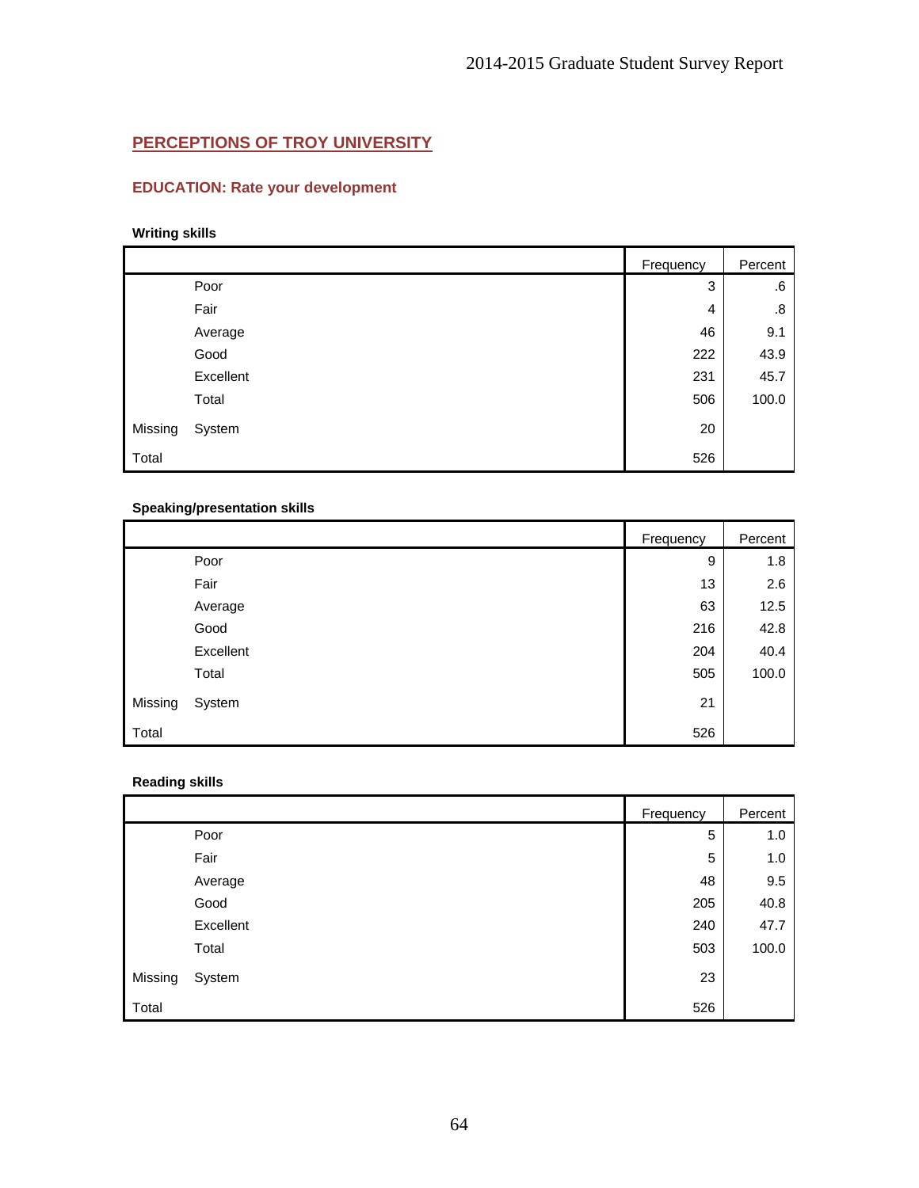## PERCEPTIONS OF TROY UNIVERSITY

### EDUCATION: Rate your development

**Writing skills**

| | | Frequency | Percent |
|---|---|---|---|
| | Poor | 3 | .6 |
| | Fair | 4 | .8 |
| | Average | 46 | 9.1 |
| | Good | 222 | 43.9 |
| | Excellent | 231 | 45.7 |
| | Total | 506 | 100.0 |
| Missing | System | 20 | |
| Total | | 526 | |

**Speaking/presentation skills**

| | | Frequency | Percent |
|---|---|---|---|
| | Poor | 9 | 1.8 |
| | Fair | 13 | 2.6 |
| | Average | 63 | 12.5 |
| | Good | 216 | 42.8 |
| | Excellent | 204 | 40.4 |
| | Total | 505 | 100.0 |
| Missing | System | 21 | |
| Total | | 526 | |

**Reading skills**

| | | Frequency | Percent |
|---|---|---|---|
| | Poor | 5 | 1.0 |
| | Fair | 5 | 1.0 |
| | Average | 48 | 9.5 |
| | Good | 205 | 40.8 |
| | Excellent | 240 | 47.7 |
| | Total | 503 | 100.0 |
| Missing | System | 23 | |
| Total | | 526 | |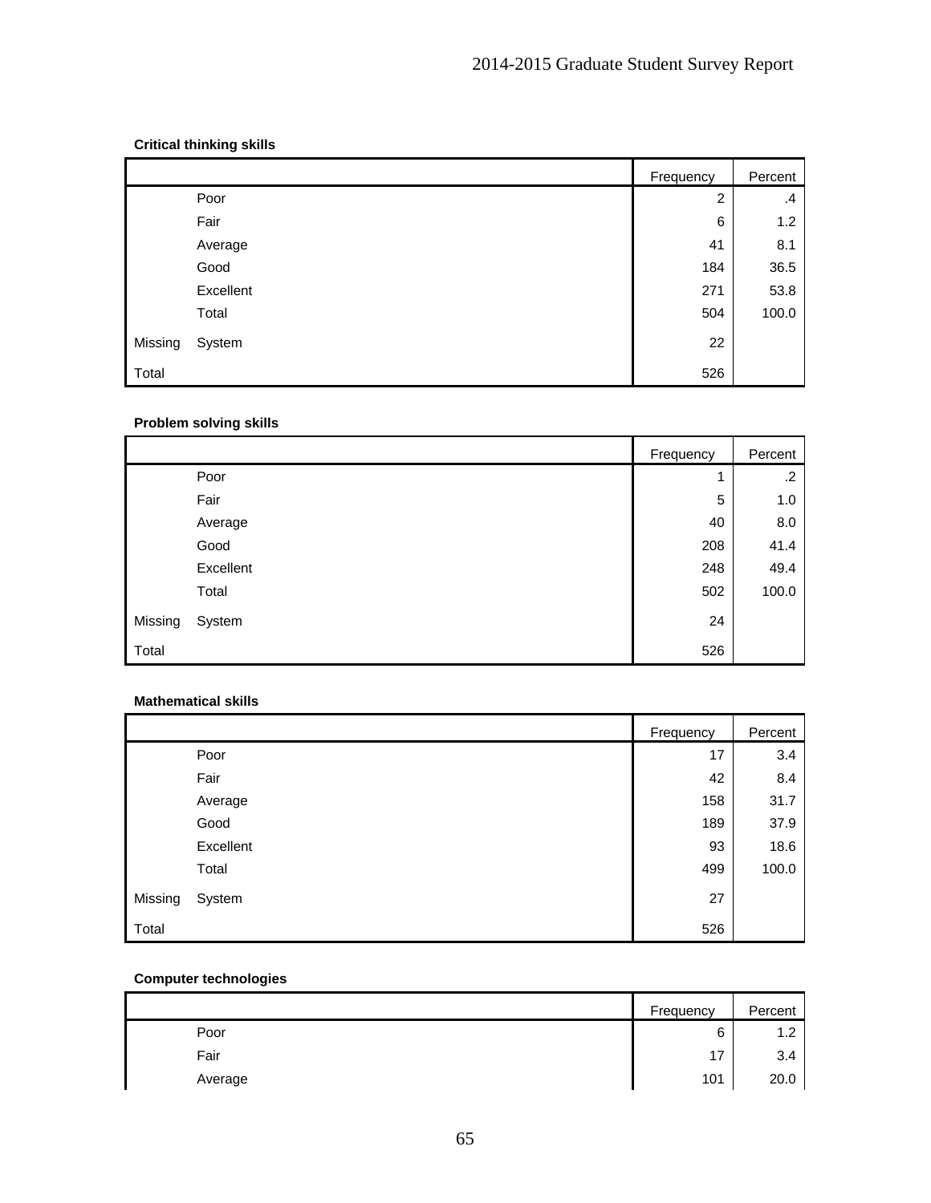**Critical thinking skills**

| | | Frequency | Percent |
|---|---|---|---|
| | Poor | 2 | .4 |
| | Fair | 6 | 1.2 |
| | Average | 41 | 8.1 |
| | Good | 184 | 36.5 |
| | Excellent | 271 | 53.8 |
| | Total | 504 | 100.0 |
| Missing | System | 22 | |
| Total | | 526 | |

**Problem solving skills**

| | | Frequency | Percent |
|---|---|---|---|
| | Poor | 1 | .2 |
| | Fair | 5 | 1.0 |
| | Average | 40 | 8.0 |
| | Good | 208 | 41.4 |
| | Excellent | 248 | 49.4 |
| | Total | 502 | 100.0 |
| Missing | System | 24 | |
| Total | | 526 | |

**Mathematical skills**

| | | Frequency | Percent |
|---|---|---|---|
| | Poor | 17 | 3.4 |
| | Fair | 42 | 8.4 |
| | Average | 158 | 31.7 |
| | Good | 189 | 37.9 |
| | Excellent | 93 | 18.6 |
| | Total | 499 | 100.0 |
| Missing | System | 27 | |
| Total | | 526 | |

**Computer technologies**

| | | Frequency | Percent |
|---|---|---|---|
| | Poor | 6 | 1.2 |
| | Fair | 17 | 3.4 |
| | Average | 101 | 20.0 |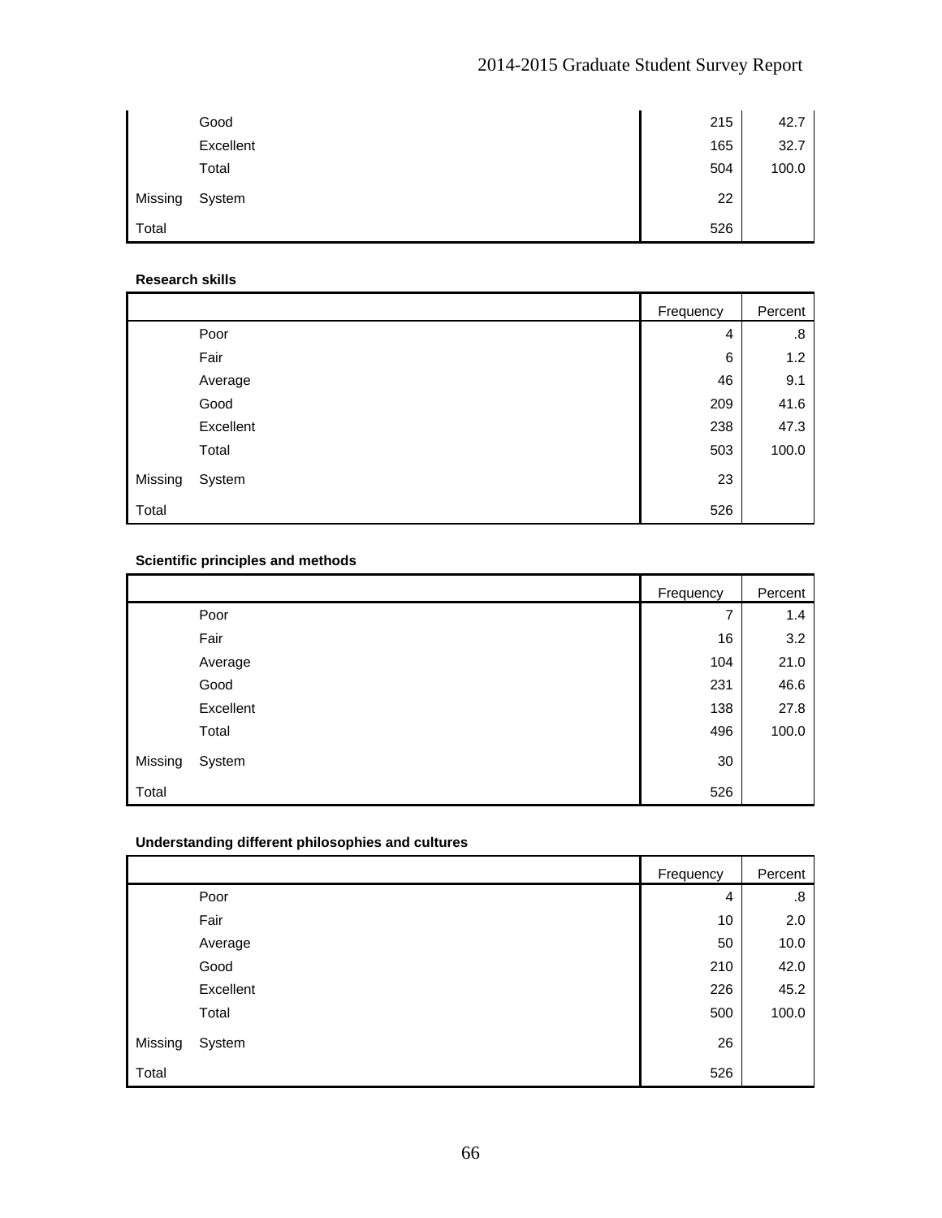| | | | |
|---|---|---|---|
| | Good | 215 | 42.7 |
| | Excellent | 165 | 32.7 |
| | Total | 504 | 100.0 |
| Missing | System | 22 | |
| Total | | 526 | |

**Research skills**

| | | Frequency | Percent |
|---|---|---|---|
| | Poor | 4 | .8 |
| | Fair | 6 | 1.2 |
| | Average | 46 | 9.1 |
| | Good | 209 | 41.6 |
| | Excellent | 238 | 47.3 |
| | Total | 503 | 100.0 |
| Missing | System | 23 | |
| Total | | 526 | |

**Scientific principles and methods**

| | | Frequency | Percent |
|---|---|---|---|
| | Poor | 7 | 1.4 |
| | Fair | 16 | 3.2 |
| | Average | 104 | 21.0 |
| | Good | 231 | 46.6 |
| | Excellent | 138 | 27.8 |
| | Total | 496 | 100.0 |
| Missing | System | 30 | |
| Total | | 526 | |

**Understanding different philosophies and cultures**

| | | Frequency | Percent |
|---|---|---|---|
| | Poor | 4 | .8 |
| | Fair | 10 | 2.0 |
| | Average | 50 | 10.0 |
| | Good | 210 | 42.0 |
| | Excellent | 226 | 45.2 |
| | Total | 500 | 100.0 |
| Missing | System | 26 | |
| Total | | 526 | |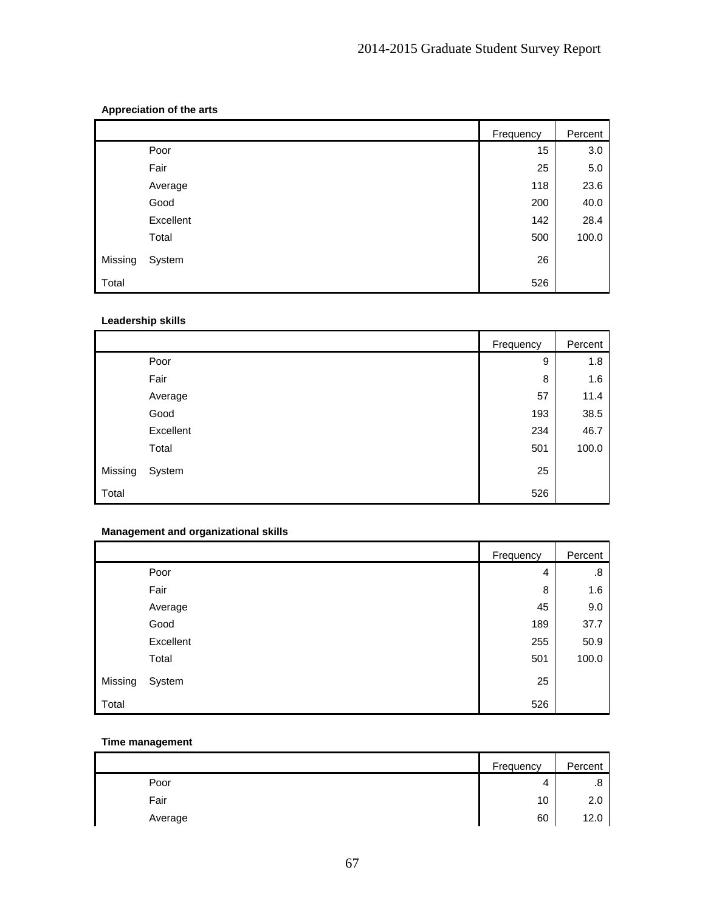**Appreciation of the arts**

| | | Frequency | Percent |
|---|---|---|---|
| | Poor | 15 | 3.0 |
| | Fair | 25 | 5.0 |
| | Average | 118 | 23.6 |
| | Good | 200 | 40.0 |
| | Excellent | 142 | 28.4 |
| | Total | 500 | 100.0 |
| Missing | System | 26 | |
| Total | | 526 | |

**Leadership skills**

| | | Frequency | Percent |
|---|---|---|---|
| | Poor | 9 | 1.8 |
| | Fair | 8 | 1.6 |
| | Average | 57 | 11.4 |
| | Good | 193 | 38.5 |
| | Excellent | 234 | 46.7 |
| | Total | 501 | 100.0 |
| Missing | System | 25 | |
| Total | | 526 | |

**Management and organizational skills**

| | | Frequency | Percent |
|---|---|---|---|
| | Poor | 4 | .8 |
| | Fair | 8 | 1.6 |
| | Average | 45 | 9.0 |
| | Good | 189 | 37.7 |
| | Excellent | 255 | 50.9 |
| | Total | 501 | 100.0 |
| Missing | System | 25 | |
| Total | | 526 | |

**Time management**

| | | Frequency | Percent |
|---|---|---|---|
| | Poor | 4 | .8 |
| | Fair | 10 | 2.0 |
| | Average | 60 | 12.0 |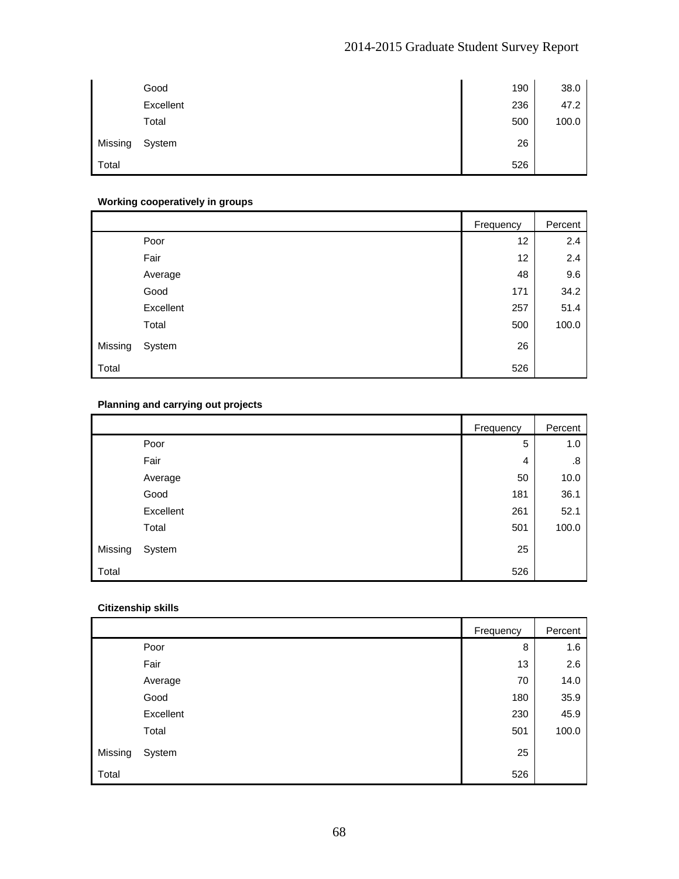| | | Frequency | Percent |
|---|---|---|---|
| | Good | 190 | 38.0 |
| | Excellent | 236 | 47.2 |
| | Total | 500 | 100.0 |
| Missing | System | 26 | |
| Total | | 526 | |

**Working cooperatively in groups**

| | | Frequency | Percent |
|---|---|---|---|
| | Poor | 12 | 2.4 |
| | Fair | 12 | 2.4 |
| | Average | 48 | 9.6 |
| | Good | 171 | 34.2 |
| | Excellent | 257 | 51.4 |
| | Total | 500 | 100.0 |
| Missing | System | 26 | |
| Total | | 526 | |

**Planning and carrying out projects**

| | | Frequency | Percent |
|---|---|---|---|
| | Poor | 5 | 1.0 |
| | Fair | 4 | .8 |
| | Average | 50 | 10.0 |
| | Good | 181 | 36.1 |
| | Excellent | 261 | 52.1 |
| | Total | 501 | 100.0 |
| Missing | System | 25 | |
| Total | | 526 | |

**Citizenship skills**

| | | Frequency | Percent |
|---|---|---|---|
| | Poor | 8 | 1.6 |
| | Fair | 13 | 2.6 |
| | Average | 70 | 14.0 |
| | Good | 180 | 35.9 |
| | Excellent | 230 | 45.9 |
| | Total | 501 | 100.0 |
| Missing | System | 25 | |
| Total | | 526 | |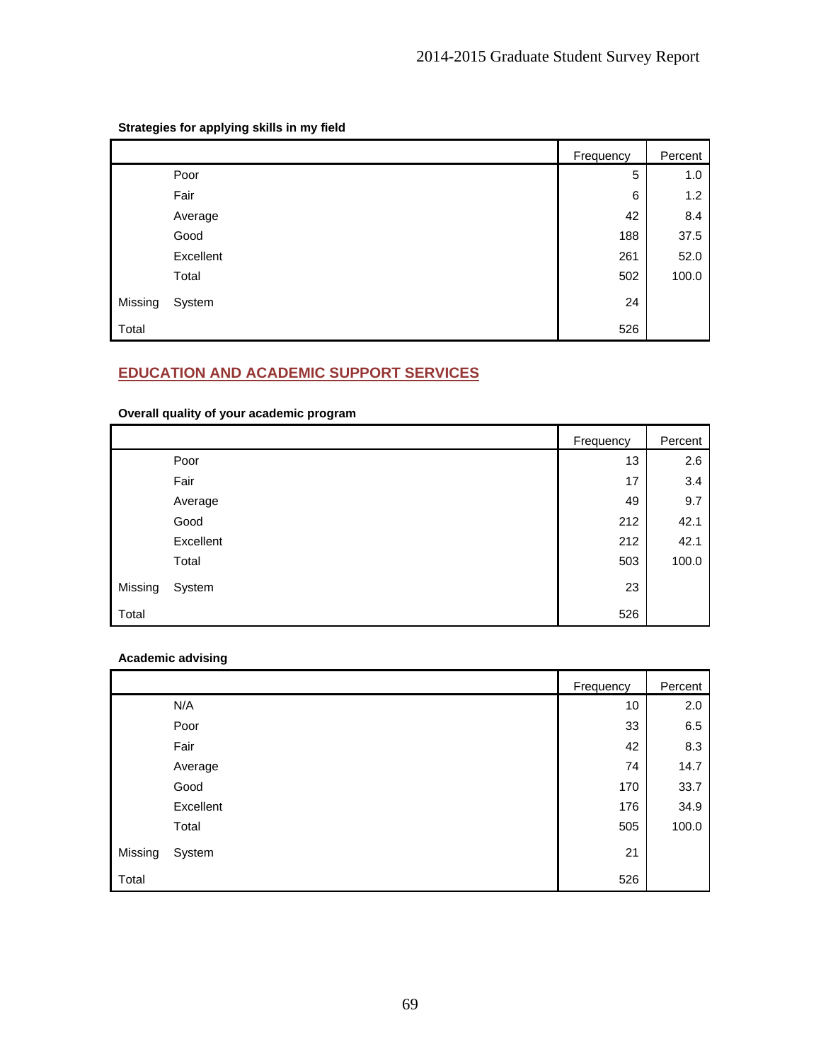**Strategies for applying skills in my field**

| | | Frequency | Percent |
|---|---|---|---|
| | Poor | 5 | 1.0 |
| | Fair | 6 | 1.2 |
| | Average | 42 | 8.4 |
| | Good | 188 | 37.5 |
| | Excellent | 261 | 52.0 |
| | Total | 502 | 100.0 |
| Missing | System | 24 | |
| Total | | 526 | |

## EDUCATION AND ACADEMIC SUPPORT SERVICES

**Overall quality of your academic program**

| | | Frequency | Percent |
|---|---|---|---|
| | Poor | 13 | 2.6 |
| | Fair | 17 | 3.4 |
| | Average | 49 | 9.7 |
| | Good | 212 | 42.1 |
| | Excellent | 212 | 42.1 |
| | Total | 503 | 100.0 |
| Missing | System | 23 | |
| Total | | 526 | |

**Academic advising**

| | | Frequency | Percent |
|---|---|---|---|
| | N/A | 10 | 2.0 |
| | Poor | 33 | 6.5 |
| | Fair | 42 | 8.3 |
| | Average | 74 | 14.7 |
| | Good | 170 | 33.7 |
| | Excellent | 176 | 34.9 |
| | Total | 505 | 100.0 |
| Missing | System | 21 | |
| Total | | 526 | |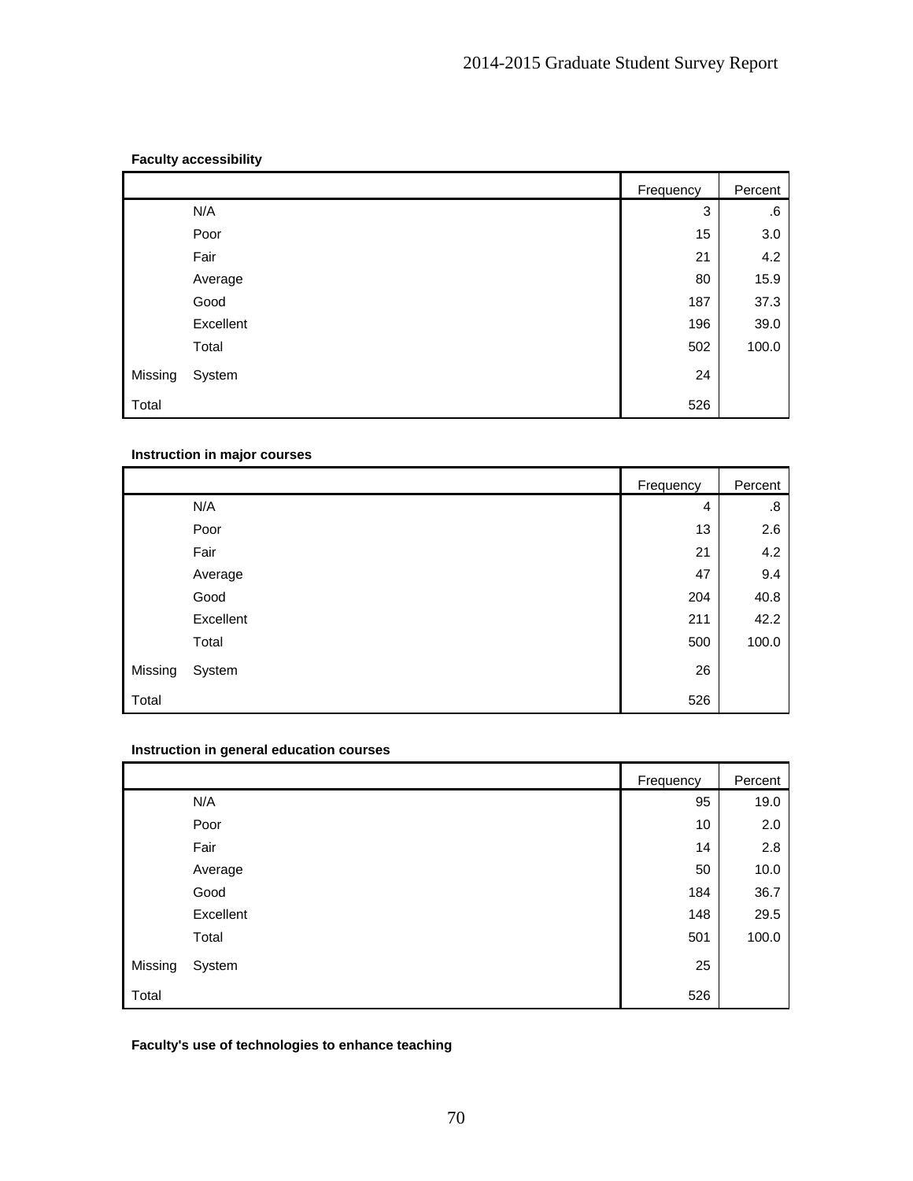**Faculty accessibility**

| | | Frequency | Percent |
|---|---|---|---|
| | N/A | 3 | .6 |
| | Poor | 15 | 3.0 |
| | Fair | 21 | 4.2 |
| | Average | 80 | 15.9 |
| | Good | 187 | 37.3 |
| | Excellent | 196 | 39.0 |
| | Total | 502 | 100.0 |
| Missing | System | 24 | |
| Total | | 526 | |

**Instruction in major courses**

| | | Frequency | Percent |
|---|---|---|---|
| | N/A | 4 | .8 |
| | Poor | 13 | 2.6 |
| | Fair | 21 | 4.2 |
| | Average | 47 | 9.4 |
| | Good | 204 | 40.8 |
| | Excellent | 211 | 42.2 |
| | Total | 500 | 100.0 |
| Missing | System | 26 | |
| Total | | 526 | |

**Instruction in general education courses**

| | | Frequency | Percent |
|---|---|---|---|
| | N/A | 95 | 19.0 |
| | Poor | 10 | 2.0 |
| | Fair | 14 | 2.8 |
| | Average | 50 | 10.0 |
| | Good | 184 | 36.7 |
| | Excellent | 148 | 29.5 |
| | Total | 501 | 100.0 |
| Missing | System | 25 | |
| Total | | 526 | |

**Faculty's use of technologies to enhance teaching**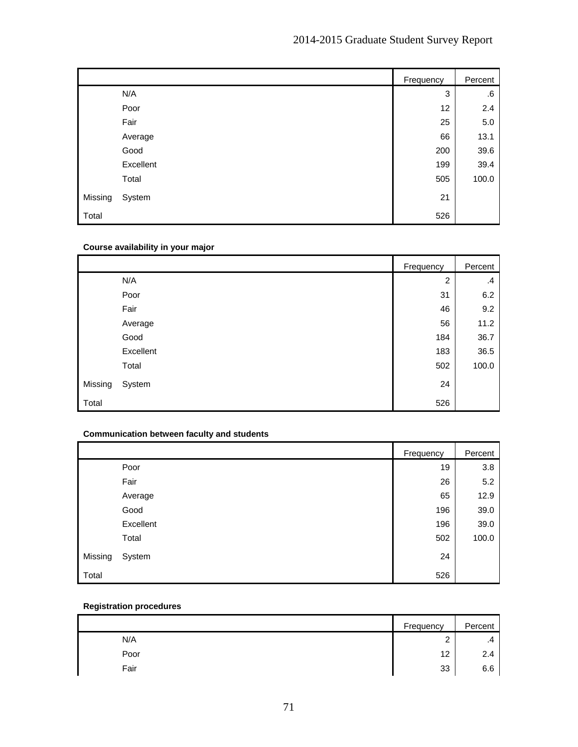| | | Frequency | Percent |
|---|---|---|---|
| | N/A | 3 | .6 |
| | Poor | 12 | 2.4 |
| | Fair | 25 | 5.0 |
| | Average | 66 | 13.1 |
| | Good | 200 | 39.6 |
| | Excellent | 199 | 39.4 |
| | Total | 505 | 100.0 |
| Missing | System | 21 | |
| Total | | 526 | |

**Course availability in your major**

| | | Frequency | Percent |
|---|---|---|---|
| | N/A | 2 | .4 |
| | Poor | 31 | 6.2 |
| | Fair | 46 | 9.2 |
| | Average | 56 | 11.2 |
| | Good | 184 | 36.7 |
| | Excellent | 183 | 36.5 |
| | Total | 502 | 100.0 |
| Missing | System | 24 | |
| Total | | 526 | |

**Communication between faculty and students**

| | | Frequency | Percent |
|---|---|---|---|
| | Poor | 19 | 3.8 |
| | Fair | 26 | 5.2 |
| | Average | 65 | 12.9 |
| | Good | 196 | 39.0 |
| | Excellent | 196 | 39.0 |
| | Total | 502 | 100.0 |
| Missing | System | 24 | |
| Total | | 526 | |

**Registration procedures**

| | | Frequency | Percent |
|---|---|---|---|
| | N/A | 2 | .4 |
| | Poor | 12 | 2.4 |
| | Fair | 33 | 6.6 |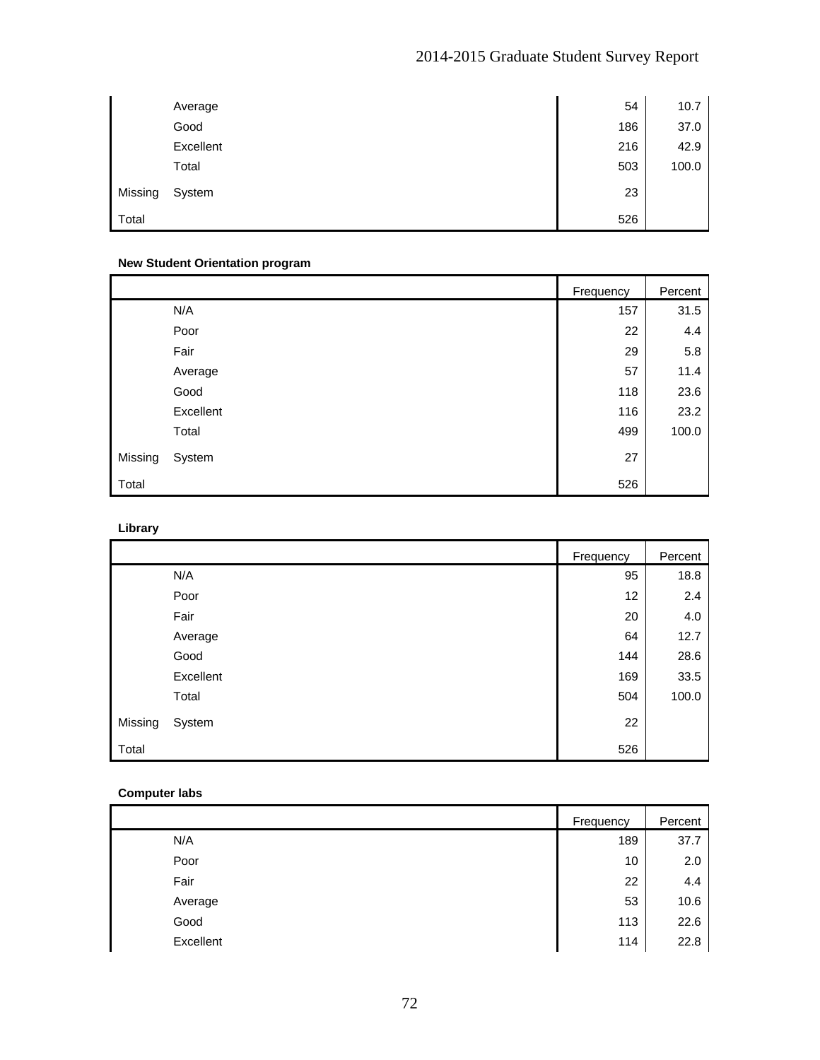| | | Frequency | Percent |
|---|---|---|---|
| | Average | 54 | 10.7 |
| | Good | 186 | 37.0 |
| | Excellent | 216 | 42.9 |
| | Total | 503 | 100.0 |
| Missing | System | 23 | |
| Total | | 526 | |

**New Student Orientation program**

| | | Frequency | Percent |
|---|---|---|---|
| | N/A | 157 | 31.5 |
| | Poor | 22 | 4.4 |
| | Fair | 29 | 5.8 |
| | Average | 57 | 11.4 |
| | Good | 118 | 23.6 |
| | Excellent | 116 | 23.2 |
| | Total | 499 | 100.0 |
| Missing | System | 27 | |
| Total | | 526 | |

**Library**

| | | Frequency | Percent |
|---|---|---|---|
| | N/A | 95 | 18.8 |
| | Poor | 12 | 2.4 |
| | Fair | 20 | 4.0 |
| | Average | 64 | 12.7 |
| | Good | 144 | 28.6 |
| | Excellent | 169 | 33.5 |
| | Total | 504 | 100.0 |
| Missing | System | 22 | |
| Total | | 526 | |

**Computer labs**

| | | Frequency | Percent |
|---|---|---|---|
| | N/A | 189 | 37.7 |
| | Poor | 10 | 2.0 |
| | Fair | 22 | 4.4 |
| | Average | 53 | 10.6 |
| | Good | 113 | 22.6 |
| | Excellent | 114 | 22.8 |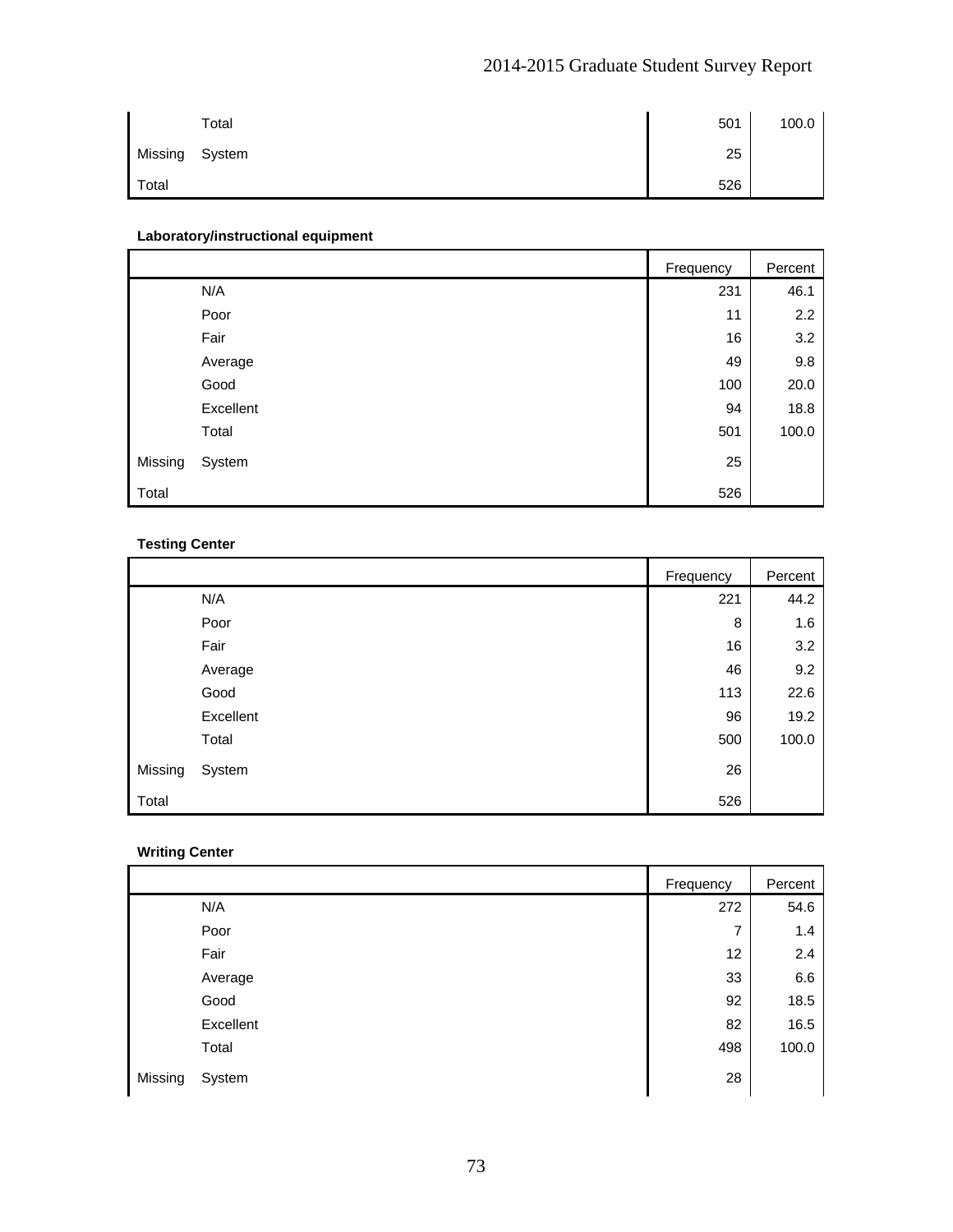| | | Frequency | Percent |
|---|---|---|---|
| | Total | 501 | 100.0 |
| Missing | System | 25 | |
| Total | | 526 | |

**Laboratory/instructional equipment**

| | | Frequency | Percent |
|---|---|---|---|
| | N/A | 231 | 46.1 |
| | Poor | 11 | 2.2 |
| | Fair | 16 | 3.2 |
| | Average | 49 | 9.8 |
| | Good | 100 | 20.0 |
| | Excellent | 94 | 18.8 |
| | Total | 501 | 100.0 |
| Missing | System | 25 | |
| Total | | 526 | |

**Testing Center**

| | | Frequency | Percent |
|---|---|---|---|
| | N/A | 221 | 44.2 |
| | Poor | 8 | 1.6 |
| | Fair | 16 | 3.2 |
| | Average | 46 | 9.2 |
| | Good | 113 | 22.6 |
| | Excellent | 96 | 19.2 |
| | Total | 500 | 100.0 |
| Missing | System | 26 | |
| Total | | 526 | |

**Writing Center**

| | | Frequency | Percent |
|---|---|---|---|
| | N/A | 272 | 54.6 |
| | Poor | 7 | 1.4 |
| | Fair | 12 | 2.4 |
| | Average | 33 | 6.6 |
| | Good | 92 | 18.5 |
| | Excellent | 82 | 16.5 |
| | Total | 498 | 100.0 |
| Missing | System | 28 | |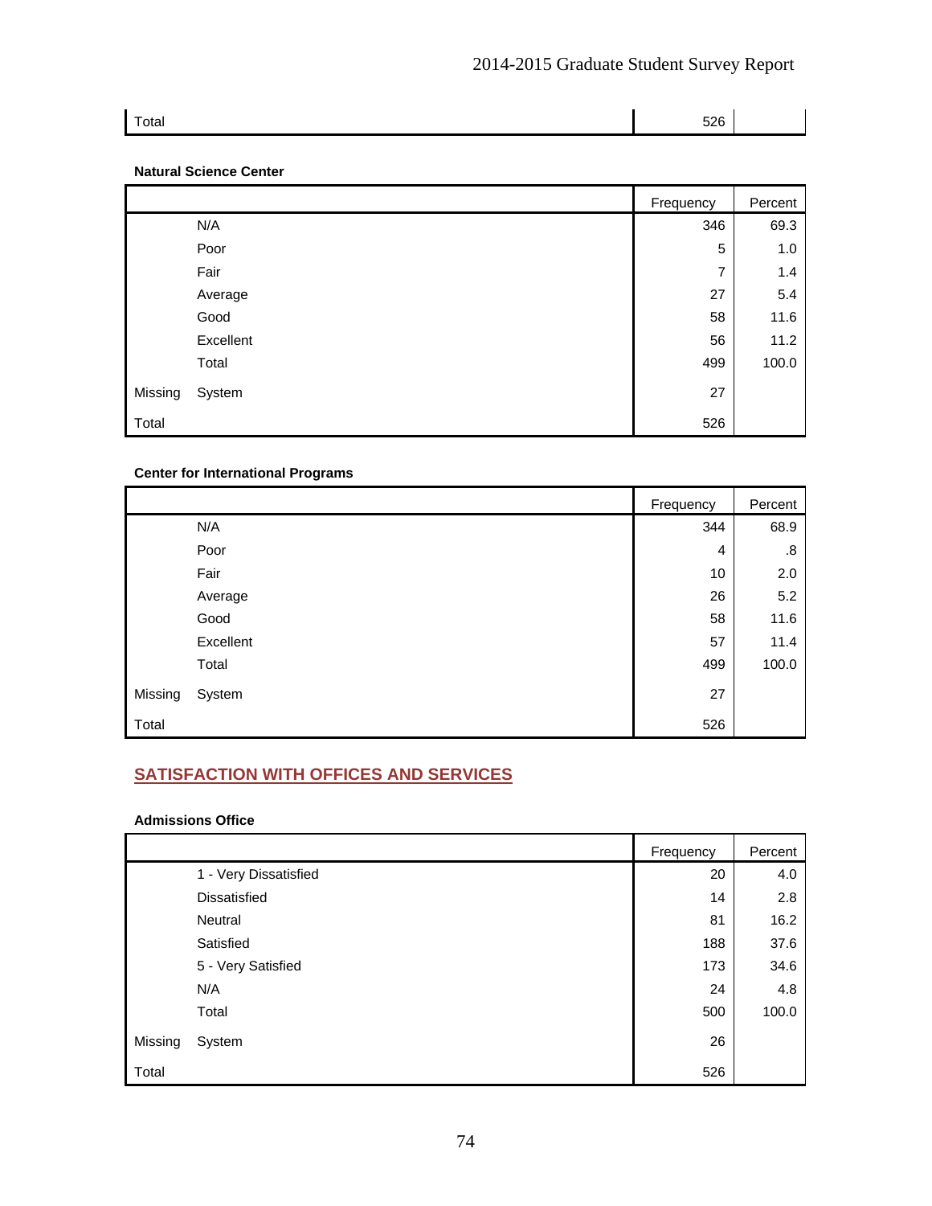| | | Frequency | Percent |
|---|---|---|---|
| Total | | 526 | |

**Natural Science Center**

| | | Frequency | Percent |
|---|---|---|---|
| | N/A | 346 | 69.3 |
| | Poor | 5 | 1.0 |
| | Fair | 7 | 1.4 |
| | Average | 27 | 5.4 |
| | Good | 58 | 11.6 |
| | Excellent | 56 | 11.2 |
| | Total | 499 | 100.0 |
| Missing | System | 27 | |
| Total | | 526 | |

**Center for International Programs**

| | | Frequency | Percent |
|---|---|---|---|
| | N/A | 344 | 68.9 |
| | Poor | 4 | .8 |
| | Fair | 10 | 2.0 |
| | Average | 26 | 5.2 |
| | Good | 58 | 11.6 |
| | Excellent | 57 | 11.4 |
| | Total | 499 | 100.0 |
| Missing | System | 27 | |
| Total | | 526 | |

## SATISFACTION WITH OFFICES AND SERVICES

**Admissions Office**

| | | Frequency | Percent |
|---|---|---|---|
| | 1 - Very Dissatisfied | 20 | 4.0 |
| | Dissatisfied | 14 | 2.8 |
| | Neutral | 81 | 16.2 |
| | Satisfied | 188 | 37.6 |
| | 5 - Very Satisfied | 173 | 34.6 |
| | N/A | 24 | 4.8 |
| | Total | 500 | 100.0 |
| Missing | System | 26 | |
| Total | | 526 | |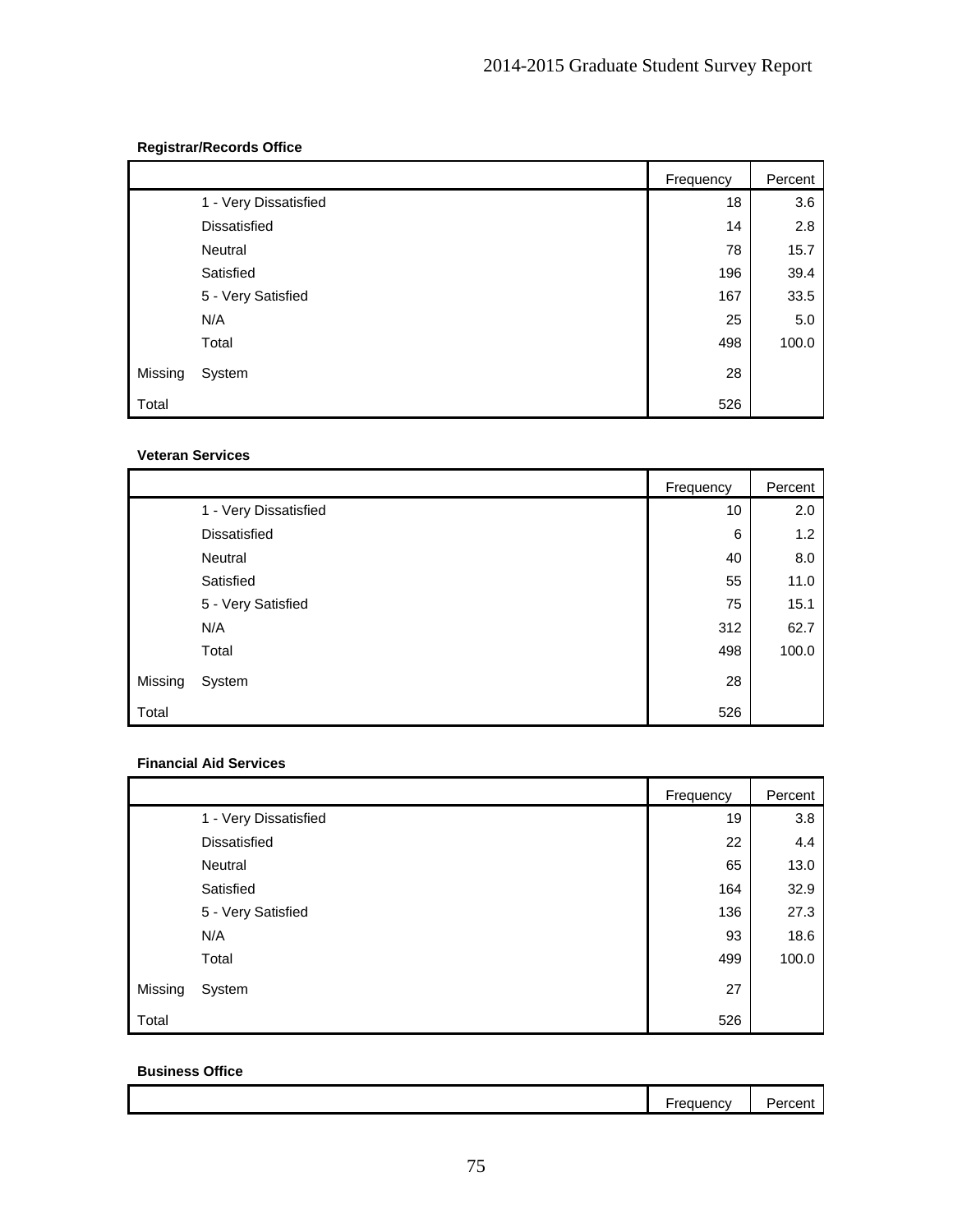**Registrar/Records Office**

| | | Frequency | Percent |
|---|---|---|---|
| | 1 - Very Dissatisfied | 18 | 3.6 |
| | Dissatisfied | 14 | 2.8 |
| | Neutral | 78 | 15.7 |
| | Satisfied | 196 | 39.4 |
| | 5 - Very Satisfied | 167 | 33.5 |
| | N/A | 25 | 5.0 |
| | Total | 498 | 100.0 |
| Missing | System | 28 | |
| Total | | 526 | |

**Veteran Services**

| | | Frequency | Percent |
|---|---|---|---|
| | 1 - Very Dissatisfied | 10 | 2.0 |
| | Dissatisfied | 6 | 1.2 |
| | Neutral | 40 | 8.0 |
| | Satisfied | 55 | 11.0 |
| | 5 - Very Satisfied | 75 | 15.1 |
| | N/A | 312 | 62.7 |
| | Total | 498 | 100.0 |
| Missing | System | 28 | |
| Total | | 526 | |

**Financial Aid Services**

| | | Frequency | Percent |
|---|---|---|---|
| | 1 - Very Dissatisfied | 19 | 3.8 |
| | Dissatisfied | 22 | 4.4 |
| | Neutral | 65 | 13.0 |
| | Satisfied | 164 | 32.9 |
| | 5 - Very Satisfied | 136 | 27.3 |
| | N/A | 93 | 18.6 |
| | Total | 499 | 100.0 |
| Missing | System | 27 | |
| Total | | 526 | |

**Business Office**

| | Frequency | Percent |
|---|---|---|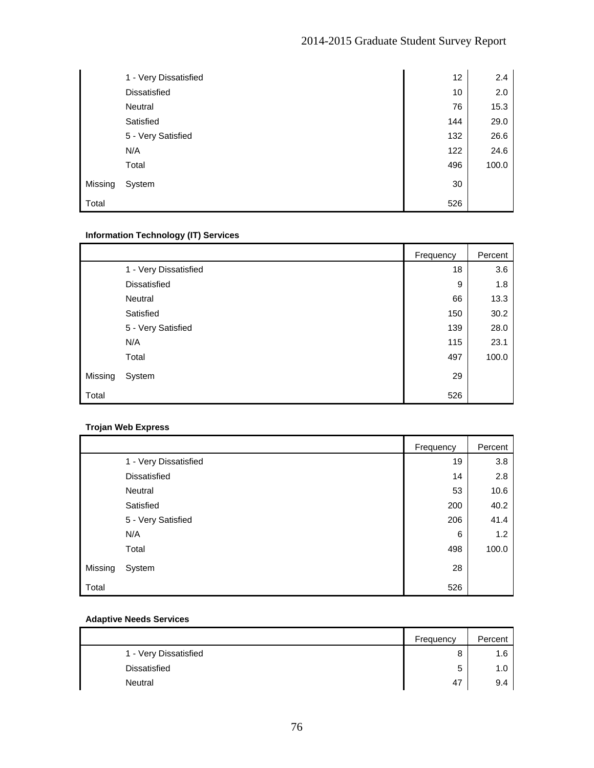| | | Frequency | Percent |
|---|---|---|---|
| | 1 - Very Dissatisfied | 12 | 2.4 |
| | Dissatisfied | 10 | 2.0 |
| | Neutral | 76 | 15.3 |
| | Satisfied | 144 | 29.0 |
| | 5 - Very Satisfied | 132 | 26.6 |
| | N/A | 122 | 24.6 |
| | Total | 496 | 100.0 |
| Missing | System | 30 | |
| Total | | 526 | |

**Information Technology (IT) Services**

| | | Frequency | Percent |
|---|---|---|---|
| | 1 - Very Dissatisfied | 18 | 3.6 |
| | Dissatisfied | 9 | 1.8 |
| | Neutral | 66 | 13.3 |
| | Satisfied | 150 | 30.2 |
| | 5 - Very Satisfied | 139 | 28.0 |
| | N/A | 115 | 23.1 |
| | Total | 497 | 100.0 |
| Missing | System | 29 | |
| Total | | 526 | |

**Trojan Web Express**

| | | Frequency | Percent |
|---|---|---|---|
| | 1 - Very Dissatisfied | 19 | 3.8 |
| | Dissatisfied | 14 | 2.8 |
| | Neutral | 53 | 10.6 |
| | Satisfied | 200 | 40.2 |
| | 5 - Very Satisfied | 206 | 41.4 |
| | N/A | 6 | 1.2 |
| | Total | 498 | 100.0 |
| Missing | System | 28 | |
| Total | | 526 | |

**Adaptive Needs Services**

| | | Frequency | Percent |
|---|---|---|---|
| | 1 - Very Dissatisfied | 8 | 1.6 |
| | Dissatisfied | 5 | 1.0 |
| | Neutral | 47 | 9.4 |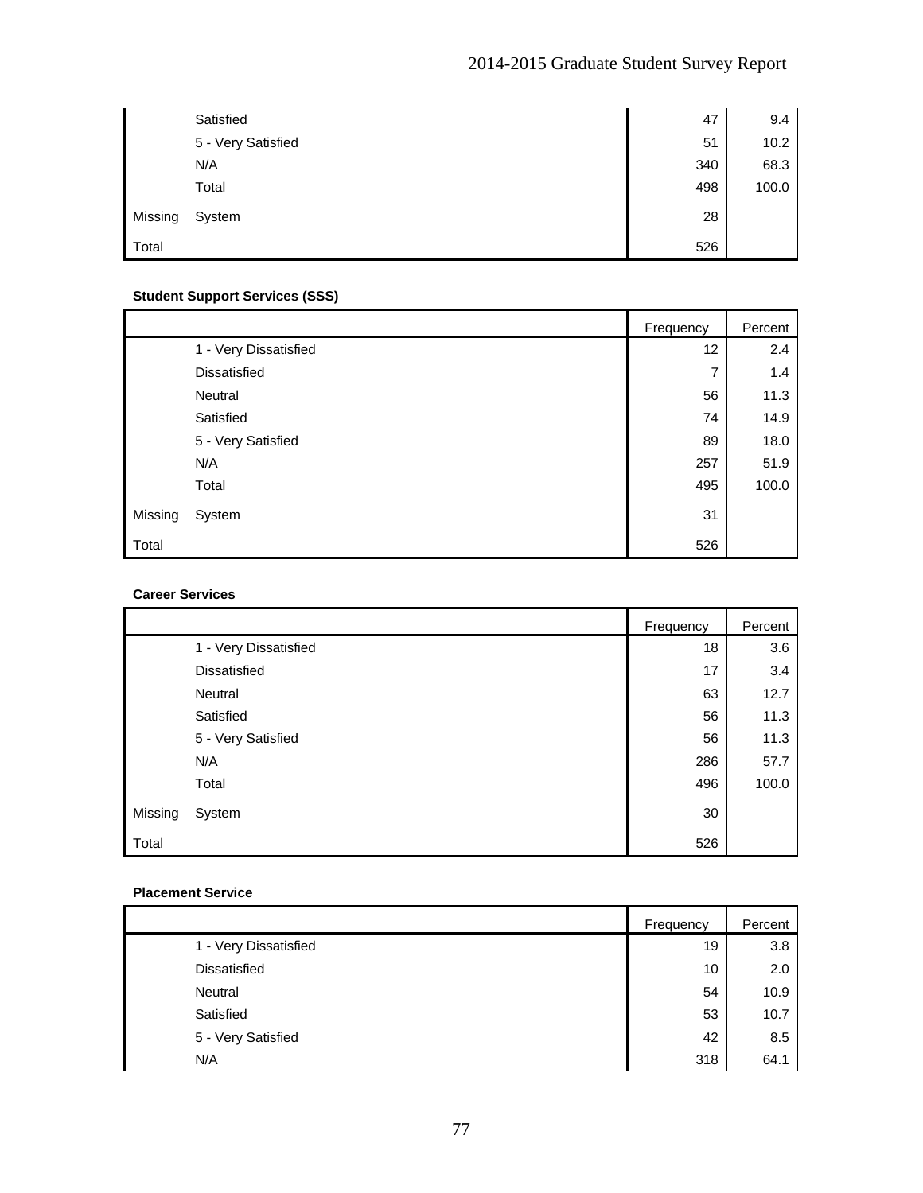| | | Frequency | Percent |
|---|---|---|---|
| | Satisfied | 47 | 9.4 |
| | 5 - Very Satisfied | 51 | 10.2 |
| | N/A | 340 | 68.3 |
| | Total | 498 | 100.0 |
| Missing | System | 28 | |
| Total | | 526 | |

**Student Support Services (SSS)**

| | | Frequency | Percent |
|---|---|---|---|
| | 1 - Very Dissatisfied | 12 | 2.4 |
| | Dissatisfied | 7 | 1.4 |
| | Neutral | 56 | 11.3 |
| | Satisfied | 74 | 14.9 |
| | 5 - Very Satisfied | 89 | 18.0 |
| | N/A | 257 | 51.9 |
| | Total | 495 | 100.0 |
| Missing | System | 31 | |
| Total | | 526 | |

**Career Services**

| | | Frequency | Percent |
|---|---|---|---|
| | 1 - Very Dissatisfied | 18 | 3.6 |
| | Dissatisfied | 17 | 3.4 |
| | Neutral | 63 | 12.7 |
| | Satisfied | 56 | 11.3 |
| | 5 - Very Satisfied | 56 | 11.3 |
| | N/A | 286 | 57.7 |
| | Total | 496 | 100.0 |
| Missing | System | 30 | |
| Total | | 526 | |

**Placement Service**

| | | Frequency | Percent |
|---|---|---|---|
| | 1 - Very Dissatisfied | 19 | 3.8 |
| | Dissatisfied | 10 | 2.0 |
| | Neutral | 54 | 10.9 |
| | Satisfied | 53 | 10.7 |
| | 5 - Very Satisfied | 42 | 8.5 |
| | N/A | 318 | 64.1 |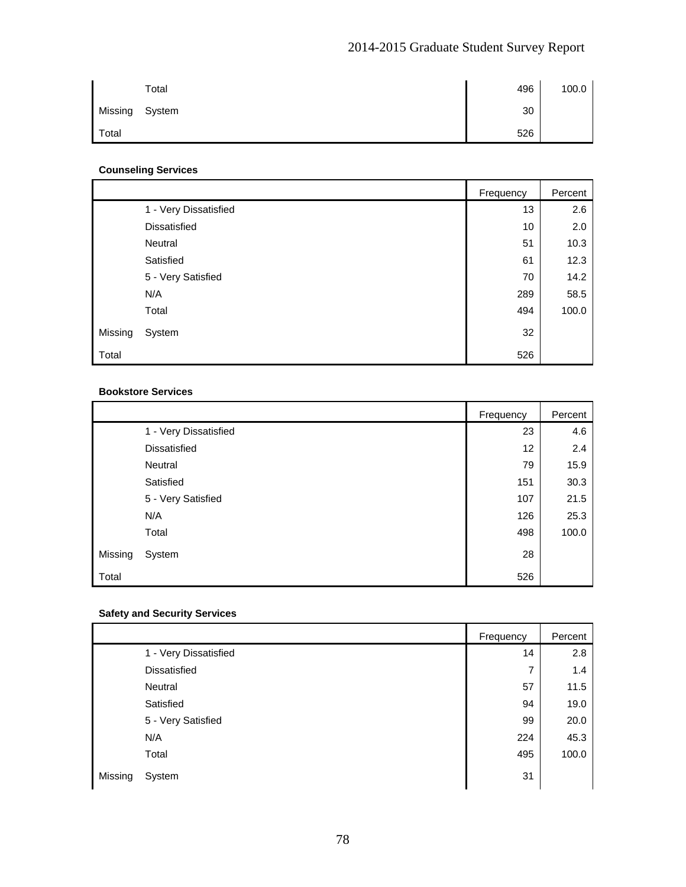| | | Frequency | Percent |
|---|---|---|---|
| | Total | 496 | 100.0 |
| Missing | System | 30 | |
| Total | | 526 | |

**Counseling Services**

| | | Frequency | Percent |
|---|---|---|---|
| | 1 - Very Dissatisfied | 13 | 2.6 |
| | Dissatisfied | 10 | 2.0 |
| | Neutral | 51 | 10.3 |
| | Satisfied | 61 | 12.3 |
| | 5 - Very Satisfied | 70 | 14.2 |
| | N/A | 289 | 58.5 |
| | Total | 494 | 100.0 |
| Missing | System | 32 | |
| Total | | 526 | |

**Bookstore Services**

| | | Frequency | Percent |
|---|---|---|---|
| | 1 - Very Dissatisfied | 23 | 4.6 |
| | Dissatisfied | 12 | 2.4 |
| | Neutral | 79 | 15.9 |
| | Satisfied | 151 | 30.3 |
| | 5 - Very Satisfied | 107 | 21.5 |
| | N/A | 126 | 25.3 |
| | Total | 498 | 100.0 |
| Missing | System | 28 | |
| Total | | 526 | |

**Safety and Security Services**

| | | Frequency | Percent |
|---|---|---|---|
| | 1 - Very Dissatisfied | 14 | 2.8 |
| | Dissatisfied | 7 | 1.4 |
| | Neutral | 57 | 11.5 |
| | Satisfied | 94 | 19.0 |
| | 5 - Very Satisfied | 99 | 20.0 |
| | N/A | 224 | 45.3 |
| | Total | 495 | 100.0 |
| Missing | System | 31 | |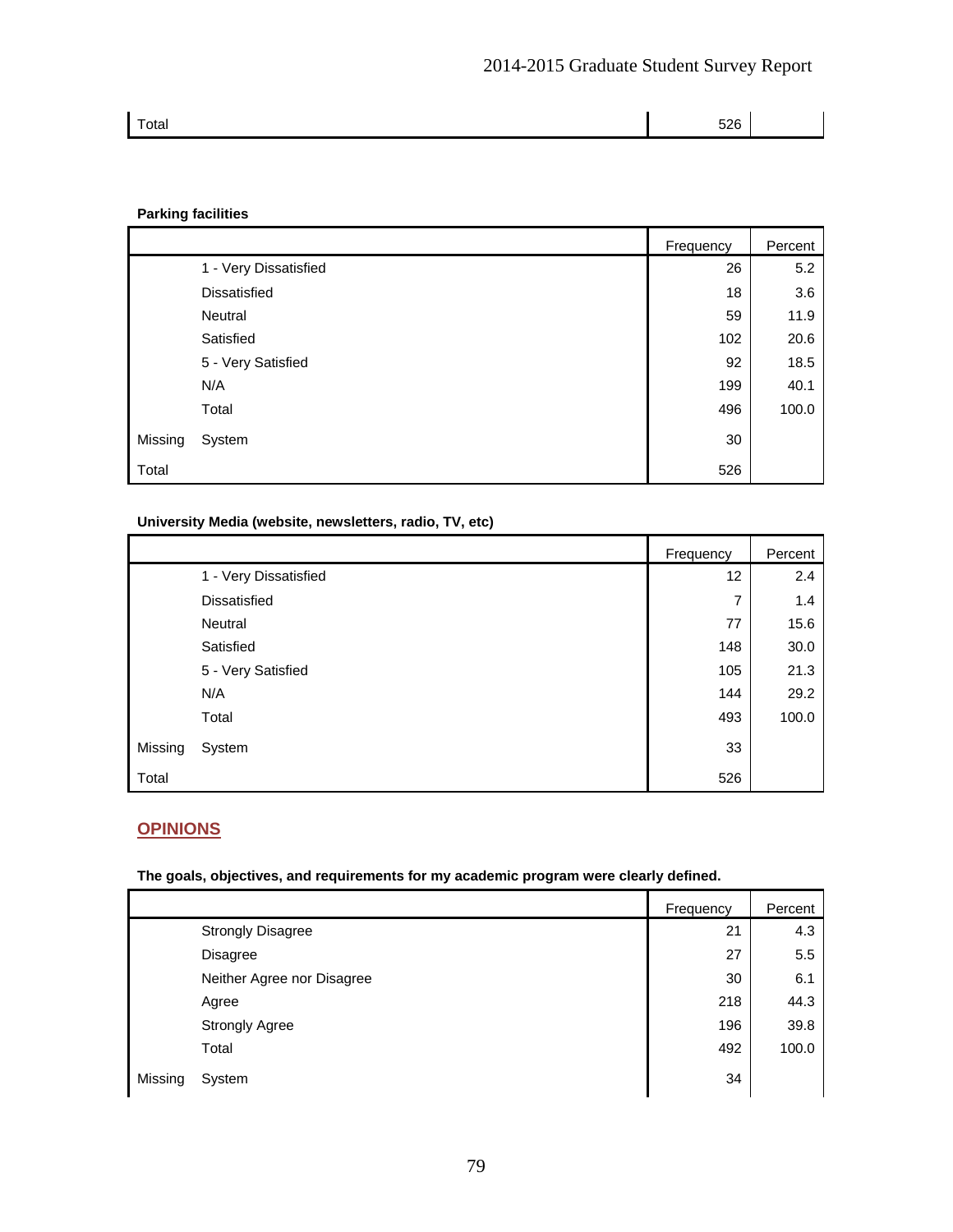| | | Frequency | Percent |
|---|---|---|---|
| Total | | 526 | |

**Parking facilities**

| | | Frequency | Percent |
|---|---|---|---|
| | 1 - Very Dissatisfied | 26 | 5.2 |
| | Dissatisfied | 18 | 3.6 |
| | Neutral | 59 | 11.9 |
| | Satisfied | 102 | 20.6 |
| | 5 - Very Satisfied | 92 | 18.5 |
| | N/A | 199 | 40.1 |
| | Total | 496 | 100.0 |
| Missing | System | 30 | |
| Total | | 526 | |

**University Media (website, newsletters, radio, TV, etc)**

| | | Frequency | Percent |
|---|---|---|---|
| | 1 - Very Dissatisfied | 12 | 2.4 |
| | Dissatisfied | 7 | 1.4 |
| | Neutral | 77 | 15.6 |
| | Satisfied | 148 | 30.0 |
| | 5 - Very Satisfied | 105 | 21.3 |
| | N/A | 144 | 29.2 |
| | Total | 493 | 100.0 |
| Missing | System | 33 | |
| Total | | 526 | |

## OPINIONS

**The goals, objectives, and requirements for my academic program were clearly defined.**

| | | Frequency | Percent |
|---|---|---|---|
| | Strongly Disagree | 21 | 4.3 |
| | Disagree | 27 | 5.5 |
| | Neither Agree nor Disagree | 30 | 6.1 |
| | Agree | 218 | 44.3 |
| | Strongly Agree | 196 | 39.8 |
| | Total | 492 | 100.0 |
| Missing | System | 34 | |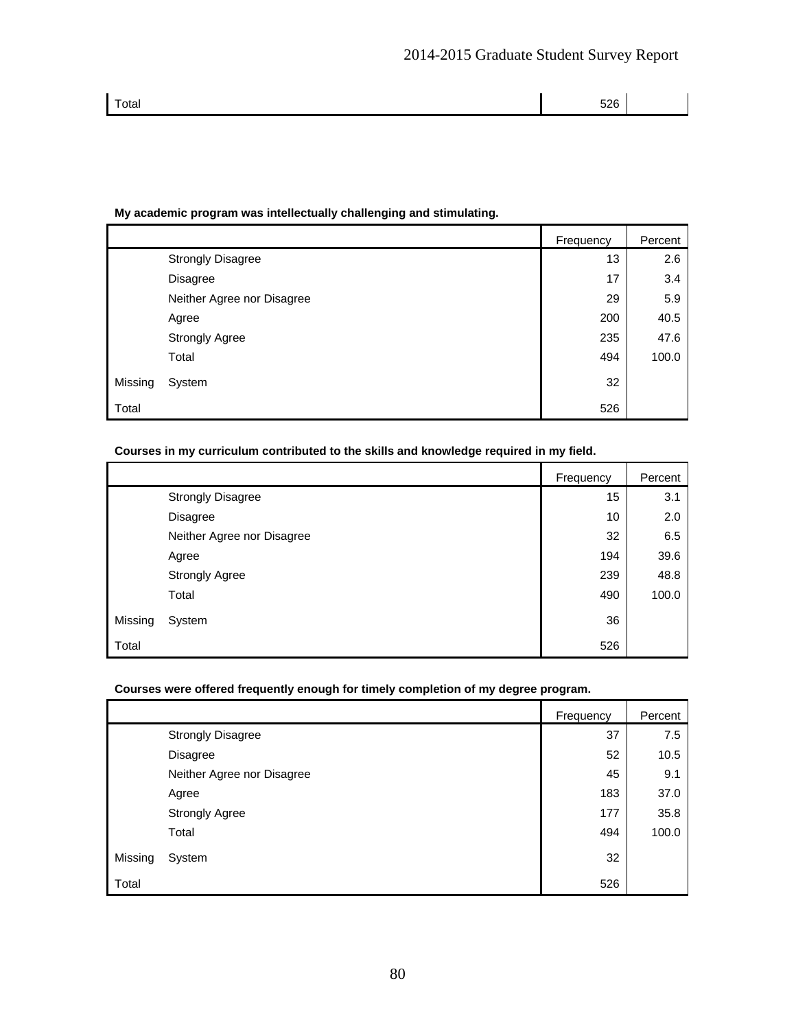| | | Frequency | Percent |
|---|---|---|---|
| Total | | 526 | |

**My academic program was intellectually challenging and stimulating.**

| | | Frequency | Percent |
|---|---|---|---|
| | Strongly Disagree | 13 | 2.6 |
| | Disagree | 17 | 3.4 |
| | Neither Agree nor Disagree | 29 | 5.9 |
| | Agree | 200 | 40.5 |
| | Strongly Agree | 235 | 47.6 |
| | Total | 494 | 100.0 |
| Missing | System | 32 | |
| Total | | 526 | |

**Courses in my curriculum contributed to the skills and knowledge required in my field.**

| | | Frequency | Percent |
|---|---|---|---|
| | Strongly Disagree | 15 | 3.1 |
| | Disagree | 10 | 2.0 |
| | Neither Agree nor Disagree | 32 | 6.5 |
| | Agree | 194 | 39.6 |
| | Strongly Agree | 239 | 48.8 |
| | Total | 490 | 100.0 |
| Missing | System | 36 | |
| Total | | 526 | |

**Courses were offered frequently enough for timely completion of my degree program.**

| | | Frequency | Percent |
|---|---|---|---|
| | Strongly Disagree | 37 | 7.5 |
| | Disagree | 52 | 10.5 |
| | Neither Agree nor Disagree | 45 | 9.1 |
| | Agree | 183 | 37.0 |
| | Strongly Agree | 177 | 35.8 |
| | Total | 494 | 100.0 |
| Missing | System | 32 | |
| Total | | 526 | |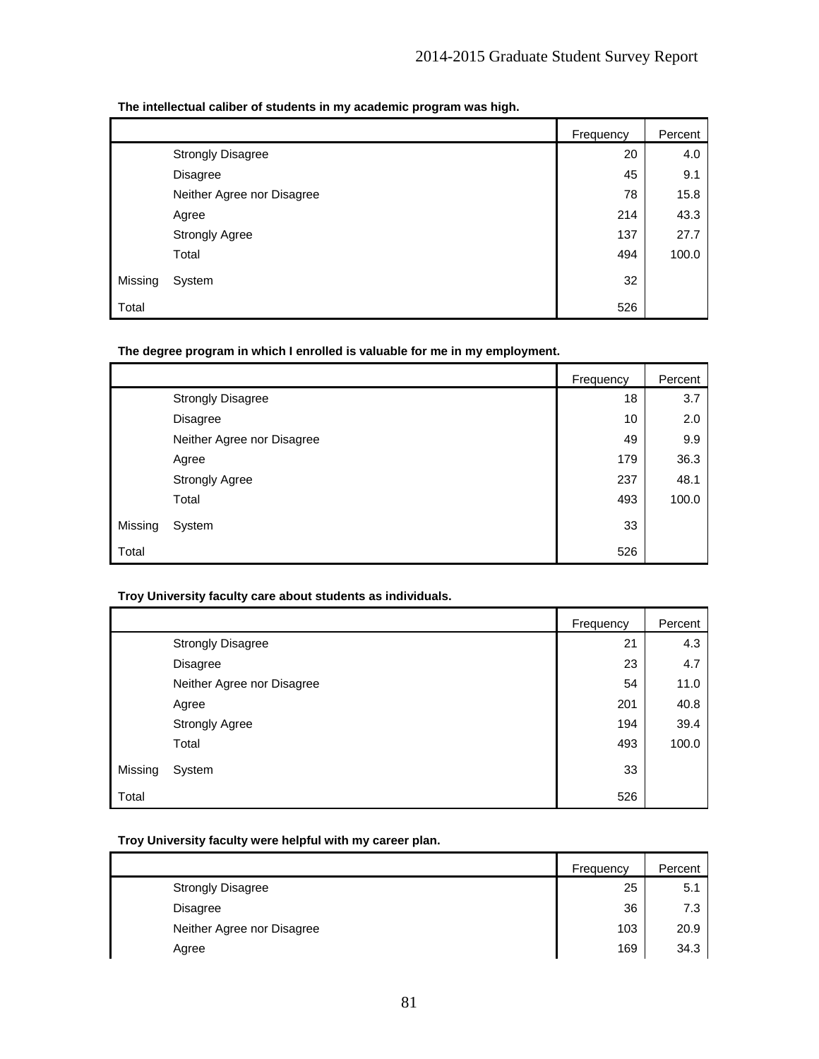**The intellectual caliber of students in my academic program was high.**

| | | Frequency | Percent |
|---|---|---|---|
| | Strongly Disagree | 20 | 4.0 |
| | Disagree | 45 | 9.1 |
| | Neither Agree nor Disagree | 78 | 15.8 |
| | Agree | 214 | 43.3 |
| | Strongly Agree | 137 | 27.7 |
| | Total | 494 | 100.0 |
| Missing | System | 32 | |
| Total | | 526 | |

**The degree program in which I enrolled is valuable for me in my employment.**

| | | Frequency | Percent |
|---|---|---|---|
| | Strongly Disagree | 18 | 3.7 |
| | Disagree | 10 | 2.0 |
| | Neither Agree nor Disagree | 49 | 9.9 |
| | Agree | 179 | 36.3 |
| | Strongly Agree | 237 | 48.1 |
| | Total | 493 | 100.0 |
| Missing | System | 33 | |
| Total | | 526 | |

**Troy University faculty care about students as individuals.**

| | | Frequency | Percent |
|---|---|---|---|
| | Strongly Disagree | 21 | 4.3 |
| | Disagree | 23 | 4.7 |
| | Neither Agree nor Disagree | 54 | 11.0 |
| | Agree | 201 | 40.8 |
| | Strongly Agree | 194 | 39.4 |
| | Total | 493 | 100.0 |
| Missing | System | 33 | |
| Total | | 526 | |

**Troy University faculty were helpful with my career plan.**

| | | Frequency | Percent |
|---|---|---|---|
| | Strongly Disagree | 25 | 5.1 |
| | Disagree | 36 | 7.3 |
| | Neither Agree nor Disagree | 103 | 20.9 |
| | Agree | 169 | 34.3 |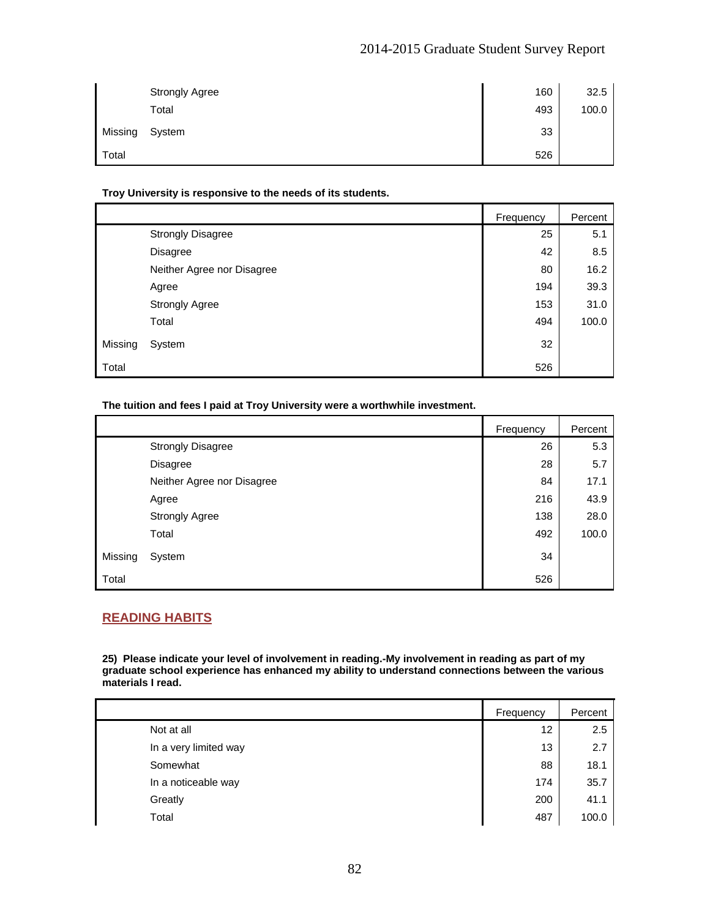| | | Frequency | Percent |
|---|---|---|---|
| | Strongly Agree | 160 | 32.5 |
| | Total | 493 | 100.0 |
| Missing | System | 33 | |
| Total | | 526 | |

**Troy University is responsive to the needs of its students.**

| | | Frequency | Percent |
|---|---|---|---|
| | Strongly Disagree | 25 | 5.1 |
| | Disagree | 42 | 8.5 |
| | Neither Agree nor Disagree | 80 | 16.2 |
| | Agree | 194 | 39.3 |
| | Strongly Agree | 153 | 31.0 |
| | Total | 494 | 100.0 |
| Missing | System | 32 | |
| Total | | 526 | |

**The tuition and fees I paid at Troy University were a worthwhile investment.**

| | | Frequency | Percent |
|---|---|---|---|
| | Strongly Disagree | 26 | 5.3 |
| | Disagree | 28 | 5.7 |
| | Neither Agree nor Disagree | 84 | 17.1 |
| | Agree | 216 | 43.9 |
| | Strongly Agree | 138 | 28.0 |
| | Total | 492 | 100.0 |
| Missing | System | 34 | |
| Total | | 526 | |

## READING HABITS

**25) Please indicate your level of involvement in reading.-My involvement in reading as part of my graduate school experience has enhanced my ability to understand connections between the various materials I read.**

| | | Frequency | Percent |
|---|---|---|---|
| | Not at all | 12 | 2.5 |
| | In a very limited way | 13 | 2.7 |
| | Somewhat | 88 | 18.1 |
| | In a noticeable way | 174 | 35.7 |
| | Greatly | 200 | 41.1 |
| | Total | 487 | 100.0 |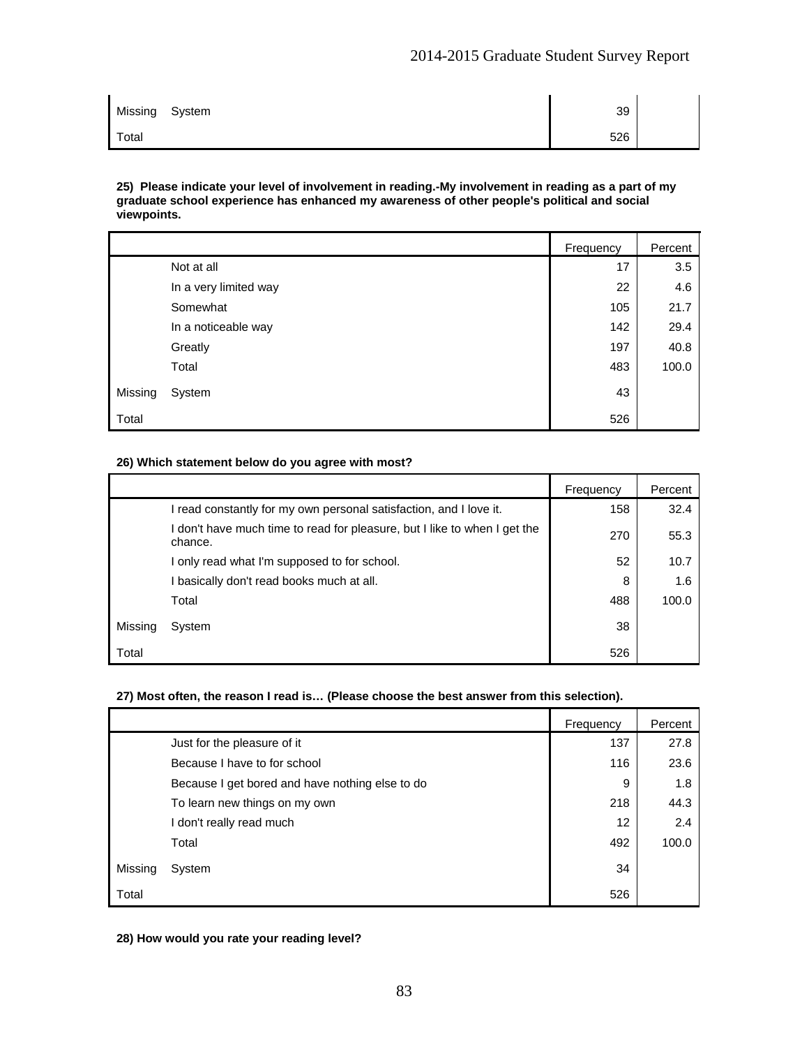| | | Frequency | Percent |
|---|---|---|---|
| Missing | System | 39 | |
| Total | | 526 | |

**25) Please indicate your level of involvement in reading.-My involvement in reading as a part of my graduate school experience has enhanced my awareness of other people's political and social viewpoints.**

| | | Frequency | Percent |
|---|---|---|---|
| | Not at all | 17 | 3.5 |
| | In a very limited way | 22 | 4.6 |
| | Somewhat | 105 | 21.7 |
| | In a noticeable way | 142 | 29.4 |
| | Greatly | 197 | 40.8 |
| | Total | 483 | 100.0 |
| Missing | System | 43 | |
| Total | | 526 | |

**26) Which statement below do you agree with most?**

| | | Frequency | Percent |
|---|---|---|---|
| | I read constantly for my own personal satisfaction, and I love it. | 158 | 32.4 |
| | I don't have much time to read for pleasure, but I like to when I get the chance. | 270 | 55.3 |
| | I only read what I'm supposed to for school. | 52 | 10.7 |
| | I basically don't read books much at all. | 8 | 1.6 |
| | Total | 488 | 100.0 |
| Missing | System | 38 | |
| Total | | 526 | |

**27) Most often, the reason I read is… (Please choose the best answer from this selection).**

| | | Frequency | Percent |
|---|---|---|---|
| | Just for the pleasure of it | 137 | 27.8 |
| | Because I have to for school | 116 | 23.6 |
| | Because I get bored and have nothing else to do | 9 | 1.8 |
| | To learn new things on my own | 218 | 44.3 |
| | I don't really read much | 12 | 2.4 |
| | Total | 492 | 100.0 |
| Missing | System | 34 | |
| Total | | 526 | |

**28) How would you rate your reading level?**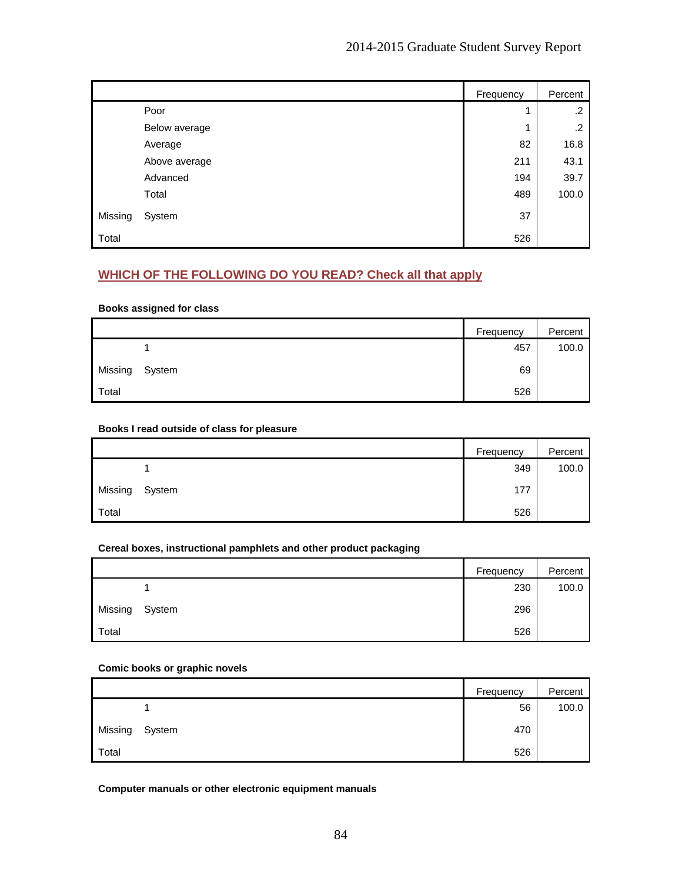| | | Frequency | Percent |
|---|---|---|---|
| | Poor | 1 | .2 |
| | Below average | 1 | .2 |
| | Average | 82 | 16.8 |
| | Above average | 211 | 43.1 |
| | Advanced | 194 | 39.7 |
| | Total | 489 | 100.0 |
| Missing | System | 37 | |
| Total | | 526 | |

## WHICH OF THE FOLLOWING DO YOU READ? Check all that apply

**Books assigned for class**

| | | Frequency | Percent |
|---|---|---|---|
| | 1 | 457 | 100.0 |
| Missing | System | 69 | |
| Total | | 526 | |

**Books I read outside of class for pleasure**

| | | Frequency | Percent |
|---|---|---|---|
| | 1 | 349 | 100.0 |
| Missing | System | 177 | |
| Total | | 526 | |

**Cereal boxes, instructional pamphlets and other product packaging**

| | | Frequency | Percent |
|---|---|---|---|
| | 1 | 230 | 100.0 |
| Missing | System | 296 | |
| Total | | 526 | |

**Comic books or graphic novels**

| | | Frequency | Percent |
|---|---|---|---|
| | 1 | 56 | 100.0 |
| Missing | System | 470 | |
| Total | | 526 | |

**Computer manuals or other electronic equipment manuals**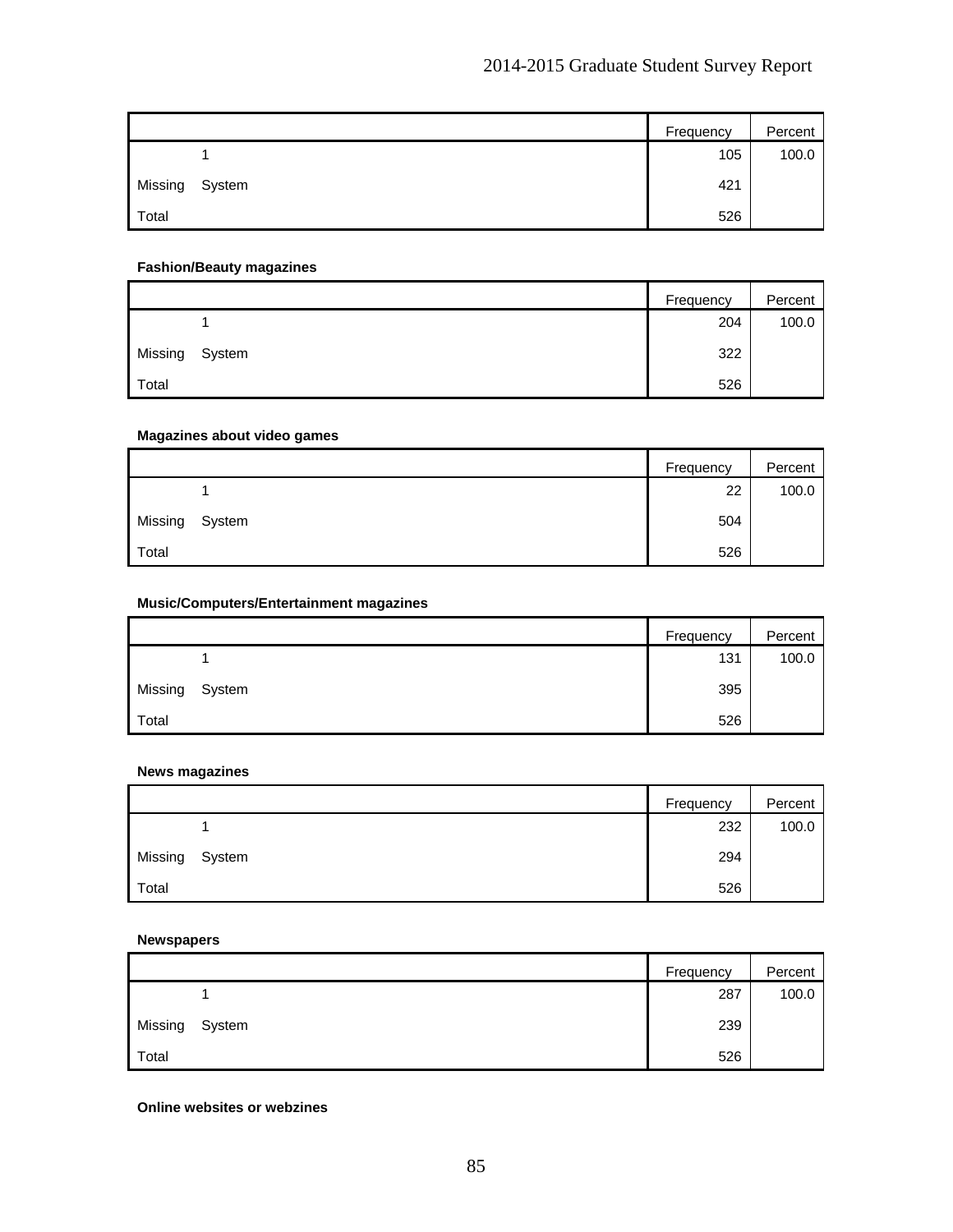| | | Frequency | Percent |
|---|---|---|---|
| | 1 | 105 | 100.0 |
| Missing | System | 421 | |
| Total | | 526 | |

**Fashion/Beauty magazines**

| | | Frequency | Percent |
|---|---|---|---|
| | 1 | 204 | 100.0 |
| Missing | System | 322 | |
| Total | | 526 | |

**Magazines about video games**

| | | Frequency | Percent |
|---|---|---|---|
| | 1 | 22 | 100.0 |
| Missing | System | 504 | |
| Total | | 526 | |

**Music/Computers/Entertainment magazines**

| | | Frequency | Percent |
|---|---|---|---|
| | 1 | 131 | 100.0 |
| Missing | System | 395 | |
| Total | | 526 | |

**News magazines**

| | | Frequency | Percent |
|---|---|---|---|
| | 1 | 232 | 100.0 |
| Missing | System | 294 | |
| Total | | 526 | |

**Newspapers**

| | | Frequency | Percent |
|---|---|---|---|
| | 1 | 287 | 100.0 |
| Missing | System | 239 | |
| Total | | 526 | |

**Online websites or webzines**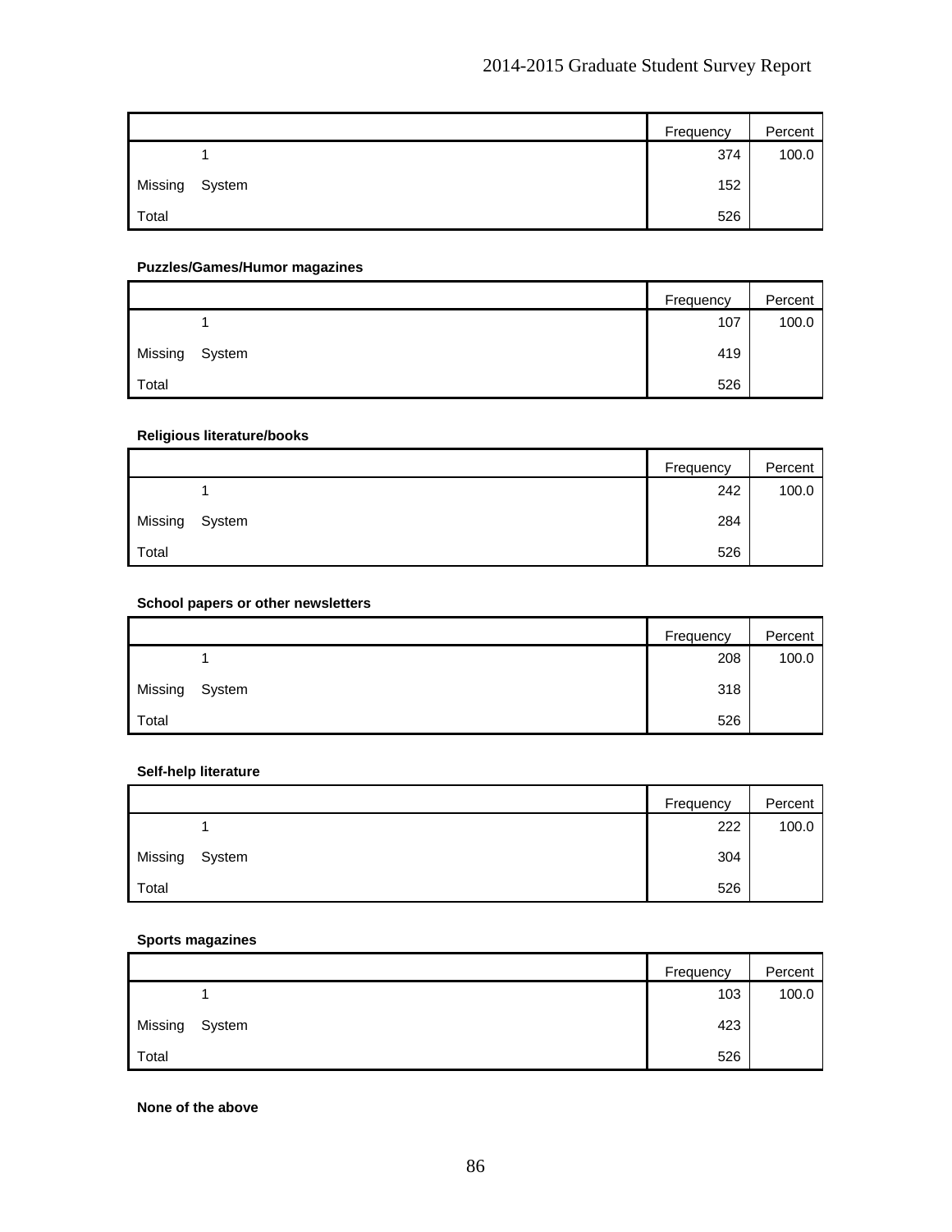| | | Frequency | Percent |
|---|---|---|---|
| | 1 | 374 | 100.0 |
| Missing | System | 152 | |
| Total | | 526 | |

**Puzzles/Games/Humor magazines**

| | | Frequency | Percent |
|---|---|---|---|
| | 1 | 107 | 100.0 |
| Missing | System | 419 | |
| Total | | 526 | |

**Religious literature/books**

| | | Frequency | Percent |
|---|---|---|---|
| | 1 | 242 | 100.0 |
| Missing | System | 284 | |
| Total | | 526 | |

**School papers or other newsletters**

| | | Frequency | Percent |
|---|---|---|---|
| | 1 | 208 | 100.0 |
| Missing | System | 318 | |
| Total | | 526 | |

**Self-help literature**

| | | Frequency | Percent |
|---|---|---|---|
| | 1 | 222 | 100.0 |
| Missing | System | 304 | |
| Total | | 526 | |

**Sports magazines**

| | | Frequency | Percent |
|---|---|---|---|
| | 1 | 103 | 100.0 |
| Missing | System | 423 | |
| Total | | 526 | |

**None of the above**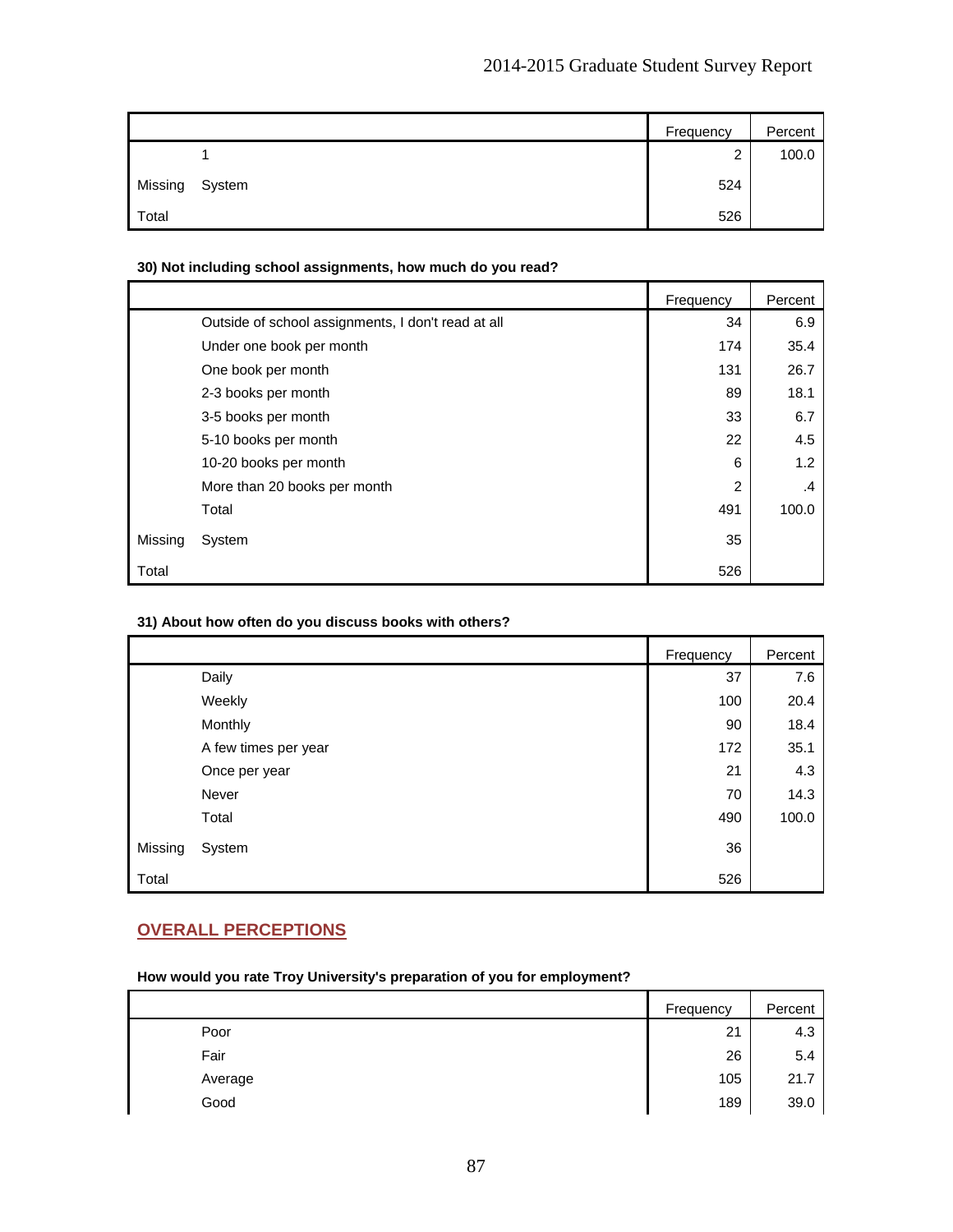| | | Frequency | Percent |
|---|---|---|---|
| | 1 | 2 | 100.0 |
| Missing | System | 524 | |
| Total | | 526 | |

**30) Not including school assignments, how much do you read?**

| | | Frequency | Percent |
|---|---|---|---|
| | Outside of school assignments, I don't read at all | 34 | 6.9 |
| | Under one book per month | 174 | 35.4 |
| | One book per month | 131 | 26.7 |
| | 2-3 books per month | 89 | 18.1 |
| | 3-5 books per month | 33 | 6.7 |
| | 5-10 books per month | 22 | 4.5 |
| | 10-20 books per month | 6 | 1.2 |
| | More than 20 books per month | 2 | .4 |
| | Total | 491 | 100.0 |
| Missing | System | 35 | |
| Total | | 526 | |

**31) About how often do you discuss books with others?**

| | | Frequency | Percent |
|---|---|---|---|
| | Daily | 37 | 7.6 |
| | Weekly | 100 | 20.4 |
| | Monthly | 90 | 18.4 |
| | A few times per year | 172 | 35.1 |
| | Once per year | 21 | 4.3 |
| | Never | 70 | 14.3 |
| | Total | 490 | 100.0 |
| Missing | System | 36 | |
| Total | | 526 | |

## OVERALL PERCEPTIONS

**How would you rate Troy University's preparation of you for employment?**

| | | Frequency | Percent |
|---|---|---|---|
| | Poor | 21 | 4.3 |
| | Fair | 26 | 5.4 |
| | Average | 105 | 21.7 |
| | Good | 189 | 39.0 |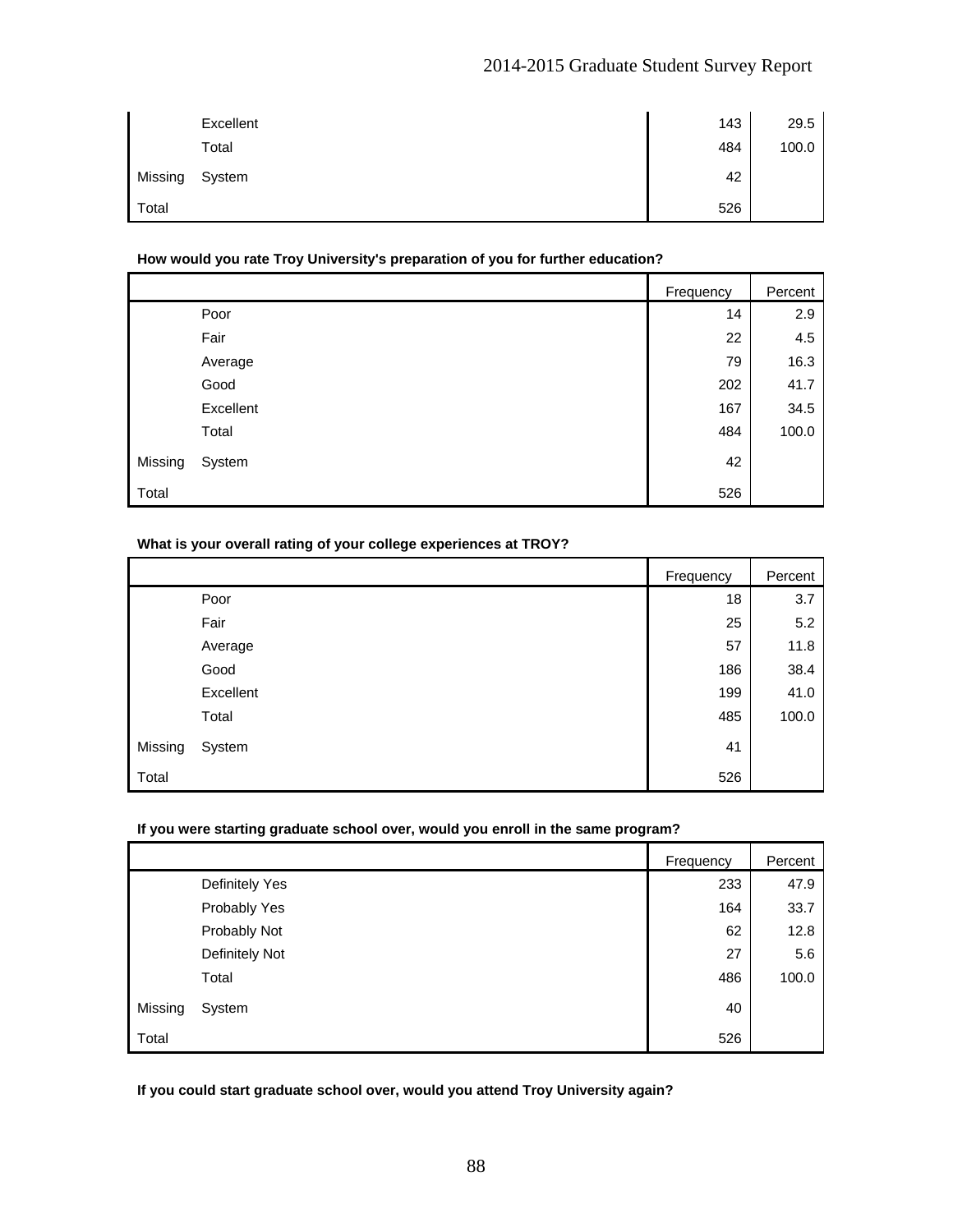| | | Frequency | Percent |
|---|---|---|---|
| | Excellent | 143 | 29.5 |
| | Total | 484 | 100.0 |
| Missing | System | 42 | |
| Total | | 526 | |

**How would you rate Troy University's preparation of you for further education?**

| | | Frequency | Percent |
|---|---|---|---|
| | Poor | 14 | 2.9 |
| | Fair | 22 | 4.5 |
| | Average | 79 | 16.3 |
| | Good | 202 | 41.7 |
| | Excellent | 167 | 34.5 |
| | Total | 484 | 100.0 |
| Missing | System | 42 | |
| Total | | 526 | |

**What is your overall rating of your college experiences at TROY?**

| | | Frequency | Percent |
|---|---|---|---|
| | Poor | 18 | 3.7 |
| | Fair | 25 | 5.2 |
| | Average | 57 | 11.8 |
| | Good | 186 | 38.4 |
| | Excellent | 199 | 41.0 |
| | Total | 485 | 100.0 |
| Missing | System | 41 | |
| Total | | 526 | |

**If you were starting graduate school over, would you enroll in the same program?**

| | | Frequency | Percent |
|---|---|---|---|
| | Definitely Yes | 233 | 47.9 |
| | Probably Yes | 164 | 33.7 |
| | Probably Not | 62 | 12.8 |
| | Definitely Not | 27 | 5.6 |
| | Total | 486 | 100.0 |
| Missing | System | 40 | |
| Total | | 526 | |

**If you could start graduate school over, would you attend Troy University again?**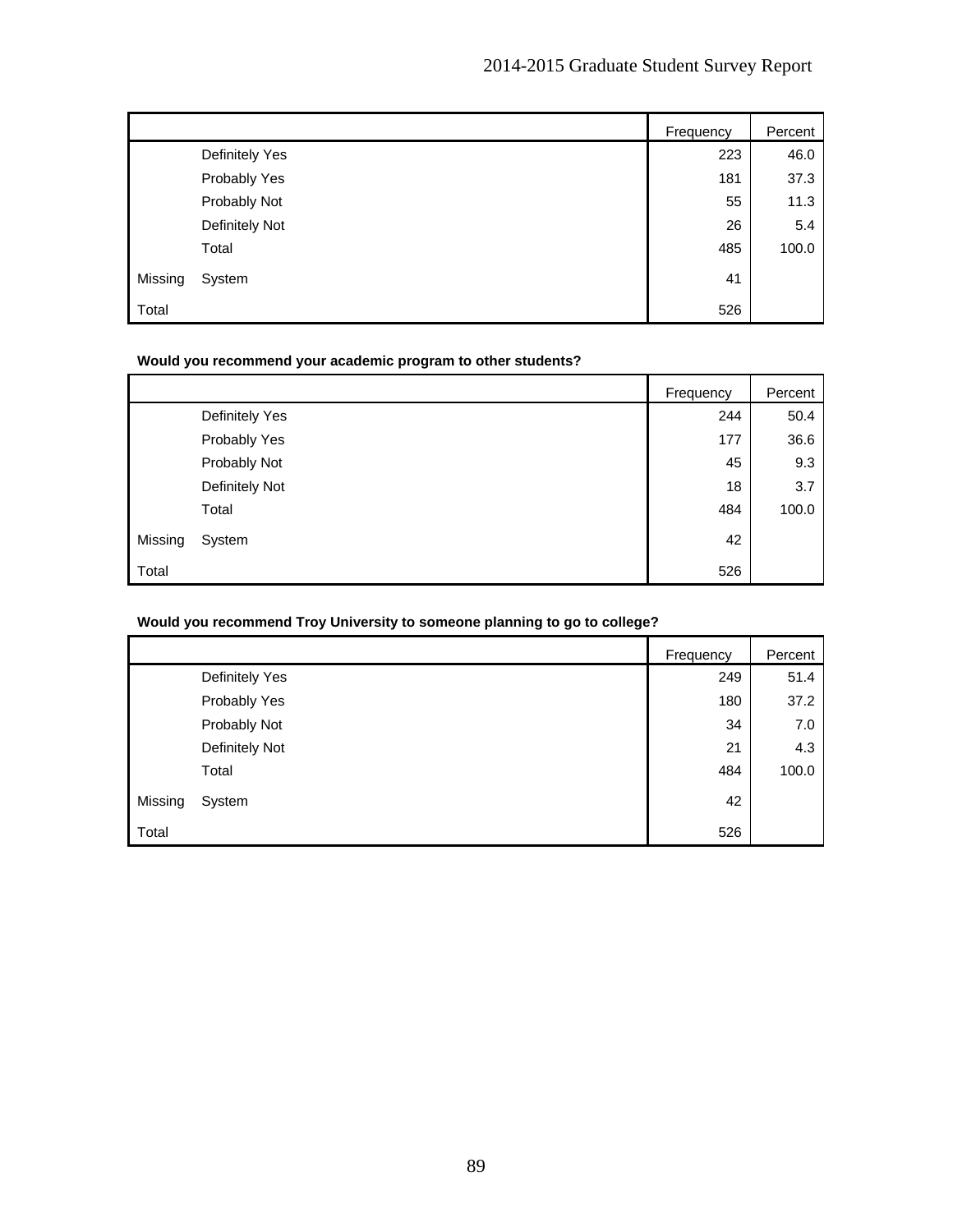| | | Frequency | Percent |
|---|---|---|---|
| | Definitely Yes | 223 | 46.0 |
| | Probably Yes | 181 | 37.3 |
| | Probably Not | 55 | 11.3 |
| | Definitely Not | 26 | 5.4 |
| | Total | 485 | 100.0 |
| Missing | System | 41 | |
| Total | | 526 | |

**Would you recommend your academic program to other students?**

| | | Frequency | Percent |
|---|---|---|---|
| | Definitely Yes | 244 | 50.4 |
| | Probably Yes | 177 | 36.6 |
| | Probably Not | 45 | 9.3 |
| | Definitely Not | 18 | 3.7 |
| | Total | 484 | 100.0 |
| Missing | System | 42 | |
| Total | | 526 | |

**Would you recommend Troy University to someone planning to go to college?**

| | | Frequency | Percent |
|---|---|---|---|
| | Definitely Yes | 249 | 51.4 |
| | Probably Yes | 180 | 37.2 |
| | Probably Not | 34 | 7.0 |
| | Definitely Not | 21 | 4.3 |
| | Total | 484 | 100.0 |
| Missing | System | 42 | |
| Total | | 526 | |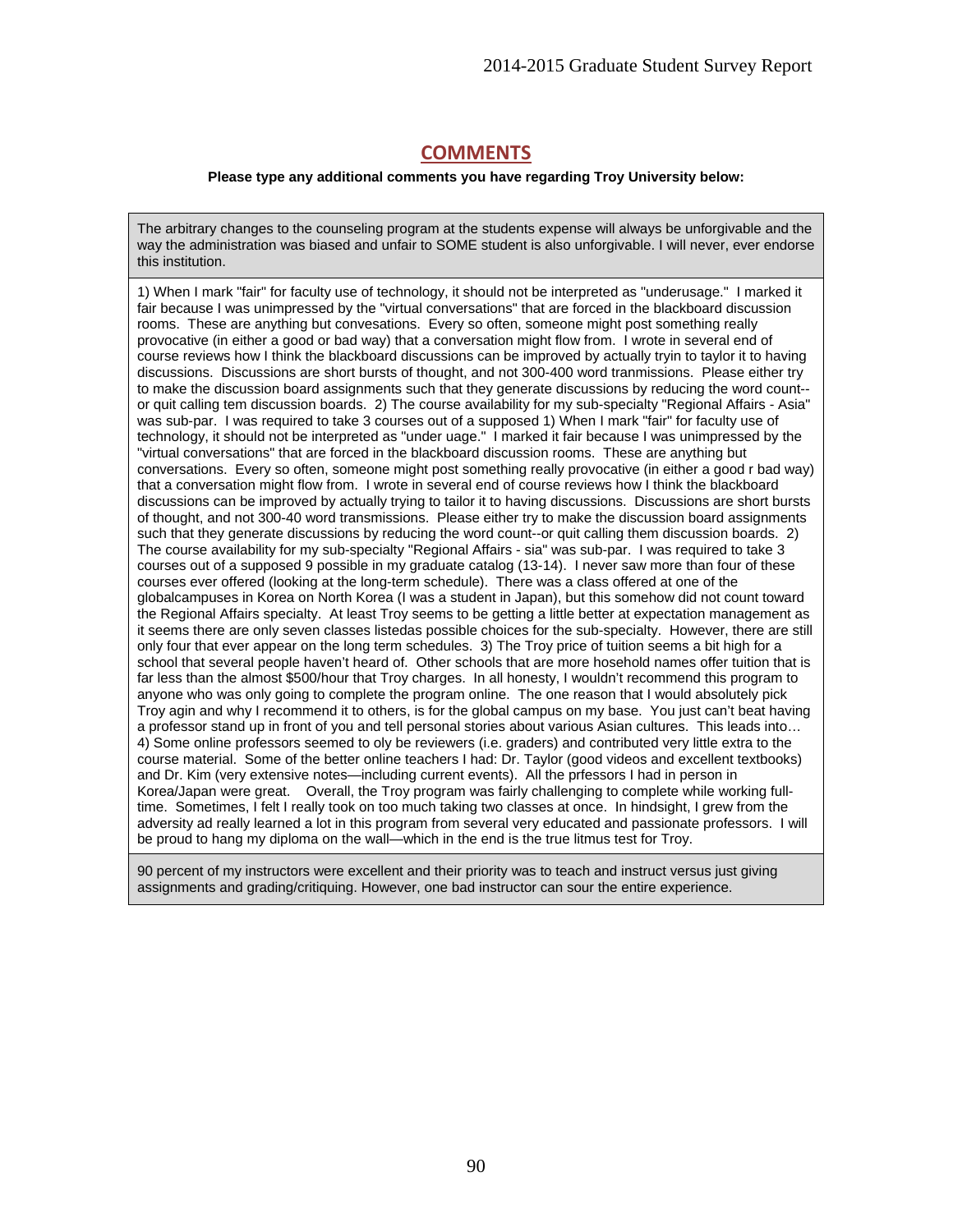## COMMENTS

**Please type any additional comments you have regarding Troy University below:**

| |
|---|
| The arbitrary changes to the counseling program at the students expense will always be unforgivable and the way the administration was biased and unfair to SOME student is also unforgivable. I will never, ever endorse this institution. |
| 1) When I mark "fair" for faculty use of technology, it should not be interpreted as "underusage." I marked it fair because I was unimpressed by the "virtual conversations" that are forced in the blackboard discussion rooms. These are anything but convesations. Every so often, someone might post something really provocative (in either a good or bad way) that a conversation might flow from. I wrote in several end of course reviews how I think the blackboard discussions can be improved by actually tryin to taylor it to having discussions. Discussions are short bursts of thought, and not 300-400 word tranmissions. Please either try to make the discussion board assignments such that they generate discussions by reducing the word count--or quit calling tem discussion boards. 2) The course availability for my sub-specialty "Regional Affairs - Asia" was sub-par. I was required to take 3 courses out of a supposed 1) When I mark "fair" for faculty use of technology, it should not be interpreted as "under uage." I marked it fair because I was unimpressed by the "virtual conversations" that are forced in the blackboard discussion rooms. These are anything but conversations. Every so often, someone might post something really provocative (in either a good r bad way) that a conversation might flow from. I wrote in several end of course reviews how I think the blackboard discussions can be improved by actually trying to tailor it to having discussions. Discussions are short bursts of thought, and not 300-40 word transmissions. Please either try to make the discussion board assignments such that they generate discussions by reducing the word count--or quit calling them discussion boards. 2) The course availability for my sub-specialty "Regional Affairs - sia" was sub-par. I was required to take 3 courses out of a supposed 9 possible in my graduate catalog (13-14). I never saw more than four of these courses ever offered (looking at the long-term schedule). There was a class offered at one of the globalcampuses in Korea on North Korea (I was a student in Japan), but this somehow did not count toward the Regional Affairs specialty. At least Troy seems to be getting a little better at expectation management as it seems there are only seven classes listedas possible choices for the sub-specialty. However, there are still only four that ever appear on the long term schedules. 3) The Troy price of tuition seems a bit high for a school that several people haven't heard of. Other schools that are more hosehold names offer tuition that is far less than the almost $500/hour that Troy charges. In all honesty, I wouldn't recommend this program to anyone who was only going to complete the program online. The one reason that I would absolutely pick Troy agin and why I recommend it to others, is for the global campus on my base. You just can't beat having a professor stand up in front of you and tell personal stories about various Asian cultures. This leads into… 4) Some online professors seemed to oly be reviewers (i.e. graders) and contributed very little extra to the course material. Some of the better online teachers I had: Dr. Taylor (good videos and excellent textbooks) and Dr. Kim (very extensive notes—including current events). All the prfessors I had in person in Korea/Japan were great. Overall, the Troy program was fairly challenging to complete while working full-time. Sometimes, I felt I really took on too much taking two classes at once. In hindsight, I grew from the adversity ad really learned a lot in this program from several very educated and passionate professors. I will be proud to hang my diploma on the wall—which in the end is the true litmus test for Troy. |
| 90 percent of my instructors were excellent and their priority was to teach and instruct versus just giving assignments and grading/critiquing. However, one bad instructor can sour the entire experience. |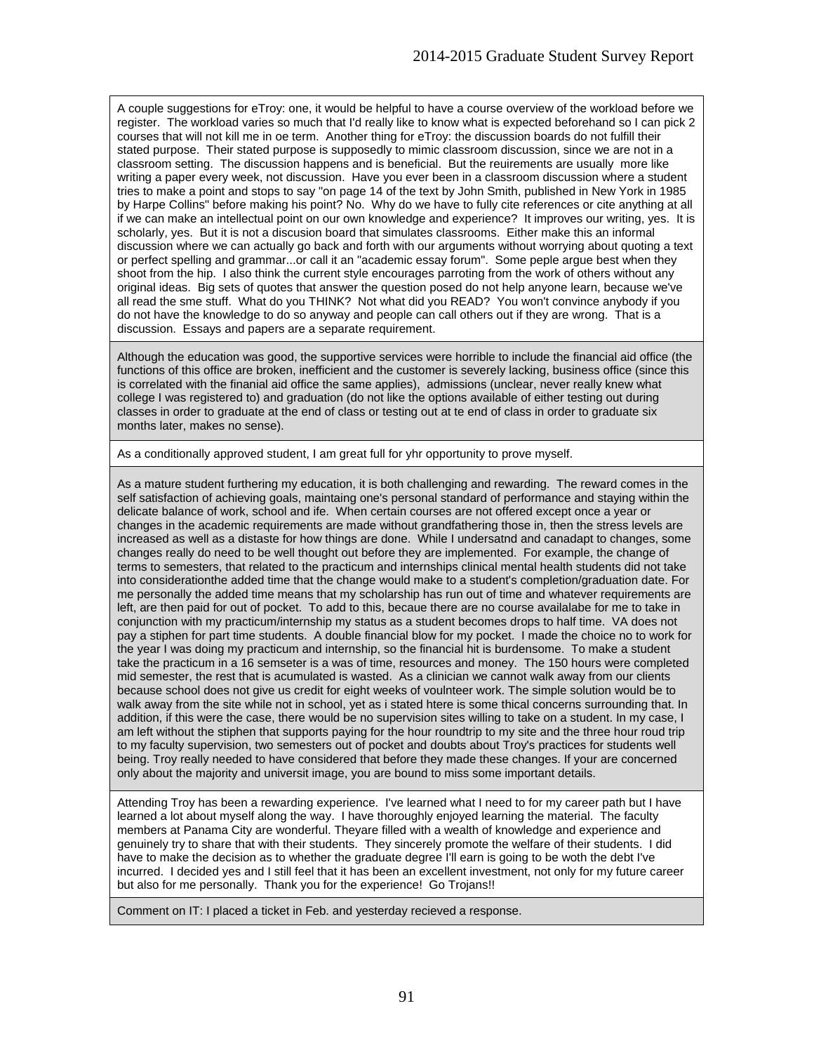A couple suggestions for eTroy: one, it would be helpful to have a course overview of the workload before we register. The workload varies so much that I'd really like to know what is expected beforehand so I can pick 2 courses that will not kill me in oe term. Another thing for eTroy: the discussion boards do not fulfill their stated purpose. Their stated purpose is supposedly to mimic classroom discussion, since we are not in a classroom setting. The discussion happens and is beneficial. But the reuirements are usually more like writing a paper every week, not discussion. Have you ever been in a classroom discussion where a student tries to make a point and stops to say "on page 14 of the text by John Smith, published in New York in 1985 by Harpe Collins" before making his point? No. Why do we have to fully cite references or cite anything at all if we can make an intellectual point on our own knowledge and experience? It improves our writing, yes. It is scholarly, yes. But it is not a discusion board that simulates classrooms. Either make this an informal discussion where we can actually go back and forth with our arguments without worrying about quoting a text or perfect spelling and grammar...or call it an "academic essay forum". Some peple argue best when they shoot from the hip. I also think the current style encourages parroting from the work of others without any original ideas. Big sets of quotes that answer the question posed do not help anyone learn, because we've all read the sme stuff. What do you THINK? Not what did you READ? You won't convince anybody if you do not have the knowledge to do so anyway and people can call others out if they are wrong. That is a discussion. Essays and papers are a separate requirement.

Although the education was good, the supportive services were horrible to include the financial aid office (the functions of this office are broken, inefficient and the customer is severely lacking, business office (since this is correlated with the finanial aid office the same applies), admissions (unclear, never really knew what college I was registered to) and graduation (do not like the options available of either testing out during classes in order to graduate at the end of class or testing out at te end of class in order to graduate six months later, makes no sense).

As a conditionally approved student, I am great full for yhr opportunity to prove myself.

As a mature student furthering my education, it is both challenging and rewarding. The reward comes in the self satisfaction of achieving goals, maintaining one's personal standard of performance and staying within the delicate balance of work, school and ife. When certain courses are not offered except once a year or changes in the academic requirements are made without grandfathering those in, then the stress levels are increased as well as a distaste for how things are done. While I undersatnd and canadapt to changes, some changes really do need to be well thought out before they are implemented. For example, the change of terms to semesters, that related to the practicum and internships clinical mental health students did not take into considerationthe added time that the change would make to a student's completion/graduation date. For me personally the added time means that my scholarship has run out of time and whatever requirements are left, are then paid for out of pocket. To add to this, becaue there are no course availalabe for me to take in conjunction with my practicum/internship my status as a student becomes drops to half time. VA does not pay a stiphen for part time students. A double financial blow for my pocket. I made the choice no to work for the year I was doing my practicum and internship, so the financial hit is burdensome. To make a student take the practicum in a 16 semseter is a was of time, resources and money. The 150 hours were completed mid semester, the rest that is acumulated is wasted. As a clinician we cannot walk away from our clients because school does not give us credit for eight weeks of voulnteer work. The simple solution would be to walk away from the site while not in school, yet as i stated htere is some thical concerns surrounding that. In addition, if this were the case, there would be no supervision sites willing to take on a student. In my case, I am left without the stiphen that supports paying for the hour roundtrip to my site and the three hour roud trip to my faculty supervision, two semesters out of pocket and doubts about Troy's practices for students well being. Troy really needed to have considered that before they made these changes. If your are concerned only about the majority and universit image, you are bound to miss some important details.

Attending Troy has been a rewarding experience. I've learned what I need to for my career path but I have learned a lot about myself along the way. I have thoroughly enjoyed learning the material. The faculty members at Panama City are wonderful. Theyare filled with a wealth of knowledge and experience and genuinely try to share that with their students. They sincerely promote the welfare of their students. I did have to make the decision as to whether the graduate degree I'll earn is going to be woth the debt I've incurred. I decided yes and I still feel that it has been an excellent investment, not only for my future career but also for me personally. Thank you for the experience! Go Trojans!!

Comment on IT: I placed a ticket in Feb. and yesterday recieved a response.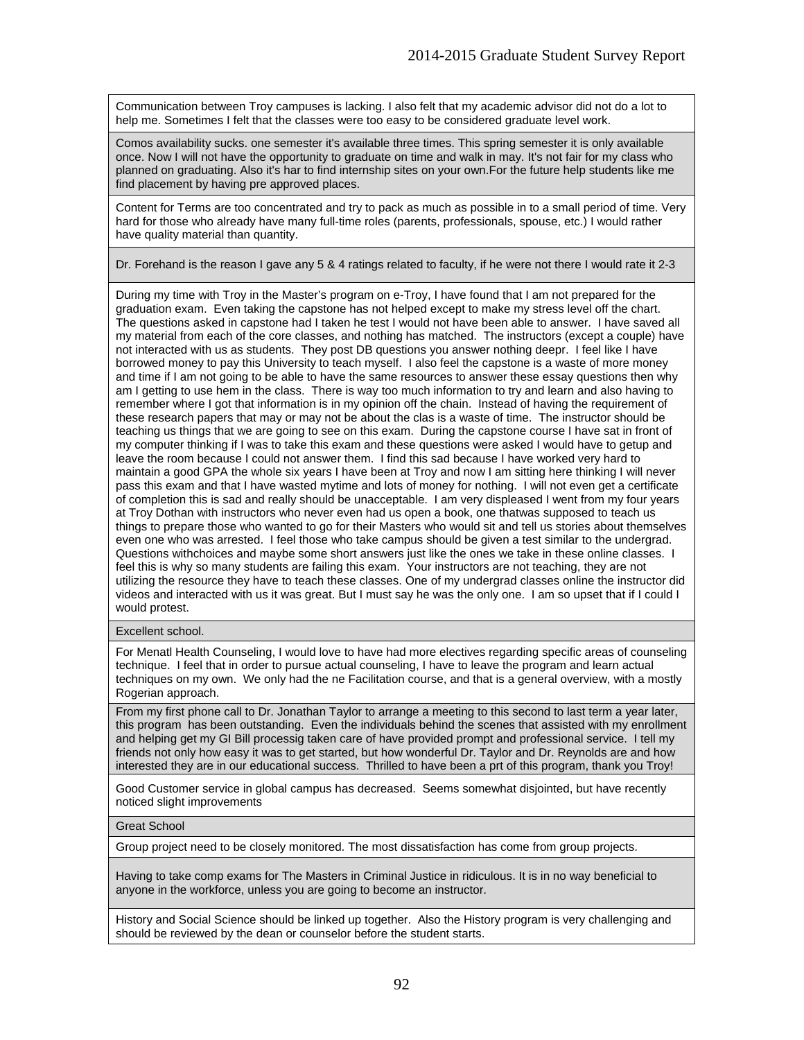| |
|---|
| Communication between Troy campuses is lacking. I also felt that my academic advisor did not do a lot to help me. Sometimes I felt that the classes were too easy to be considered graduate level work. |
| Comos availability sucks. one semester it's available three times. This spring semester it is only available once. Now I will not have the opportunity to graduate on time and walk in may. It's not fair for my class who planned on graduating. Also it's har to find internship sites on your own.For the future help students like me find placement by having pre approved places. |
| Content for Terms are too concentrated and try to pack as much as possible in to a small period of time. Very hard for those who already have many full-time roles (parents, professionals, spouse, etc.) I would rather have quality material than quantity. |
| Dr. Forehand is the reason I gave any 5 & 4 ratings related to faculty, if he were not there I would rate it 2-3 |
| During my time with Troy in the Master's program on e-Troy, I have found that I am not prepared for the graduation exam. Even taking the capstone has not helped except to make my stress level off the chart. The questions asked in capstone had I taken he test I would not have been able to answer. I have saved all my material from each of the core classes, and nothing has matched. The instructors (except a couple) have not interacted with us as students. They post DB questions you answer nothing deepr. I feel like I have borrowed money to pay this University to teach myself. I also feel the capstone is a waste of more money and time if I am not going to be able to have the same resources to answer these essay questions then why am I getting to use hem in the class. There is way too much information to try and learn and also having to remember where I got that information is in my opinion off the chain. Instead of having the requirement of these research papers that may or may not be about the clas is a waste of time. The instructor should be teaching us things that we are going to see on this exam. During the capstone course I have sat in front of my computer thinking if I was to take this exam and these questions were asked I would have to getup and leave the room because I could not answer them. I find this sad because I have worked very hard to maintain a good GPA the whole six years I have been at Troy and now I am sitting here thinking I will never pass this exam and that I have wasted mytime and lots of money for nothing. I will not even get a certificate of completion this is sad and really should be unacceptable. I am very displeased I went from my four years at Troy Dothan with instructors who never even had us open a book, one thatwas supposed to teach us things to prepare those who wanted to go for their Masters who would sit and tell us stories about themselves even one who was arrested. I feel those who take campus should be given a test similar to the undergrad. Questions withchoices and maybe some short answers just like the ones we take in these online classes. I feel this is why so many students are failing this exam. Your instructors are not teaching, they are not utilizing the resource they have to teach these classes. One of my undergrad classes online the instructor did videos and interacted with us it was great. But I must say he was the only one. I am so upset that if I could I would protest. |
| Excellent school. |
| For Menatl Health Counseling, I would love to have had more electives regarding specific areas of counseling technique. I feel that in order to pursue actual counseling, I have to leave the program and learn actual techniques on my own. We only had the ne Facilitation course, and that is a general overview, with a mostly Rogerian approach. |
| From my first phone call to Dr. Jonathan Taylor to arrange a meeting to this second to last term a year later, this program has been outstanding. Even the individuals behind the scenes that assisted with my enrollment and helping get my GI Bill processig taken care of have provided prompt and professional service. I tell my friends not only how easy it was to get started, but how wonderful Dr. Taylor and Dr. Reynolds are and how interested they are in our educational success. Thrilled to have been a prt of this program, thank you Troy! |
| Good Customer service in global campus has decreased. Seems somewhat disjointed, but have recently noticed slight improvements |
| Great School |
| Group project need to be closely monitored. The most dissatisfaction has come from group projects. |
| Having to take comp exams for The Masters in Criminal Justice in ridiculous. It is in no way beneficial to anyone in the workforce, unless you are going to become an instructor. |
| History and Social Science should be linked up together. Also the History program is very challenging and should be reviewed by the dean or counselor before the student starts. |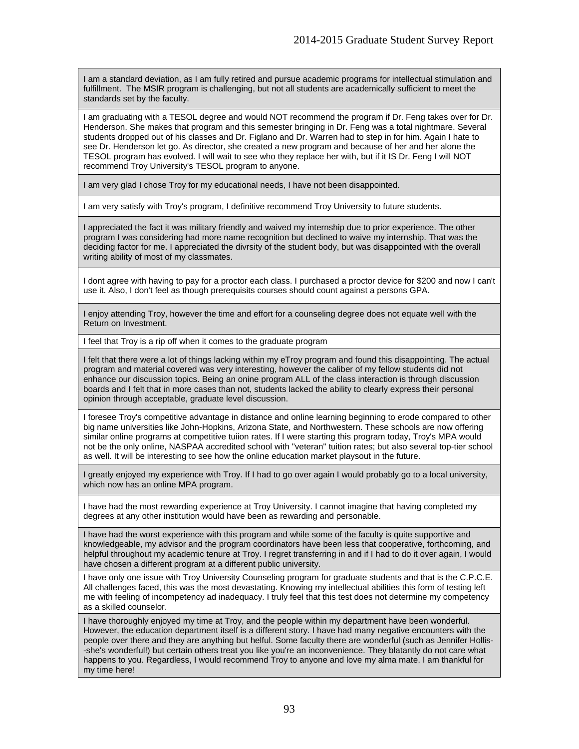| |
|---|
| I am a standard deviation, as I am fully retired and pursue academic programs for intellectual stimulation and fulfillment. The MSIR program is challenging, but not all students are academically sufficient to meet the standards set by the faculty. |
| I am graduating with a TESOL degree and would NOT recommend the program if Dr. Feng takes over for Dr. Henderson. She makes that program and this semester bringing in Dr. Feng was a total nightmare. Several students dropped out of his classes and Dr. Figlano and Dr. Warren had to step in for him. Again I hate to see Dr. Henderson let go. As director, she created a new program and because of her and her alone the TESOL program has evolved. I will wait to see who they replace her with, but if it IS Dr. Feng I will NOT recommend Troy University's TESOL program to anyone. |
| I am very glad I chose Troy for my educational needs, I have not been disappointed. |
| I am very satisfy with Troy's program, I definitive recommend Troy University to future students. |
| I appreciated the fact it was military friendly and waived my internship due to prior experience. The other program I was considering had more name recognition but declined to waive my internship. That was the deciding factor for me. I appreciated the divrsity of the student body, but was disappointed with the overall writing ability of most of my classmates. |
| I dont agree with having to pay for a proctor each class. I purchased a proctor device for $200 and now I can't use it. Also, I don't feel as though prerequisits courses should count against a persons GPA. |
| I enjoy attending Troy, however the time and effort for a counseling degree does not equate well with the Return on Investment. |
| I feel that Troy is a rip off when it comes to the graduate program |
| I felt that there were a lot of things lacking within my eTroy program and found this disappointing. The actual program and material covered was very interesting, however the caliber of my fellow students did not enhance our discussion topics. Being an onine program ALL of the class interaction is through discussion boards and I felt that in more cases than not, students lacked the ability to clearly express their personal opinion through acceptable, graduate level discussion. |
| I foresee Troy's competitive advantage in distance and online learning beginning to erode compared to other big name universities like John-Hopkins, Arizona State, and Northwestern. These schools are now offering similar online programs at competitive tuiion rates. If I were starting this program today, Troy's MPA would not be the only online, NASPAA accredited school with "veteran" tuition rates; but also several top-tier school as well. It will be interesting to see how the online education market playsout in the future. |
| I greatly enjoyed my experience with Troy. If I had to go over again I would probably go to a local university, which now has an online MPA program. |
| I have had the most rewarding experience at Troy University. I cannot imagine that having completed my degrees at any other institution would have been as rewarding and personable. |
| I have had the worst experience with this program and while some of the faculty is quite supportive and knowledgeable, my advisor and the program coordinators have been less that cooperative, forthcoming, and helpful throughout my academic tenure at Troy. I regret transferring in and if I had to do it over again, I would have chosen a different program at a different public university. |
| I have only one issue with Troy University Counseling program for graduate students and that is the C.P.C.E. All challenges faced, this was the most devastating. Knowing my intellectual abilities this form of testing left me with feeling of incompetency ad inadequacy. I truly feel that this test does not determine my competency as a skilled counselor. |
| I have thoroughly enjoyed my time at Troy, and the people within my department have been wonderful. However, the education department itself is a different story. I have had many negative encounters with the people over there and they are anything but helful. Some faculty there are wonderful (such as Jennifer Hollis--she's wonderful!) but certain others treat you like you're an inconvenience. They blatantly do not care what happens to you. Regardless, I would recommend Troy to anyone and love my alma mate. I am thankful for my time here! |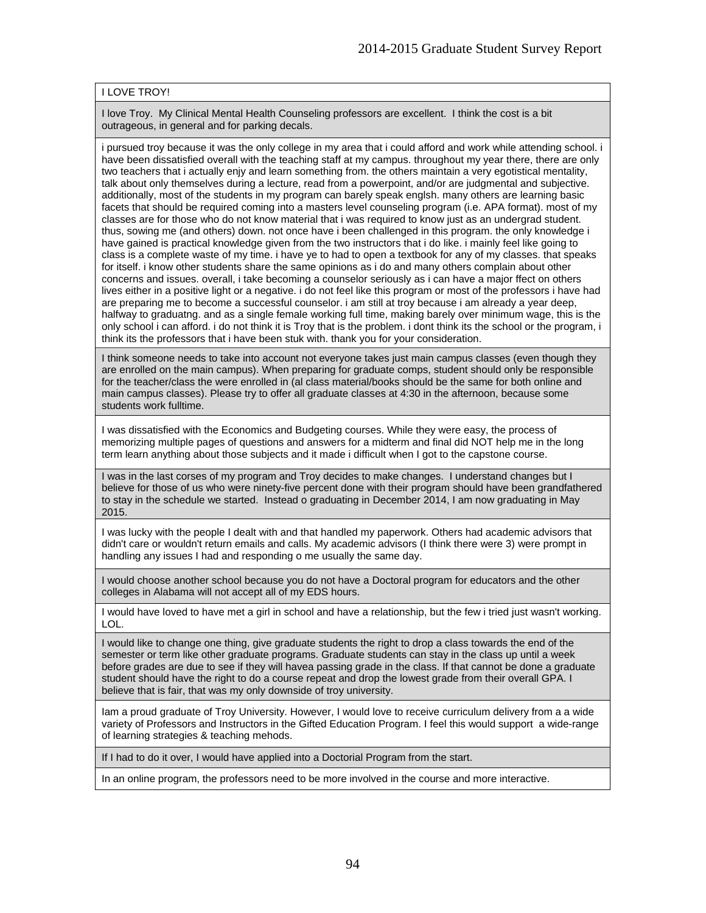| |
|---|
| I LOVE TROY! |
| I love Troy. My Clinical Mental Health Counseling professors are excellent. I think the cost is a bit outrageous, in general and for parking decals. |
| i pursued troy because it was the only college in my area that i could afford and work while attending school. i have been dissatisfied overall with the teaching staff at my campus. throughout my year there, there are only two teachers that i actually enjy and learn something from. the others maintain a very egotistical mentality, talk about only themselves during a lecture, read from a powerpoint, and/or are judgmental and subjective. additionally, most of the students in my program can barely speak englsh. many others are learning basic facets that should be required coming into a masters level counseling program (i.e. APA format). most of my classes are for those who do not know material that i was required to know just as an undergrad student. thus, sowing me (and others) down. not once have i been challenged in this program. the only knowledge i have gained is practical knowledge given from the two instructors that i do like. i mainly feel like going to class is a complete waste of my time. i have ye to had to open a textbook for any of my classes. that speaks for itself. i know other students share the same opinions as i do and many others complain about other concerns and issues. overall, i take becoming a counselor seriously as i can have a major ffect on others lives either in a positive light or a negative. i do not feel like this program or most of the professors i have had are preparing me to become a successful counselor. i am still at troy because i am already a year deep, halfway to graduatng. and as a single female working full time, making barely over minimum wage, this is the only school i can afford. i do not think it is Troy that is the problem. i dont think its the school or the program, i think its the professors that i have been stuk with. thank you for your consideration. |
| I think someone needs to take into account not everyone takes just main campus classes (even though they are enrolled on the main campus). When preparing for graduate comps, student should only be responsible for the teacher/class the were enrolled in (al class material/books should be the same for both online and main campus classes). Please try to offer all graduate classes at 4:30 in the afternoon, because some students work fulltime. |
| I was dissatisfied with the Economics and Budgeting courses. While they were easy, the process of memorizing multiple pages of questions and answers for a midterm and final did NOT help me in the long term learn anything about those subjects and it made i difficult when I got to the capstone course. |
| I was in the last corses of my program and Troy decides to make changes. I understand changes but I believe for those of us who were ninety-five percent done with their program should have been grandfathered to stay in the schedule we started. Instead o graduating in December 2014, I am now graduating in May 2015. |
| I was lucky with the people I dealt with and that handled my paperwork. Others had academic advisors that didn't care or wouldn't return emails and calls. My academic advisors (I think there were 3) were prompt in handling any issues I had and responding o me usually the same day. |
| I would choose another school because you do not have a Doctoral program for educators and the other colleges in Alabama will not accept all of my EDS hours. |
| I would have loved to have met a girl in school and have a relationship, but the few i tried just wasn't working. LOL. |
| I would like to change one thing, give graduate students the right to drop a class towards the end of the semester or term like other graduate programs. Graduate students can stay in the class up until a week before grades are due to see if they will havea passing grade in the class. If that cannot be done a graduate student should have the right to do a course repeat and drop the lowest grade from their overall GPA. I believe that is fair, that was my only downside of troy university. |
| Iam a proud graduate of Troy University. However, I would love to receive curriculum delivery from a a wide variety of Professors and Instructors in the Gifted Education Program. I feel this would support a wide-range of learning strategies & teaching mehods. |
| If I had to do it over, I would have applied into a Doctorial Program from the start. |
| In an online program, the professors need to be more involved in the course and more interactive. |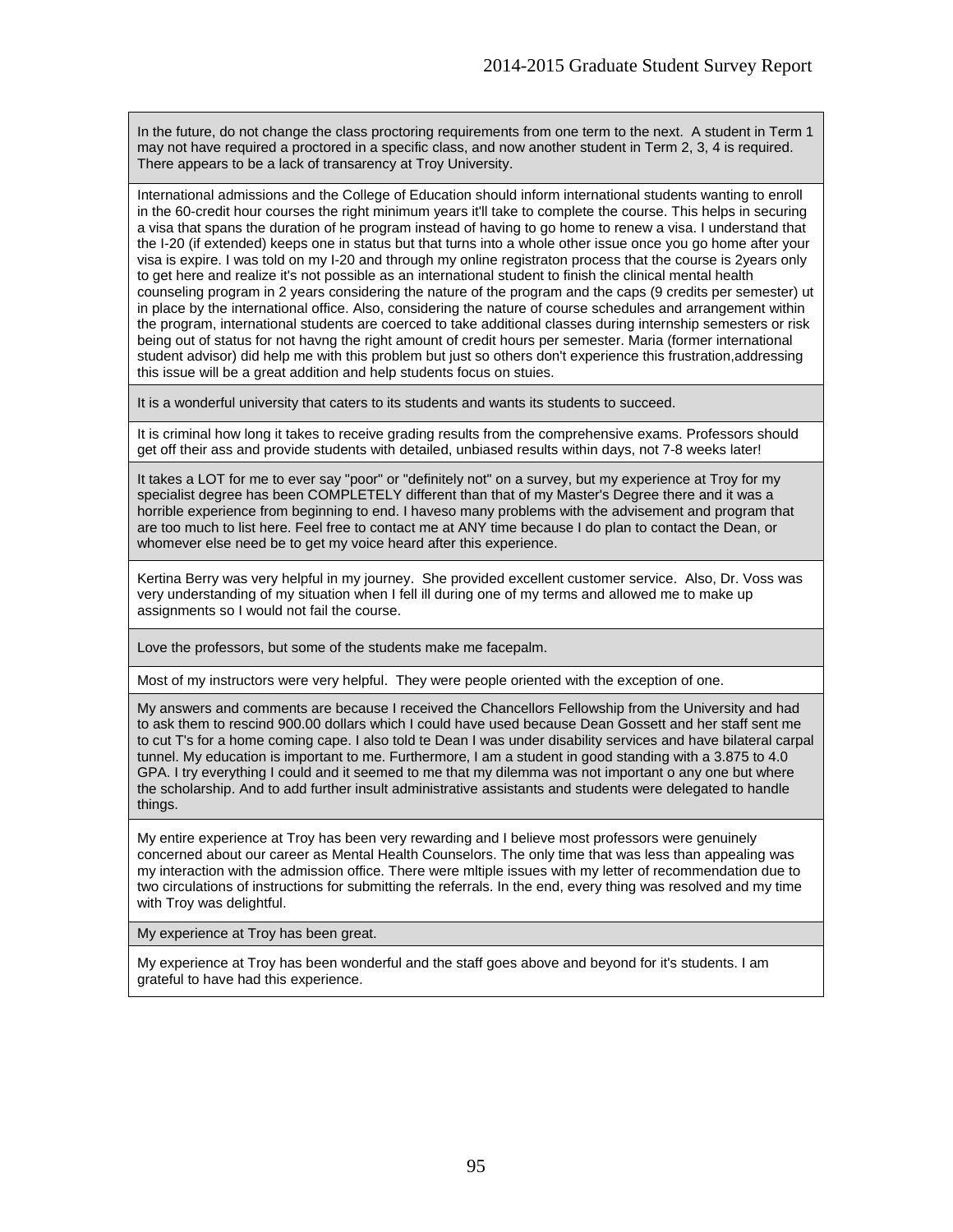| |
|---|
| In the future, do not change the class proctoring requirements from one term to the next. A student in Term 1 may not have required a proctored in a specific class, and now another student in Term 2, 3, 4 is required. There appears to be a lack of transarency at Troy University. |
| International admissions and the College of Education should inform international students wanting to enroll in the 60-credit hour courses the right minimum years it'll take to complete the course. This helps in securing a visa that spans the duration of he program instead of having to go home to renew a visa. I understand that the I-20 (if extended) keeps one in status but that turns into a whole other issue once you go home after your visa is expire. I was told on my I-20 and through my online registraton process that the course is 2years only to get here and realize it's not possible as an international student to finish the clinical mental health counseling program in 2 years considering the nature of the program and the caps (9 credits per semester) ut in place by the international office. Also, considering the nature of course schedules and arrangement within the program, international students are coerced to take additional classes during internship semesters or risk being out of status for not havng the right amount of credit hours per semester. Maria (former international student advisor) did help me with this problem but just so others don't experience this frustration,addressing this issue will be a great addition and help students focus on stuies. |
| It is a wonderful university that caters to its students and wants its students to succeed. |
| It is criminal how long it takes to receive grading results from the comprehensive exams. Professors should get off their ass and provide students with detailed, unbiased results within days, not 7-8 weeks later! |
| It takes a LOT for me to ever say "poor" or "definitely not" on a survey, but my experience at Troy for my specialist degree has been COMPLETELY different than that of my Master's Degree there and it was a horrible experience from beginning to end. I haveso many problems with the advisement and program that are too much to list here. Feel free to contact me at ANY time because I do plan to contact the Dean, or whomever else need be to get my voice heard after this experience. |
| Kertina Berry was very helpful in my journey. She provided excellent customer service. Also, Dr. Voss was very understanding of my situation when I fell ill during one of my terms and allowed me to make up assignments so I would not fail the course. |
| Love the professors, but some of the students make me facepalm. |
| Most of my instructors were very helpful. They were people oriented with the exception of one. |
| My answers and comments are because I received the Chancellors Fellowship from the University and had to ask them to rescind 900.00 dollars which I could have used because Dean Gossett and her staff sent me to cut T's for a home coming cape. I also told te Dean I was under disability services and have bilateral carpal tunnel. My education is important to me. Furthermore, I am a student in good standing with a 3.875 to 4.0 GPA. I try everything I could and it seemed to me that my dilemma was not important o any one but where the scholarship. And to add further insult administrative assistants and students were delegated to handle things. |
| My entire experience at Troy has been very rewarding and I believe most professors were genuinely concerned about our career as Mental Health Counselors. The only time that was less than appealing was my interaction with the admission office. There were mltiple issues with my letter of recommendation due to two circulations of instructions for submitting the referrals. In the end, every thing was resolved and my time with Troy was delightful. |
| My experience at Troy has been great. |
| My experience at Troy has been wonderful and the staff goes above and beyond for it's students. I am grateful to have had this experience. |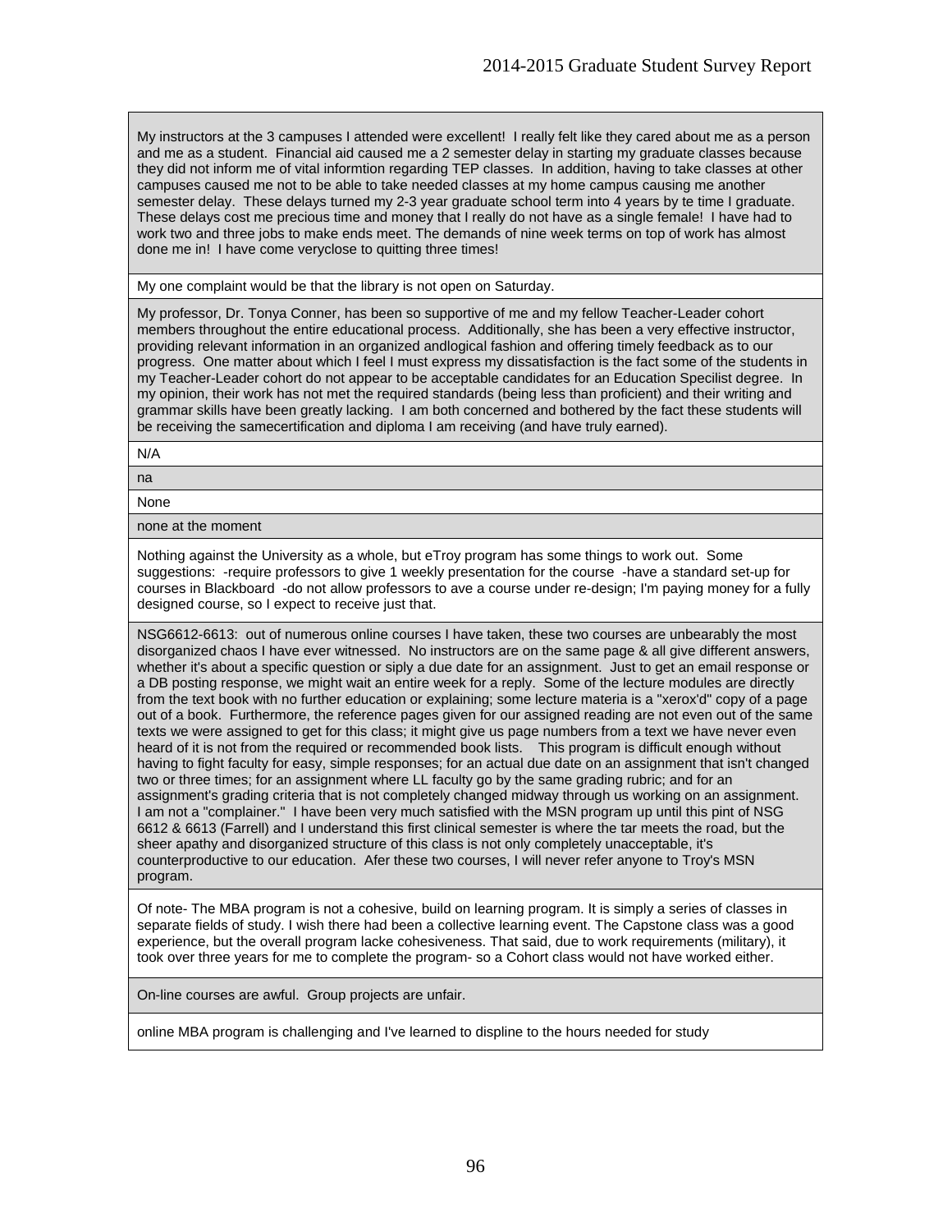| |
|---|
| My instructors at the 3 campuses I attended were excellent! I really felt like they cared about me as a person and me as a student. Financial aid caused me a 2 semester delay in starting my graduate classes because they did not inform me of vital informtion regarding TEP classes. In addition, having to take classes at other campuses caused me not to be able to take needed classes at my home campus causing me another semester delay. These delays turned my 2-3 year graduate school term into 4 years by te time I graduate. These delays cost me precious time and money that I really do not have as a single female! I have had to work two and three jobs to make ends meet. The demands of nine week terms on top of work has almost done me in! I have come veryclose to quitting three times! |
| My one complaint would be that the library is not open on Saturday. |
| My professor, Dr. Tonya Conner, has been so supportive of me and my fellow Teacher-Leader cohort members throughout the entire educational process. Additionally, she has been a very effective instructor, providing relevant information in an organized andlogical fashion and offering timely feedback as to our progress. One matter about which I feel I must express my dissatisfaction is the fact some of the students in my Teacher-Leader cohort do not appear to be acceptable candidates for an Education Specilist degree. In my opinion, their work has not met the required standards (being less than proficient) and their writing and grammar skills have been greatly lacking. I am both concerned and bothered by the fact these students will be receiving the samecertification and diploma I am receiving (and have truly earned). |
| N/A |
| na |
| None |
| none at the moment |
| Nothing against the University as a whole, but eTroy program has some things to work out. Some suggestions: -require professors to give 1 weekly presentation for the course -have a standard set-up for courses in Blackboard -do not allow professors to ave a course under re-design; I'm paying money for a fully designed course, so I expect to receive just that. |
| NSG6612-6613: out of numerous online courses I have taken, these two courses are unbearably the most disorganized chaos I have ever witnessed. No instructors are on the same page & all give different answers, whether it's about a specific question or siply a due date for an assignment. Just to get an email response or a DB posting response, we might wait an entire week for a reply. Some of the lecture modules are directly from the text book with no further education or explaining; some lecture materia is a "xerox'd" copy of a page out of a book. Furthermore, the reference pages given for our assigned reading are not even out of the same texts we were assigned to get for this class; it might give us page numbers from a text we have never even heard of it is not from the required or recommended book lists. This program is difficult enough without having to fight faculty for easy, simple responses; for an actual due date on an assignment that isn't changed two or three times; for an assignment where LL faculty go by the same grading rubric; and for an assignment's grading criteria that is not completely changed midway through us working on an assignment. I am not a "complainer." I have been very much satisfied with the MSN program up until this pint of NSG 6612 & 6613 (Farrell) and I understand this first clinical semester is where the tar meets the road, but the sheer apathy and disorganized structure of this class is not only completely unacceptable, it's counterproductive to our education. Afer these two courses, I will never refer anyone to Troy's MSN program. |
| Of note- The MBA program is not a cohesive, build on learning program. It is simply a series of classes in separate fields of study. I wish there had been a collective learning event. The Capstone class was a good experience, but the overall program lacke cohesiveness. That said, due to work requirements (military), it took over three years for me to complete the program- so a Cohort class would not have worked either. |
| On-line courses are awful. Group projects are unfair. |
| online MBA program is challenging and I've learned to displine to the hours needed for study |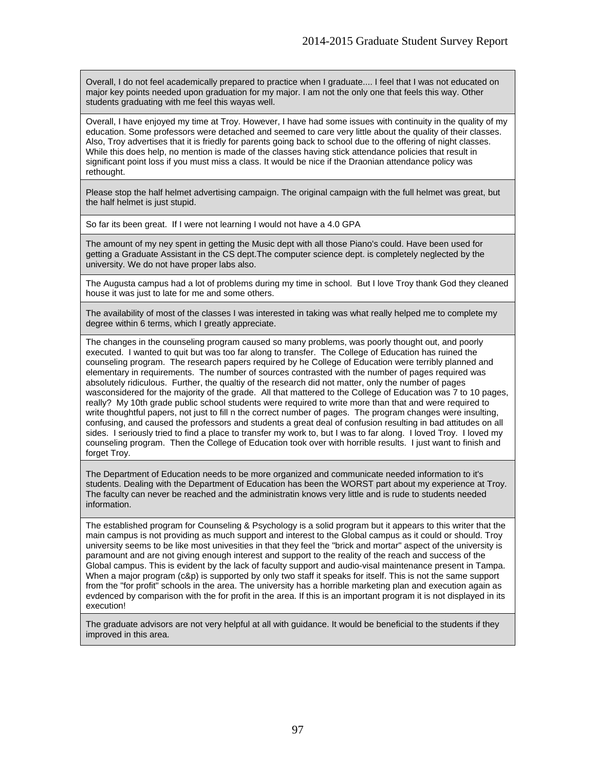Overall, I do not feel academically prepared to practice when I graduate.... I feel that I was not educated on major key points needed upon graduation for my major. I am not the only one that feels this way. Other students graduating with me feel this wayas well.

Overall, I have enjoyed my time at Troy. However, I have had some issues with continuity in the quality of my education. Some professors were detached and seemed to care very little about the quality of their classes. Also, Troy advertises that it is friedly for parents going back to school due to the offering of night classes. While this does help, no mention is made of the classes having stick attendance policies that result in significant point loss if you must miss a class. It would be nice if the Draonian attendance policy was rethought.

Please stop the half helmet advertising campaign. The original campaign with the full helmet was great, but the half helmet is just stupid.

So far its been great. If I were not learning I would not have a 4.0 GPA

The amount of my ney spent in getting the Music dept with all those Piano's could. Have been used for getting a Graduate Assistant in the CS dept.The computer science dept. is completely neglected by the university. We do not have proper labs also.

The Augusta campus had a lot of problems during my time in school. But I love Troy thank God they cleaned house it was just to late for me and some others.

The availability of most of the classes I was interested in taking was what really helped me to complete my degree within 6 terms, which I greatly appreciate.

The changes in the counseling program caused so many problems, was poorly thought out, and poorly executed. I wanted to quit but was too far along to transfer. The College of Education has ruined the counseling program. The research papers required by he College of Education were terribly planned and elementary in requirements. The number of sources contrasted with the number of pages required was absolutely ridiculous. Further, the qualtiy of the research did not matter, only the number of pages wasconsidered for the majority of the grade. All that mattered to the College of Education was 7 to 10 pages, really? My 10th grade public school students were required to write more than that and were required to write thoughtful papers, not just to fill n the correct number of pages. The program changes were insulting, confusing, and caused the professors and students a great deal of confusion resulting in bad attitudes on all sides. I seriously tried to find a place to transfer my work to, but I was to far along. I loved Troy. I loved my counseling program. Then the College of Education took over with horrible results. I just want to finish and forget Troy.

The Department of Education needs to be more organized and communicate needed information to it's students. Dealing with the Department of Education has been the WORST part about my experience at Troy. The faculty can never be reached and the administratin knows very little and is rude to students needed information.

The established program for Counseling & Psychology is a solid program but it appears to this writer that the main campus is not providing as much support and interest to the Global campus as it could or should. Troy university seems to be like most univesities in that they feel the "brick and mortar" aspect of the university is paramount and are not giving enough interest and support to the reality of the reach and success of the Global campus. This is evident by the lack of faculty support and audio-visal maintenance present in Tampa. When a major program (c&p) is supported by only two staff it speaks for itself. This is not the same support from the "for profit" schools in the area. The university has a horrible marketing plan and execution again as evdenced by comparison with the for profit in the area. If this is an important program it is not displayed in its execution!

The graduate advisors are not very helpful at all with guidance. It would be beneficial to the students if they improved in this area.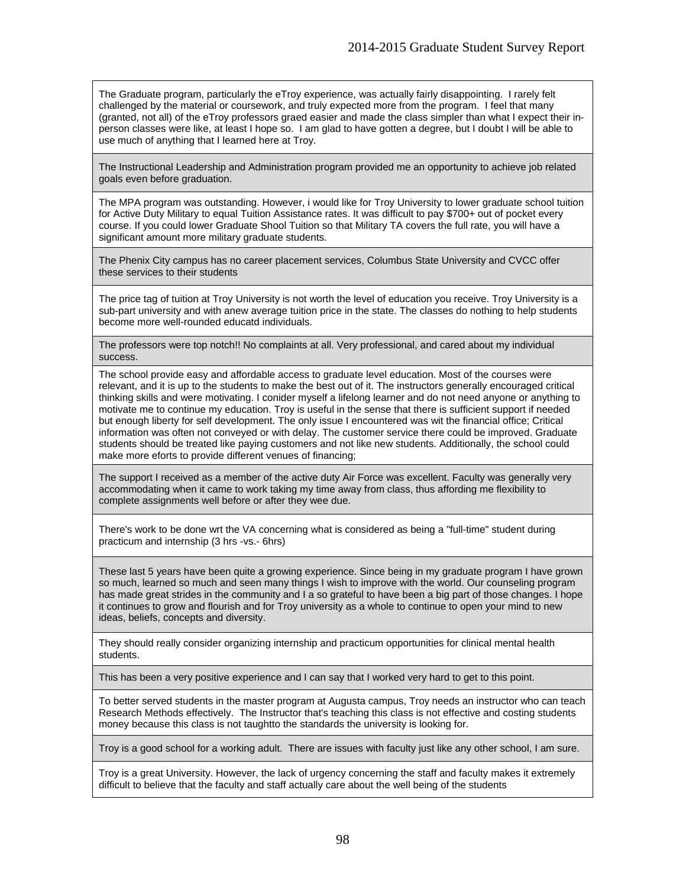| |
|---|
| The Graduate program, particularly the eTroy experience, was actually fairly disappointing. I rarely felt challenged by the material or coursework, and truly expected more from the program. I feel that many (granted, not all) of the eTroy professors graed easier and made the class simpler than what I expect their in-person classes were like, at least I hope so. I am glad to have gotten a degree, but I doubt I will be able to use much of anything that I learned here at Troy. |
| The Instructional Leadership and Administration program provided me an opportunity to achieve job related goals even before graduation. |
| The MPA program was outstanding. However, i would like for Troy University to lower graduate school tuition for Active Duty Military to equal Tuition Assistance rates. It was difficult to pay $700+ out of pocket every course. If you could lower Graduate Shool Tuition so that Military TA covers the full rate, you will have a significant amount more military graduate students. |
| The Phenix City campus has no career placement services, Columbus State University and CVCC offer these services to their students |
| The price tag of tuition at Troy University is not worth the level of education you receive. Troy University is a sub-part university and with anew average tuition price in the state. The classes do nothing to help students become more well-rounded educatd individuals. |
| The professors were top notch!! No complaints at all. Very professional, and cared about my individual success. |
| The school provide easy and affordable access to graduate level education. Most of the courses were relevant, and it is up to the students to make the best out of it. The instructors generally encouraged critical thinking skills and were motivating. I conider myself a lifelong learner and do not need anyone or anything to motivate me to continue my education. Troy is useful in the sense that there is sufficient support if needed but enough liberty for self development. The only issue I encountered was wit the financial office; Critical information was often not conveyed or with delay. The customer service there could be improved. Graduate students should be treated like paying customers and not like new students. Additionally, the school could make more eforts to provide different venues of financing; |
| The support I received as a member of the active duty Air Force was excellent. Faculty was generally very accommodating when it came to work taking my time away from class, thus affording me flexibility to complete assignments well before or after they wee due. |
| There's work to be done wrt the VA concerning what is considered as being a "full-time" student during practicum and internship (3 hrs -vs.- 6hrs) |
| These last 5 years have been quite a growing experience. Since being in my graduate program I have grown so much, learned so much and seen many things I wish to improve with the world. Our counseling program has made great strides in the community and I a so grateful to have been a big part of those changes. I hope it continues to grow and flourish and for Troy university as a whole to continue to open your mind to new ideas, beliefs, concepts and diversity. |
| They should really consider organizing internship and practicum opportunities for clinical mental health students. |
| This has been a very positive experience and I can say that I worked very hard to get to this point. |
| To better served students in the master program at Augusta campus, Troy needs an instructor who can teach Research Methods effectively. The Instructor that's teaching this class is not effective and costing students money because this class is not taughtto the standards the university is looking for. |
| Troy is a good school for a working adult. There are issues with faculty just like any other school, I am sure. |
| Troy is a great University. However, the lack of urgency concerning the staff and faculty makes it extremely difficult to believe that the faculty and staff actually care about the well being of the students |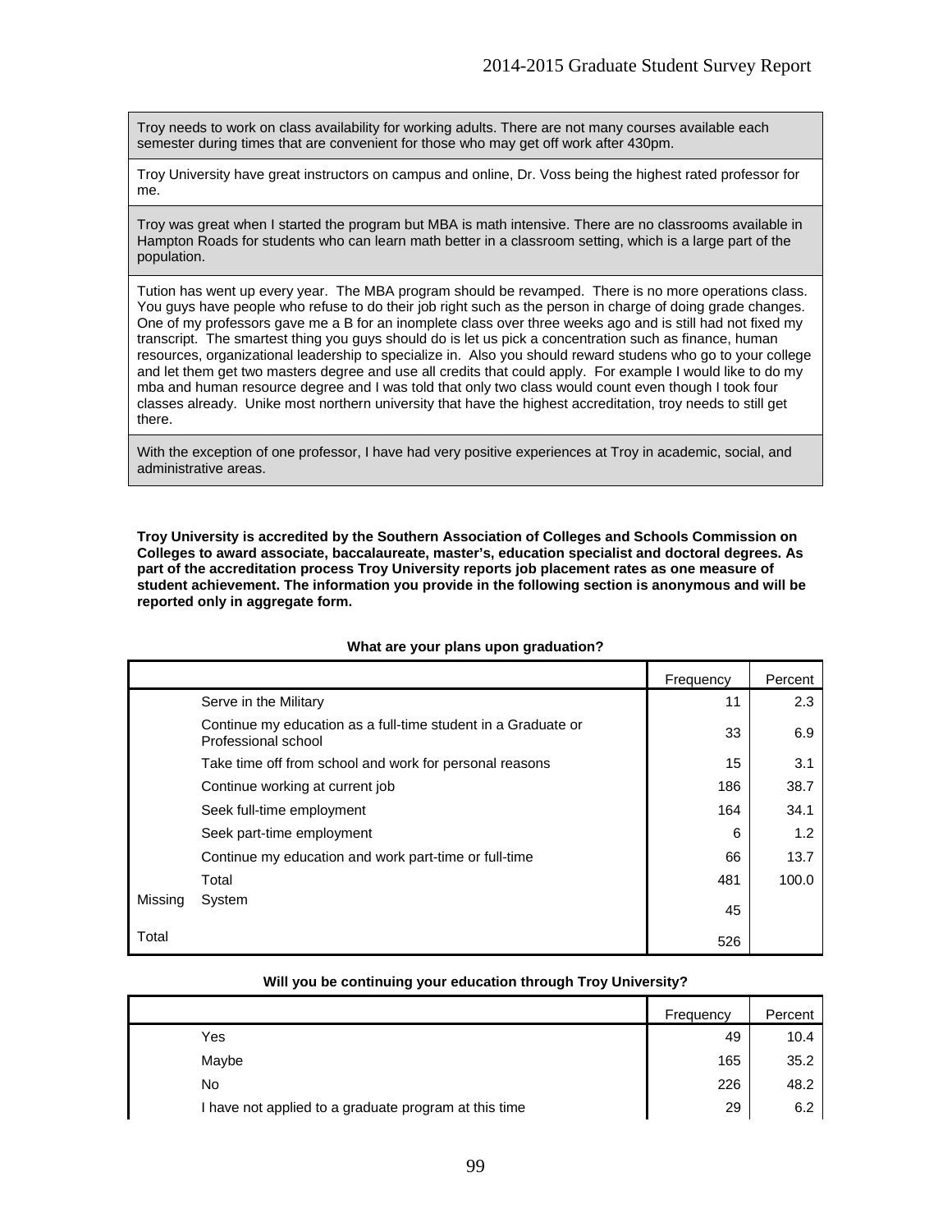| |
|---|
| Troy needs to work on class availability for working adults. There are not many courses available each semester during times that are convenient for those who may get off work after 430pm. |
| Troy University have great instructors on campus and online, Dr. Voss being the highest rated professor for me. |
| Troy was great when I started the program but MBA is math intensive. There are no classrooms available in Hampton Roads for students who can learn math better in a classroom setting, which is a large part of the population. |
| Tution has went up every year. The MBA program should be revamped. There is no more operations class. You guys have people who refuse to do their job right such as the person in charge of doing grade changes. One of my professors gave me a B for an inomplete class over three weeks ago and is still had not fixed my transcript. The smartest thing you guys should do is let us pick a concentration such as finance, human resources, organizational leadership to specialize in. Also you should reward studens who go to your college and let them get two masters degree and use all credits that could apply. For example I would like to do my mba and human resource degree and I was told that only two class would count even though I took four classes already. Unike most northern university that have the highest accreditation, troy needs to still get there. |
| With the exception of one professor, I have had very positive experiences at Troy in academic, social, and administrative areas. |

**Troy University is accredited by the Southern Association of Colleges and Schools Commission on Colleges to award associate, baccalaureate, master's, education specialist and doctoral degrees. As part of the accreditation process Troy University reports job placement rates as one measure of student achievement. The information you provide in the following section is anonymous and will be reported only in aggregate form.**

**What are your plans upon graduation?**

| | | Frequency | Percent |
|---|---|---|---|
| | Serve in the Military | 11 | 2.3 |
| | Continue my education as a full-time student in a Graduate or Professional school | 33 | 6.9 |
| | Take time off from school and work for personal reasons | 15 | 3.1 |
| | Continue working at current job | 186 | 38.7 |
| | Seek full-time employment | 164 | 34.1 |
| | Seek part-time employment | 6 | 1.2 |
| | Continue my education and work part-time or full-time | 66 | 13.7 |
| | Total | 481 | 100.0 |
| Missing | System | 45 | |
| Total | | 526 | |

**Will you be continuing your education through Troy University?**

| | | Frequency | Percent |
|---|---|---|---|
| | Yes | 49 | 10.4 |
| | Maybe | 165 | 35.2 |
| | No | 226 | 48.2 |
| | I have not applied to a graduate program at this time | 29 | 6.2 |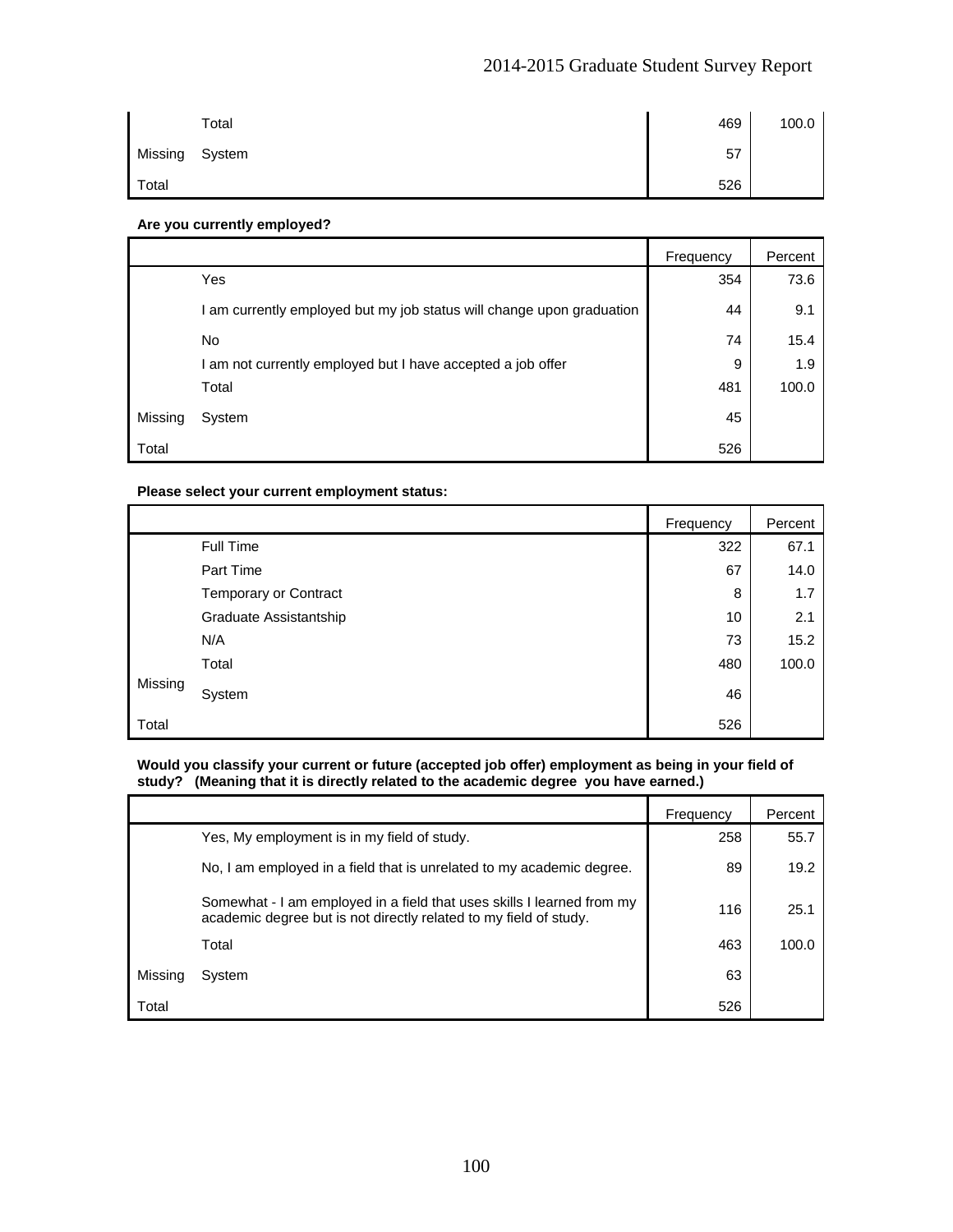| | | Frequency | Percent |
|---|---|---|---|
| | Total | 469 | 100.0 |
| Missing | System | 57 | |
| Total | | 526 | |

**Are you currently employed?**

| | | Frequency | Percent |
|---|---|---|---|
| | Yes | 354 | 73.6 |
| | I am currently employed but my job status will change upon graduation | 44 | 9.1 |
| | No | 74 | 15.4 |
| | I am not currently employed but I have accepted a job offer | 9 | 1.9 |
| | Total | 481 | 100.0 |
| Missing | System | 45 | |
| Total | | 526 | |

**Please select your current employment status:**

| | | Frequency | Percent |
|---|---|---|---|
| | Full Time | 322 | 67.1 |
| | Part Time | 67 | 14.0 |
| | Temporary or Contract | 8 | 1.7 |
| | Graduate Assistantship | 10 | 2.1 |
| | N/A | 73 | 15.2 |
| | Total | 480 | 100.0 |
| Missing | System | 46 | |
| Total | | 526 | |

**Would you classify your current or future (accepted job offer) employment as being in your field of study? (Meaning that it is directly related to the academic degree you have earned.)**

| | | Frequency | Percent |
|---|---|---|---|
| | Yes, My employment is in my field of study. | 258 | 55.7 |
| | No, I am employed in a field that is unrelated to my academic degree. | 89 | 19.2 |
| | Somewhat - I am employed in a field that uses skills I learned from my academic degree but is not directly related to my field of study. | 116 | 25.1 |
| | Total | 463 | 100.0 |
| Missing | System | 63 | |
| Total | | 526 | |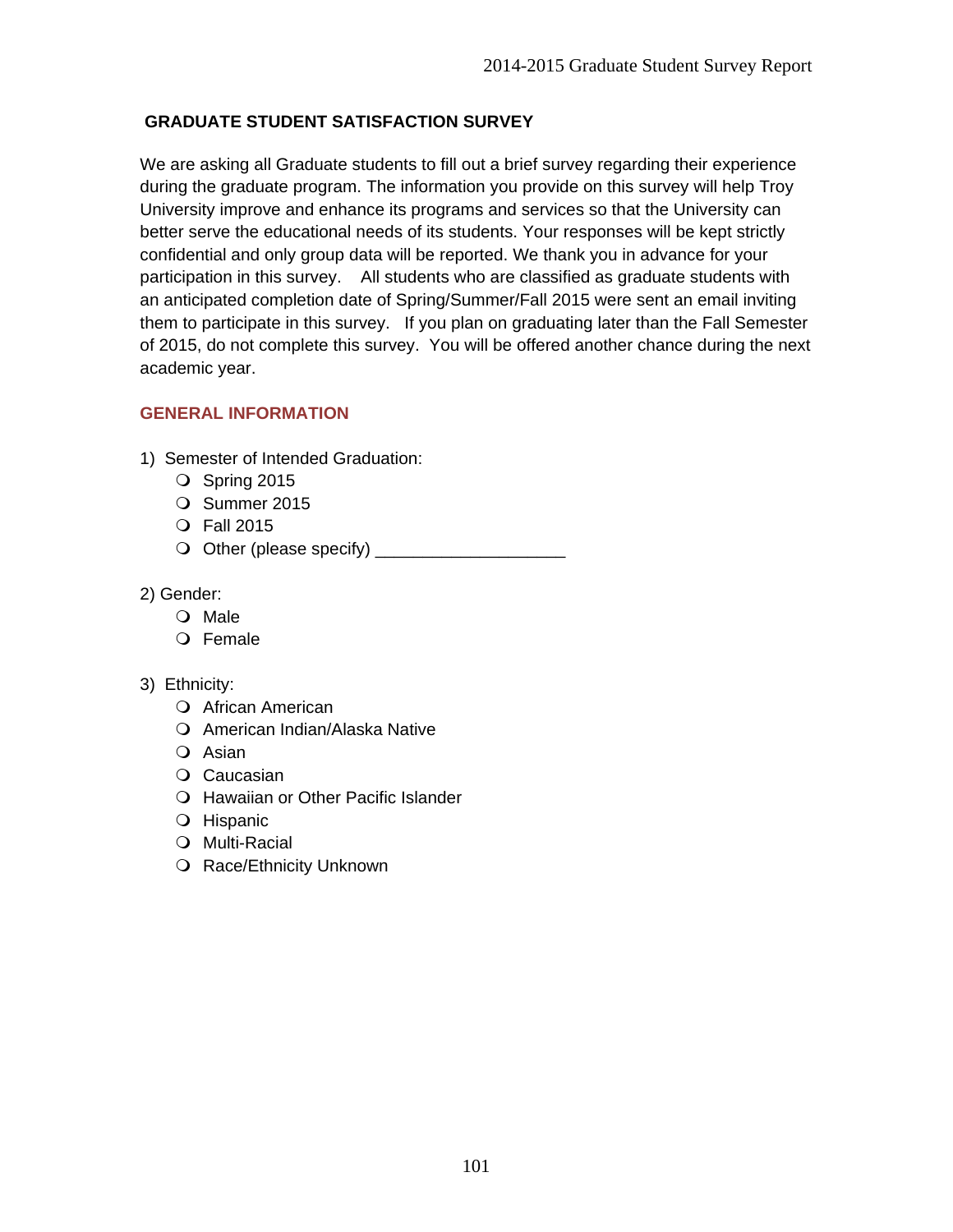## GRADUATE STUDENT SATISFACTION SURVEY

We are asking all Graduate students to fill out a brief survey regarding their experience during the graduate program. The information you provide on this survey will help Troy University improve and enhance its programs and services so that the University can better serve the educational needs of its students. Your responses will be kept strictly confidential and only group data will be reported. We thank you in advance for your participation in this survey. All students who are classified as graduate students with an anticipated completion date of Spring/Summer/Fall 2015 were sent an email inviting them to participate in this survey. If you plan on graduating later than the Fall Semester of 2015, do not complete this survey. You will be offered another chance during the next academic year.

### GENERAL INFORMATION

1) Semester of Intended Graduation:
   - Spring 2015
   - Summer 2015
   - Fall 2015
   - Other (please specify) ____________________

2) Gender:
   - Male
   - Female

3) Ethnicity:
   - African American
   - American Indian/Alaska Native
   - Asian
   - Caucasian
   - Hawaiian or Other Pacific Islander
   - Hispanic
   - Multi-Racial
   - Race/Ethnicity Unknown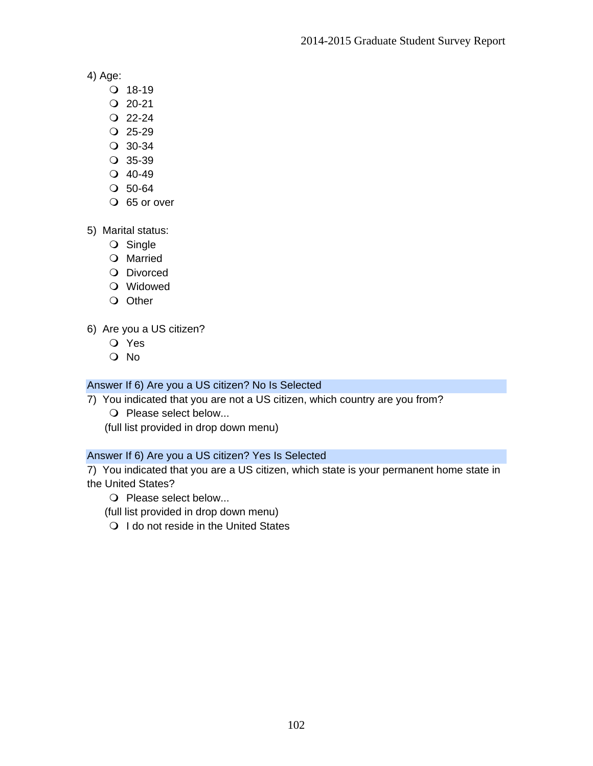4) Age:

- 18-19
- 20-21
- 22-24
- 25-29
- 30-34
- 35-39
- 40-49
- 50-64
- 65 or over

5) Marital status:

- Single
- Married
- Divorced
- Widowed
- Other

6) Are you a US citizen?

- Yes
- No

Answer If 6) Are you a US citizen? No Is Selected

7) You indicated that you are not a US citizen, which country are you from?

- Please select below...

(full list provided in drop down menu)

Answer If 6) Are you a US citizen? Yes Is Selected

7) You indicated that you are a US citizen, which state is your permanent home state in the United States?

- Please select below...

(full list provided in drop down menu)

- I do not reside in the United States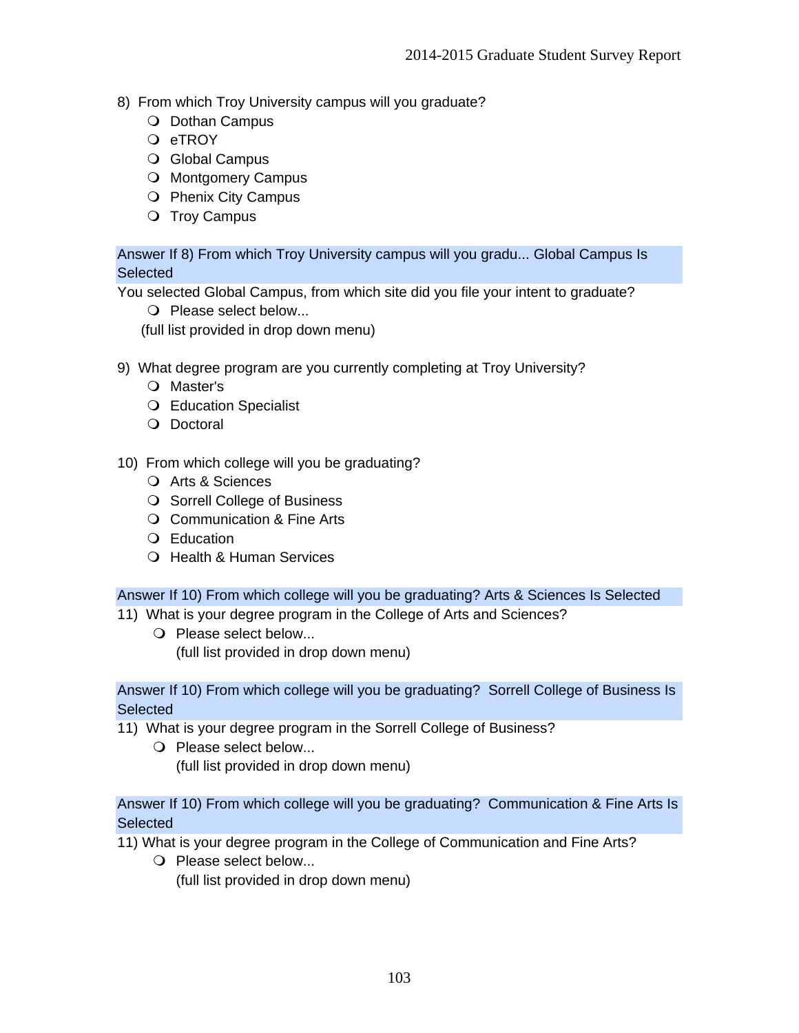8) From which Troy University campus will you graduate?
- ❍ Dothan Campus
- ❍ eTROY
- ❍ Global Campus
- ❍ Montgomery Campus
- ❍ Phenix City Campus
- ❍ Troy Campus

Answer If 8) From which Troy University campus will you gradu... Global Campus Is Selected

You selected Global Campus, from which site did you file your intent to graduate?
- ❍ Please select below...

(full list provided in drop down menu)

9) What degree program are you currently completing at Troy University?
- ❍ Master's
- ❍ Education Specialist
- ❍ Doctoral

10) From which college will you be graduating?
- ❍ Arts & Sciences
- ❍ Sorrell College of Business
- ❍ Communication & Fine Arts
- ❍ Education
- ❍ Health & Human Services

Answer If 10) From which college will you be graduating? Arts & Sciences Is Selected

11) What is your degree program in the College of Arts and Sciences?
- ❍ Please select below...

(full list provided in drop down menu)

Answer If 10) From which college will you be graduating? Sorrell College of Business Is Selected

11) What is your degree program in the Sorrell College of Business?
- ❍ Please select below...

(full list provided in drop down menu)

Answer If 10) From which college will you be graduating? Communication & Fine Arts Is Selected

11) What is your degree program in the College of Communication and Fine Arts?
- ❍ Please select below...

(full list provided in drop down menu)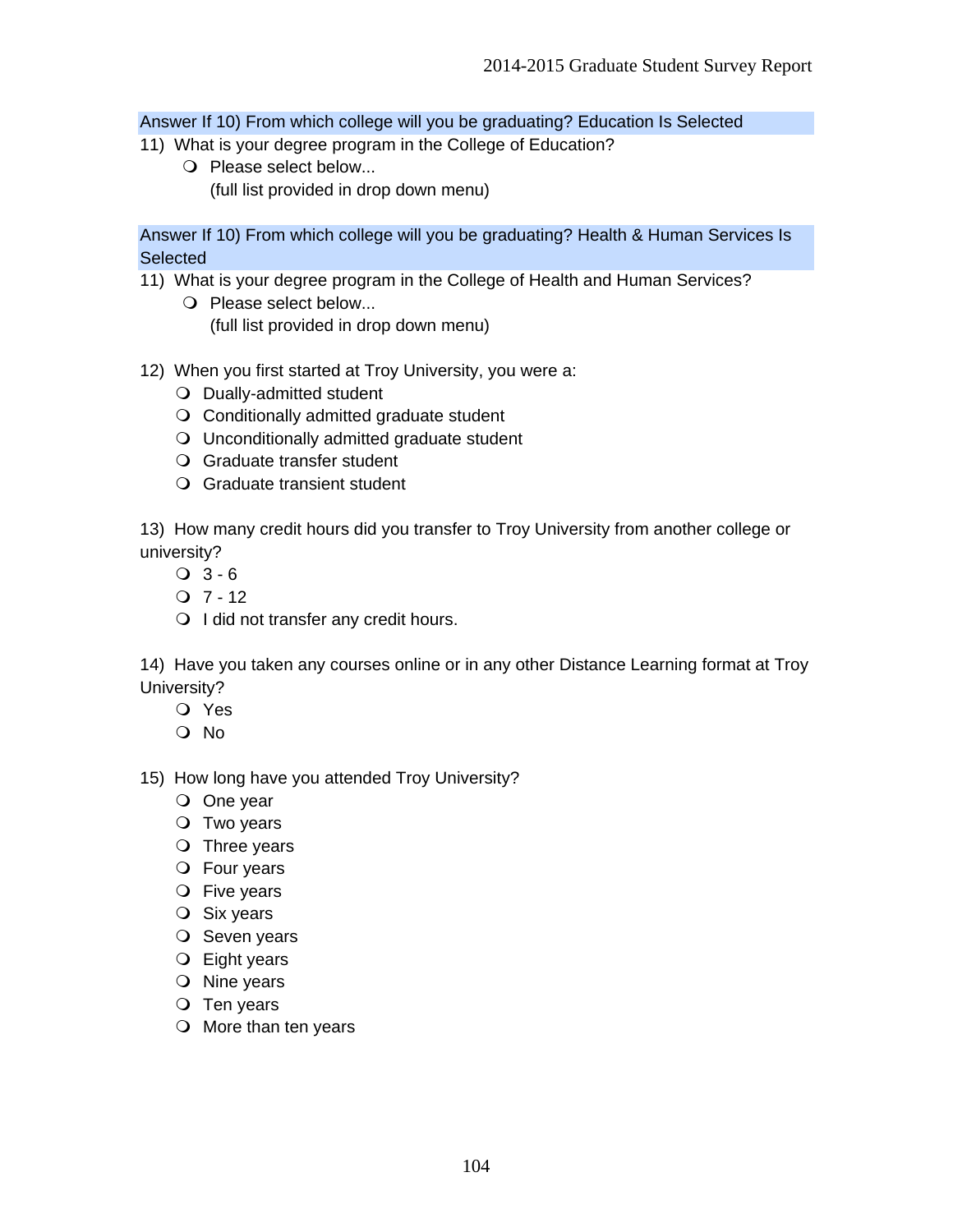Answer If 10) From which college will you be graduating? Education Is Selected

11) What is your degree program in the College of Education?
   - Please select below...
     (full list provided in drop down menu)

Answer If 10) From which college will you be graduating? Health & Human Services Is Selected

11) What is your degree program in the College of Health and Human Services?
   - Please select below...
     (full list provided in drop down menu)

12) When you first started at Troy University, you were a:
   - Dually-admitted student
   - Conditionally admitted graduate student
   - Unconditionally admitted graduate student
   - Graduate transfer student
   - Graduate transient student

13) How many credit hours did you transfer to Troy University from another college or university?
   - 3 - 6
   - 7 - 12
   - I did not transfer any credit hours.

14) Have you taken any courses online or in any other Distance Learning format at Troy University?
   - Yes
   - No

15) How long have you attended Troy University?
   - One year
   - Two years
   - Three years
   - Four years
   - Five years
   - Six years
   - Seven years
   - Eight years
   - Nine years
   - Ten years
   - More than ten years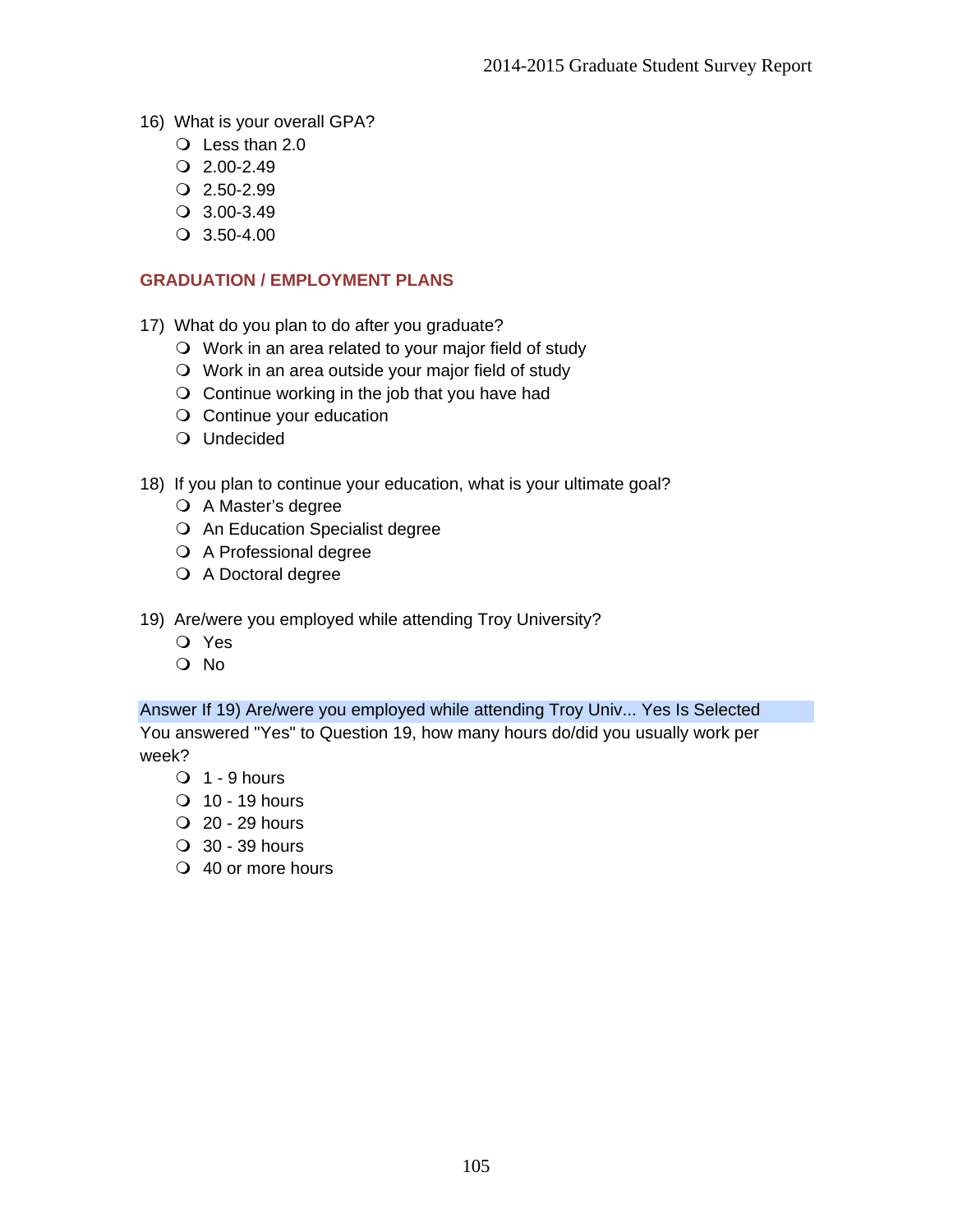16) What is your overall GPA?
- Less than 2.0
- 2.00-2.49
- 2.50-2.99
- 3.00-3.49
- 3.50-4.00

## GRADUATION / EMPLOYMENT PLANS

17) What do you plan to do after you graduate?
- Work in an area related to your major field of study
- Work in an area outside your major field of study
- Continue working in the job that you have had
- Continue your education
- Undecided

18) If you plan to continue your education, what is your ultimate goal?
- A Master's degree
- An Education Specialist degree
- A Professional degree
- A Doctoral degree

19) Are/were you employed while attending Troy University?
- Yes
- No

Answer If 19) Are/were you employed while attending Troy Univ... Yes Is Selected

You answered "Yes" to Question 19, how many hours do/did you usually work per week?
- 1 - 9 hours
- 10 - 19 hours
- 20 - 29 hours
- 30 - 39 hours
- 40 or more hours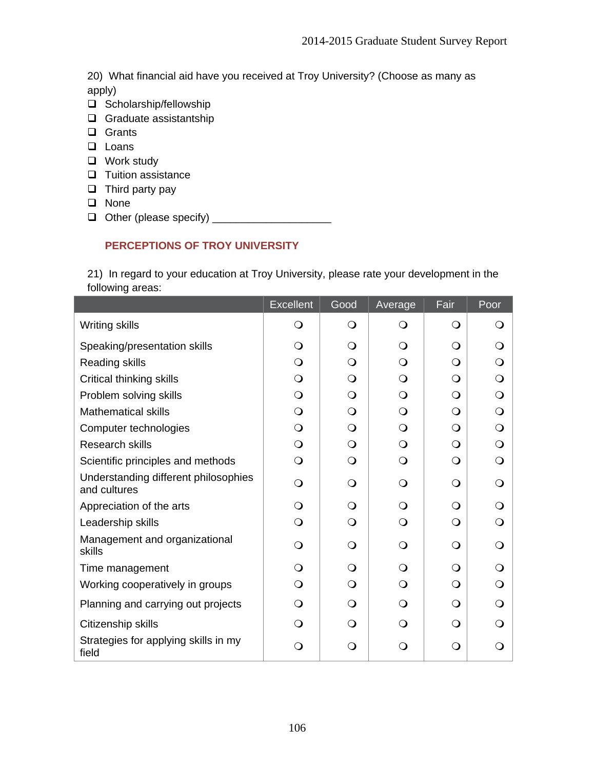20) What financial aid have you received at Troy University? (Choose as many as apply)

- ❑ Scholarship/fellowship
- ❑ Graduate assistantship
- ❑ Grants
- ❑ Loans
- ❑ Work study
- ❑ Tuition assistance
- ❑ Third party pay
- ❑ None
- ❑ Other (please specify) ____________________

## PERCEPTIONS OF TROY UNIVERSITY

21) In regard to your education at Troy University, please rate your development in the following areas:

| | Excellent | Good | Average | Fair | Poor |
|---|---|---|---|---|---|
| Writing skills | ❍ | ❍ | ❍ | ❍ | ❍ |
| Speaking/presentation skills | ❍ | ❍ | ❍ | ❍ | ❍ |
| Reading skills | ❍ | ❍ | ❍ | ❍ | ❍ |
| Critical thinking skills | ❍ | ❍ | ❍ | ❍ | ❍ |
| Problem solving skills | ❍ | ❍ | ❍ | ❍ | ❍ |
| Mathematical skills | ❍ | ❍ | ❍ | ❍ | ❍ |
| Computer technologies | ❍ | ❍ | ❍ | ❍ | ❍ |
| Research skills | ❍ | ❍ | ❍ | ❍ | ❍ |
| Scientific principles and methods | ❍ | ❍ | ❍ | ❍ | ❍ |
| Understanding different philosophies and cultures | ❍ | ❍ | ❍ | ❍ | ❍ |
| Appreciation of the arts | ❍ | ❍ | ❍ | ❍ | ❍ |
| Leadership skills | ❍ | ❍ | ❍ | ❍ | ❍ |
| Management and organizational skills | ❍ | ❍ | ❍ | ❍ | ❍ |
| Time management | ❍ | ❍ | ❍ | ❍ | ❍ |
| Working cooperatively in groups | ❍ | ❍ | ❍ | ❍ | ❍ |
| Planning and carrying out projects | ❍ | ❍ | ❍ | ❍ | ❍ |
| Citizenship skills | ❍ | ❍ | ❍ | ❍ | ❍ |
| Strategies for applying skills in my field | ❍ | ❍ | ❍ | ❍ | ❍ |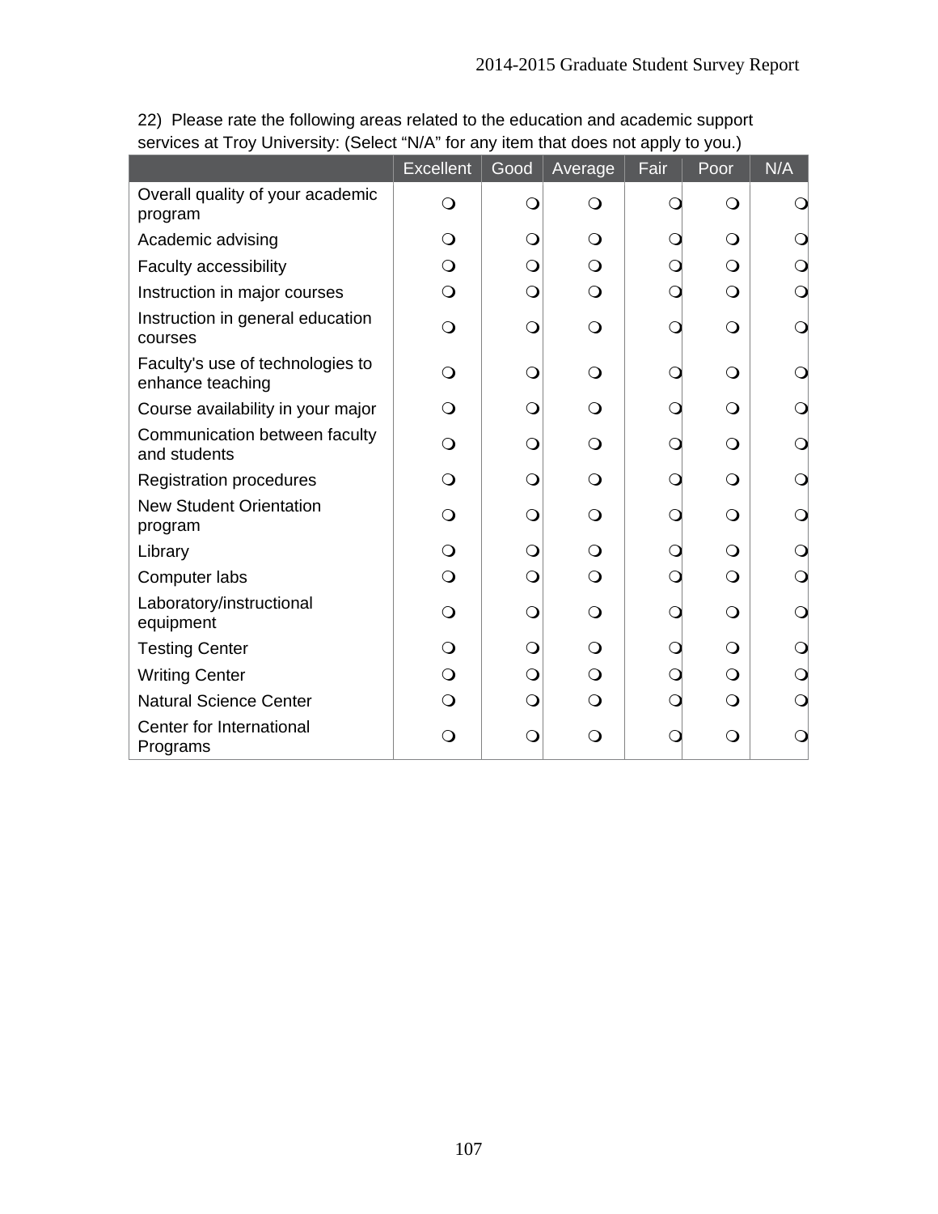22) Please rate the following areas related to the education and academic support services at Troy University: (Select “N/A” for any item that does not apply to you.)

| | Excellent | Good | Average | Fair | Poor | N/A |
|---|---|---|---|---|---|---|
| Overall quality of your academic program | ❍ | ❍ | ❍ | ❍ | ❍ | ❍ |
| Academic advising | ❍ | ❍ | ❍ | ❍ | ❍ | ❍ |
| Faculty accessibility | ❍ | ❍ | ❍ | ❍ | ❍ | ❍ |
| Instruction in major courses | ❍ | ❍ | ❍ | ❍ | ❍ | ❍ |
| Instruction in general education courses | ❍ | ❍ | ❍ | ❍ | ❍ | ❍ |
| Faculty's use of technologies to enhance teaching | ❍ | ❍ | ❍ | ❍ | ❍ | ❍ |
| Course availability in your major | ❍ | ❍ | ❍ | ❍ | ❍ | ❍ |
| Communication between faculty and students | ❍ | ❍ | ❍ | ❍ | ❍ | ❍ |
| Registration procedures | ❍ | ❍ | ❍ | ❍ | ❍ | ❍ |
| New Student Orientation program | ❍ | ❍ | ❍ | ❍ | ❍ | ❍ |
| Library | ❍ | ❍ | ❍ | ❍ | ❍ | ❍ |
| Computer labs | ❍ | ❍ | ❍ | ❍ | ❍ | ❍ |
| Laboratory/instructional equipment | ❍ | ❍ | ❍ | ❍ | ❍ | ❍ |
| Testing Center | ❍ | ❍ | ❍ | ❍ | ❍ | ❍ |
| Writing Center | ❍ | ❍ | ❍ | ❍ | ❍ | ❍ |
| Natural Science Center | ❍ | ❍ | ❍ | ❍ | ❍ | ❍ |
| Center for International Programs | ❍ | ❍ | ❍ | ❍ | ❍ | ❍ |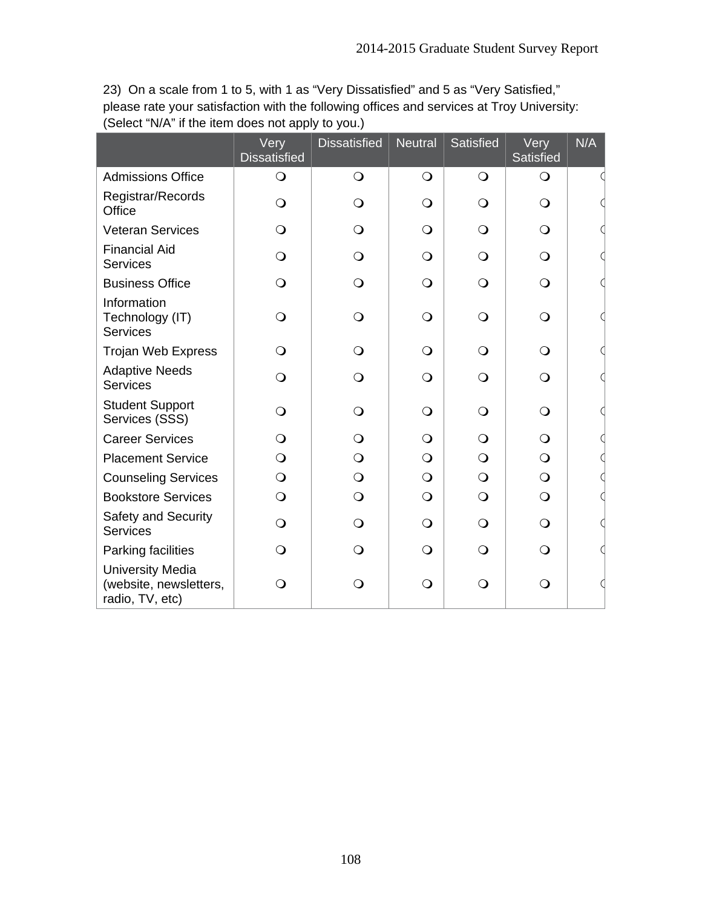23) On a scale from 1 to 5, with 1 as “Very Dissatisfied” and 5 as “Very Satisfied,” please rate your satisfaction with the following offices and services at Troy University: (Select “N/A” if the item does not apply to you.)

| | Very Dissatisfied | Dissatisfied | Neutral | Satisfied | Very Satisfied | N/A |
|---|---|---|---|---|---|---|
| Admissions Office | ❍ | ❍ | ❍ | ❍ | ❍ | ❍ |
| Registrar/Records Office | ❍ | ❍ | ❍ | ❍ | ❍ | ❍ |
| Veteran Services | ❍ | ❍ | ❍ | ❍ | ❍ | ❍ |
| Financial Aid Services | ❍ | ❍ | ❍ | ❍ | ❍ | ❍ |
| Business Office | ❍ | ❍ | ❍ | ❍ | ❍ | ❍ |
| Information Technology (IT) Services | ❍ | ❍ | ❍ | ❍ | ❍ | ❍ |
| Trojan Web Express | ❍ | ❍ | ❍ | ❍ | ❍ | ❍ |
| Adaptive Needs Services | ❍ | ❍ | ❍ | ❍ | ❍ | ❍ |
| Student Support Services (SSS) | ❍ | ❍ | ❍ | ❍ | ❍ | ❍ |
| Career Services | ❍ | ❍ | ❍ | ❍ | ❍ | ❍ |
| Placement Service | ❍ | ❍ | ❍ | ❍ | ❍ | ❍ |
| Counseling Services | ❍ | ❍ | ❍ | ❍ | ❍ | ❍ |
| Bookstore Services | ❍ | ❍ | ❍ | ❍ | ❍ | ❍ |
| Safety and Security Services | ❍ | ❍ | ❍ | ❍ | ❍ | ❍ |
| Parking facilities | ❍ | ❍ | ❍ | ❍ | ❍ | ❍ |
| University Media (website, newsletters, radio, TV, etc) | ❍ | ❍ | ❍ | ❍ | ❍ | ❍ |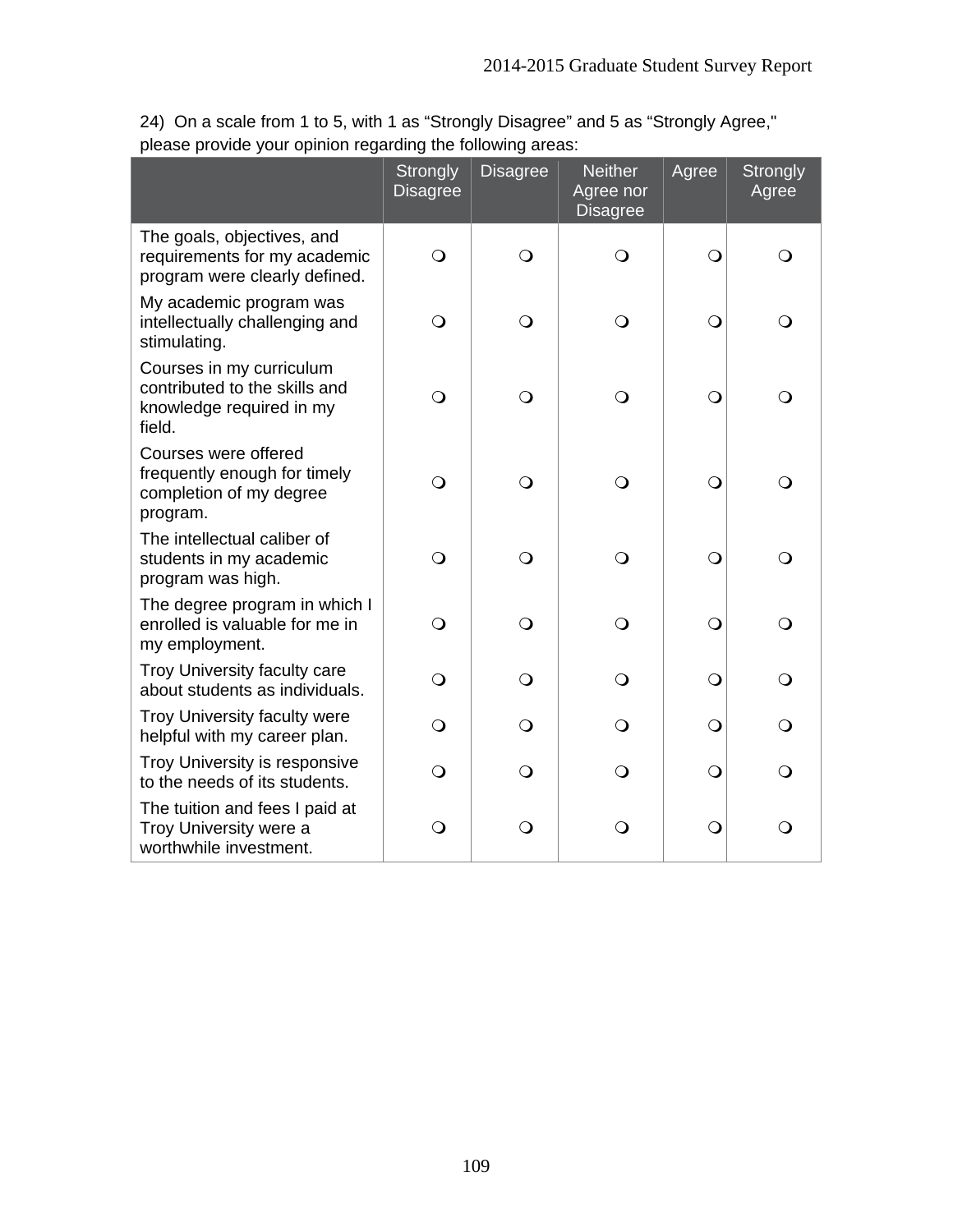24) On a scale from 1 to 5, with 1 as “Strongly Disagree” and 5 as “Strongly Agree," please provide your opinion regarding the following areas:

| | Strongly Disagree | Disagree | Neither Agree nor Disagree | Agree | Strongly Agree |
|---|---|---|---|---|---|
| The goals, objectives, and requirements for my academic program were clearly defined. | ❍ | ❍ | ❍ | ❍ | ❍ |
| My academic program was intellectually challenging and stimulating. | ❍ | ❍ | ❍ | ❍ | ❍ |
| Courses in my curriculum contributed to the skills and knowledge required in my field. | ❍ | ❍ | ❍ | ❍ | ❍ |
| Courses were offered frequently enough for timely completion of my degree program. | ❍ | ❍ | ❍ | ❍ | ❍ |
| The intellectual caliber of students in my academic program was high. | ❍ | ❍ | ❍ | ❍ | ❍ |
| The degree program in which I enrolled is valuable for me in my employment. | ❍ | ❍ | ❍ | ❍ | ❍ |
| Troy University faculty care about students as individuals. | ❍ | ❍ | ❍ | ❍ | ❍ |
| Troy University faculty were helpful with my career plan. | ❍ | ❍ | ❍ | ❍ | ❍ |
| Troy University is responsive to the needs of its students. | ❍ | ❍ | ❍ | ❍ | ❍ |
| The tuition and fees I paid at Troy University were a worthwhile investment. | ❍ | ❍ | ❍ | ❍ | ❍ |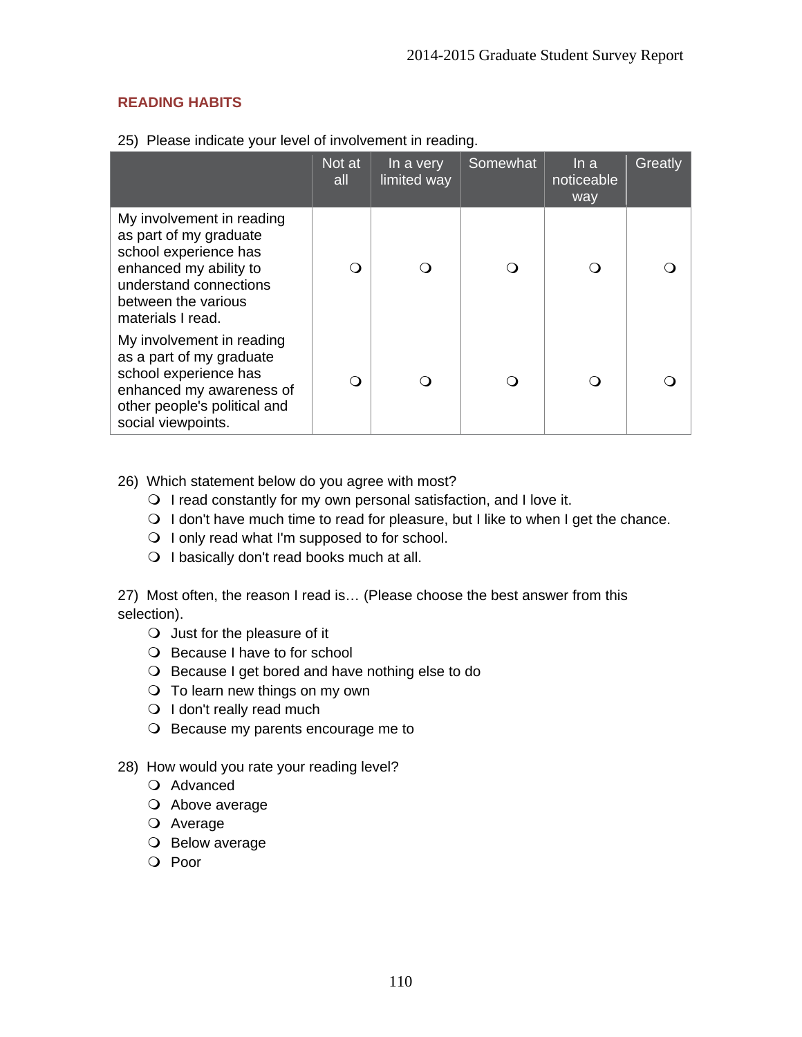## READING HABITS

25) Please indicate your level of involvement in reading.

| | Not at all | In a very limited way | Somewhat | In a noticeable way | Greatly |
|---|---|---|---|---|---|
| My involvement in reading as part of my graduate school experience has enhanced my ability to understand connections between the various materials I read. | ❍ | ❍ | ❍ | ❍ | ❍ |
| My involvement in reading as a part of my graduate school experience has enhanced my awareness of other people's political and social viewpoints. | ❍ | ❍ | ❍ | ❍ | ❍ |

26) Which statement below do you agree with most?

- ❍ I read constantly for my own personal satisfaction, and I love it.
- ❍ I don't have much time to read for pleasure, but I like to when I get the chance.
- ❍ I only read what I'm supposed to for school.
- ❍ I basically don't read books much at all.

27) Most often, the reason I read is… (Please choose the best answer from this selection).

- ❍ Just for the pleasure of it
- ❍ Because I have to for school
- ❍ Because I get bored and have nothing else to do
- ❍ To learn new things on my own
- ❍ I don't really read much
- ❍ Because my parents encourage me to

28) How would you rate your reading level?

- ❍ Advanced
- ❍ Above average
- ❍ Average
- ❍ Below average
- ❍ Poor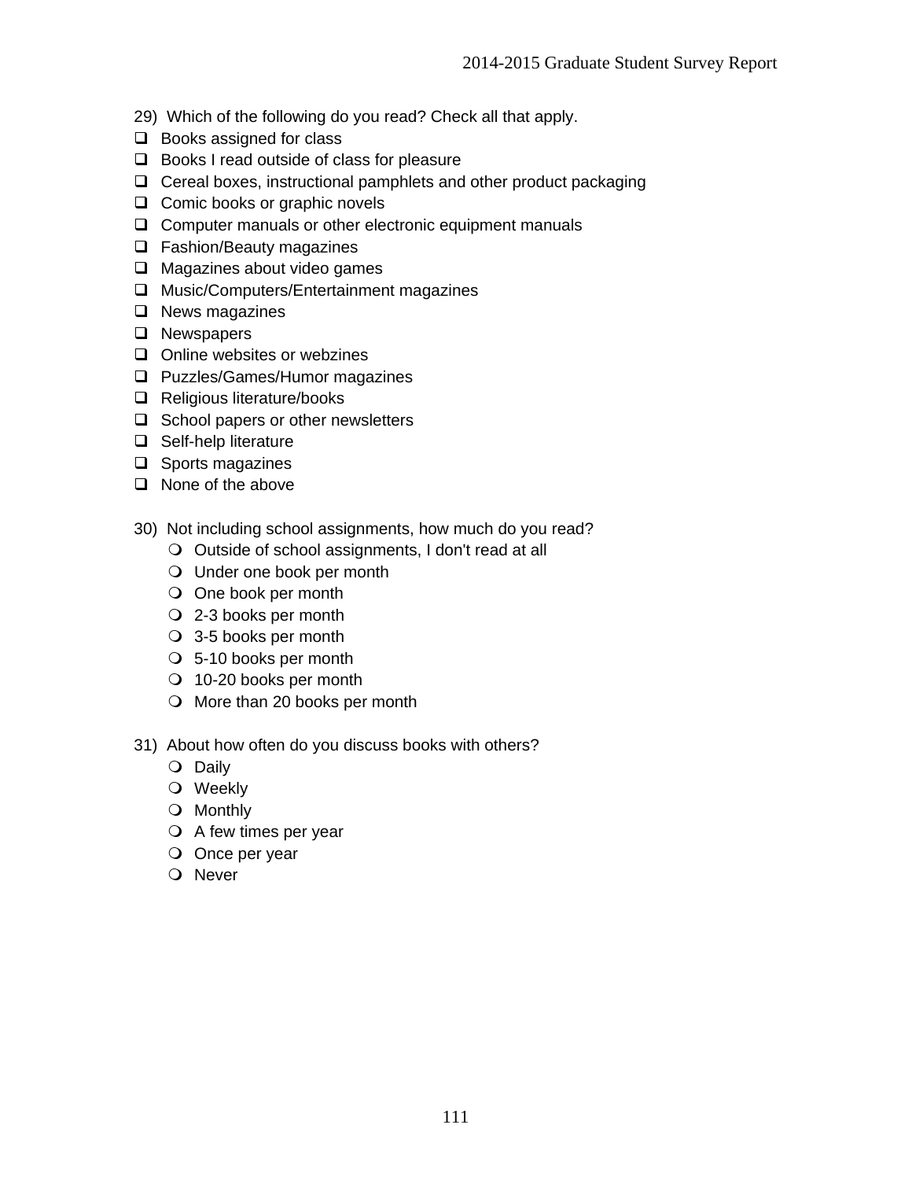29) Which of the following do you read? Check all that apply.

- ❑ Books assigned for class
- ❑ Books I read outside of class for pleasure
- ❑ Cereal boxes, instructional pamphlets and other product packaging
- ❑ Comic books or graphic novels
- ❑ Computer manuals or other electronic equipment manuals
- ❑ Fashion/Beauty magazines
- ❑ Magazines about video games
- ❑ Music/Computers/Entertainment magazines
- ❑ News magazines
- ❑ Newspapers
- ❑ Online websites or webzines
- ❑ Puzzles/Games/Humor magazines
- ❑ Religious literature/books
- ❑ School papers or other newsletters
- ❑ Self-help literature
- ❑ Sports magazines
- ❑ None of the above

30) Not including school assignments, how much do you read?

- ❍ Outside of school assignments, I don't read at all
- ❍ Under one book per month
- ❍ One book per month
- ❍ 2-3 books per month
- ❍ 3-5 books per month
- ❍ 5-10 books per month
- ❍ 10-20 books per month
- ❍ More than 20 books per month

31) About how often do you discuss books with others?

- ❍ Daily
- ❍ Weekly
- ❍ Monthly
- ❍ A few times per year
- ❍ Once per year
- ❍ Never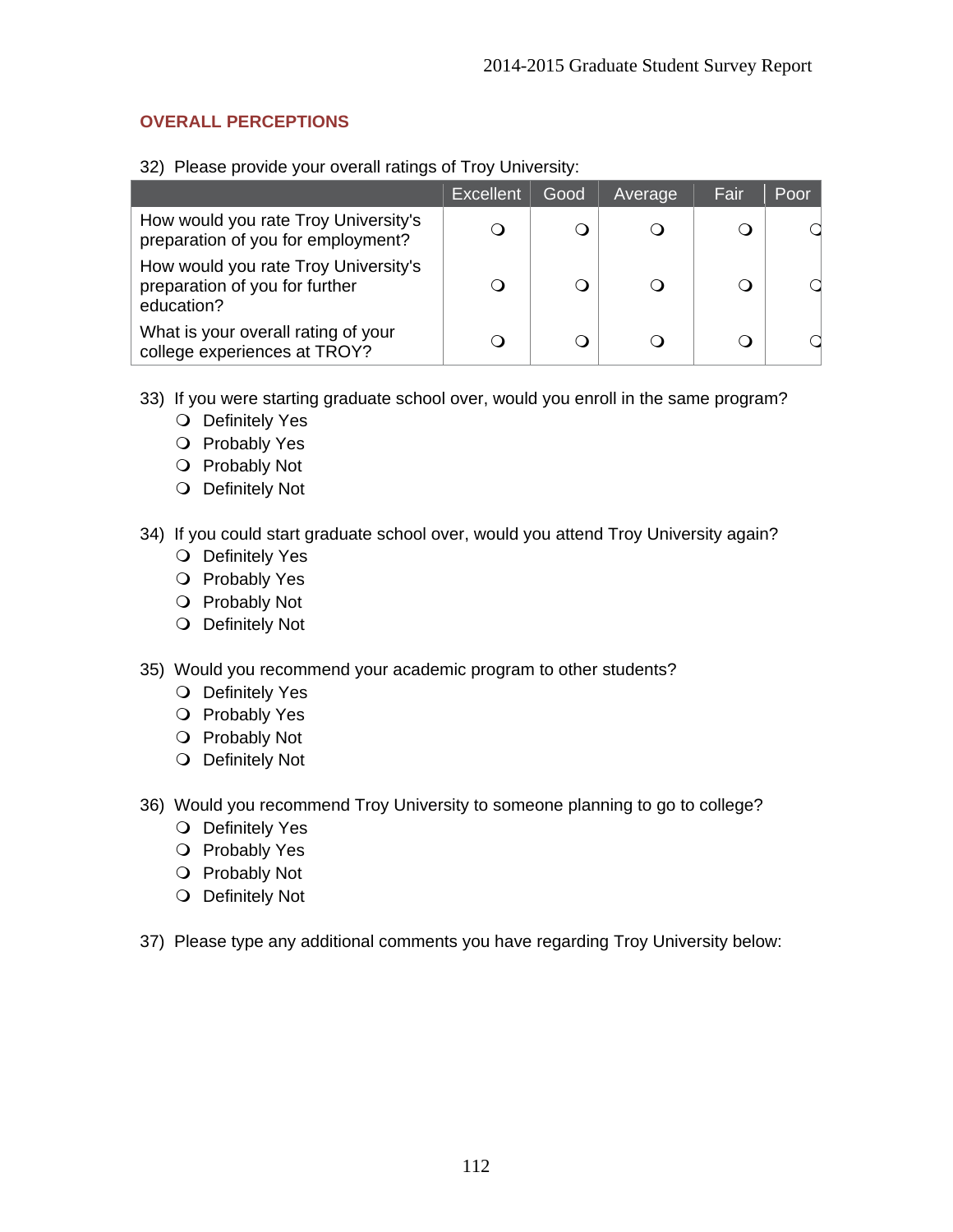## OVERALL PERCEPTIONS

32) Please provide your overall ratings of Troy University:

| | Excellent | Good | Average | Fair | Poor |
|---|---|---|---|---|---|
| How would you rate Troy University's preparation of you for employment? | ❍ | ❍ | ❍ | ❍ | ❍ |
| How would you rate Troy University's preparation of you for further education? | ❍ | ❍ | ❍ | ❍ | ❍ |
| What is your overall rating of your college experiences at TROY? | ❍ | ❍ | ❍ | ❍ | ❍ |

33) If you were starting graduate school over, would you enroll in the same program?

- ❍ Definitely Yes
- ❍ Probably Yes
- ❍ Probably Not
- ❍ Definitely Not

34) If you could start graduate school over, would you attend Troy University again?

- ❍ Definitely Yes
- ❍ Probably Yes
- ❍ Probably Not
- ❍ Definitely Not

35) Would you recommend your academic program to other students?

- ❍ Definitely Yes
- ❍ Probably Yes
- ❍ Probably Not
- ❍ Definitely Not

36) Would you recommend Troy University to someone planning to go to college?

- ❍ Definitely Yes
- ❍ Probably Yes
- ❍ Probably Not
- ❍ Definitely Not

37) Please type any additional comments you have regarding Troy University below: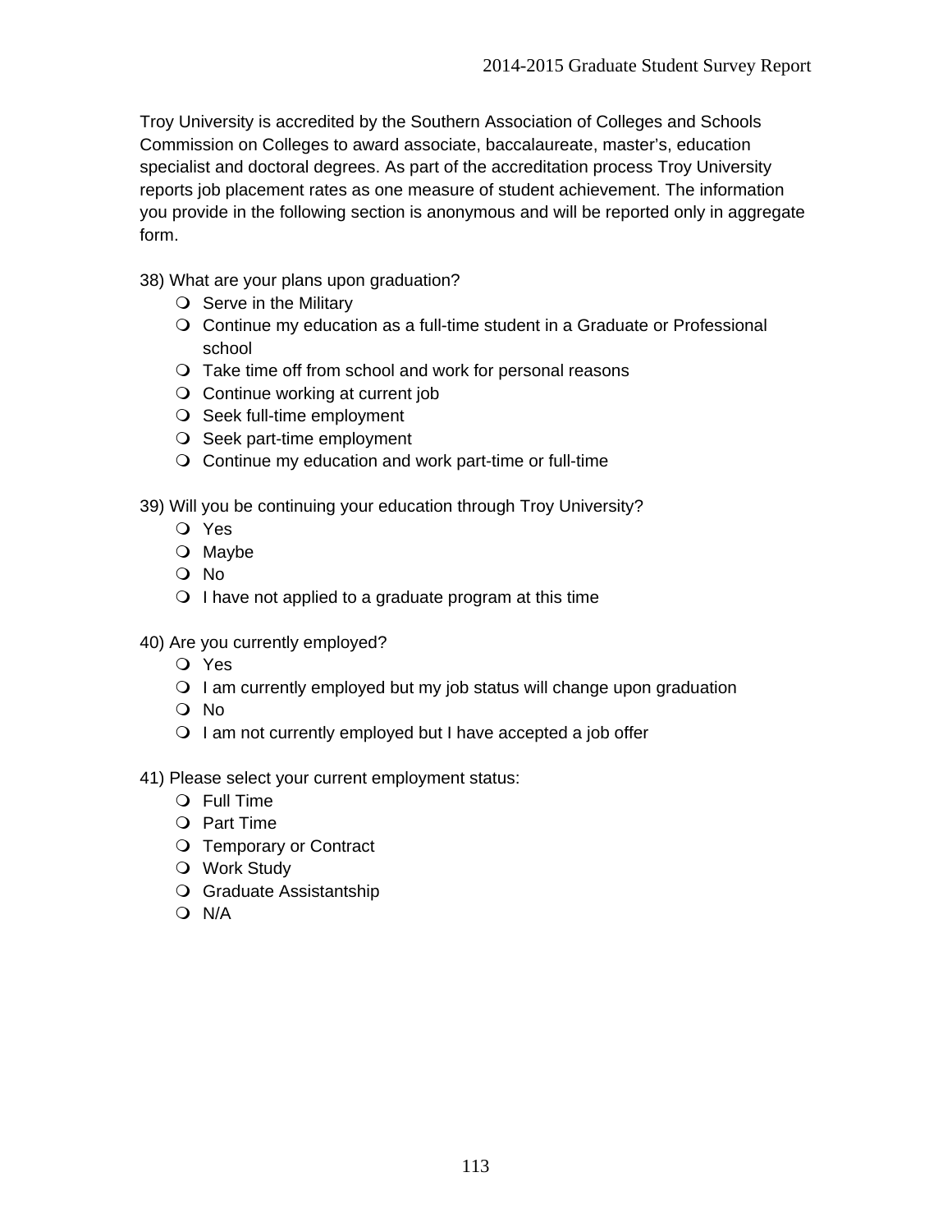Troy University is accredited by the Southern Association of Colleges and Schools Commission on Colleges to award associate, baccalaureate, master's, education specialist and doctoral degrees. As part of the accreditation process Troy University reports job placement rates as one measure of student achievement. The information you provide in the following section is anonymous and will be reported only in aggregate form.

38) What are your plans upon graduation?

- Serve in the Military
- Continue my education as a full-time student in a Graduate or Professional school
- Take time off from school and work for personal reasons
- Continue working at current job
- Seek full-time employment
- Seek part-time employment
- Continue my education and work part-time or full-time

39) Will you be continuing your education through Troy University?

- Yes
- Maybe
- No
- I have not applied to a graduate program at this time

40) Are you currently employed?

- Yes
- I am currently employed but my job status will change upon graduation
- No
- I am not currently employed but I have accepted a job offer

41) Please select your current employment status:

- Full Time
- Part Time
- Temporary or Contract
- Work Study
- Graduate Assistantship
- N/A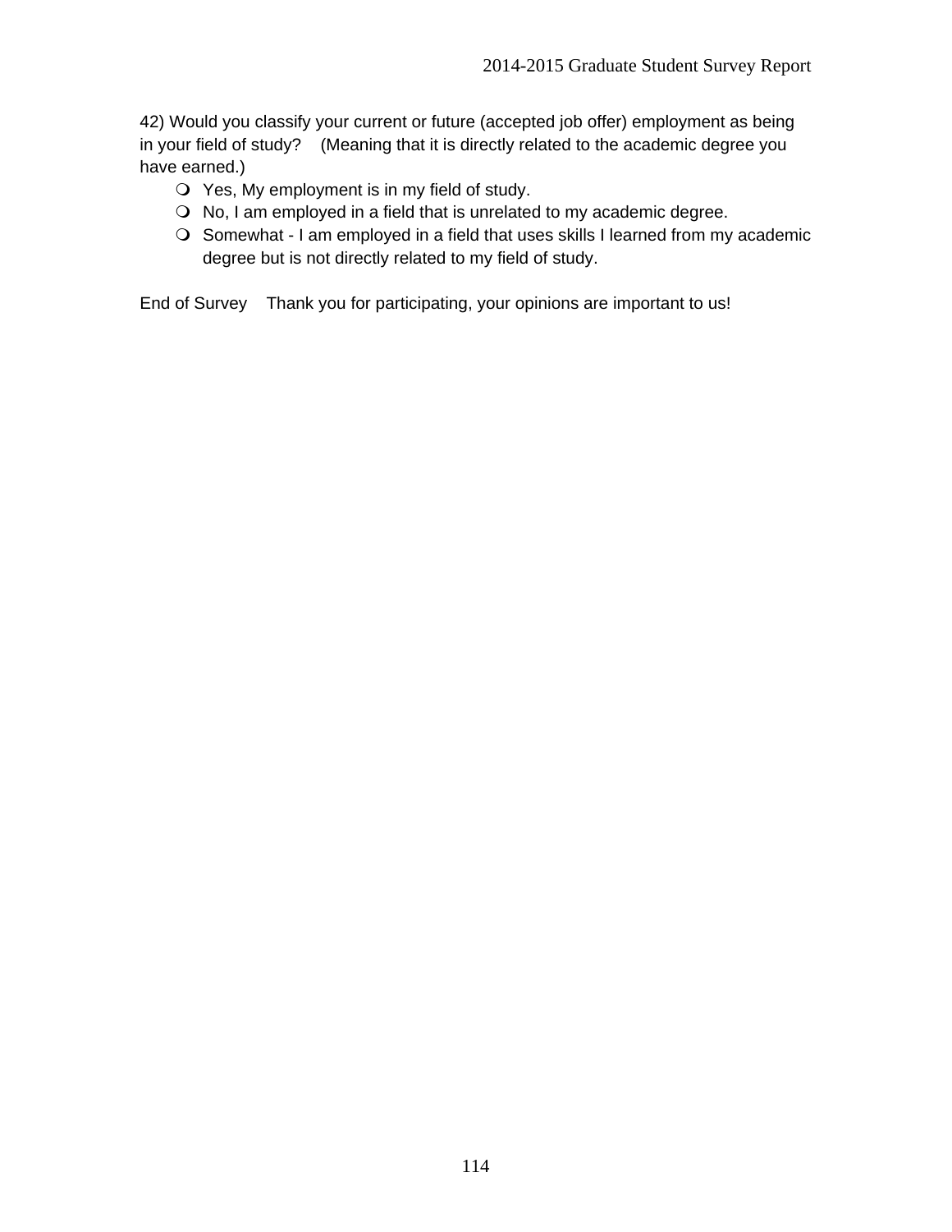42) Would you classify your current or future (accepted job offer) employment as being in your field of study? (Meaning that it is directly related to the academic degree you have earned.)

- Yes, My employment is in my field of study.
- No, I am employed in a field that is unrelated to my academic degree.
- Somewhat - I am employed in a field that uses skills I learned from my academic degree but is not directly related to my field of study.

End of Survey Thank you for participating, your opinions are important to us!